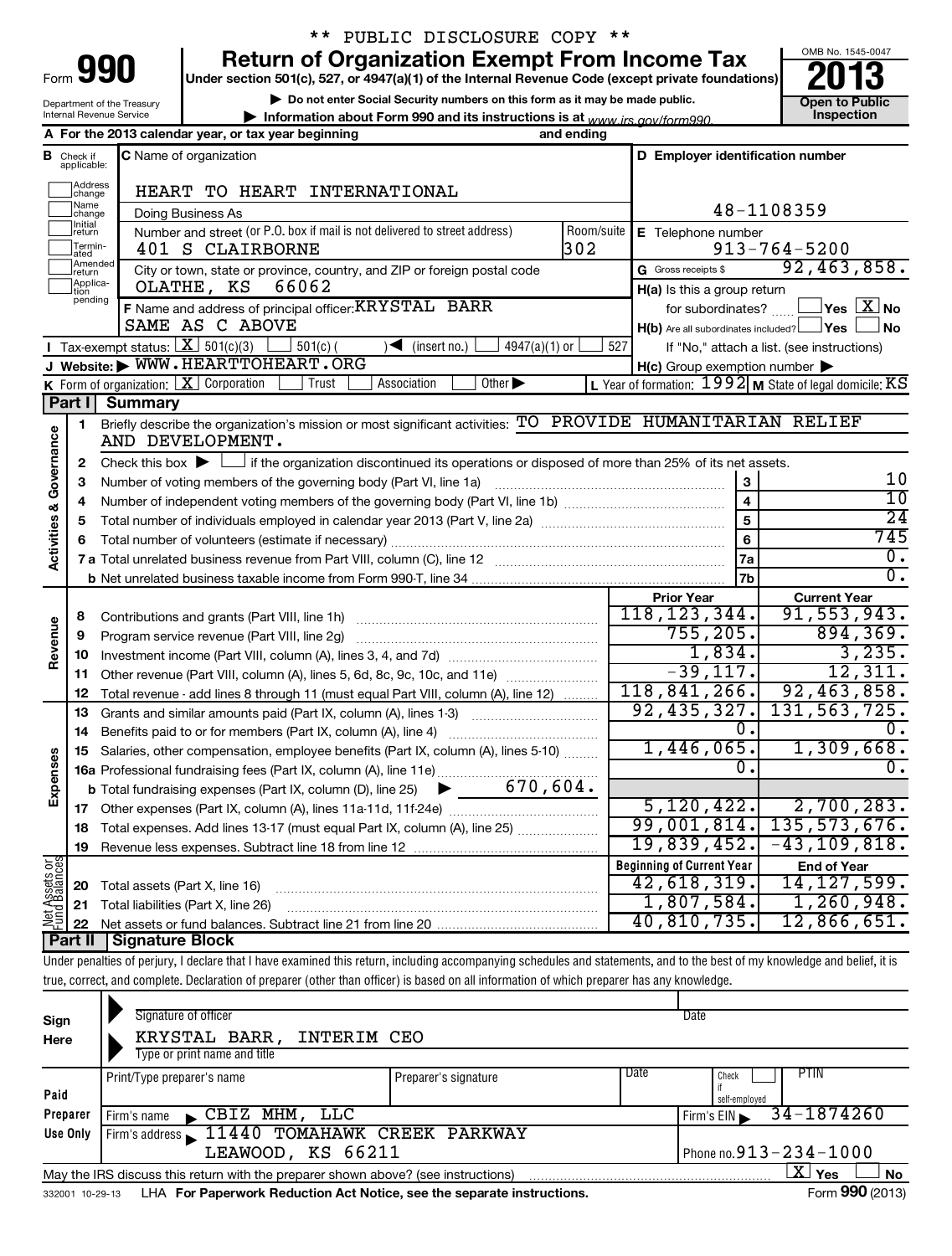\*\* PUBLIC DISCLOSURE COPY \*\*

# Form 990 — Return of Organization Exempt From Income Tax (2013)

Under section 501(c), 527, or 4947(a)(1) of the Internal Revenue Code (except private foundations)

▶ Do not enter Social Security numbers on this form as it may be made public.

▶ Information about Form 990 and its instructions is at www.irs.gov/form990.

Department of the Treasury, Internal Revenue Service

OMB No. 1545-0047 — **Open to Public Inspection**

**A** For the 2013 calendar year, or tax year beginning and ending

**B** Check if applicable: Address change, Name change, Initial return, Terminated, Amended return, Application pending

**C** Name of organization: HEART TO HEART INTERNATIONAL

Doing Business As

Number and street (or P.O. box if mail is not delivered to street address): 401 S CLAIRBORNE — Room/suite: 302

City or town, state or province, country, and ZIP or foreign postal code: OLATHE, KS 66062

**D** Employer identification number: 48-1108359

**E** Telephone number: 913-764-5200

**G** Gross receipts $ 92,463,858.

**F** Name and address of principal officer: KRYSTAL BARR, SAME AS C ABOVE

**H(a)** Is this a group return for subordinates? ☐ Yes ☒ No

**H(b)** Are all subordinates included? ☐ Yes ☐ No — If "No," attach a list. (see instructions)

**H(c)** Group exemption number ▶

**I** Tax-exempt status: ☒ 501(c)(3) ☐ 501(c) ( ) ◀ (insert no.) ☐ 4947(a)(1) or ☐ 527

**J** Website: ▶ WWW.HEARTTOHEART.ORG

**K** Form of organization: ☒ Corporation ☐ Trust ☐ Association ☐ Other ▶

**L** Year of formation: 1992 **M** State of legal domicile: KS

## Part I Summary

**Activities & Governance**

1. Briefly describe the organization's mission or most significant activities: TO PROVIDE HUMANITARIAN RELIEF AND DEVELOPMENT.
2. Check this box ▶ ☐ if the organization discontinued its operations or disposed of more than 25% of its net assets.

| Line | Description | | Value |
|---|---|---|---|
| 3 | Number of voting members of the governing body (Part VI, line 1a) | 3 | 10 |
| 4 | Number of independent voting members of the governing body (Part VI, line 1b) | 4 | 10 |
| 5 | Total number of individuals employed in calendar year 2013 (Part V, line 2a) | 5 | 24 |
| 6 | Total number of volunteers (estimate if necessary) | 6 | 745 |
| 7a | Total unrelated business revenue from Part VIII, column (C), line 12 | 7a | 0. |
| 7b | Net unrelated business taxable income from Form 990-T, line 34 | 7b | 0. |

| Line | Description | Prior Year | Current Year |
|---|---|---|---|
| **Revenue** | | | |
| 8 | Contributions and grants (Part VIII, line 1h) | 118,123,344. | 91,553,943. |
| 9 | Program service revenue (Part VIII, line 2g) | 755,205. | 894,369. |
| 10 | Investment income (Part VIII, column (A), lines 3, 4, and 7d) | 1,834. | 3,235. |
| 11 | Other revenue (Part VIII, column (A), lines 5, 6d, 8c, 9c, 10c, and 11e) | -39,117. | 12,311. |
| 12 | Total revenue - add lines 8 through 11 (must equal Part VIII, column (A), line 12) | 118,841,266. | 92,463,858. |
| **Expenses** | | | |
| 13 | Grants and similar amounts paid (Part IX, column (A), lines 1-3) | 92,435,327. | 131,563,725. |
| 14 | Benefits paid to or for members (Part IX, column (A), line 4) | 0. | 0. |
| 15 | Salaries, other compensation, employee benefits (Part IX, column (A), lines 5-10) | 1,446,065. | 1,309,668. |
| 16a | Professional fundraising fees (Part IX, column (A), line 11e) | 0. | 0. |
| b | Total fundraising expenses (Part IX, column (D), line 25) ▶ 670,604. | | |
| 17 | Other expenses (Part IX, column (A), lines 11a-11d, 11f-24e) | 5,120,422. | 2,700,283. |
| 18 | Total expenses. Add lines 13-17 (must equal Part IX, column (A), line 25) | 99,001,814. | 135,573,676. |
| 19 | Revenue less expenses. Subtract line 18 from line 12 | 19,839,452. | -43,109,818. |

| Line | Net Assets or Fund Balances | Beginning of Current Year | End of Year |
|---|---|---|---|
| 20 | Total assets (Part X, line 16) | 42,618,319. | 14,127,599. |
| 21 | Total liabilities (Part X, line 26) | 1,807,584. | 1,260,948. |
| 22 | Net assets or fund balances. Subtract line 21 from line 20 | 40,810,735. | 12,866,651. |

## Part II Signature Block

Under penalties of perjury, I declare that I have examined this return, including accompanying schedules and statements, and to the best of my knowledge and belief, it is true, correct, and complete. Declaration of preparer (other than officer) is based on all information of which preparer has any knowledge.

**Sign Here**

Signature of officer — Date

KRYSTAL BARR, INTERIM CEO

Type or print name and title

**Paid Preparer Use Only**

| Print/Type preparer's name | Preparer's signature | Date | Check if self-employed | PTIN |
|---|---|---|---|---|
| | | | ☐ | |

Firm's name ▶ CBIZ MHM, LLC — Firm's EIN ▶ 34-1874260

Firm's address ▶ 11440 TOMAHAWK CREEK PARKWAY, LEAWOOD, KS 66211 — Phone no. 913-234-1000

May the IRS discuss this return with the preparer shown above? (see instructions) ☒ Yes ☐ No

332001 10-29-13 LHA For Paperwork Reduction Act Notice, see the separate instructions. Form 990 (2013)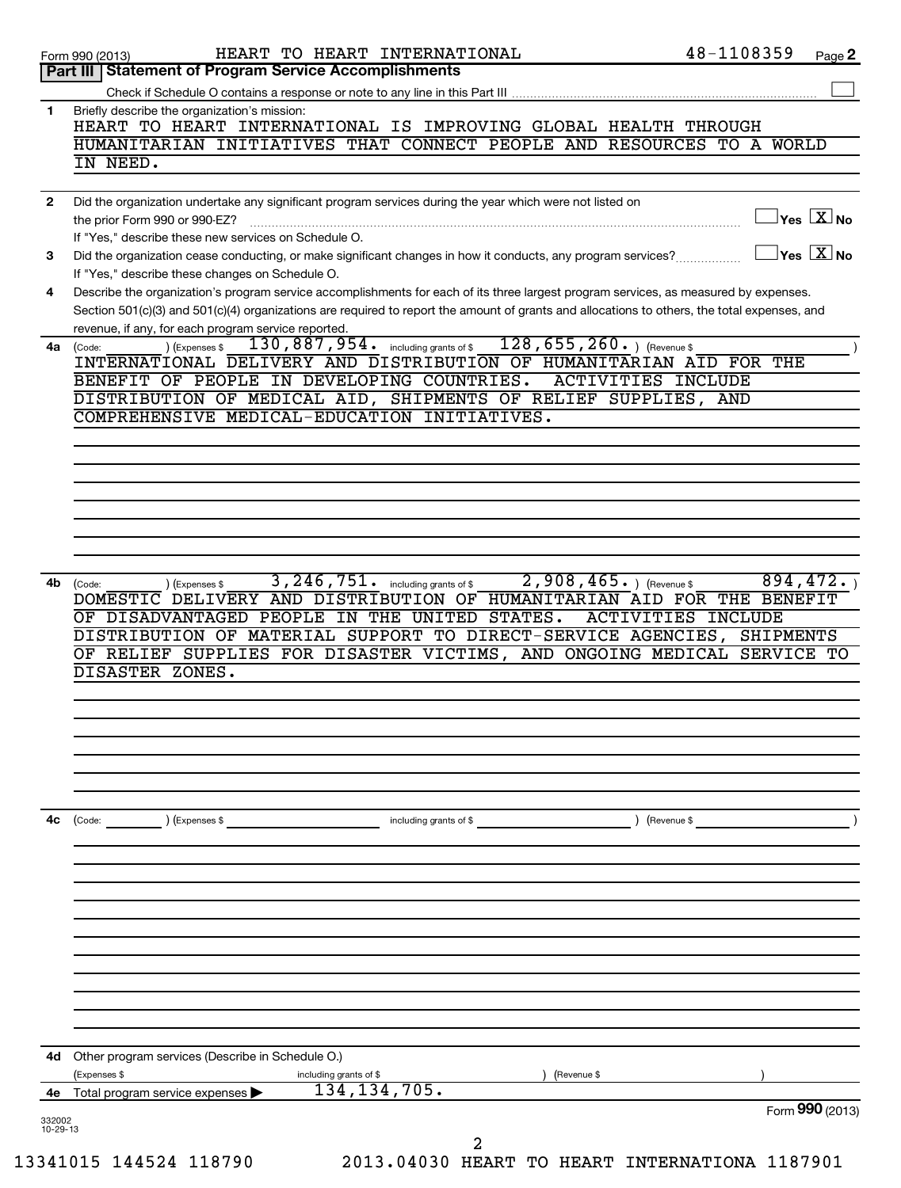Form 990 (2013) HEART TO HEART INTERNATIONAL 48-1108359 Page 2

## Part III | Statement of Program Service Accomplishments

Check if Schedule O contains a response or note to any line in this Part III ☐

**1** Briefly describe the organization's mission:

HEART TO HEART INTERNATIONAL IS IMPROVING GLOBAL HEALTH THROUGH HUMANITARIAN INITIATIVES THAT CONNECT PEOPLE AND RESOURCES TO A WORLD IN NEED.

**2** Did the organization undertake any significant program services during the year which were not listed on the prior Form 990 or 990-EZ? ☐ Yes ☒ No

If "Yes," describe these new services on Schedule O.

**3** Did the organization cease conducting, or make significant changes in how it conducts, any program services? ☐ Yes ☒ No

If "Yes," describe these changes on Schedule O.

**4** Describe the organization's program service accomplishments for each of its three largest program services, as measured by expenses. Section 501(c)(3) and 501(c)(4) organizations are required to report the amount of grants and allocations to others, the total expenses, and revenue, if any, for each program service reported.

**4a** (Code: ) (Expenses $ 130,887,954. including grants of $ 128,655,260. ) (Revenue $ )

INTERNATIONAL DELIVERY AND DISTRIBUTION OF HUMANITARIAN AID FOR THE BENEFIT OF PEOPLE IN DEVELOPING COUNTRIES. ACTIVITIES INCLUDE DISTRIBUTION OF MEDICAL AID, SHIPMENTS OF RELIEF SUPPLIES, AND COMPREHENSIVE MEDICAL-EDUCATION INITIATIVES.

**4b** (Code: ) (Expenses $ 3,246,751. including grants of $ 2,908,465. ) (Revenue $ 894,472. )

DOMESTIC DELIVERY AND DISTRIBUTION OF HUMANITARIAN AID FOR THE BENEFIT OF DISADVANTAGED PEOPLE IN THE UNITED STATES. ACTIVITIES INCLUDE DISTRIBUTION OF MATERIAL SUPPORT TO DIRECT-SERVICE AGENCIES, SHIPMENTS OF RELIEF SUPPLIES FOR DISASTER VICTIMS, AND ONGOING MEDICAL SERVICE TO DISASTER ZONES.

**4c** (Code: ) (Expenses $ including grants of $ ) (Revenue $ )

**4d** Other program services (Describe in Schedule O.)

(Expenses $ including grants of $ ) (Revenue $ )

**4e** Total program service expenses ▶ 134,134,705.

Form 990 (2013)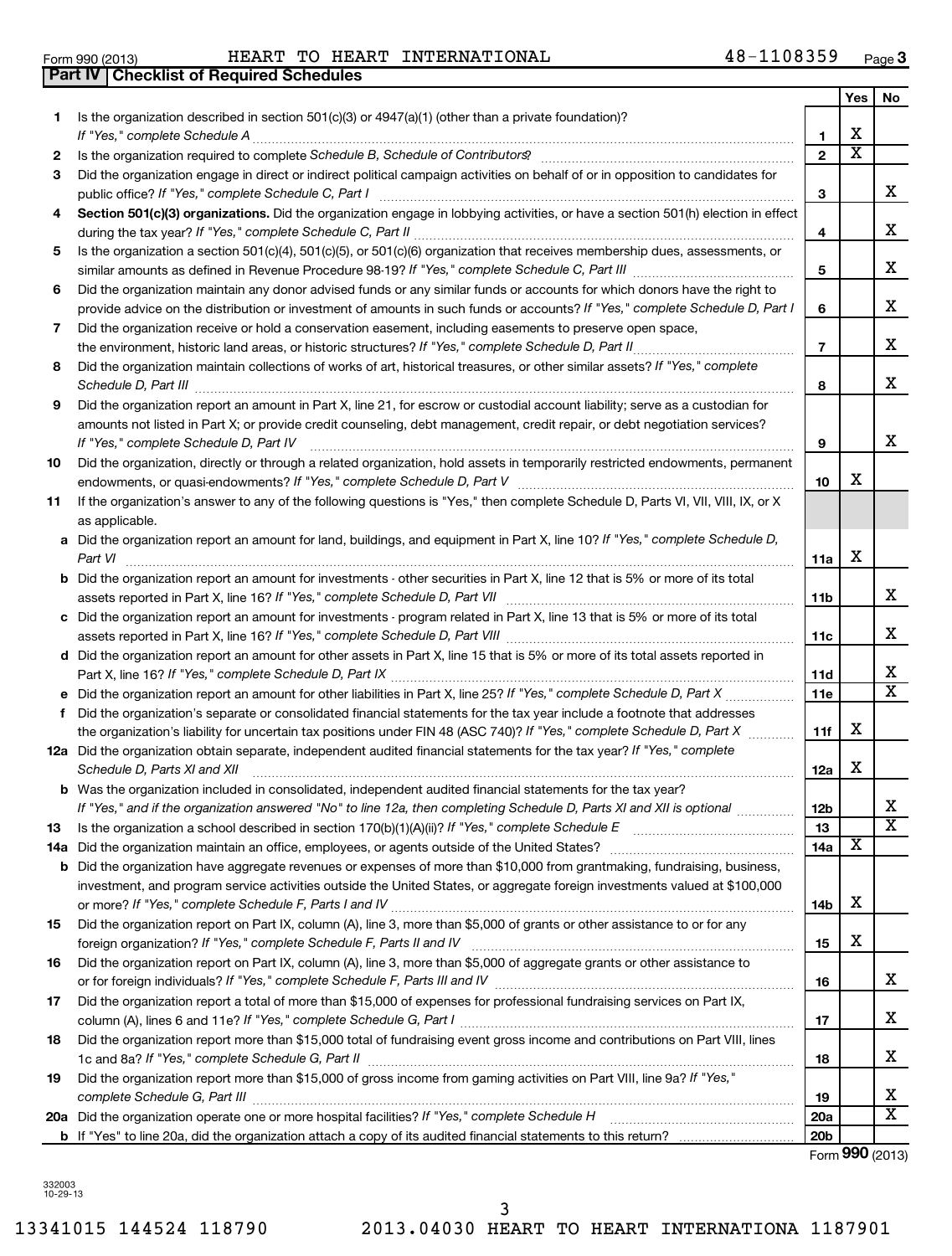Form 990 (2013) HEART TO HEART INTERNATIONAL 48-1108359 Page 3

**Part IV | Checklist of Required Schedules**

| | | | Yes | No |
|---|---|---|---|---|
| 1 | Is the organization described in section 501(c)(3) or 4947(a)(1) (other than a private foundation)? *If "Yes," complete Schedule A* | 1 | X | |
| 2 | Is the organization required to complete *Schedule B, Schedule of Contributors*? | 2 | X | |
| 3 | Did the organization engage in direct or indirect political campaign activities on behalf of or in opposition to candidates for public office? *If "Yes," complete Schedule C, Part I* | 3 | | X |
| 4 | **Section 501(c)(3) organizations.** Did the organization engage in lobbying activities, or have a section 501(h) election in effect during the tax year? *If "Yes," complete Schedule C, Part II* | 4 | | X |
| 5 | Is the organization a section 501(c)(4), 501(c)(5), or 501(c)(6) organization that receives membership dues, assessments, or similar amounts as defined in Revenue Procedure 98-19? *If "Yes," complete Schedule C, Part III* | 5 | | X |
| 6 | Did the organization maintain any donor advised funds or any similar funds or accounts for which donors have the right to provide advice on the distribution or investment of amounts in such funds or accounts? *If "Yes," complete Schedule D, Part I* | 6 | | X |
| 7 | Did the organization receive or hold a conservation easement, including easements to preserve open space, the environment, historic land areas, or historic structures? *If "Yes," complete Schedule D, Part II* | 7 | | X |
| 8 | Did the organization maintain collections of works of art, historical treasures, or other similar assets? *If "Yes," complete Schedule D, Part III* | 8 | | X |
| 9 | Did the organization report an amount in Part X, line 21, for escrow or custodial account liability; serve as a custodian for amounts not listed in Part X; or provide credit counseling, debt management, credit repair, or debt negotiation services? *If "Yes," complete Schedule D, Part IV* | 9 | | X |
| 10 | Did the organization, directly or through a related organization, hold assets in temporarily restricted endowments, permanent endowments, or quasi-endowments? *If "Yes," complete Schedule D, Part V* | 10 | X | |
| 11 | If the organization's answer to any of the following questions is "Yes," then complete Schedule D, Parts VI, VII, VIII, IX, or X as applicable. | | | |
| a | Did the organization report an amount for land, buildings, and equipment in Part X, line 10? *If "Yes," complete Schedule D, Part VI* | 11a | X | |
| b | Did the organization report an amount for investments - other securities in Part X, line 12 that is 5% or more of its total assets reported in Part X, line 16? *If "Yes," complete Schedule D, Part VII* | 11b | | X |
| c | Did the organization report an amount for investments - program related in Part X, line 13 that is 5% or more of its total assets reported in Part X, line 16? *If "Yes," complete Schedule D, Part VIII* | 11c | | X |
| d | Did the organization report an amount for other assets in Part X, line 15 that is 5% or more of its total assets reported in Part X, line 16? *If "Yes," complete Schedule D, Part IX* | 11d | | X |
| e | Did the organization report an amount for other liabilities in Part X, line 25? *If "Yes," complete Schedule D, Part X* | 11e | | X |
| f | Did the organization's separate or consolidated financial statements for the tax year include a footnote that addresses the organization's liability for uncertain tax positions under FIN 48 (ASC 740)? *If "Yes," complete Schedule D, Part X* | 11f | X | |
| 12a | Did the organization obtain separate, independent audited financial statements for the tax year? *If "Yes," complete Schedule D, Parts XI and XII* | 12a | X | |
| b | Was the organization included in consolidated, independent audited financial statements for the tax year? *If "Yes," and if the organization answered "No" to line 12a, then completing Schedule D, Parts XI and XII is optional* | 12b | | X |
| 13 | Is the organization a school described in section 170(b)(1)(A)(ii)? *If "Yes," complete Schedule E* | 13 | | X |
| 14a | Did the organization maintain an office, employees, or agents outside of the United States? | 14a | X | |
| b | Did the organization have aggregate revenues or expenses of more than $10,000 from grantmaking, fundraising, business, investment, and program service activities outside the United States, or aggregate foreign investments valued at $100,000 or more? *If "Yes," complete Schedule F, Parts I and IV* | 14b | X | |
| 15 | Did the organization report on Part IX, column (A), line 3, more than $5,000 of grants or other assistance to or for any foreign organization? *If "Yes," complete Schedule F, Parts II and IV* | 15 | X | |
| 16 | Did the organization report on Part IX, column (A), line 3, more than $5,000 of aggregate grants or other assistance to or for foreign individuals? *If "Yes," complete Schedule F, Parts III and IV* | 16 | | X |
| 17 | Did the organization report a total of more than $15,000 of expenses for professional fundraising services on Part IX, column (A), lines 6 and 11e? *If "Yes," complete Schedule G, Part I* | 17 | | X |
| 18 | Did the organization report more than $15,000 total of fundraising event gross income and contributions on Part VIII, lines 1c and 8a? *If "Yes," complete Schedule G, Part II* | 18 | | X |
| 19 | Did the organization report more than $15,000 of gross income from gaming activities on Part VIII, line 9a? *If "Yes," complete Schedule G, Part III* | 19 | | X |
| 20a | Did the organization operate one or more hospital facilities? *If "Yes," complete Schedule H* | 20a | | X |
| b | If "Yes" to line 20a, did the organization attach a copy of its audited financial statements to this return? | 20b | | |

Form **990** (2013)

332003 10-29-13

13341015 144524 118790 2013.04030 HEART TO HEART INTERNATIONA 1187901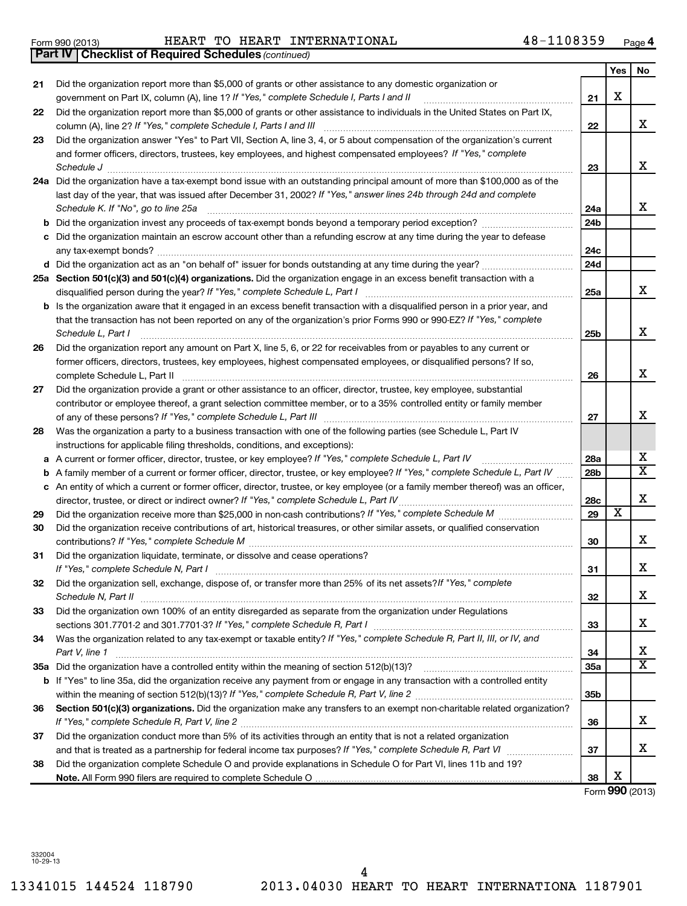Form 990 (2013) HEART TO HEART INTERNATIONAL 48-1108359 Page 4

**Part IV | Checklist of Required Schedules** *(continued)*

| | | | Yes | No |
|---|---|---|---|---|
| 21 | Did the organization report more than $5,000 of grants or other assistance to any domestic organization or government on Part IX, column (A), line 1? *If "Yes," complete Schedule I, Parts I and II* | 21 | X | |
| 22 | Did the organization report more than $5,000 of grants or other assistance to individuals in the United States on Part IX, column (A), line 2? *If "Yes," complete Schedule I, Parts I and III* | 22 | | X |
| 23 | Did the organization answer "Yes" to Part VII, Section A, line 3, 4, or 5 about compensation of the organization's current and former officers, directors, trustees, key employees, and highest compensated employees? *If "Yes," complete Schedule J* | 23 | | X |
| 24a | Did the organization have a tax-exempt bond issue with an outstanding principal amount of more than $100,000 as of the last day of the year, that was issued after December 31, 2002? *If "Yes," answer lines 24b through 24d and complete Schedule K. If "No", go to line 25a* | 24a | | X |
| b | Did the organization invest any proceeds of tax-exempt bonds beyond a temporary period exception? | 24b | | |
| c | Did the organization maintain an escrow account other than a refunding escrow at any time during the year to defease any tax-exempt bonds? | 24c | | |
| d | Did the organization act as an "on behalf of" issuer for bonds outstanding at any time during the year? | 24d | | |
| 25a | **Section 501(c)(3) and 501(c)(4) organizations.** Did the organization engage in an excess benefit transaction with a disqualified person during the year? *If "Yes," complete Schedule L, Part I* | 25a | | X |
| b | Is the organization aware that it engaged in an excess benefit transaction with a disqualified person in a prior year, and that the transaction has not been reported on any of the organization's prior Forms 990 or 990-EZ? *If "Yes," complete Schedule L, Part I* | 25b | | X |
| 26 | Did the organization report any amount on Part X, line 5, 6, or 22 for receivables from or payables to any current or former officers, directors, trustees, key employees, highest compensated employees, or disqualified persons? If so, complete Schedule L, Part II | 26 | | X |
| 27 | Did the organization provide a grant or other assistance to an officer, director, trustee, key employee, substantial contributor or employee thereof, a grant selection committee member, or to a 35% controlled entity or family member of any of these persons? *If "Yes," complete Schedule L, Part III* | 27 | | X |
| 28 | Was the organization a party to a business transaction with one of the following parties (see Schedule L, Part IV instructions for applicable filing thresholds, conditions, and exceptions): | | | |
| a | A current or former officer, director, trustee, or key employee? *If "Yes," complete Schedule L, Part IV* | 28a | | X |
| b | A family member of a current or former officer, director, trustee, or key employee? *If "Yes," complete Schedule L, Part IV* | 28b | | X |
| c | An entity of which a current or former officer, director, trustee, or key employee (or a family member thereof) was an officer, director, trustee, or direct or indirect owner? *If "Yes," complete Schedule L, Part IV* | 28c | | X |
| 29 | Did the organization receive more than $25,000 in non-cash contributions? *If "Yes," complete Schedule M* | 29 | X | |
| 30 | Did the organization receive contributions of art, historical treasures, or other similar assets, or qualified conservation contributions? *If "Yes," complete Schedule M* | 30 | | X |
| 31 | Did the organization liquidate, terminate, or dissolve and cease operations? *If "Yes," complete Schedule N, Part I* | 31 | | X |
| 32 | Did the organization sell, exchange, dispose of, or transfer more than 25% of its net assets? *If "Yes," complete Schedule N, Part II* | 32 | | X |
| 33 | Did the organization own 100% of an entity disregarded as separate from the organization under Regulations sections 301.7701-2 and 301.7701-3? *If "Yes," complete Schedule R, Part I* | 33 | | X |
| 34 | Was the organization related to any tax-exempt or taxable entity? *If "Yes," complete Schedule R, Part II, III, or IV, and Part V, line 1* | 34 | | X |
| 35a | Did the organization have a controlled entity within the meaning of section 512(b)(13)? | 35a | | X |
| b | If "Yes" to line 35a, did the organization receive any payment from or engage in any transaction with a controlled entity within the meaning of section 512(b)(13)? *If "Yes," complete Schedule R, Part V, line 2* | 35b | | |
| 36 | **Section 501(c)(3) organizations.** Did the organization make any transfers to an exempt non-charitable related organization? *If "Yes," complete Schedule R, Part V, line 2* | 36 | | X |
| 37 | Did the organization conduct more than 5% of its activities through an entity that is not a related organization and that is treated as a partnership for federal income tax purposes? *If "Yes," complete Schedule R, Part VI* | 37 | | X |
| 38 | Did the organization complete Schedule O and provide explanations in Schedule O for Part VI, lines 11b and 19? **Note.** All Form 990 filers are required to complete Schedule O | 38 | X | |

Form **990** (2013)

332004 10-29-13

13341015 144524 118790 2013.04030 HEART TO HEART INTERNATIONA 1187901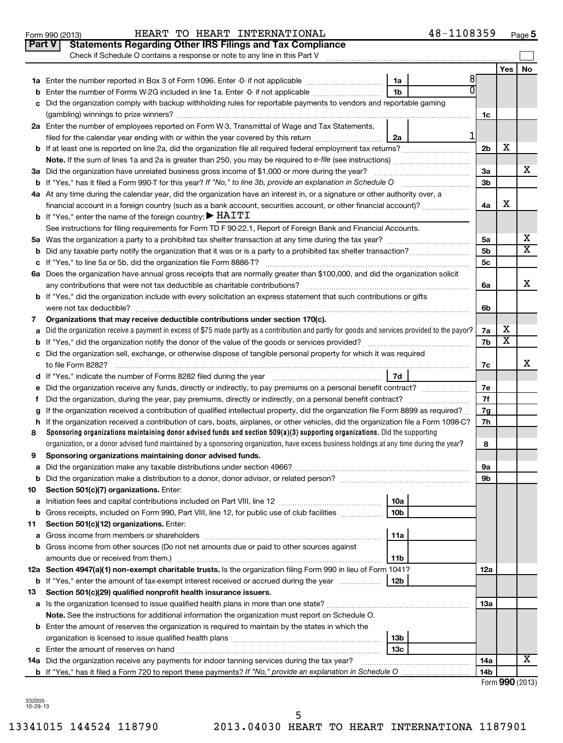Form 990 (2013) HEART TO HEART INTERNATIONAL 48-1108359 Page 5

## Part V Statements Regarding Other IRS Filings and Tax Compliance

Check if Schedule O contains a response or note to any line in this Part V

| | | | | | Yes | No |
|---|---|---|---|---|---|---|
| **1a** | Enter the number reported in Box 3 of Form 1096. Enter -0- if not applicable | 1a | 8 | | | |
| **b** | Enter the number of Forms W-2G included in line 1a. Enter -0- if not applicable | 1b | 0 | | | |
| **c** | Did the organization comply with backup withholding rules for reportable payments to vendors and reportable gaming (gambling) winnings to prize winners? | | | 1c | | |
| **2a** | Enter the number of employees reported on Form W-3, Transmittal of Wage and Tax Statements, filed for the calendar year ending with or within the year covered by this return | 2a | 1 | | | |
| **b** | If at least one is reported on line 2a, did the organization file all required federal employment tax returns? | | | 2b | X | |
| | **Note.** If the sum of lines 1a and 2a is greater than 250, you may be required to *e-file* (see instructions) | | | | | |
| **3a** | Did the organization have unrelated business gross income of $1,000 or more during the year? | | | 3a | | X |
| **b** | If "Yes," has it filed a Form 990-T for this year? *If "No," to line 3b, provide an explanation in Schedule O* | | | 3b | | |
| **4a** | At any time during the calendar year, did the organization have an interest in, or a signature or other authority over, a financial account in a foreign country (such as a bank account, securities account, or other financial account)? | | | 4a | X | |
| **b** | If "Yes," enter the name of the foreign country: ▶ HAITI | | | | | |
| | See instructions for filing requirements for Form TD F 90-22.1, Report of Foreign Bank and Financial Accounts. | | | | | |
| **5a** | Was the organization a party to a prohibited tax shelter transaction at any time during the tax year? | | | 5a | | X |
| **b** | Did any taxable party notify the organization that it was or is a party to a prohibited tax shelter transaction? | | | 5b | | X |
| **c** | If "Yes," to line 5a or 5b, did the organization file Form 8886-T? | | | 5c | | |
| **6a** | Does the organization have annual gross receipts that are normally greater than $100,000, and did the organization solicit any contributions that were not tax deductible as charitable contributions? | | | 6a | | X |
| **b** | If "Yes," did the organization include with every solicitation an express statement that such contributions or gifts were not tax deductible? | | | 6b | | |
| **7** | **Organizations that may receive deductible contributions under section 170(c).** | | | | | |
| **a** | Did the organization receive a payment in excess of $75 made partly as a contribution and partly for goods and services provided to the payor? | | | 7a | X | |
| **b** | If "Yes," did the organization notify the donor of the value of the goods or services provided? | | | 7b | X | |
| **c** | Did the organization sell, exchange, or otherwise dispose of tangible personal property for which it was required to file Form 8282? | | | 7c | | X |
| **d** | If "Yes," indicate the number of Forms 8282 filed during the year | 7d | | | | |
| **e** | Did the organization receive any funds, directly or indirectly, to pay premiums on a personal benefit contract? | | | 7e | | |
| **f** | Did the organization, during the year, pay premiums, directly or indirectly, on a personal benefit contract? | | | 7f | | |
| **g** | If the organization received a contribution of qualified intellectual property, did the organization file Form 8899 as required? | | | 7g | | |
| **h** | If the organization received a contribution of cars, boats, airplanes, or other vehicles, did the organization file a Form 1098-C? | | | 7h | | |
| **8** | **Sponsoring organizations maintaining donor advised funds and section 509(a)(3) supporting organizations.** Did the supporting organization, or a donor advised fund maintained by a sponsoring organization, have excess business holdings at any time during the year? | | | 8 | | |
| **9** | **Sponsoring organizations maintaining donor advised funds.** | | | | | |
| **a** | Did the organization make any taxable distributions under section 4966? | | | 9a | | |
| **b** | Did the organization make a distribution to a donor, donor advisor, or related person? | | | 9b | | |
| **10** | **Section 501(c)(7) organizations.** Enter: | | | | | |
| **a** | Initiation fees and capital contributions included on Part VIII, line 12 | 10a | | | | |
| **b** | Gross receipts, included on Form 990, Part VIII, line 12, for public use of club facilities | 10b | | | | |
| **11** | **Section 501(c)(12) organizations.** Enter: | | | | | |
| **a** | Gross income from members or shareholders | 11a | | | | |
| **b** | Gross income from other sources (Do not net amounts due or paid to other sources against amounts due or received from them.) | 11b | | | | |
| **12a** | **Section 4947(a)(1) non-exempt charitable trusts.** Is the organization filing Form 990 in lieu of Form 1041? | | | 12a | | |
| **b** | If "Yes," enter the amount of tax-exempt interest received or accrued during the year | 12b | | | | |
| **13** | **Section 501(c)(29) qualified nonprofit health insurance issuers.** | | | | | |
| **a** | Is the organization licensed to issue qualified health plans in more than one state? | | | 13a | | |
| | **Note.** See the instructions for additional information the organization must report on Schedule O. | | | | | |
| **b** | Enter the amount of reserves the organization is required to maintain by the states in which the organization is licensed to issue qualified health plans | 13b | | | | |
| **c** | Enter the amount of reserves on hand | 13c | | | | |
| **14a** | Did the organization receive any payments for indoor tanning services during the tax year? | | | 14a | | X |
| **b** | If "Yes," has it filed a Form 720 to report these payments? *If "No," provide an explanation in Schedule O* | | | 14b | | |

Form **990** (2013)

332005 10-29-13

13341015 144524 118790 2013.04030 HEART TO HEART INTERNATIONA 1187901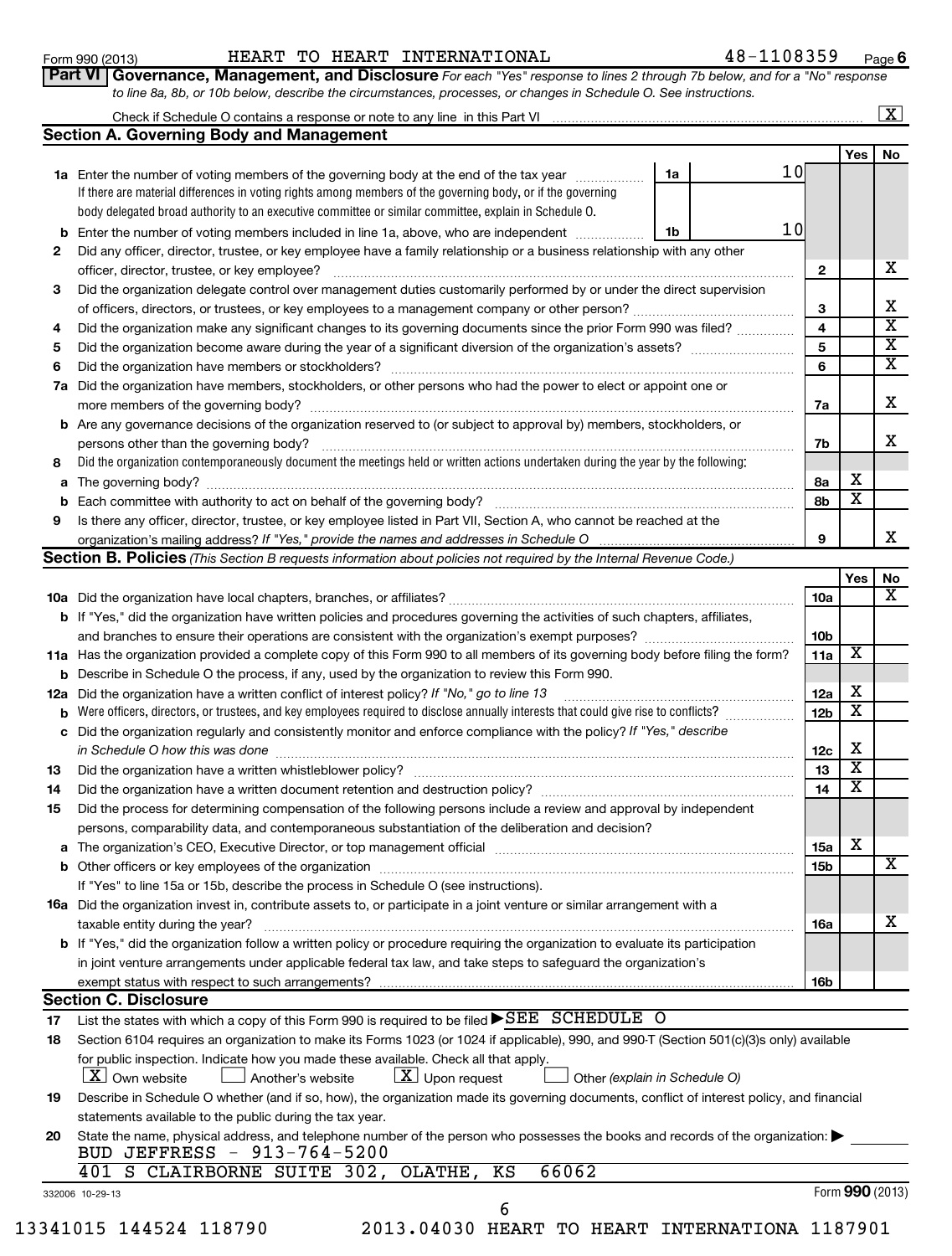Form 990 (2013) HEART TO HEART INTERNATIONAL 48-1108359

## Part VI Governance, Management, and Disclosure

*For each "Yes" response to lines 2 through 7b below, and for a "No" response to line 8a, 8b, or 10b below, describe the circumstances, processes, or changes in Schedule O. See instructions.*

Check if Schedule O contains a response or note to any line in this Part VI [X]

### Section A. Governing Body and Management

| | | | | Yes | No |
|---|---|---|---|---|---|
| **1a** | Enter the number of voting members of the governing body at the end of the tax year. If there are material differences in voting rights among members of the governing body, or if the governing body delegated broad authority to an executive committee or similar committee, explain in Schedule O. | 1a | 10 | | |
| **b** | Enter the number of voting members included in line 1a, above, who are independent | 1b | 10 | | |
| **2** | Did any officer, director, trustee, or key employee have a family relationship or a business relationship with any other officer, director, trustee, or key employee? | 2 | | | X |
| **3** | Did the organization delegate control over management duties customarily performed by or under the direct supervision of officers, directors, or trustees, or key employees to a management company or other person? | 3 | | | X |
| **4** | Did the organization make any significant changes to its governing documents since the prior Form 990 was filed? | 4 | | | X |
| **5** | Did the organization become aware during the year of a significant diversion of the organization's assets? | 5 | | | X |
| **6** | Did the organization have members or stockholders? | 6 | | | X |
| **7a** | Did the organization have members, stockholders, or other persons who had the power to elect or appoint one or more members of the governing body? | 7a | | | X |
| **b** | Are any governance decisions of the organization reserved to (or subject to approval by) members, stockholders, or persons other than the governing body? | 7b | | | X |
| **8** | Did the organization contemporaneously document the meetings held or written actions undertaken during the year by the following: | | | | |
| **a** | The governing body? | 8a | | X | |
| **b** | Each committee with authority to act on behalf of the governing body? | 8b | | X | |
| **9** | Is there any officer, director, trustee, or key employee listed in Part VII, Section A, who cannot be reached at the organization's mailing address? *If "Yes," provide the names and addresses in Schedule O* | 9 | | | X |

### Section B. Policies *(This Section B requests information about policies not required by the Internal Revenue Code.)*

| | | | Yes | No |
|---|---|---|---|---|
| **10a** | Did the organization have local chapters, branches, or affiliates? | 10a | | X |
| **b** | If "Yes," did the organization have written policies and procedures governing the activities of such chapters, affiliates, and branches to ensure their operations are consistent with the organization's exempt purposes? | 10b | | |
| **11a** | Has the organization provided a complete copy of this Form 990 to all members of its governing body before filing the form? | 11a | X | |
| **b** | Describe in Schedule O the process, if any, used by the organization to review this Form 990. | | | |
| **12a** | Did the organization have a written conflict of interest policy? *If "No," go to line 13* | 12a | X | |
| **b** | Were officers, directors, or trustees, and key employees required to disclose annually interests that could give rise to conflicts? | 12b | X | |
| **c** | Did the organization regularly and consistently monitor and enforce compliance with the policy? *If "Yes," describe in Schedule O how this was done* | 12c | X | |
| **13** | Did the organization have a written whistleblower policy? | 13 | X | |
| **14** | Did the organization have a written document retention and destruction policy? | 14 | X | |
| **15** | Did the process for determining compensation of the following persons include a review and approval by independent persons, comparability data, and contemporaneous substantiation of the deliberation and decision? | | | |
| **a** | The organization's CEO, Executive Director, or top management official | 15a | X | |
| **b** | Other officers or key employees of the organization | 15b | | X |
| | If "Yes" to line 15a or 15b, describe the process in Schedule O (see instructions). | | | |
| **16a** | Did the organization invest in, contribute assets to, or participate in a joint venture or similar arrangement with a taxable entity during the year? | 16a | | X |
| **b** | If "Yes," did the organization follow a written policy or procedure requiring the organization to evaluate its participation in joint venture arrangements under applicable federal tax law, and take steps to safeguard the organization's exempt status with respect to such arrangements? | 16b | | |

### Section C. Disclosure

**17** List the states with which a copy of this Form 990 is required to be filed ▶ SEE SCHEDULE O

**18** Section 6104 requires an organization to make its Forms 1023 (or 1024 if applicable), 990, and 990-T (Section 501(c)(3)s only) available for public inspection. Indicate how you made these available. Check all that apply.

[X] Own website [ ] Another's website [X] Upon request [ ] Other *(explain in Schedule O)*

**19** Describe in Schedule O whether (and if so, how), the organization made its governing documents, conflict of interest policy, and financial statements available to the public during the tax year.

**20** State the name, physical address, and telephone number of the person who possesses the books and records of the organization: ▶

BUD JEFFRESS - 913-764-5200
401 S CLAIRBORNE SUITE 302, OLATHE, KS 66062

332006 10-29-13

Form **990** (2013)

13341015 144524 118790 2013.04030 HEART TO HEART INTERNATIONA 1187901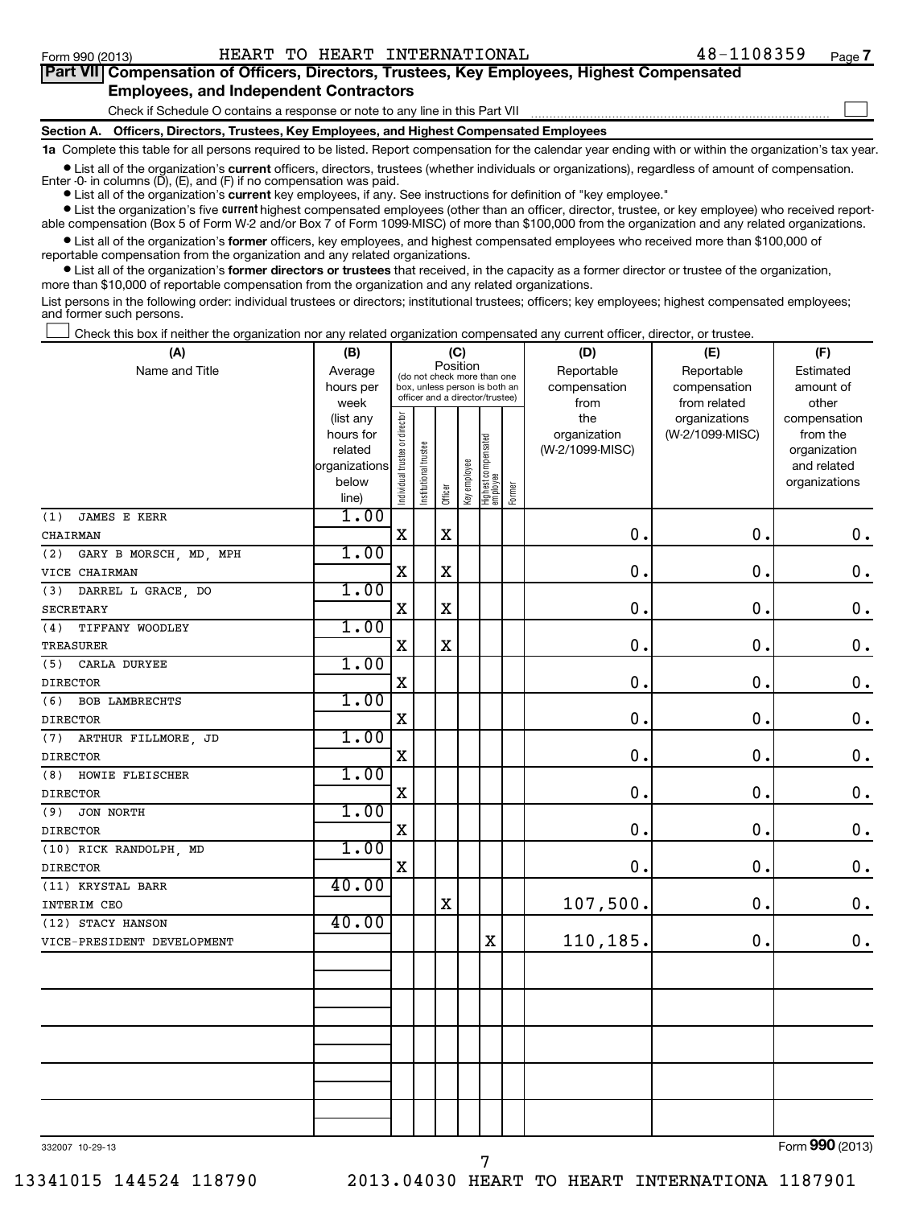Form 990 (2013) HEART TO HEART INTERNATIONAL 48-1108359 Page 7

## Part VII Compensation of Officers, Directors, Trustees, Key Employees, Highest Compensated Employees, and Independent Contractors

Check if Schedule O contains a response or note to any line in this Part VII ☐

### Section A. Officers, Directors, Trustees, Key Employees, and Highest Compensated Employees

**1a** Complete this table for all persons required to be listed. Report compensation for the calendar year ending with or within the organization's tax year.

- List all of the organization's **current** officers, directors, trustees (whether individuals or organizations), regardless of amount of compensation. Enter -0- in columns (D), (E), and (F) if no compensation was paid.
- List all of the organization's **current** key employees, if any. See instructions for definition of "key employee."
- List the organization's five **current** highest compensated employees (other than an officer, director, trustee, or key employee) who received reportable compensation (Box 5 of Form W-2 and/or Box 7 of Form 1099-MISC) of more than $100,000 from the organization and any related organizations.
- List all of the organization's **former** officers, key employees, and highest compensated employees who received more than $100,000 of reportable compensation from the organization and any related organizations.
- List all of the organization's **former directors or trustees** that received, in the capacity as a former director or trustee of the organization, more than $10,000 of reportable compensation from the organization and any related organizations.

List persons in the following order: individual trustees or directors; institutional trustees; officers; key employees; highest compensated employees; and former such persons.

☐ Check this box if neither the organization nor any related organization compensated any current officer, director, or trustee.

| (A) Name and Title | (B) Average hours per week (list any hours for related organizations below line) | (C) Position: Individual trustee or director | Institutional trustee | Officer | Key employee | Highest compensated employee | Former | (D) Reportable compensation from the organization (W-2/1099-MISC) | (E) Reportable compensation from related organizations (W-2/1099-MISC) | (F) Estimated amount of other compensation from the organization and related organizations |
|---|---|---|---|---|---|---|---|---|---|---|
| (1) JAMES E KERR<br>CHAIRMAN | 1.00 | X | | X | | | | 0. | 0. | 0. |
| (2) GARY B MORSCH, MD, MPH<br>VICE CHAIRMAN | 1.00 | X | | X | | | | 0. | 0. | 0. |
| (3) DARREL L GRACE, DO<br>SECRETARY | 1.00 | X | | X | | | | 0. | 0. | 0. |
| (4) TIFFANY WOODLEY<br>TREASURER | 1.00 | X | | X | | | | 0. | 0. | 0. |
| (5) CARLA DURYEE<br>DIRECTOR | 1.00 | X | | | | | | 0. | 0. | 0. |
| (6) BOB LAMBRECHTS<br>DIRECTOR | 1.00 | X | | | | | | 0. | 0. | 0. |
| (7) ARTHUR FILLMORE, JD<br>DIRECTOR | 1.00 | X | | | | | | 0. | 0. | 0. |
| (8) HOWIE FLEISCHER<br>DIRECTOR | 1.00 | X | | | | | | 0. | 0. | 0. |
| (9) JON NORTH<br>DIRECTOR | 1.00 | X | | | | | | 0. | 0. | 0. |
| (10) RICK RANDOLPH, MD<br>DIRECTOR | 1.00 | X | | | | | | 0. | 0. | 0. |
| (11) KRYSTAL BARR<br>INTERIM CEO | 40.00 | | | X | | | | 107,500. | 0. | 0. |
| (12) STACY HANSON<br>VICE-PRESIDENT DEVELOPMENT | 40.00 | | | | | X | | 110,185. | 0. | 0. |

332007 10-29-13 Form **990** (2013)

13341015 144524 118790 2013.04030 HEART TO HEART INTERNATIONA 1187901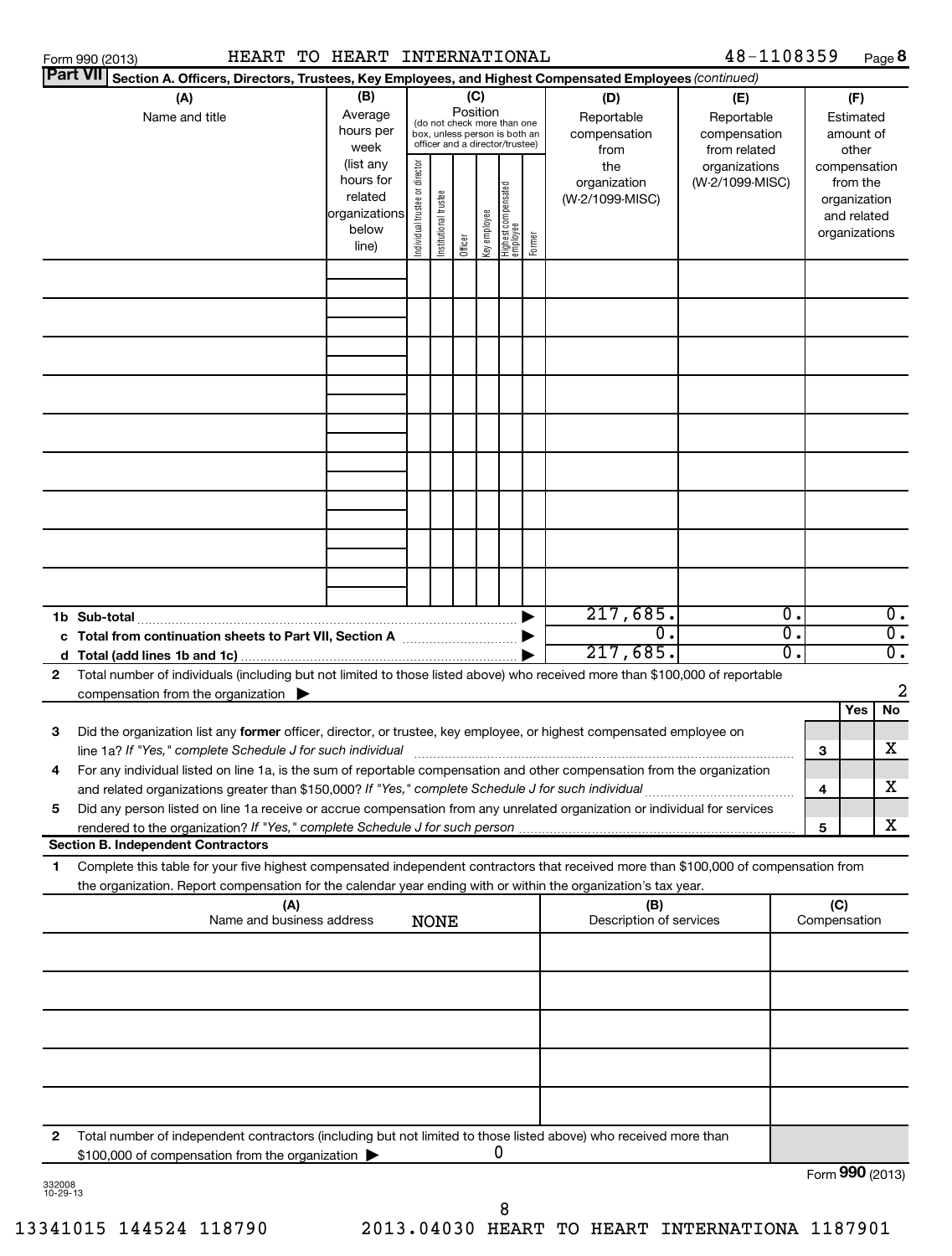Form 990 (2013) HEART TO HEART INTERNATIONAL 48-1108359 Page 8

**Part VII** Section A. Officers, Directors, Trustees, Key Employees, and Highest Compensated Employees *(continued)*

| (A) Name and title | (B) Average hours per week (list any hours for related organizations below line) | (C) Position (do not check more than one box, unless person is both an officer and a director/trustee): Individual trustee or director | Institutional trustee | Officer | Key employee | Highest compensated employee | Former | (D) Reportable compensation from the organization (W-2/1099-MISC) | (E) Reportable compensation from related organizations (W-2/1099-MISC) | (F) Estimated amount of other compensation from the organization and related organizations |
|---|---|---|---|---|---|---|---|---|---|---|
| | | | | | | | | | | |
| | | | | | | | | | | |
| | | | | | | | | | | |
| | | | | | | | | | | |
| | | | | | | | | | | |
| | | | | | | | | | | |
| | | | | | | | | | | |
| | | | | | | | | | | |
| | | | | | | | | | | |

| | (D) | (E) | (F) |
|---|---|---|---|
| **1b Sub-total** | 217,685. | 0. | 0. |
| **c Total from continuation sheets to Part VII, Section A** | 0. | 0. | 0. |
| **d Total (add lines 1b and 1c)** | 217,685. | 0. | 0. |

**2** Total number of individuals (including but not limited to those listed above) who received more than $100,000 of reportable compensation from the organization ▶ 2

| | | | Yes | No |
|---|---|---|---|---|
| **3** | Did the organization list any **former** officer, director, or trustee, key employee, or highest compensated employee on line 1a? *If "Yes," complete Schedule J for such individual* | 3 | | X |
| **4** | For any individual listed on line 1a, is the sum of reportable compensation and other compensation from the organization and related organizations greater than $150,000? *If "Yes," complete Schedule J for such individual* | 4 | | X |
| **5** | Did any person listed on line 1a receive or accrue compensation from any unrelated organization or individual for services rendered to the organization? *If "Yes," complete Schedule J for such person* | 5 | | X |

**Section B. Independent Contractors**

**1** Complete this table for your five highest compensated independent contractors that received more than $100,000 of compensation from the organization. Report compensation for the calendar year ending with or within the organization's tax year.

| (A) Name and business address | (B) Description of services | (C) Compensation |
|---|---|---|
| NONE | | |
| | | |
| | | |
| | | |
| | | |

**2** Total number of independent contractors (including but not limited to those listed above) who received more than $100,000 of compensation from the organization ▶ 0

Form **990** (2013)

332008 10-29-13

13341015 144524 118790 2013.04030 HEART TO HEART INTERNATIONA 1187901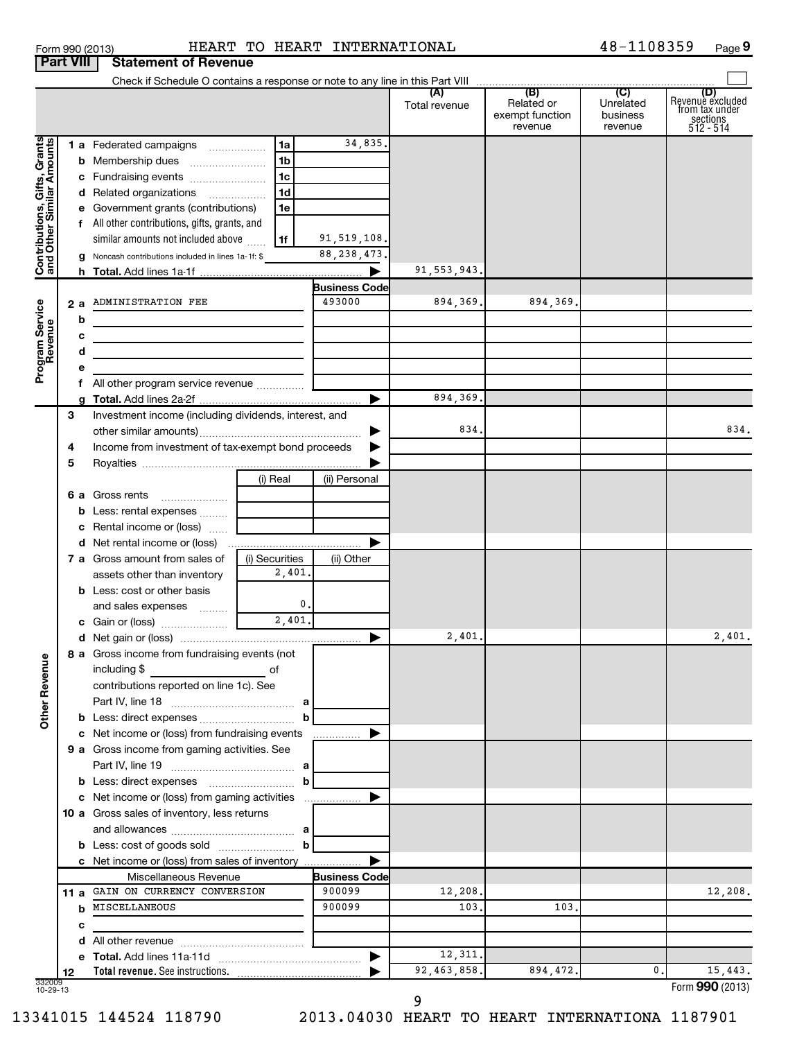Form 990 (2013) HEART TO HEART INTERNATIONAL 48-1108359

## Part VIII Statement of Revenue

Check if Schedule O contains a response or note to any line in this Part VIII

| | | | | (A) Total revenue | (B) Related or exempt function revenue | (C) Unrelated business revenue | (D) Revenue excluded from tax under sections 512 - 514 |
|---|---|---|---|---|---|---|---|
| **Contributions, Gifts, Grants and Other Similar Amounts** | 1 a Federated campaigns | 1a | 34,835. | | | | |
| | b Membership dues | 1b | | | | | |
| | c Fundraising events | 1c | | | | | |
| | d Related organizations | 1d | | | | | |
| | e Government grants (contributions) | 1e | | | | | |
| | f All other contributions, gifts, grants, and similar amounts not included above | 1f | 91,519,108. | | | | |
| | g Noncash contributions included in lines 1a-1f: $ | | 88,238,473. | | | | |
| | h **Total.** Add lines 1a-1f | | | 91,553,943. | | | |
| **Program Service Revenue** | | | **Business Code** | | | | |
| | 2 a ADMINISTRATION FEE | | 493000 | 894,369. | 894,369. | | |
| | b | | | | | | |
| | c | | | | | | |
| | d | | | | | | |
| | e | | | | | | |
| | f All other program service revenue | | | | | | |
| | g **Total.** Add lines 2a-2f | | | 894,369. | | | |
| | 3 Investment income (including dividends, interest, and other similar amounts) | | | 834. | | | 834. |
| | 4 Income from investment of tax-exempt bond proceeds | | | | | | |
| | 5 Royalties | | | | | | |
| | | (i) Real | (ii) Personal | | | | |
| | 6 a Gross rents | | | | | | |
| | b Less: rental expenses | | | | | | |
| | c Rental income or (loss) | | | | | | |
| | d Net rental income or (loss) | | | | | | |
| | 7 a Gross amount from sales of assets other than inventory | (i) Securities 2,401. | (ii) Other | | | | |
| | b Less: cost or other basis and sales expenses | 0. | | | | | |
| | c Gain or (loss) | 2,401. | | | | | |
| | d Net gain or (loss) | | | 2,401. | | | 2,401. |
| **Other Revenue** | 8 a Gross income from fundraising events (not including $ of contributions reported on line 1c). See Part IV, line 18 | a | | | | | |
| | b Less: direct expenses | b | | | | | |
| | c Net income or (loss) from fundraising events | | | | | | |
| | 9 a Gross income from gaming activities. See Part IV, line 19 | a | | | | | |
| | b Less: direct expenses | b | | | | | |
| | c Net income or (loss) from gaming activities | | | | | | |
| | 10 a Gross sales of inventory, less returns and allowances | a | | | | | |
| | b Less: cost of goods sold | b | | | | | |
| | c Net income or (loss) from sales of inventory | | | | | | |
| | Miscellaneous Revenue | | **Business Code** | | | | |
| | 11 a GAIN ON CURRENCY CONVERSION | | 900099 | 12,208. | | | 12,208. |
| | b MISCELLANEOUS | | 900099 | 103. | 103. | | |
| | c | | | | | | |
| | d All other revenue | | | | | | |
| | e **Total.** Add lines 11a-11d | | | 12,311. | | | |
| | 12 **Total revenue.** See instructions. | | | 92,463,858. | 894,472. | 0. | 15,443. |

Form **990** (2013)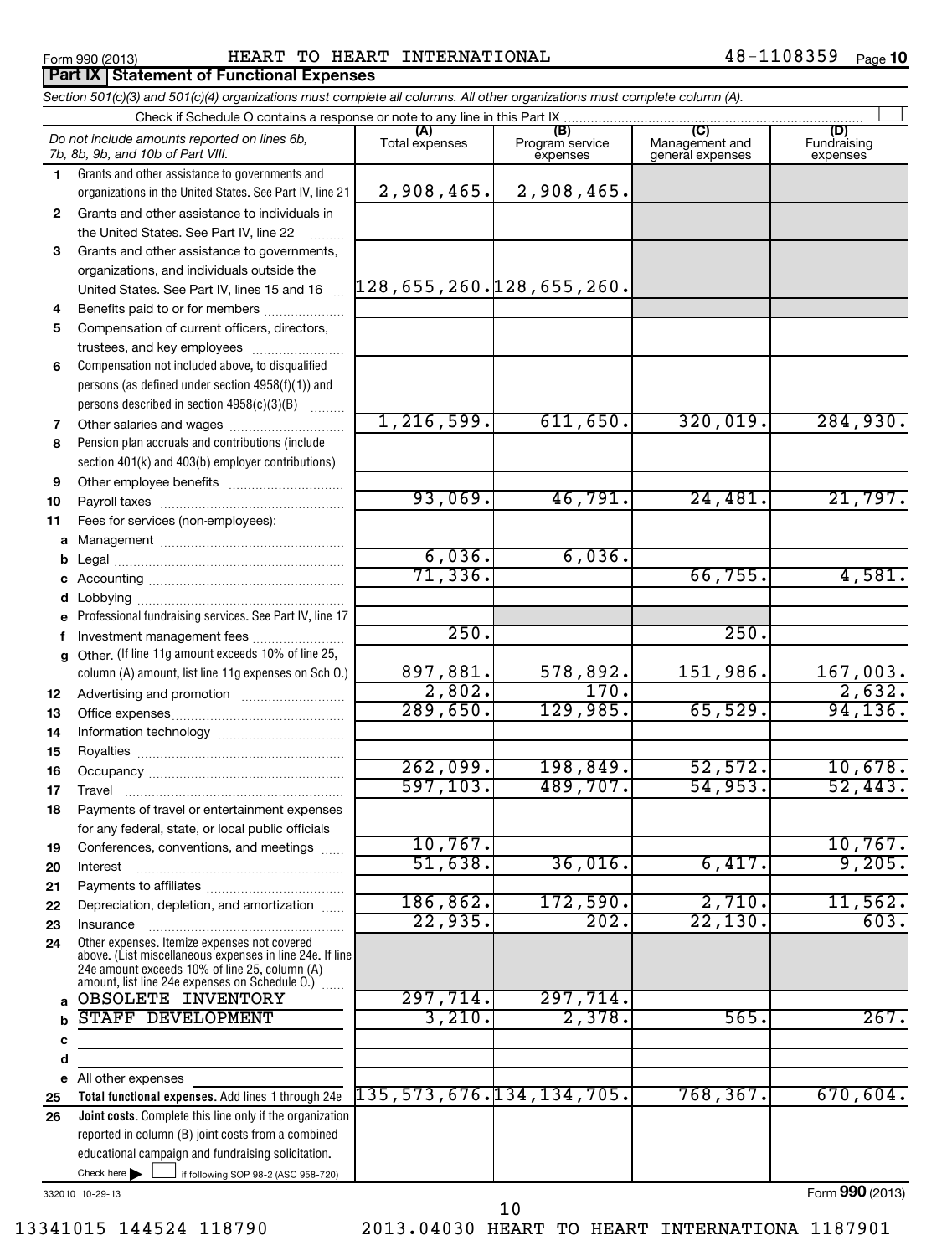Form 990 (2013) HEART TO HEART INTERNATIONAL 48-1108359 Page 10

**Part IX | Statement of Functional Expenses**

*Section 501(c)(3) and 501(c)(4) organizations must complete all columns. All other organizations must complete column (A).*

Check if Schedule O contains a response or note to any line in this Part IX ☐

| | *Do not include amounts reported on lines 6b, 7b, 8b, 9b, and 10b of Part VIII.* | (A) Total expenses | (B) Program service expenses | (C) Management and general expenses | (D) Fundraising expenses |
|---|---|---|---|---|---|
| 1 | Grants and other assistance to governments and organizations in the United States. See Part IV, line 21 | 2,908,465. | 2,908,465. | | |
| 2 | Grants and other assistance to individuals in the United States. See Part IV, line 22 | | | | |
| 3 | Grants and other assistance to governments, organizations, and individuals outside the United States. See Part IV, lines 15 and 16 | 128,655,260. | 128,655,260. | | |
| 4 | Benefits paid to or for members | | | | |
| 5 | Compensation of current officers, directors, trustees, and key employees | | | | |
| 6 | Compensation not included above, to disqualified persons (as defined under section 4958(f)(1)) and persons described in section 4958(c)(3)(B) | | | | |
| 7 | Other salaries and wages | 1,216,599. | 611,650. | 320,019. | 284,930. |
| 8 | Pension plan accruals and contributions (include section 401(k) and 403(b) employer contributions) | | | | |
| 9 | Other employee benefits | | | | |
| 10 | Payroll taxes | 93,069. | 46,791. | 24,481. | 21,797. |
| 11 | Fees for services (non-employees): | | | | |
| a | Management | | | | |
| b | Legal | 6,036. | 6,036. | | |
| c | Accounting | 71,336. | | 66,755. | 4,581. |
| d | Lobbying | | | | |
| e | Professional fundraising services. See Part IV, line 17 | | | | |
| f | Investment management fees | 250. | | 250. | |
| g | Other. (If line 11g amount exceeds 10% of line 25, column (A) amount, list line 11g expenses on Sch O.) | 897,881. | 578,892. | 151,986. | 167,003. |
| 12 | Advertising and promotion | 2,802. | 170. | | 2,632. |
| 13 | Office expenses | 289,650. | 129,985. | 65,529. | 94,136. |
| 14 | Information technology | | | | |
| 15 | Royalties | | | | |
| 16 | Occupancy | 262,099. | 198,849. | 52,572. | 10,678. |
| 17 | Travel | 597,103. | 489,707. | 54,953. | 52,443. |
| 18 | Payments of travel or entertainment expenses for any federal, state, or local public officials | | | | |
| 19 | Conferences, conventions, and meetings | 10,767. | | | 10,767. |
| 20 | Interest | 51,638. | 36,016. | 6,417. | 9,205. |
| 21 | Payments to affiliates | | | | |
| 22 | Depreciation, depletion, and amortization | 186,862. | 172,590. | 2,710. | 11,562. |
| 23 | Insurance | 22,935. | 202. | 22,130. | 603. |
| 24 | Other expenses. Itemize expenses not covered above. (List miscellaneous expenses in line 24e. If line 24e amount exceeds 10% of line 25, column (A) amount, list line 24e expenses on Schedule O.) | | | | |
| a | OBSOLETE INVENTORY | 297,714. | 297,714. | | |
| b | STAFF DEVELOPMENT | 3,210. | 2,378. | 565. | 267. |
| c | | | | | |
| d | | | | | |
| e | All other expenses | | | | |
| 25 | **Total functional expenses.** Add lines 1 through 24e | 135,573,676. | 134,134,705. | 768,367. | 670,604. |
| 26 | **Joint costs.** Complete this line only if the organization reported in column (B) joint costs from a combined educational campaign and fundraising solicitation. Check here ☐ if following SOP 98-2 (ASC 958-720) | | | | |

332010 10-29-13

Form **990** (2013)

13341015 144524 118790 2013.04030 HEART TO HEART INTERNATIONA 1187901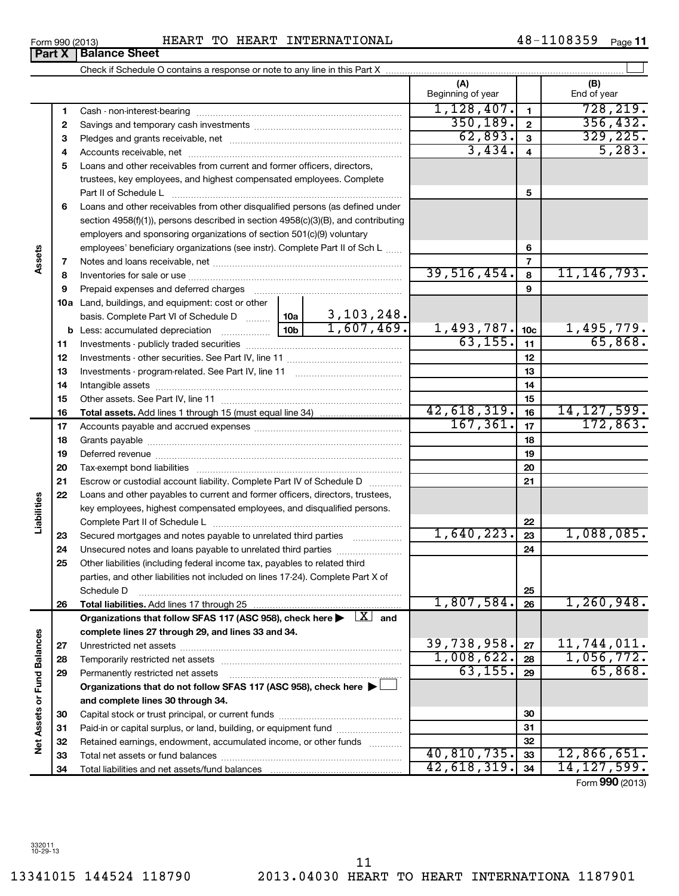Form 990 (2013) HEART TO HEART INTERNATIONAL 48-1108359

## Part X Balance Sheet

Check if Schedule O contains a response or note to any line in this Part X

| | | | | | (A) Beginning of year | | (B) End of year |
|---|---|---|---|---|---|---|---|
| **Assets** | 1 | Cash - non-interest-bearing | | | 1,128,407. | 1 | 728,219. |
| | 2 | Savings and temporary cash investments | | | 350,189. | 2 | 356,432. |
| | 3 | Pledges and grants receivable, net | | | 62,893. | 3 | 329,225. |
| | 4 | Accounts receivable, net | | | 3,434. | 4 | 5,283. |
| | 5 | Loans and other receivables from current and former officers, directors, trustees, key employees, and highest compensated employees. Complete Part II of Schedule L | | | | 5 | |
| | 6 | Loans and other receivables from other disqualified persons (as defined under section 4958(f)(1)), persons described in section 4958(c)(3)(B), and contributing employers and sponsoring organizations of section 501(c)(9) voluntary employees' beneficiary organizations (see instr). Complete Part II of Sch L | | | | 6 | |
| | 7 | Notes and loans receivable, net | | | | 7 | |
| | 8 | Inventories for sale or use | | | 39,516,454. | 8 | 11,146,793. |
| | 9 | Prepaid expenses and deferred charges | | | | 9 | |
| | 10a | Land, buildings, and equipment: cost or other basis. Complete Part VI of Schedule D | 10a | 3,103,248. | | | |
| | b | Less: accumulated depreciation | 10b | 1,607,469. | 1,493,787. | 10c | 1,495,779. |
| | 11 | Investments - publicly traded securities | | | 63,155. | 11 | 65,868. |
| | 12 | Investments - other securities. See Part IV, line 11 | | | | 12 | |
| | 13 | Investments - program-related. See Part IV, line 11 | | | | 13 | |
| | 14 | Intangible assets | | | | 14 | |
| | 15 | Other assets. See Part IV, line 11 | | | | 15 | |
| | 16 | **Total assets.** Add lines 1 through 15 (must equal line 34) | | | 42,618,319. | 16 | 14,127,599. |
| **Liabilities** | 17 | Accounts payable and accrued expenses | | | 167,361. | 17 | 172,863. |
| | 18 | Grants payable | | | | 18 | |
| | 19 | Deferred revenue | | | | 19 | |
| | 20 | Tax-exempt bond liabilities | | | | 20 | |
| | 21 | Escrow or custodial account liability. Complete Part IV of Schedule D | | | | 21 | |
| | 22 | Loans and other payables to current and former officers, directors, trustees, key employees, highest compensated employees, and disqualified persons. Complete Part II of Schedule L | | | | 22 | |
| | 23 | Secured mortgages and notes payable to unrelated third parties | | | 1,640,223. | 23 | 1,088,085. |
| | 24 | Unsecured notes and loans payable to unrelated third parties | | | | 24 | |
| | 25 | Other liabilities (including federal income tax, payables to related third parties, and other liabilities not included on lines 17-24). Complete Part X of Schedule D | | | | 25 | |
| | 26 | **Total liabilities.** Add lines 17 through 25 | | | 1,807,584. | 26 | 1,260,948. |
| **Net Assets or Fund Balances** | | **Organizations that follow SFAS 117 (ASC 958), check here ▶ [X] and complete lines 27 through 29, and lines 33 and 34.** | | | | | |
| | 27 | Unrestricted net assets | | | 39,738,958. | 27 | 11,744,011. |
| | 28 | Temporarily restricted net assets | | | 1,008,622. | 28 | 1,056,772. |
| | 29 | Permanently restricted net assets | | | 63,155. | 29 | 65,868. |
| | | **Organizations that do not follow SFAS 117 (ASC 958), check here ▶ [ ] and complete lines 30 through 34.** | | | | | |
| | 30 | Capital stock or trust principal, or current funds | | | | 30 | |
| | 31 | Paid-in or capital surplus, or land, building, or equipment fund | | | | 31 | |
| | 32 | Retained earnings, endowment, accumulated income, or other funds | | | | 32 | |
| | 33 | Total net assets or fund balances | | | 40,810,735. | 33 | 12,866,651. |
| | 34 | Total liabilities and net assets/fund balances | | | 42,618,319. | 34 | 14,127,599. |

Form **990** (2013)

332011 10-29-13

13341015 144524 118790 2013.04030 HEART TO HEART INTERNATIONA 1187901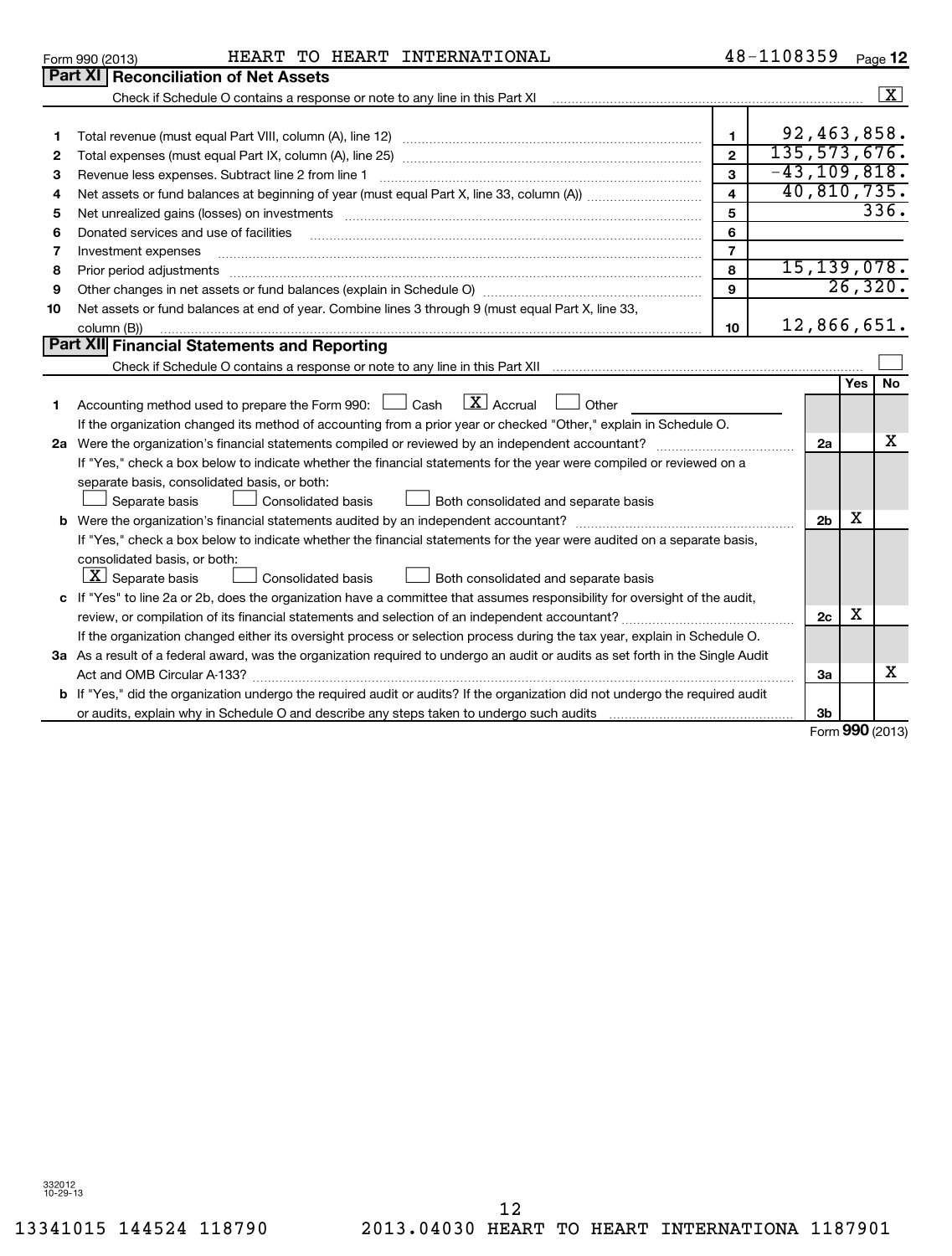Form 990 (2013) HEART TO HEART INTERNATIONAL 48-1108359 Page 12

## Part XI Reconciliation of Net Assets

Check if Schedule O contains a response or note to any line in this Part XI [X]

| | | | |
|---|---|---|---|
| 1 | Total revenue (must equal Part VIII, column (A), line 12) | 1 | 92,463,858. |
| 2 | Total expenses (must equal Part IX, column (A), line 25) | 2 | 135,573,676. |
| 3 | Revenue less expenses. Subtract line 2 from line 1 | 3 | -43,109,818. |
| 4 | Net assets or fund balances at beginning of year (must equal Part X, line 33, column (A)) | 4 | 40,810,735. |
| 5 | Net unrealized gains (losses) on investments | 5 | 336. |
| 6 | Donated services and use of facilities | 6 | |
| 7 | Investment expenses | 7 | |
| 8 | Prior period adjustments | 8 | 15,139,078. |
| 9 | Other changes in net assets or fund balances (explain in Schedule O) | 9 | 26,320. |
| 10 | Net assets or fund balances at end of year. Combine lines 3 through 9 (must equal Part X, line 33, column (B)) | 10 | 12,866,651. |

## Part XII Financial Statements and Reporting

Check if Schedule O contains a response or note to any line in this Part XII [ ]

| | | | Yes | No |
|---|---|---|---|---|
| 1 | Accounting method used to prepare the Form 990: [ ] Cash [X] Accrual [ ] Other<br>If the organization changed its method of accounting from a prior year or checked "Other," explain in Schedule O. | | | |
| 2a | Were the organization's financial statements compiled or reviewed by an independent accountant?<br>If "Yes," check a box below to indicate whether the financial statements for the year were compiled or reviewed on a separate basis, consolidated basis, or both:<br>[ ] Separate basis [ ] Consolidated basis [ ] Both consolidated and separate basis | 2a | | X |
| b | Were the organization's financial statements audited by an independent accountant?<br>If "Yes," check a box below to indicate whether the financial statements for the year were audited on a separate basis, consolidated basis, or both:<br>[X] Separate basis [ ] Consolidated basis [ ] Both consolidated and separate basis | 2b | X | |
| c | If "Yes" to line 2a or 2b, does the organization have a committee that assumes responsibility for oversight of the audit, review, or compilation of its financial statements and selection of an independent accountant?<br>If the organization changed either its oversight process or selection process during the tax year, explain in Schedule O. | 2c | X | |
| 3a | As a result of a federal award, was the organization required to undergo an audit or audits as set forth in the Single Audit Act and OMB Circular A-133? | 3a | | X |
| b | If "Yes," did the organization undergo the required audit or audits? If the organization did not undergo the required audit or audits, explain why in Schedule O and describe any steps taken to undergo such audits | 3b | | |

Form 990 (2013)

332012 10-29-13

13341015 144524 118790 2013.04030 HEART TO HEART INTERNATIONA 1187901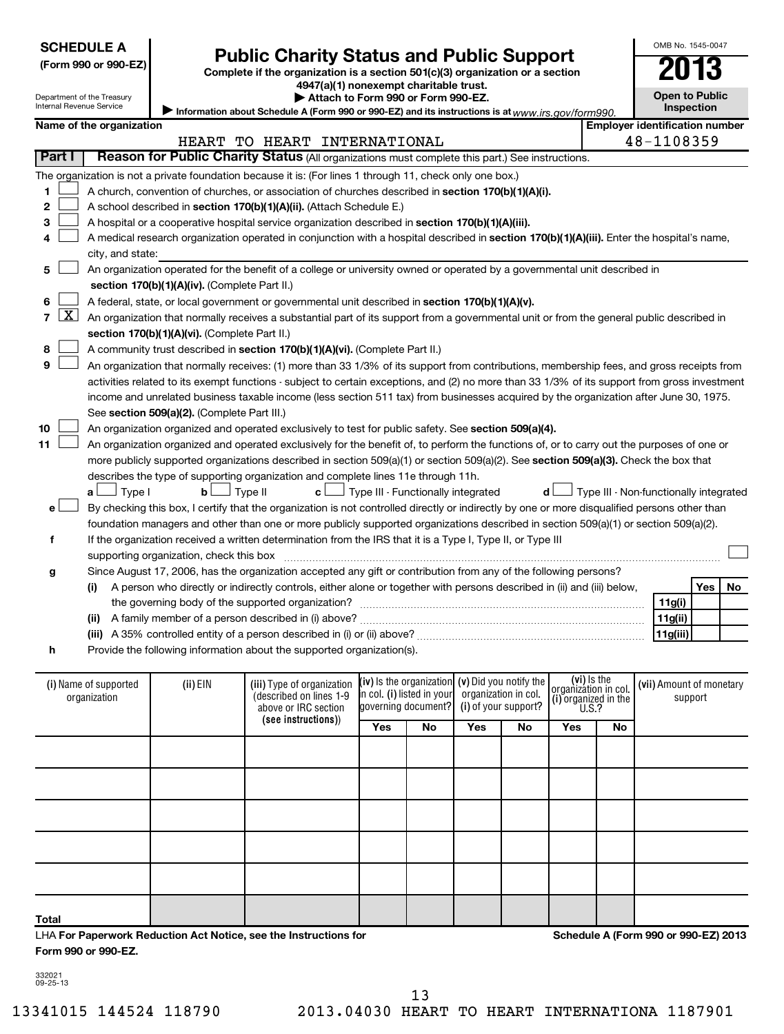**SCHEDULE A**
**(Form 990 or 990-EZ)**

Department of the Treasury
Internal Revenue Service

# Public Charity Status and Public Support

**Complete if the organization is a section 501(c)(3) organization or a section 4947(a)(1) nonexempt charitable trust.**
**▶ Attach to Form 990 or Form 990-EZ.**
▶ Information about Schedule A (Form 990 or 990-EZ) and its instructions is at www.irs.gov/form990.

OMB No. 1545-0047
**2013**
**Open to Public Inspection**

**Name of the organization:** HEART TO HEART INTERNATIONAL
**Employer identification number:** 48-1108359

**Part I — Reason for Public Charity Status** (All organizations must complete this part.) See instructions.

The organization is not a private foundation because it is: (For lines 1 through 11, check only one box.)

1 ☐ A church, convention of churches, or association of churches described in **section 170(b)(1)(A)(i).**

2 ☐ A school described in **section 170(b)(1)(A)(ii).** (Attach Schedule E.)

3 ☐ A hospital or a cooperative hospital service organization described in **section 170(b)(1)(A)(iii).**

4 ☐ A medical research organization operated in conjunction with a hospital described in **section 170(b)(1)(A)(iii).** Enter the hospital's name, city, and state:

5 ☐ An organization operated for the benefit of a college or university owned or operated by a governmental unit described in **section 170(b)(1)(A)(iv).** (Complete Part II.)

6 ☐ A federal, state, or local government or governmental unit described in **section 170(b)(1)(A)(v).**

7 ☒ An organization that normally receives a substantial part of its support from a governmental unit or from the general public described in **section 170(b)(1)(A)(vi).** (Complete Part II.)

8 ☐ A community trust described in **section 170(b)(1)(A)(vi).** (Complete Part II.)

9 ☐ An organization that normally receives: (1) more than 33 1/3% of its support from contributions, membership fees, and gross receipts from activities related to its exempt functions - subject to certain exceptions, and (2) no more than 33 1/3% of its support from gross investment income and unrelated business taxable income (less section 511 tax) from businesses acquired by the organization after June 30, 1975. See **section 509(a)(2).** (Complete Part III.)

10 ☐ An organization organized and operated exclusively to test for public safety. See **section 509(a)(4).**

11 ☐ An organization organized and operated exclusively for the benefit of, to perform the functions of, or to carry out the purposes of one or more publicly supported organizations described in section 509(a)(1) or section 509(a)(2). See **section 509(a)(3).** Check the box that describes the type of supporting organization and complete lines 11e through 11h.

a ☐ Type I  b ☐ Type II  c ☐ Type III - Functionally integrated  d ☐ Type III - Non-functionally integrated

e ☐ By checking this box, I certify that the organization is not controlled directly or indirectly by one or more disqualified persons other than foundation managers and other than one or more publicly supported organizations described in section 509(a)(1) or section 509(a)(2).

f If the organization received a written determination from the IRS that it is a Type I, Type II, or Type III supporting organization, check this box ☐

g Since August 17, 2006, has the organization accepted any gift or contribution from any of the following persons?

| | | | Yes | No |
|---|---|---|---|---|
| (i) | A person who directly or indirectly controls, either alone or together with persons described in (ii) and (iii) below, the governing body of the supported organization? | 11g(i) | | |
| (ii) | A family member of a person described in (i) above? | 11g(ii) | | |
| (iii) | A 35% controlled entity of a person described in (i) or (ii) above? | 11g(iii) | | |

h Provide the following information about the supported organization(s).

| (i) Name of supported organization | (ii) EIN | (iii) Type of organization (described on lines 1-9 above or IRC section (see instructions)) | (iv) Is the organization in col. (i) listed in your governing document? | | (v) Did you notify the organization in col. (i) of your support? | | (vi) Is the organization in col. (i) organized in the U.S.? | | (vii) Amount of monetary support |
|---|---|---|---|---|---|---|---|---|---|
| | | | Yes | No | Yes | No | Yes | No | |
| | | | | | | | | | |
| | | | | | | | | | |
| | | | | | | | | | |
| | | | | | | | | | |
| | | | | | | | | | |
| Total | | | | | | | | | |

LHA **For Paperwork Reduction Act Notice, see the Instructions for Form 990 or 990-EZ.** **Schedule A (Form 990 or 990-EZ) 2013**

332021
09-25-13

13341015 144524 118790 2013.04030 HEART TO HEART INTERNATIONA 1187901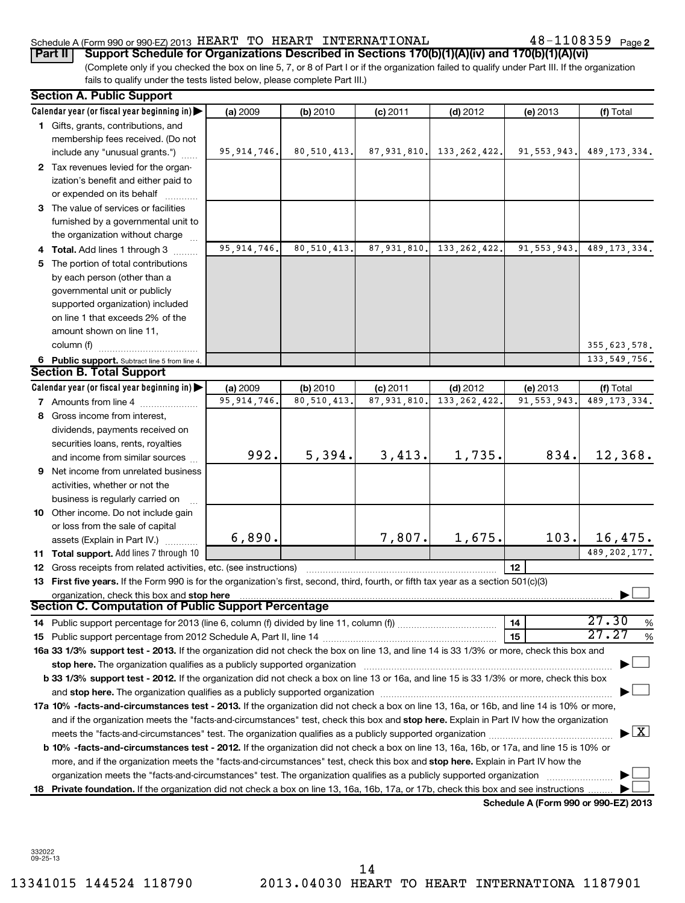Schedule A (Form 990 or 990-EZ) 2013 HEART TO HEART INTERNATIONAL 48-1108359 Page 2

**Part II** **Support Schedule for Organizations Described in Sections 170(b)(1)(A)(iv) and 170(b)(1)(A)(vi)**

(Complete only if you checked the box on line 5, 7, or 8 of Part I or if the organization failed to qualify under Part III. If the organization fails to qualify under the tests listed below, please complete Part III.)

**Section A. Public Support**

| Calendar year (or fiscal year beginning in) ▶ | (a) 2009 | (b) 2010 | (c) 2011 | (d) 2012 | (e) 2013 | (f) Total |
|---|---|---|---|---|---|---|
| 1 Gifts, grants, contributions, and membership fees received. (Do not include any "unusual grants.") | 95,914,746. | 80,510,413. | 87,931,810. | 133,262,422. | 91,553,943. | 489,173,334. |
| 2 Tax revenues levied for the organization's benefit and either paid to or expended on its behalf | | | | | | |
| 3 The value of services or facilities furnished by a governmental unit to the organization without charge | | | | | | |
| 4 **Total.** Add lines 1 through 3 | 95,914,746. | 80,510,413. | 87,931,810. | 133,262,422. | 91,553,943. | 489,173,334. |
| 5 The portion of total contributions by each person (other than a governmental unit or publicly supported organization) included on line 1 that exceeds 2% of the amount shown on line 11, column (f) | | | | | | 355,623,578. |
| 6 **Public support.** Subtract line 5 from line 4. | | | | | | 133,549,756. |

**Section B. Total Support**

| Calendar year (or fiscal year beginning in) ▶ | (a) 2009 | (b) 2010 | (c) 2011 | (d) 2012 | (e) 2013 | (f) Total |
|---|---|---|---|---|---|---|
| 7 Amounts from line 4 | 95,914,746. | 80,510,413. | 87,931,810. | 133,262,422. | 91,553,943. | 489,173,334. |
| 8 Gross income from interest, dividends, payments received on securities loans, rents, royalties and income from similar sources | 992. | 5,394. | 3,413. | 1,735. | 834. | 12,368. |
| 9 Net income from unrelated business activities, whether or not the business is regularly carried on | | | | | | |
| 10 Other income. Do not include gain or loss from the sale of capital assets (Explain in Part IV.) | 6,890. | | 7,807. | 1,675. | 103. | 16,475. |
| 11 **Total support.** Add lines 7 through 10 | | | | | | 489,202,177. |

12 Gross receipts from related activities, etc. (see instructions) | 12 |

13 **First five years.** If the Form 990 is for the organization's first, second, third, fourth, or fifth tax year as a section 501(c)(3) organization, check this box and **stop here** ▶ ☐

**Section C. Computation of Public Support Percentage**

14 Public support percentage for 2013 (line 6, column (f) divided by line 11, column (f)) | 14 | 27.30 %

15 Public support percentage from 2012 Schedule A, Part II, line 14 | 15 | 27.27 %

**16a 33 1/3% support test - 2013.** If the organization did not check the box on line 13, and line 14 is 33 1/3% or more, check this box and **stop here.** The organization qualifies as a publicly supported organization ▶ ☐

**b 33 1/3% support test - 2012.** If the organization did not check a box on line 13 or 16a, and line 15 is 33 1/3% or more, check this box and **stop here.** The organization qualifies as a publicly supported organization ▶ ☐

**17a 10% -facts-and-circumstances test - 2013.** If the organization did not check a box on line 13, 16a, or 16b, and line 14 is 10% or more, and if the organization meets the "facts-and-circumstances" test, check this box and **stop here.** Explain in Part IV how the organization meets the "facts-and-circumstances" test. The organization qualifies as a publicly supported organization ▶ ☒

**b 10% -facts-and-circumstances test - 2012.** If the organization did not check a box on line 13, 16a, 16b, or 17a, and line 15 is 10% or more, and if the organization meets the "facts-and-circumstances" test, check this box and **stop here.** Explain in Part IV how the organization meets the "facts-and-circumstances" test. The organization qualifies as a publicly supported organization ▶ ☐

**18 Private foundation.** If the organization did not check a box on line 13, 16a, 16b, 17a, or 17b, check this box and see instructions ▶ ☐

**Schedule A (Form 990 or 990-EZ) 2013**

332022 09-25-13

13341015 144524 118790 2013.04030 HEART TO HEART INTERNATIONA 1187901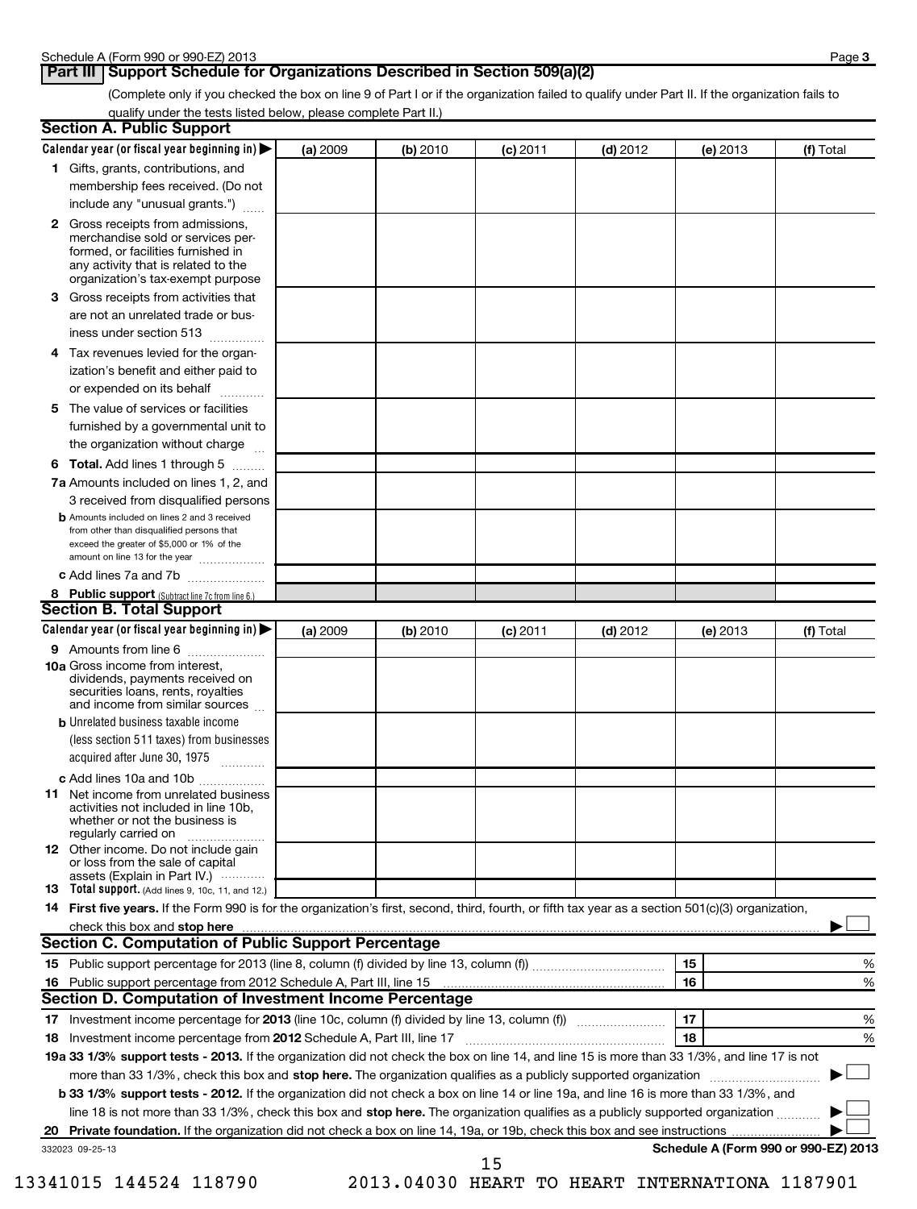Schedule A (Form 990 or 990-EZ) 2013

## Part III Support Schedule for Organizations Described in Section 509(a)(2)

(Complete only if you checked the box on line 9 of Part I or if the organization failed to qualify under Part II. If the organization fails to qualify under the tests listed below, please complete Part II.)

### Section A. Public Support

| Calendar year (or fiscal year beginning in) ▶ | (a) 2009 | (b) 2010 | (c) 2011 | (d) 2012 | (e) 2013 | (f) Total |
|---|---|---|---|---|---|---|
| 1 Gifts, grants, contributions, and membership fees received. (Do not include any "unusual grants.") | | | | | | |
| 2 Gross receipts from admissions, merchandise sold or services performed, or facilities furnished in any activity that is related to the organization's tax-exempt purpose | | | | | | |
| 3 Gross receipts from activities that are not an unrelated trade or business under section 513 | | | | | | |
| 4 Tax revenues levied for the organization's benefit and either paid to or expended on its behalf | | | | | | |
| 5 The value of services or facilities furnished by a governmental unit to the organization without charge | | | | | | |
| 6 **Total.** Add lines 1 through 5 | | | | | | |
| 7a Amounts included on lines 1, 2, and 3 received from disqualified persons | | | | | | |
| b Amounts included on lines 2 and 3 received from other than disqualified persons that exceed the greater of $5,000 or 1% of the amount on line 13 for the year | | | | | | |
| c Add lines 7a and 7b | | | | | | |
| 8 **Public support** (Subtract line 7c from line 6.) | | | | | | |

### Section B. Total Support

| Calendar year (or fiscal year beginning in) ▶ | (a) 2009 | (b) 2010 | (c) 2011 | (d) 2012 | (e) 2013 | (f) Total |
|---|---|---|---|---|---|---|
| 9 Amounts from line 6 | | | | | | |
| 10a Gross income from interest, dividends, payments received on securities loans, rents, royalties and income from similar sources | | | | | | |
| b Unrelated business taxable income (less section 511 taxes) from businesses acquired after June 30, 1975 | | | | | | |
| c Add lines 10a and 10b | | | | | | |
| 11 Net income from unrelated business activities not included in line 10b, whether or not the business is regularly carried on | | | | | | |
| 12 Other income. Do not include gain or loss from the sale of capital assets (Explain in Part IV.) | | | | | | |
| 13 **Total support.** (Add lines 9, 10c, 11, and 12.) | | | | | | |

14 **First five years.** If the Form 990 is for the organization's first, second, third, fourth, or fifth tax year as a section 501(c)(3) organization, check this box and **stop here** ▶ ☐

### Section C. Computation of Public Support Percentage

| | | | |
|---|---|---|---|
| 15 | Public support percentage for 2013 (line 8, column (f) divided by line 13, column (f)) | 15 | % |
| 16 | Public support percentage from 2012 Schedule A, Part III, line 15 | 16 | % |

### Section D. Computation of Investment Income Percentage

| | | | |
|---|---|---|---|
| 17 | Investment income percentage for **2013** (line 10c, column (f) divided by line 13, column (f)) | 17 | % |
| 18 | Investment income percentage from **2012** Schedule A, Part III, line 17 | 18 | % |

**19a 33 1/3% support tests - 2013.** If the organization did not check the box on line 14, and line 15 is more than 33 1/3%, and line 17 is not more than 33 1/3%, check this box and **stop here.** The organization qualifies as a publicly supported organization ▶ ☐

**b 33 1/3% support tests - 2012.** If the organization did not check a box on line 14 or line 19a, and line 16 is more than 33 1/3%, and line 18 is not more than 33 1/3%, check this box and **stop here.** The organization qualifies as a publicly supported organization ▶ ☐

**20 Private foundation.** If the organization did not check a box on line 14, 19a, or 19b, check this box and see instructions ▶ ☐

332023 09-25-13 **Schedule A (Form 990 or 990-EZ) 2013**

13341015 144524 118790 2013.04030 HEART TO HEART INTERNATIONA 1187901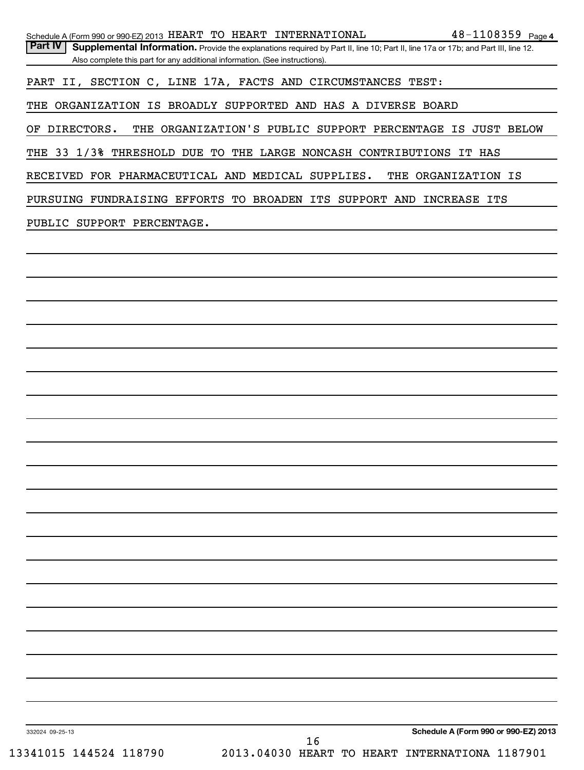Schedule A (Form 990 or 990-EZ) 2013 HEART TO HEART INTERNATIONAL 48-1108359 Page 4

**Part IV** **Supplemental Information.** Provide the explanations required by Part II, line 10; Part II, line 17a or 17b; and Part III, line 12. Also complete this part for any additional information. (See instructions).

PART II, SECTION C, LINE 17A, FACTS AND CIRCUMSTANCES TEST:

THE ORGANIZATION IS BROADLY SUPPORTED AND HAS A DIVERSE BOARD OF DIRECTORS. THE ORGANIZATION'S PUBLIC SUPPORT PERCENTAGE IS JUST BELOW THE 33 1/3% THRESHOLD DUE TO THE LARGE NONCASH CONTRIBUTIONS IT HAS RECEIVED FOR PHARMACEUTICAL AND MEDICAL SUPPLIES. THE ORGANIZATION IS PURSUING FUNDRAISING EFFORTS TO BROADEN ITS SUPPORT AND INCREASE ITS PUBLIC SUPPORT PERCENTAGE.

332024 09-25-13

**Schedule A (Form 990 or 990-EZ) 2013**

13341015 144524 118790 2013.04030 HEART TO HEART INTERNATIONA 1187901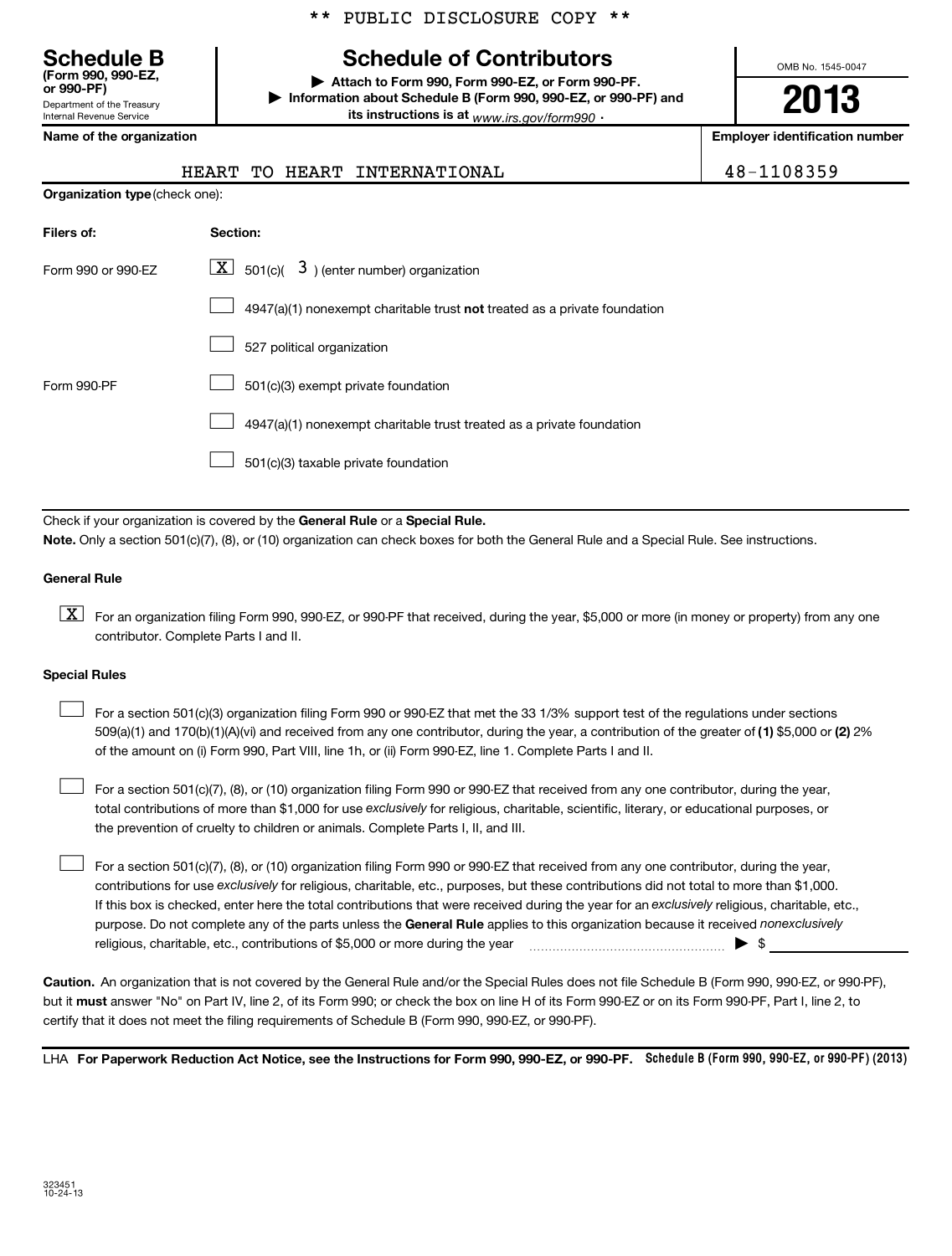\*\* PUBLIC DISCLOSURE COPY \*\*

**Schedule B** (Form 990, 990-EZ, or 990-PF)
Department of the Treasury
Internal Revenue Service

# Schedule of Contributors

▶ **Attach to Form 990, Form 990-EZ, or Form 990-PF.**
▶ **Information about Schedule B (Form 990, 990-EZ, or 990-PF) and its instructions is at** *www.irs.gov/form990* .

OMB No. 1545-0047

**2013**

**Name of the organization**

HEART TO HEART INTERNATIONAL

**Employer identification number**

48-1108359

**Organization type** (check one):

| **Filers of:** | **Section:** |
|---|---|
| Form 990 or 990-EZ | [X] 501(c)( 3 ) (enter number) organization |
| | [ ] 4947(a)(1) nonexempt charitable trust **not** treated as a private foundation |
| | [ ] 527 political organization |
| Form 990-PF | [ ] 501(c)(3) exempt private foundation |
| | [ ] 4947(a)(1) nonexempt charitable trust treated as a private foundation |
| | [ ] 501(c)(3) taxable private foundation |

Check if your organization is covered by the **General Rule** or a **Special Rule.**

**Note.** Only a section 501(c)(7), (8), or (10) organization can check boxes for both the General Rule and a Special Rule. See instructions.

**General Rule**

[X] For an organization filing Form 990, 990-EZ, or 990-PF that received, during the year, $5,000 or more (in money or property) from any one contributor. Complete Parts I and II.

**Special Rules**

[ ] For a section 501(c)(3) organization filing Form 990 or 990-EZ that met the 33 1/3% support test of the regulations under sections 509(a)(1) and 170(b)(1)(A)(vi) and received from any one contributor, during the year, a contribution of the greater of **(1)** $5,000 or **(2)** 2% of the amount on (i) Form 990, Part VIII, line 1h, or (ii) Form 990-EZ, line 1. Complete Parts I and II.

[ ] For a section 501(c)(7), (8), or (10) organization filing Form 990 or 990-EZ that received from any one contributor, during the year, total contributions of more than $1,000 for use *exclusively* for religious, charitable, scientific, literary, or educational purposes, or the prevention of cruelty to children or animals. Complete Parts I, II, and III.

[ ] For a section 501(c)(7), (8), or (10) organization filing Form 990 or 990-EZ that received from any one contributor, during the year, contributions for use *exclusively* for religious, charitable, etc., purposes, but these contributions did not total to more than $1,000. If this box is checked, enter here the total contributions that were received during the year for an *exclusively* religious, charitable, etc., purpose. Do not complete any of the parts unless the **General Rule** applies to this organization because it received *nonexclusively* religious, charitable, etc., contributions of $5,000 or more during the year ▶ $

**Caution.** An organization that is not covered by the General Rule and/or the Special Rules does not file Schedule B (Form 990, 990-EZ, or 990-PF), but it **must** answer "No" on Part IV, line 2, of its Form 990; or check the box on line H of its Form 990-EZ or on its Form 990-PF, Part I, line 2, to certify that it does not meet the filing requirements of Schedule B (Form 990, 990-EZ, or 990-PF).

LHA **For Paperwork Reduction Act Notice, see the Instructions for Form 990, 990-EZ, or 990-PF.** **Schedule B (Form 990, 990-EZ, or 990-PF) (2013)**

323451
10-24-13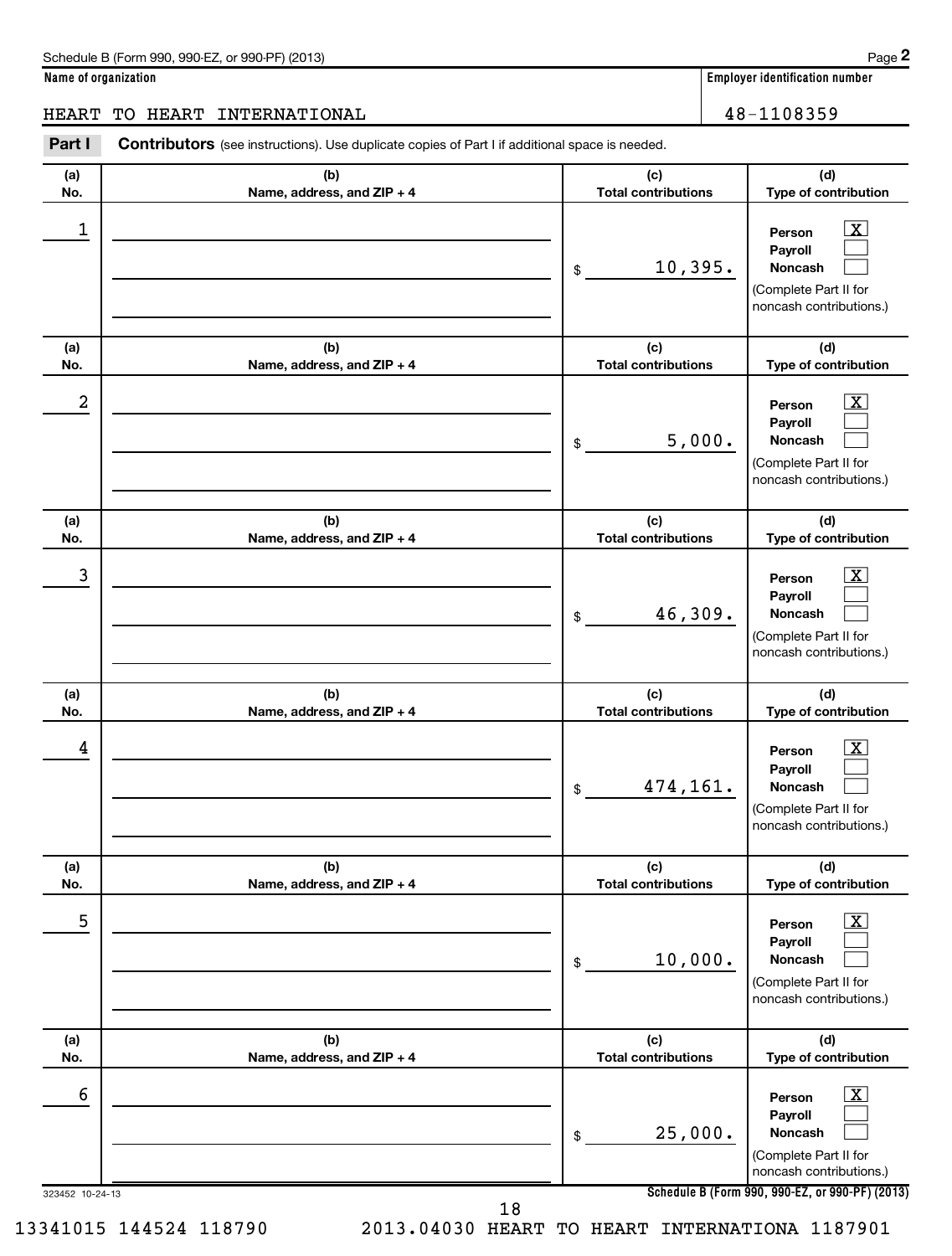Schedule B (Form 990, 990-EZ, or 990-PF) (2013)

**Name of organization**

HEART TO HEART INTERNATIONAL

**Employer identification number**

48-1108359

**Part I** **Contributors** (see instructions). Use duplicate copies of Part I if additional space is needed.

| (a) No. | (b) Name, address, and ZIP + 4 | (c) Total contributions | (d) Type of contribution |
|---|---|---|---|
| 1 | | $ 10,395. | Person [X] Payroll [ ] Noncash [ ] (Complete Part II for noncash contributions.) |
| 2 | | $ 5,000. | Person [X] Payroll [ ] Noncash [ ] (Complete Part II for noncash contributions.) |
| 3 | | $ 46,309. | Person [X] Payroll [ ] Noncash [ ] (Complete Part II for noncash contributions.) |
| 4 | | $ 474,161. | Person [X] Payroll [ ] Noncash [ ] (Complete Part II for noncash contributions.) |
| 5 | | $ 10,000. | Person [X] Payroll [ ] Noncash [ ] (Complete Part II for noncash contributions.) |
| 6 | | $ 25,000. | Person [X] Payroll [ ] Noncash [ ] (Complete Part II for noncash contributions.) |

323452 10-24-13

**Schedule B (Form 990, 990-EZ, or 990-PF) (2013)**

13341015 144524 118790 2013.04030 HEART TO HEART INTERNATIONA 1187901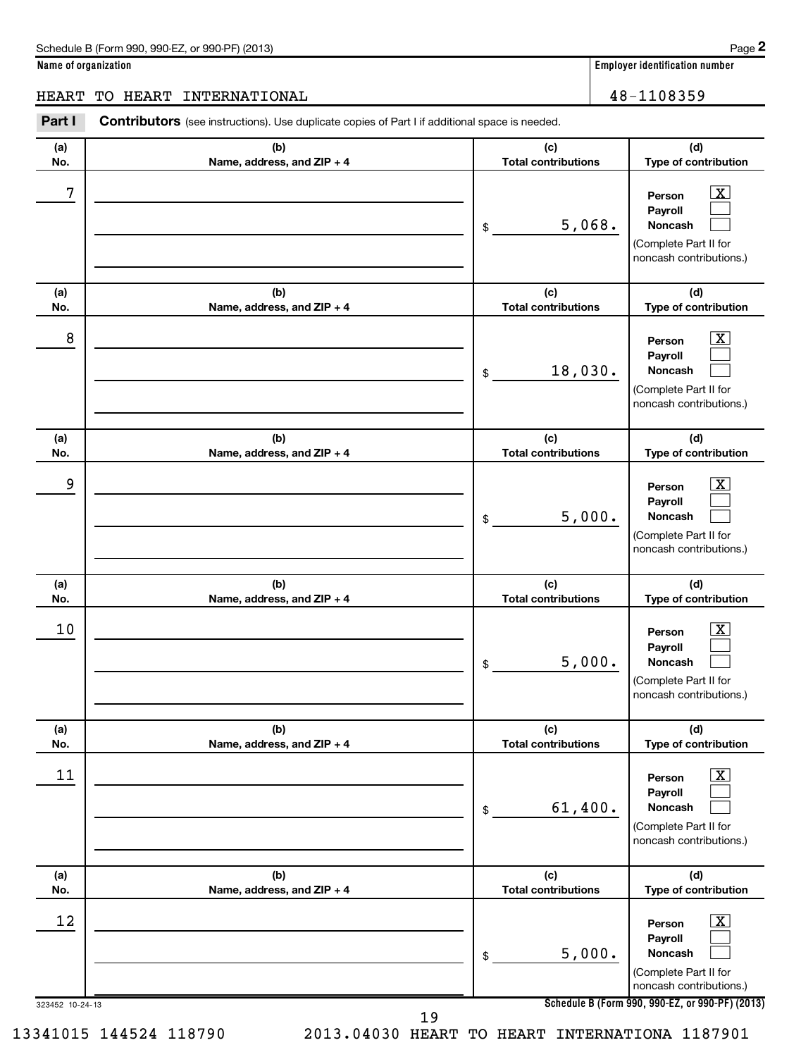**Name of organization**

HEART TO HEART INTERNATIONAL

**Employer identification number**

48-1108359

**Part I** **Contributors** (see instructions). Use duplicate copies of Part I if additional space is needed.

| (a) No. | (b) Name, address, and ZIP + 4 | (c) Total contributions | (d) Type of contribution |
|---|---|---|---|
| 7 | | $ 5,068. | Person [X] Payroll [ ] Noncash [ ] (Complete Part II for noncash contributions.) |
| 8 | | $ 18,030. | Person [X] Payroll [ ] Noncash [ ] (Complete Part II for noncash contributions.) |
| 9 | | $ 5,000. | Person [X] Payroll [ ] Noncash [ ] (Complete Part II for noncash contributions.) |
| 10 | | $ 5,000. | Person [X] Payroll [ ] Noncash [ ] (Complete Part II for noncash contributions.) |
| 11 | | $ 61,400. | Person [X] Payroll [ ] Noncash [ ] (Complete Part II for noncash contributions.) |
| 12 | | $ 5,000. | Person [X] Payroll [ ] Noncash [ ] (Complete Part II for noncash contributions.) |

323452 10-24-13

**Schedule B (Form 990, 990-EZ, or 990-PF) (2013)**

13341015 144524 118790 2013.04030 HEART TO HEART INTERNATIONA 1187901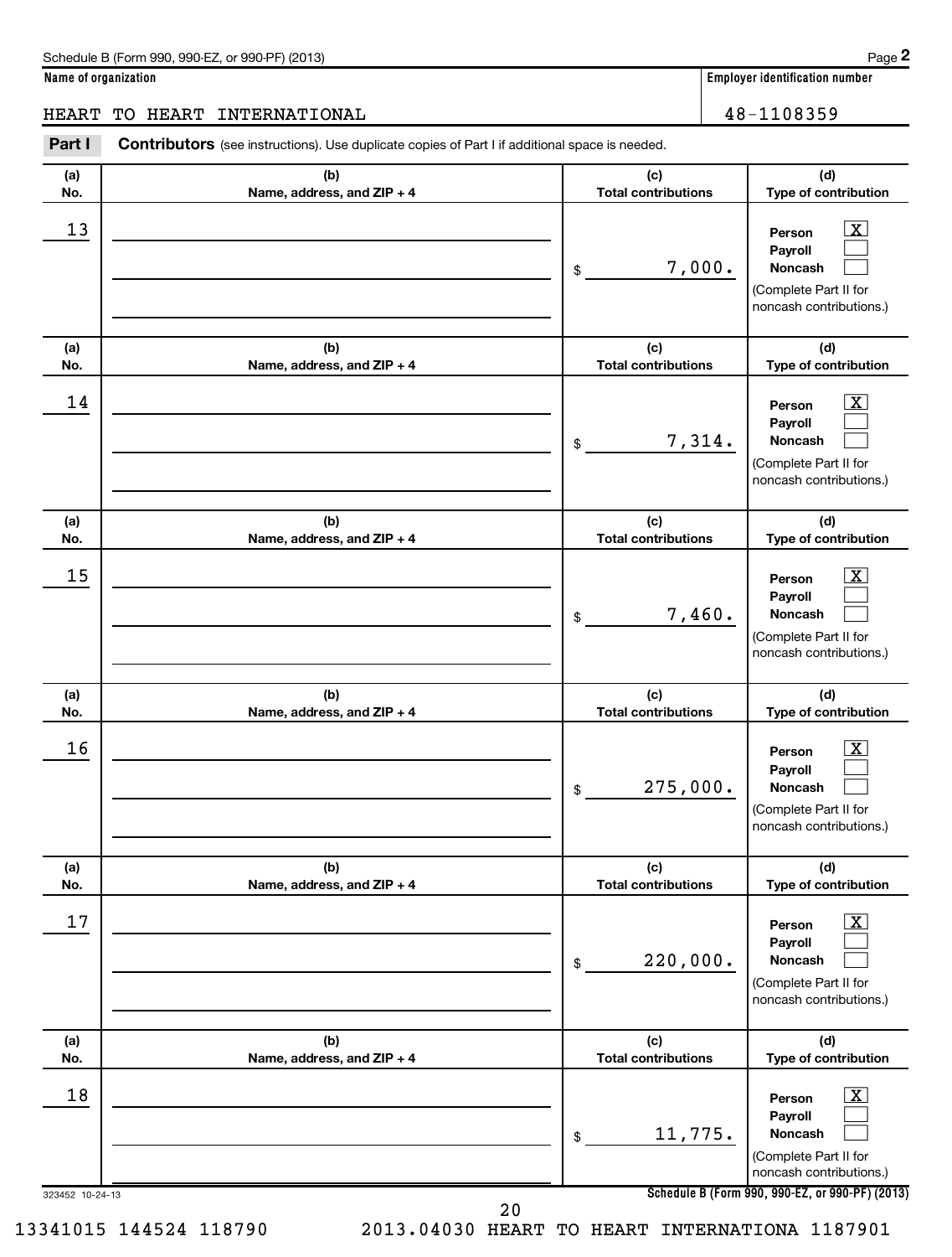Schedule B (Form 990, 990-EZ, or 990-PF) (2013)

**Name of organization**

HEART TO HEART INTERNATIONAL

**Employer identification number**

48-1108359

**Part I** **Contributors** (see instructions). Use duplicate copies of Part I if additional space is needed.

| (a) No. | (b) Name, address, and ZIP + 4 | (c) Total contributions | (d) Type of contribution |
|---|---|---|---|
| 13 | | $ 7,000. | Person [X] Payroll [ ] Noncash [ ] (Complete Part II for noncash contributions.) |
| 14 | | $ 7,314. | Person [X] Payroll [ ] Noncash [ ] (Complete Part II for noncash contributions.) |
| 15 | | $ 7,460. | Person [X] Payroll [ ] Noncash [ ] (Complete Part II for noncash contributions.) |
| 16 | | $ 275,000. | Person [X] Payroll [ ] Noncash [ ] (Complete Part II for noncash contributions.) |
| 17 | | $ 220,000. | Person [X] Payroll [ ] Noncash [ ] (Complete Part II for noncash contributions.) |
| 18 | | $ 11,775. | Person [X] Payroll [ ] Noncash [ ] (Complete Part II for noncash contributions.) |

323452 10-24-13

**Schedule B (Form 990, 990-EZ, or 990-PF) (2013)**

13341015 144524 118790 2013.04030 HEART TO HEART INTERNATIONA 1187901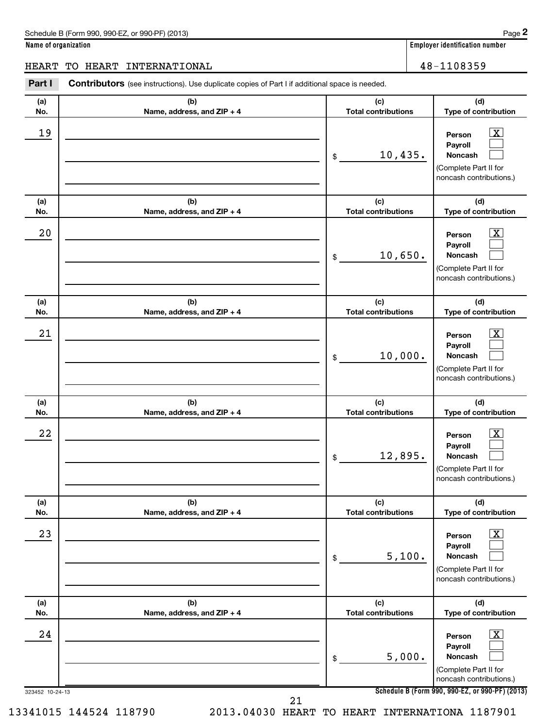Schedule B (Form 990, 990-EZ, or 990-PF) (2013)

**Name of organization**

HEART TO HEART INTERNATIONAL

**Employer identification number**

48-1108359

**Part I** **Contributors** (see instructions). Use duplicate copies of Part I if additional space is needed.

| (a) No. | (b) Name, address, and ZIP + 4 | (c) Total contributions | (d) Type of contribution |
|---|---|---|---|
| 19 | | $ 10,435. | Person [X] Payroll [ ] Noncash [ ] (Complete Part II for noncash contributions.) |
| 20 | | $ 10,650. | Person [X] Payroll [ ] Noncash [ ] (Complete Part II for noncash contributions.) |
| 21 | | $ 10,000. | Person [X] Payroll [ ] Noncash [ ] (Complete Part II for noncash contributions.) |
| 22 | | $ 12,895. | Person [X] Payroll [ ] Noncash [ ] (Complete Part II for noncash contributions.) |
| 23 | | $ 5,100. | Person [X] Payroll [ ] Noncash [ ] (Complete Part II for noncash contributions.) |
| 24 | | $ 5,000. | Person [X] Payroll [ ] Noncash [ ] (Complete Part II for noncash contributions.) |

323452 10-24-13

**Schedule B (Form 990, 990-EZ, or 990-PF) (2013)**

13341015 144524 118790 2013.04030 HEART TO HEART INTERNATIONA 1187901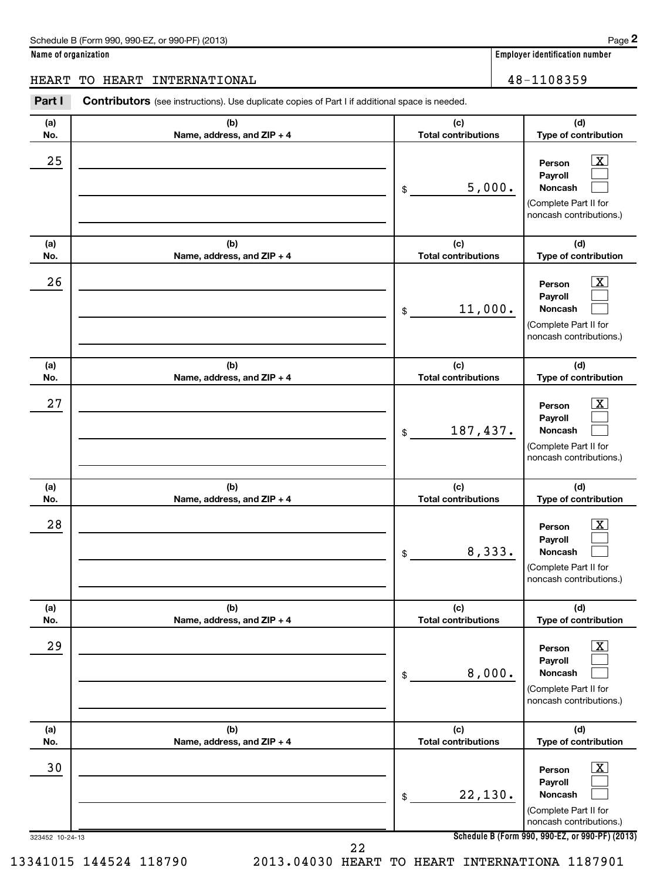Schedule B (Form 990, 990-EZ, or 990-PF) (2013)

**Name of organization**

HEART TO HEART INTERNATIONAL

**Employer identification number**

48-1108359

**Part I** **Contributors** (see instructions). Use duplicate copies of Part I if additional space is needed.

| (a) No. | (b) Name, address, and ZIP + 4 | (c) Total contributions | (d) Type of contribution |
|---|---|---|---|
| 25 | | $ 5,000. | Person [X] Payroll [ ] Noncash [ ] (Complete Part II for noncash contributions.) |
| 26 | | $ 11,000. | Person [X] Payroll [ ] Noncash [ ] (Complete Part II for noncash contributions.) |
| 27 | | $ 187,437. | Person [X] Payroll [ ] Noncash [ ] (Complete Part II for noncash contributions.) |
| 28 | | $ 8,333. | Person [X] Payroll [ ] Noncash [ ] (Complete Part II for noncash contributions.) |
| 29 | | $ 8,000. | Person [X] Payroll [ ] Noncash [ ] (Complete Part II for noncash contributions.) |
| 30 | | $ 22,130. | Person [X] Payroll [ ] Noncash [ ] (Complete Part II for noncash contributions.) |

323452 10-24-13

13341015 144524 118790 2013.04030 HEART TO HEART INTERNATIONA 1187901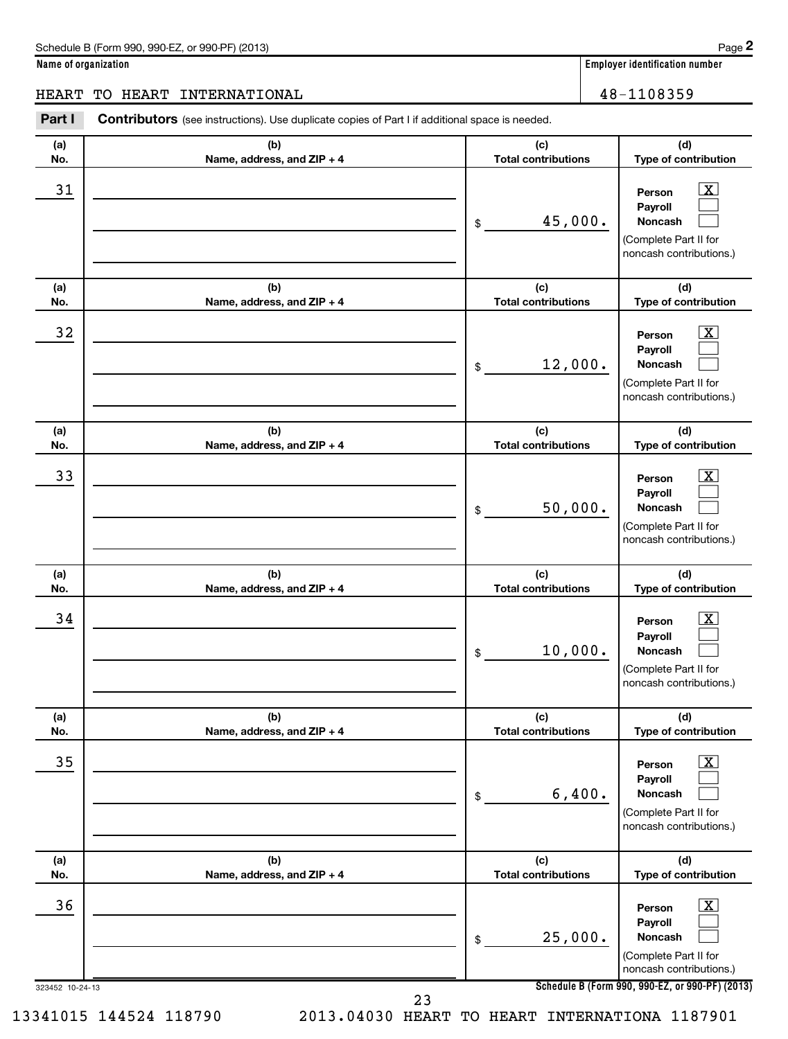Schedule B (Form 990, 990-EZ, or 990-PF) (2013)

**Name of organization**

HEART TO HEART INTERNATIONAL

**Employer identification number**

48-1108359

**Part I** **Contributors** (see instructions). Use duplicate copies of Part I if additional space is needed.

| (a) No. | (b) Name, address, and ZIP + 4 | (c) Total contributions | (d) Type of contribution |
|---|---|---|---|
| 31 | | $ 45,000. | Person [X] Payroll [ ] Noncash [ ] (Complete Part II for noncash contributions.) |
| 32 | | $ 12,000. | Person [X] Payroll [ ] Noncash [ ] (Complete Part II for noncash contributions.) |
| 33 | | $ 50,000. | Person [X] Payroll [ ] Noncash [ ] (Complete Part II for noncash contributions.) |
| 34 | | $ 10,000. | Person [X] Payroll [ ] Noncash [ ] (Complete Part II for noncash contributions.) |
| 35 | | $ 6,400. | Person [X] Payroll [ ] Noncash [ ] (Complete Part II for noncash contributions.) |
| 36 | | $ 25,000. | Person [X] Payroll [ ] Noncash [ ] (Complete Part II for noncash contributions.) |

323452 10-24-13

13341015 144524 118790 2013.04030 HEART TO HEART INTERNATIONA 1187901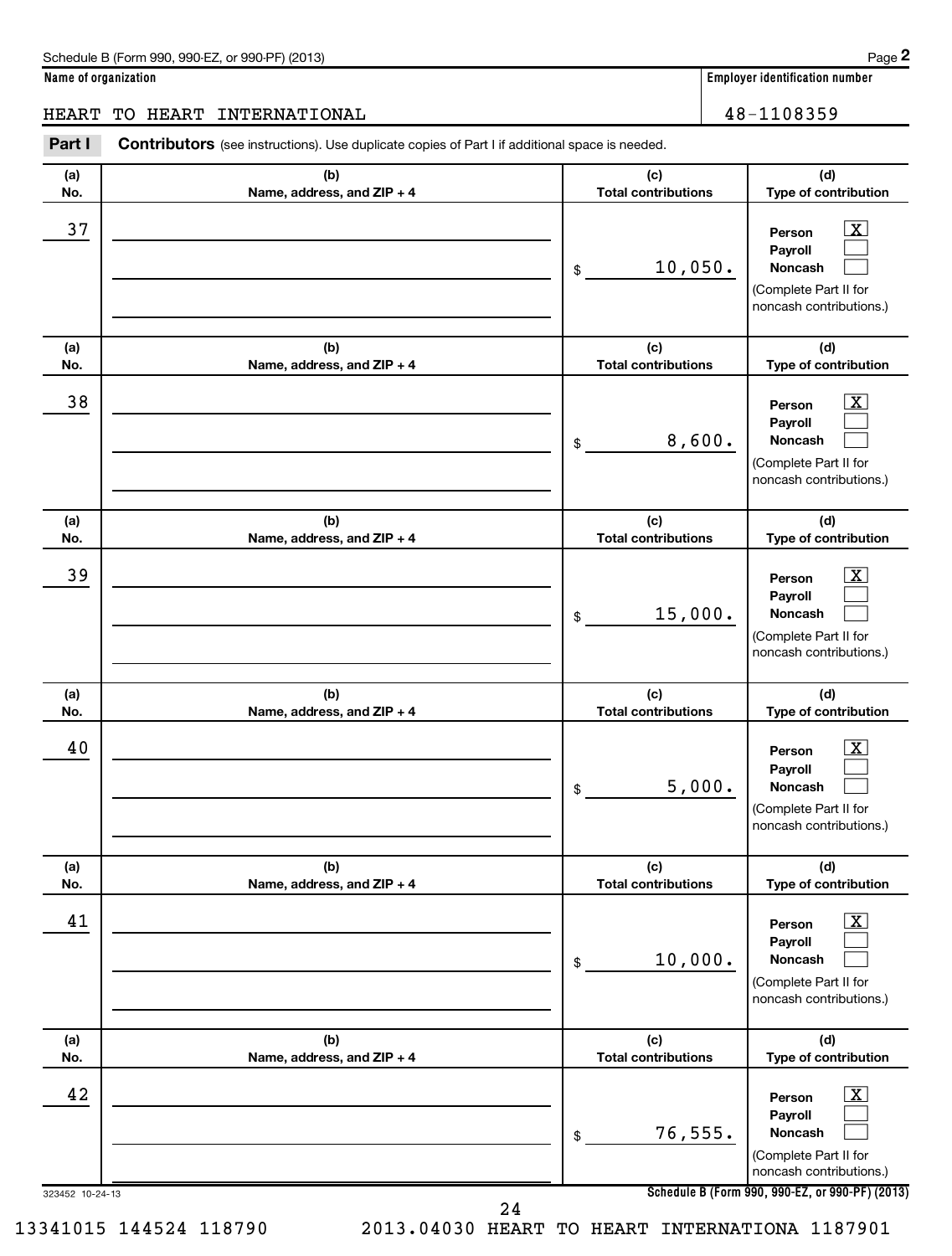Schedule B (Form 990, 990-EZ, or 990-PF) (2013)

**Name of organization**

HEART TO HEART INTERNATIONAL

**Employer identification number**

48-1108359

**Part I** **Contributors** (see instructions). Use duplicate copies of Part I if additional space is needed.

| (a) No. | (b) Name, address, and ZIP + 4 | (c) Total contributions | (d) Type of contribution |
|---|---|---|---|
| 37 | | $ 10,050. | Person [X] Payroll [ ] Noncash [ ] (Complete Part II for noncash contributions.) |
| 38 | | $ 8,600. | Person [X] Payroll [ ] Noncash [ ] (Complete Part II for noncash contributions.) |
| 39 | | $ 15,000. | Person [X] Payroll [ ] Noncash [ ] (Complete Part II for noncash contributions.) |
| 40 | | $ 5,000. | Person [X] Payroll [ ] Noncash [ ] (Complete Part II for noncash contributions.) |
| 41 | | $ 10,000. | Person [X] Payroll [ ] Noncash [ ] (Complete Part II for noncash contributions.) |
| 42 | | $ 76,555. | Person [X] Payroll [ ] Noncash [ ] (Complete Part II for noncash contributions.) |

323452 10-24-13

**Schedule B (Form 990, 990-EZ, or 990-PF) (2013)**

13341015 144524 118790 2013.04030 HEART TO HEART INTERNATIONA 1187901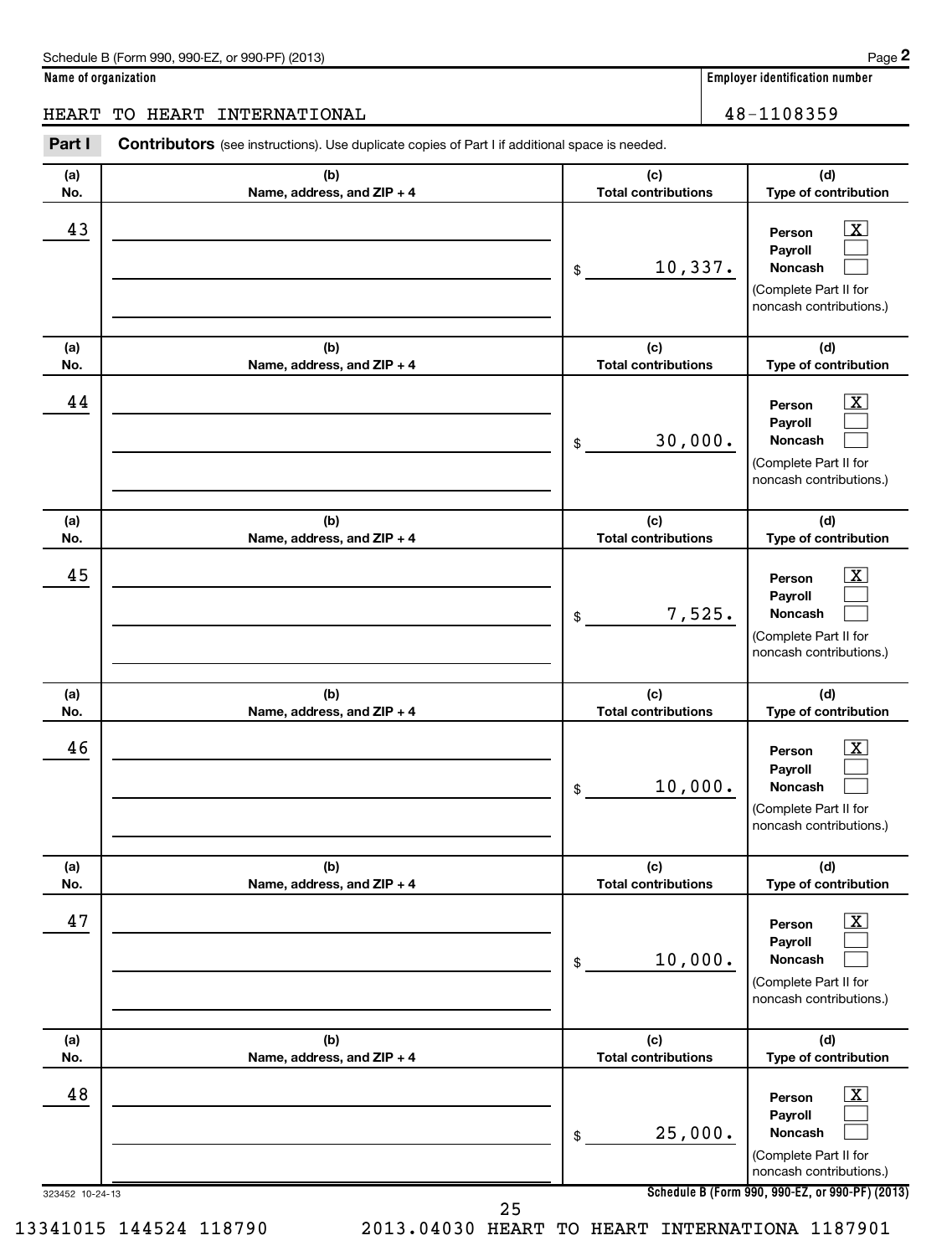Schedule B (Form 990, 990-EZ, or 990-PF) (2013)

**Name of organization**

HEART TO HEART INTERNATIONAL

**Employer identification number**

48-1108359

**Part I** **Contributors** (see instructions). Use duplicate copies of Part I if additional space is needed.

| (a) No. | (b) Name, address, and ZIP + 4 | (c) Total contributions | (d) Type of contribution |
|---|---|---|---|
| 43 | | $ 10,337. | Person [X] Payroll [ ] Noncash [ ] (Complete Part II for noncash contributions.) |
| 44 | | $ 30,000. | Person [X] Payroll [ ] Noncash [ ] (Complete Part II for noncash contributions.) |
| 45 | | $ 7,525. | Person [X] Payroll [ ] Noncash [ ] (Complete Part II for noncash contributions.) |
| 46 | | $ 10,000. | Person [X] Payroll [ ] Noncash [ ] (Complete Part II for noncash contributions.) |
| 47 | | $ 10,000. | Person [X] Payroll [ ] Noncash [ ] (Complete Part II for noncash contributions.) |
| 48 | | $ 25,000. | Person [X] Payroll [ ] Noncash [ ] (Complete Part II for noncash contributions.) |

323452 10-24-13

**Schedule B (Form 990, 990-EZ, or 990-PF) (2013)**

13341015 144524 118790 2013.04030 HEART TO HEART INTERNATIONA 1187901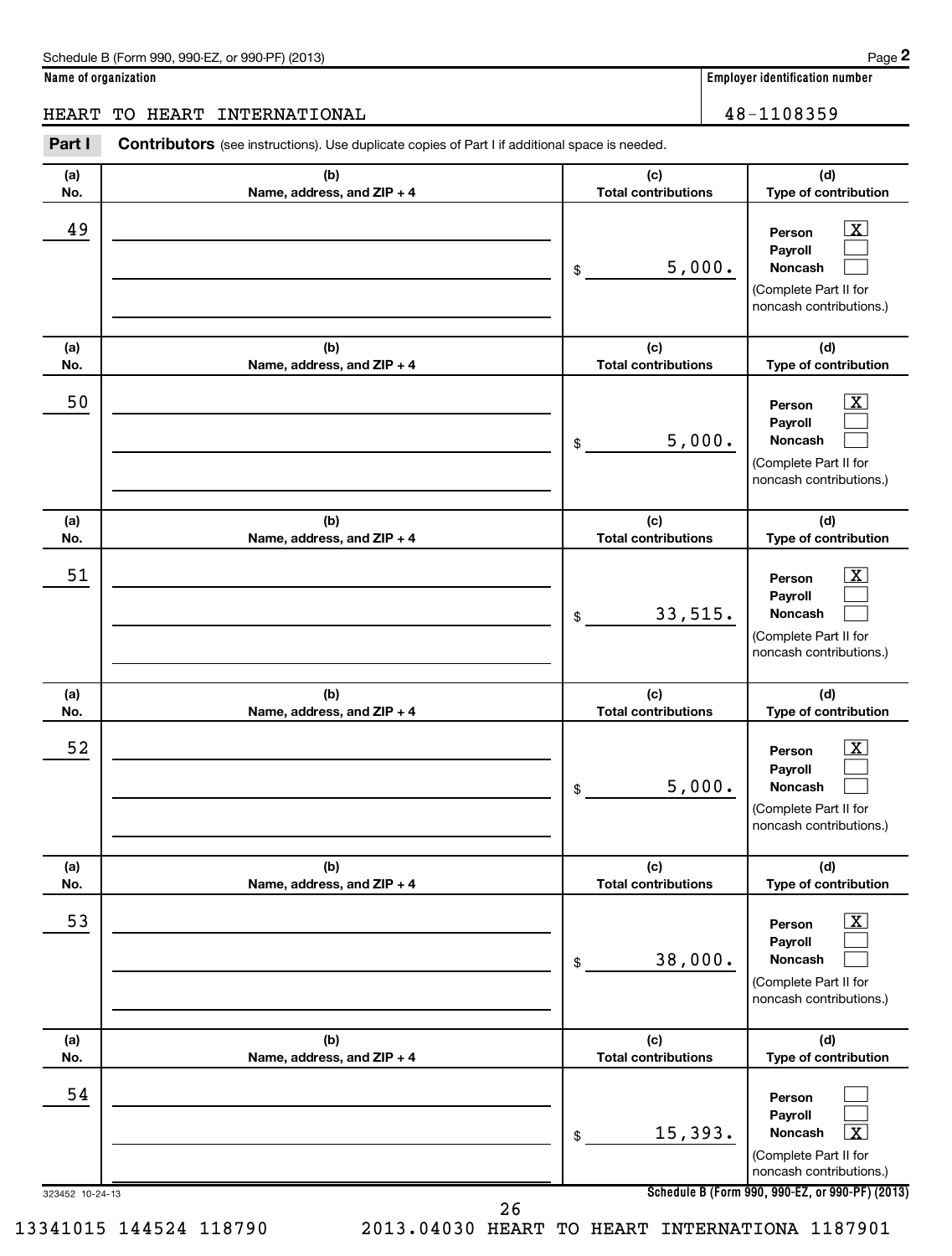Schedule B (Form 990, 990-EZ, or 990-PF) (2013)

**Name of organization**

HEART TO HEART INTERNATIONAL

**Employer identification number**

48-1108359

**Part I** **Contributors** (see instructions). Use duplicate copies of Part I if additional space is needed.

| (a) No. | (b) Name, address, and ZIP + 4 | (c) Total contributions | (d) Type of contribution |
|---|---|---|---|
| 49 | | $ 5,000. | Person [X] Payroll [ ] Noncash [ ] (Complete Part II for noncash contributions.) |
| 50 | | $ 5,000. | Person [X] Payroll [ ] Noncash [ ] (Complete Part II for noncash contributions.) |
| 51 | | $ 33,515. | Person [X] Payroll [ ] Noncash [ ] (Complete Part II for noncash contributions.) |
| 52 | | $ 5,000. | Person [X] Payroll [ ] Noncash [ ] (Complete Part II for noncash contributions.) |
| 53 | | $ 38,000. | Person [X] Payroll [ ] Noncash [ ] (Complete Part II for noncash contributions.) |
| 54 | | $ 15,393. | Person [ ] Payroll [ ] Noncash [X] (Complete Part II for noncash contributions.) |

323452 10-24-13

**Schedule B (Form 990, 990-EZ, or 990-PF) (2013)**

13341015 144524 118790 2013.04030 HEART TO HEART INTERNATIONA 1187901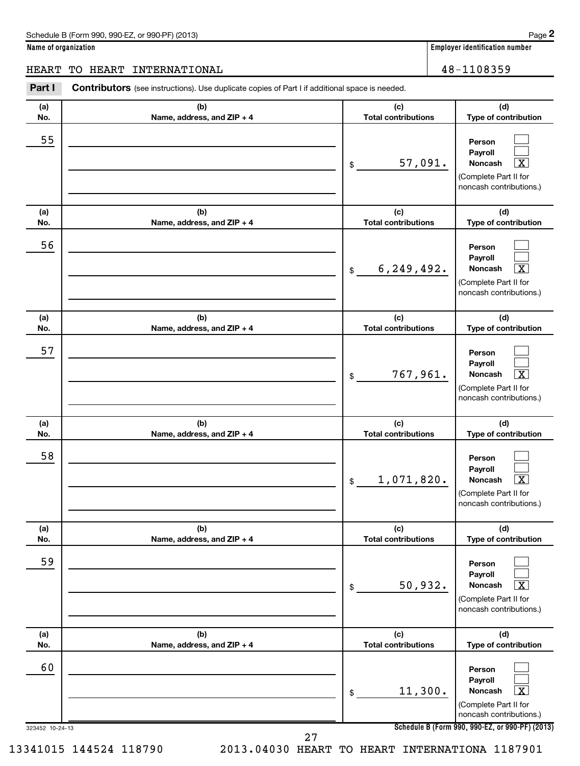Schedule B (Form 990, 990-EZ, or 990-PF) (2013) Page **2**

**Name of organization**

HEART TO HEART INTERNATIONAL

**Employer identification number**

48-1108359

**Part I** **Contributors** (see instructions). Use duplicate copies of Part I if additional space is needed.

| (a) No. | (b) Name, address, and ZIP + 4 | (c) Total contributions | (d) Type of contribution |
|---|---|---|---|
| 55 | | $ 57,091. | Person [ ] Payroll [ ] Noncash [X] (Complete Part II for noncash contributions.) |
| 56 | | $ 6,249,492. | Person [ ] Payroll [ ] Noncash [X] (Complete Part II for noncash contributions.) |
| 57 | | $ 767,961. | Person [ ] Payroll [ ] Noncash [X] (Complete Part II for noncash contributions.) |
| 58 | | $ 1,071,820. | Person [ ] Payroll [ ] Noncash [X] (Complete Part II for noncash contributions.) |
| 59 | | $ 50,932. | Person [ ] Payroll [ ] Noncash [X] (Complete Part II for noncash contributions.) |
| 60 | | $ 11,300. | Person [ ] Payroll [ ] Noncash [X] (Complete Part II for noncash contributions.) |

323452 10-24-13

**Schedule B (Form 990, 990-EZ, or 990-PF) (2013)**

13341015 144524 118790 2013.04030 HEART TO HEART INTERNATIONA 1187901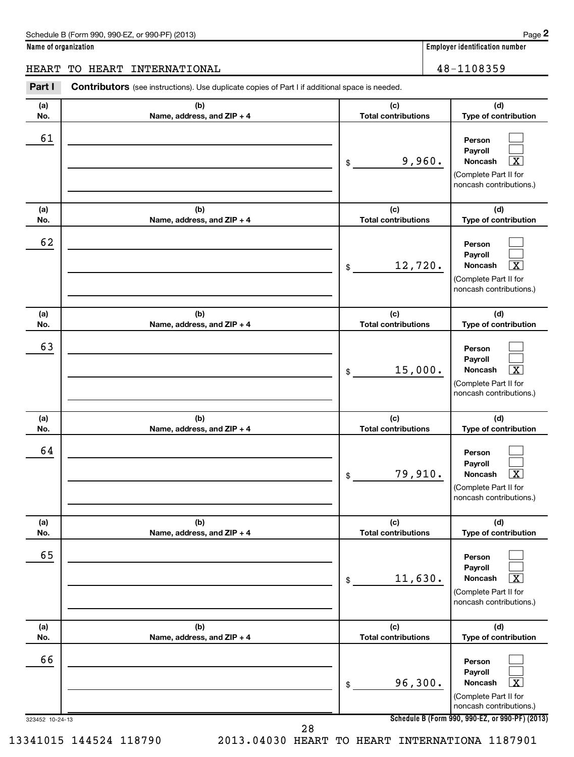Schedule B (Form 990, 990-EZ, or 990-PF) (2013)

**Name of organization**

HEART TO HEART INTERNATIONAL

**Employer identification number**

48-1108359

**Part I** **Contributors** (see instructions). Use duplicate copies of Part I if additional space is needed.

| (a) No. | (b) Name, address, and ZIP + 4 | (c) Total contributions | (d) Type of contribution |
|---|---|---|---|
| 61 | | $ 9,960. | Person [ ] Payroll [ ] Noncash [X] (Complete Part II for noncash contributions.) |
| 62 | | $ 12,720. | Person [ ] Payroll [ ] Noncash [X] (Complete Part II for noncash contributions.) |
| 63 | | $ 15,000. | Person [ ] Payroll [ ] Noncash [X] (Complete Part II for noncash contributions.) |
| 64 | | $ 79,910. | Person [ ] Payroll [ ] Noncash [X] (Complete Part II for noncash contributions.) |
| 65 | | $ 11,630. | Person [ ] Payroll [ ] Noncash [X] (Complete Part II for noncash contributions.) |
| 66 | | $ 96,300. | Person [ ] Payroll [ ] Noncash [X] (Complete Part II for noncash contributions.) |

323452 10-24-13

Schedule B (Form 990, 990-EZ, or 990-PF) (2013)

13341015 144524 118790 2013.04030 HEART TO HEART INTERNATIONA 1187901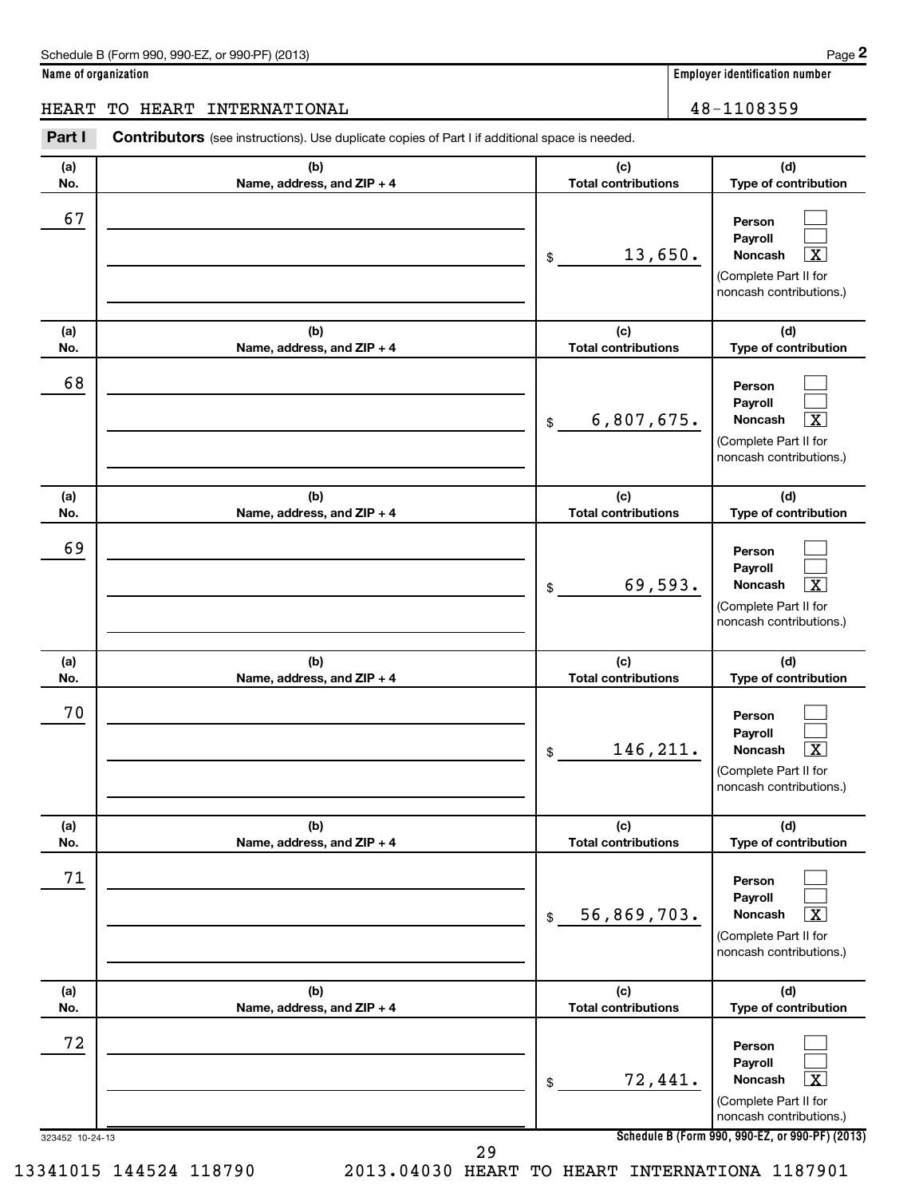Schedule B (Form 990, 990-EZ, or 990-PF) (2013)

**Name of organization**

HEART TO HEART INTERNATIONAL

**Employer identification number**

48-1108359

**Part I** **Contributors** (see instructions). Use duplicate copies of Part I if additional space is needed.

| (a) No. | (b) Name, address, and ZIP + 4 | (c) Total contributions | (d) Type of contribution |
|---|---|---|---|
| 67 | | $ 13,650. | Person [ ] Payroll [ ] Noncash [X] (Complete Part II for noncash contributions.) |
| 68 | | $ 6,807,675. | Person [ ] Payroll [ ] Noncash [X] (Complete Part II for noncash contributions.) |
| 69 | | $ 69,593. | Person [ ] Payroll [ ] Noncash [X] (Complete Part II for noncash contributions.) |
| 70 | | $ 146,211. | Person [ ] Payroll [ ] Noncash [X] (Complete Part II for noncash contributions.) |
| 71 | | $ 56,869,703. | Person [ ] Payroll [ ] Noncash [X] (Complete Part II for noncash contributions.) |
| 72 | | $ 72,441. | Person [ ] Payroll [ ] Noncash [X] (Complete Part II for noncash contributions.) |

323452 10-24-13

**Schedule B (Form 990, 990-EZ, or 990-PF) (2013)**

13341015 144524 118790 2013.04030 HEART TO HEART INTERNATIONA 1187901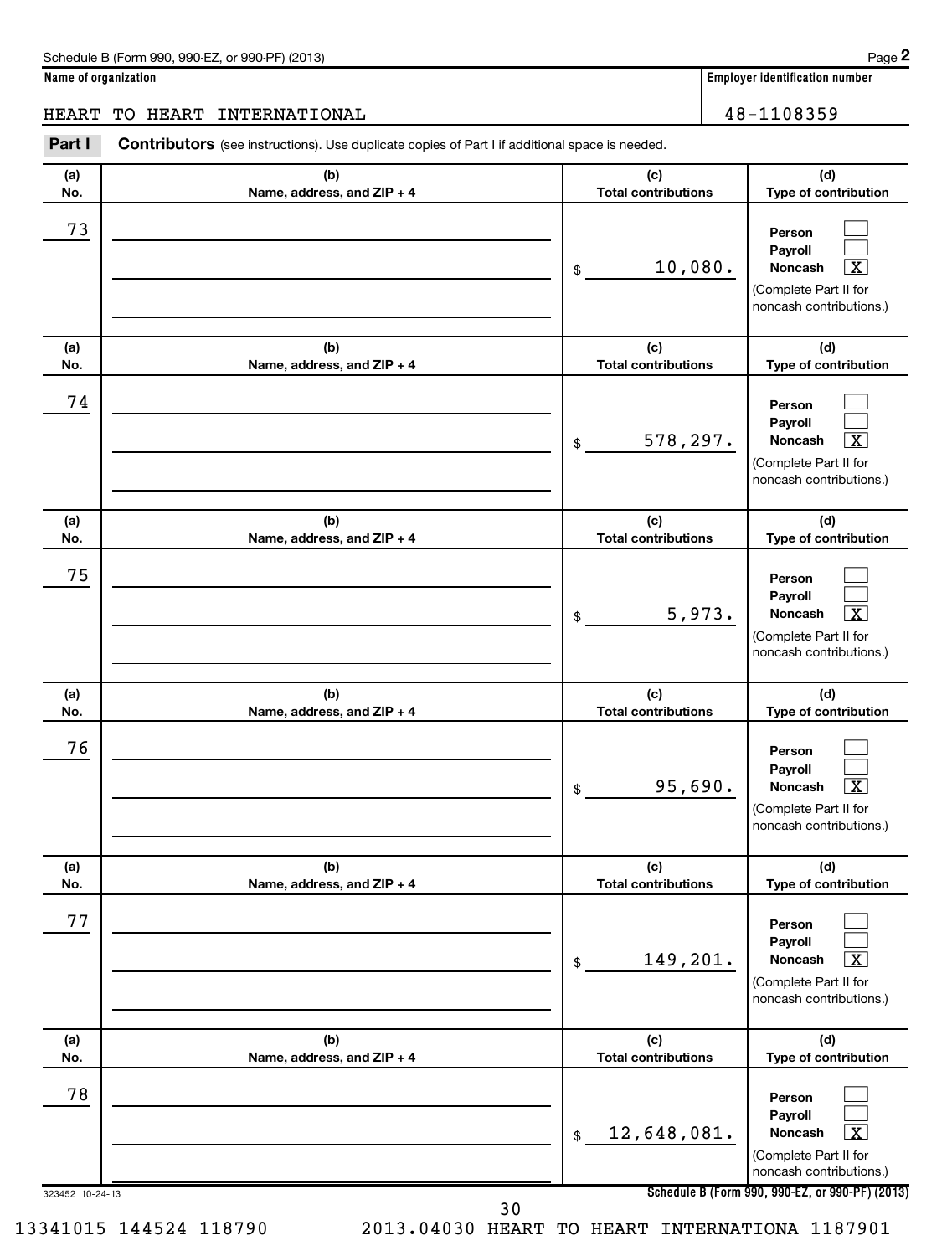Schedule B (Form 990, 990-EZ, or 990-PF) (2013)

**Name of organization**

HEART TO HEART INTERNATIONAL

**Employer identification number**

48-1108359

**Part I** **Contributors** (see instructions). Use duplicate copies of Part I if additional space is needed.

| (a) No. | (b) Name, address, and ZIP + 4 | (c) Total contributions | (d) Type of contribution |
|---|---|---|---|
| 73 | | $ 10,080. | Person [ ] Payroll [ ] Noncash [X] (Complete Part II for noncash contributions.) |
| 74 | | $ 578,297. | Person [ ] Payroll [ ] Noncash [X] (Complete Part II for noncash contributions.) |
| 75 | | $ 5,973. | Person [ ] Payroll [ ] Noncash [X] (Complete Part II for noncash contributions.) |
| 76 | | $ 95,690. | Person [ ] Payroll [ ] Noncash [X] (Complete Part II for noncash contributions.) |
| 77 | | $ 149,201. | Person [ ] Payroll [ ] Noncash [X] (Complete Part II for noncash contributions.) |
| 78 | | $ 12,648,081. | Person [ ] Payroll [ ] Noncash [X] (Complete Part II for noncash contributions.) |

323452 10-24-13

Schedule B (Form 990, 990-EZ, or 990-PF) (2013)

13341015 144524 118790 2013.04030 HEART TO HEART INTERNATIONA 1187901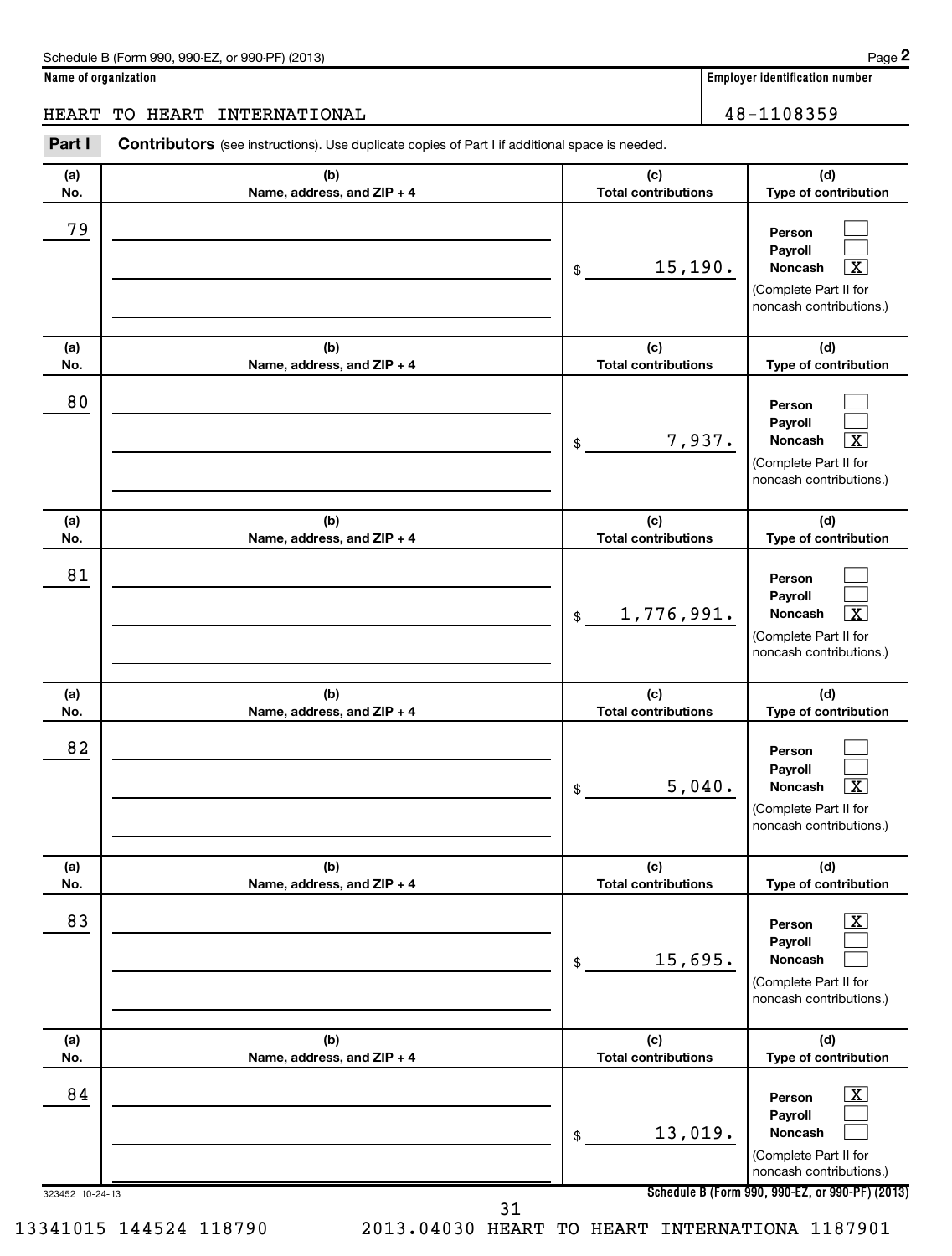Schedule B (Form 990, 990-EZ, or 990-PF) (2013)

**Name of organization**

HEART TO HEART INTERNATIONAL

**Employer identification number**

48-1108359

**Part I** **Contributors** (see instructions). Use duplicate copies of Part I if additional space is needed.

| (a) No. | (b) Name, address, and ZIP + 4 | (c) Total contributions | (d) Type of contribution |
|---|---|---|---|
| 79 | | $ 15,190. | Person [ ] Payroll [ ] Noncash [X] (Complete Part II for noncash contributions.) |
| 80 | | $ 7,937. | Person [ ] Payroll [ ] Noncash [X] (Complete Part II for noncash contributions.) |
| 81 | | $ 1,776,991. | Person [ ] Payroll [ ] Noncash [X] (Complete Part II for noncash contributions.) |
| 82 | | $ 5,040. | Person [ ] Payroll [ ] Noncash [X] (Complete Part II for noncash contributions.) |
| 83 | | $ 15,695. | Person [X] Payroll [ ] Noncash [ ] (Complete Part II for noncash contributions.) |
| 84 | | $ 13,019. | Person [X] Payroll [ ] Noncash [ ] (Complete Part II for noncash contributions.) |

323452 10-24-13

**Schedule B (Form 990, 990-EZ, or 990-PF) (2013)**

13341015 144524 118790 2013.04030 HEART TO HEART INTERNATIONA 1187901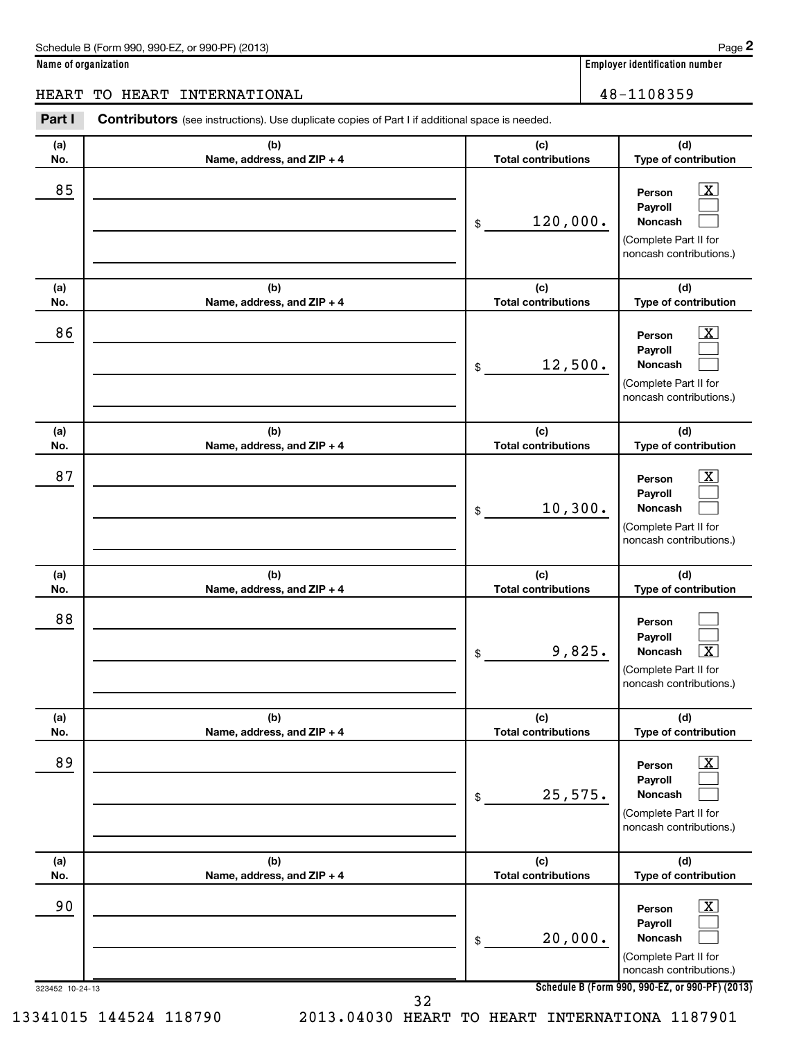Schedule B (Form 990, 990-EZ, or 990-PF) (2013)

**Name of organization**

HEART TO HEART INTERNATIONAL

**Employer identification number**

48-1108359

**Part I** **Contributors** (see instructions). Use duplicate copies of Part I if additional space is needed.

| (a) No. | (b) Name, address, and ZIP + 4 | (c) Total contributions | (d) Type of contribution |
|---|---|---|---|
| 85 | | $ 120,000. | Person [X] Payroll [ ] Noncash [ ] (Complete Part II for noncash contributions.) |
| 86 | | $ 12,500. | Person [X] Payroll [ ] Noncash [ ] (Complete Part II for noncash contributions.) |
| 87 | | $ 10,300. | Person [X] Payroll [ ] Noncash [ ] (Complete Part II for noncash contributions.) |
| 88 | | $ 9,825. | Person [ ] Payroll [ ] Noncash [X] (Complete Part II for noncash contributions.) |
| 89 | | $ 25,575. | Person [X] Payroll [ ] Noncash [ ] (Complete Part II for noncash contributions.) |
| 90 | | $ 20,000. | Person [X] Payroll [ ] Noncash [ ] (Complete Part II for noncash contributions.) |

323452 10-24-13

**Schedule B (Form 990, 990-EZ, or 990-PF) (2013)**

13341015 144524 118790 2013.04030 HEART TO HEART INTERNATIONA 1187901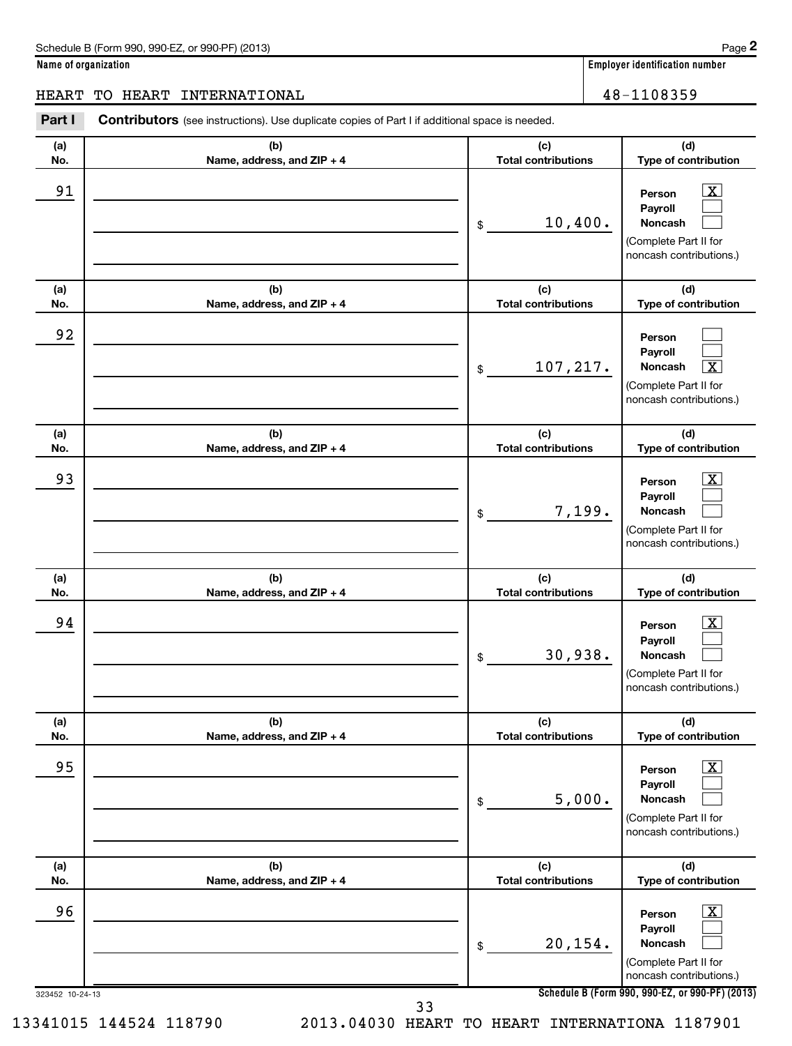Schedule B (Form 990, 990-EZ, or 990-PF) (2013)

**Name of organization**

HEART TO HEART INTERNATIONAL

**Employer identification number**

48-1108359

**Part I** **Contributors** (see instructions). Use duplicate copies of Part I if additional space is needed.

| (a) No. | (b) Name, address, and ZIP + 4 | (c) Total contributions | (d) Type of contribution |
|---|---|---|---|
| 91 | | $ 10,400. | Person [X] Payroll [ ] Noncash [ ] (Complete Part II for noncash contributions.) |
| 92 | | $ 107,217. | Person [ ] Payroll [ ] Noncash [X] (Complete Part II for noncash contributions.) |
| 93 | | $ 7,199. | Person [X] Payroll [ ] Noncash [ ] (Complete Part II for noncash contributions.) |
| 94 | | $ 30,938. | Person [X] Payroll [ ] Noncash [ ] (Complete Part II for noncash contributions.) |
| 95 | | $ 5,000. | Person [X] Payroll [ ] Noncash [ ] (Complete Part II for noncash contributions.) |
| 96 | | $ 20,154. | Person [X] Payroll [ ] Noncash [ ] (Complete Part II for noncash contributions.) |

323452 10-24-13

**Schedule B (Form 990, 990-EZ, or 990-PF) (2013)**

13341015 144524 118790 2013.04030 HEART TO HEART INTERNATIONA 1187901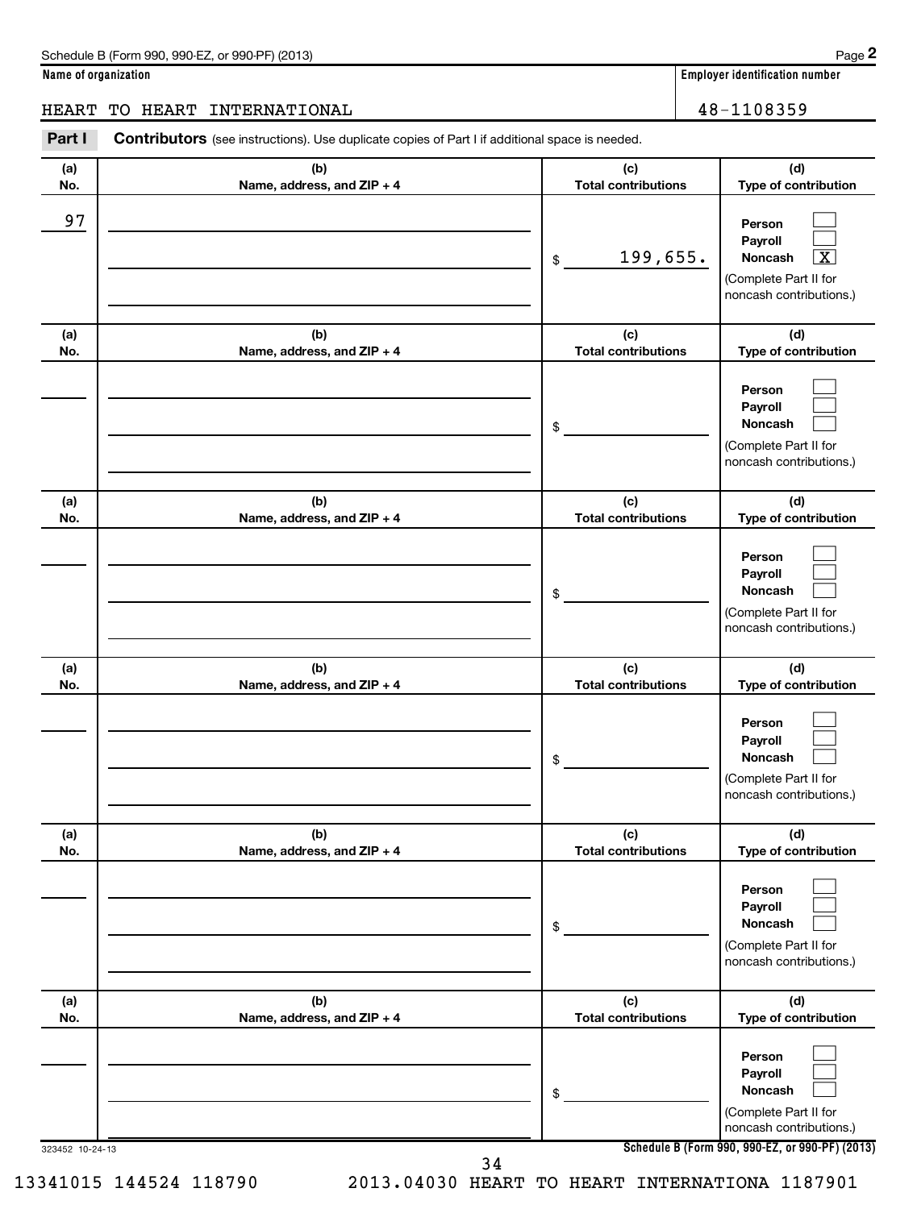Schedule B (Form 990, 990-EZ, or 990-PF) (2013)

**Name of organization**

HEART TO HEART INTERNATIONAL

**Employer identification number**

48-1108359

**Part I** **Contributors** (see instructions). Use duplicate copies of Part I if additional space is needed.

| (a) No. | (b) Name, address, and ZIP + 4 | (c) Total contributions | (d) Type of contribution |
|---|---|---|---|
| 97 | | $ 199,655. | Person [ ] Payroll [ ] Noncash [X] (Complete Part II for noncash contributions.) |
| | | $ | Person [ ] Payroll [ ] Noncash [ ] (Complete Part II for noncash contributions.) |
| | | $ | Person [ ] Payroll [ ] Noncash [ ] (Complete Part II for noncash contributions.) |
| | | $ | Person [ ] Payroll [ ] Noncash [ ] (Complete Part II for noncash contributions.) |
| | | $ | Person [ ] Payroll [ ] Noncash [ ] (Complete Part II for noncash contributions.) |
| | | $ | Person [ ] Payroll [ ] Noncash [ ] (Complete Part II for noncash contributions.) |

323452 10-24-13

Schedule B (Form 990, 990-EZ, or 990-PF) (2013)

13341015 144524 118790 2013.04030 HEART TO HEART INTERNATIONA 1187901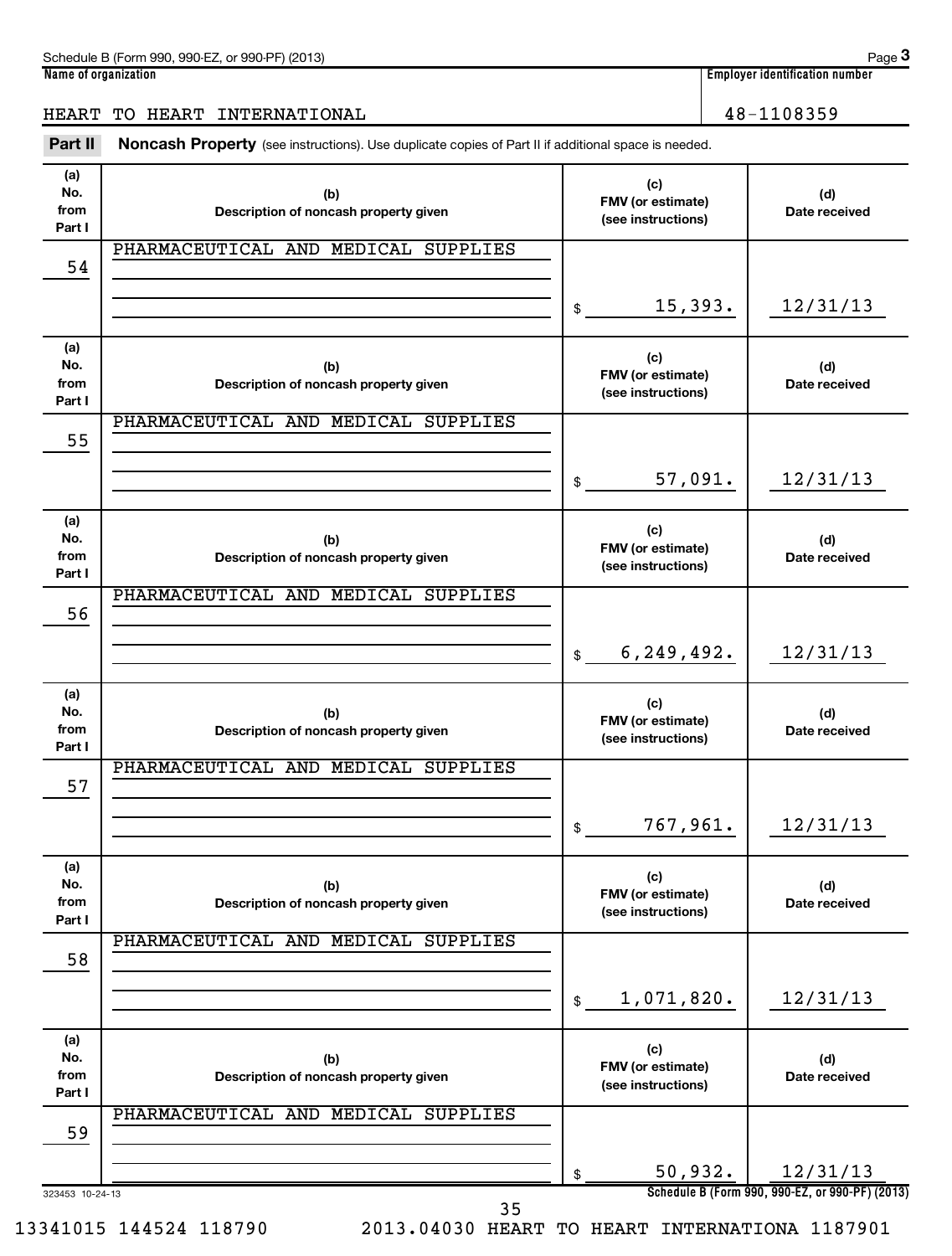Schedule B (Form 990, 990-EZ, or 990-PF) (2013)

| Name of organization | Employer identification number |
|---|---|
| HEART TO HEART INTERNATIONAL | 48-1108359 |

**Part II** **Noncash Property** (see instructions). Use duplicate copies of Part II if additional space is needed.

| (a) No. from Part I | (b) Description of noncash property given | (c) FMV (or estimate) (see instructions) | (d) Date received |
|---|---|---|---|
| 54 | PHARMACEUTICAL AND MEDICAL SUPPLIES | $ 15,393. | 12/31/13 |
| 55 | PHARMACEUTICAL AND MEDICAL SUPPLIES | $ 57,091. | 12/31/13 |
| 56 | PHARMACEUTICAL AND MEDICAL SUPPLIES | $ 6,249,492. | 12/31/13 |
| 57 | PHARMACEUTICAL AND MEDICAL SUPPLIES | $ 767,961. | 12/31/13 |
| 58 | PHARMACEUTICAL AND MEDICAL SUPPLIES | $ 1,071,820. | 12/31/13 |
| 59 | PHARMACEUTICAL AND MEDICAL SUPPLIES | $ 50,932. | 12/31/13 |

323453 10-24-13

Schedule B (Form 990, 990-EZ, or 990-PF) (2013)

13341015 144524 118790 2013.04030 HEART TO HEART INTERNATIONA 1187901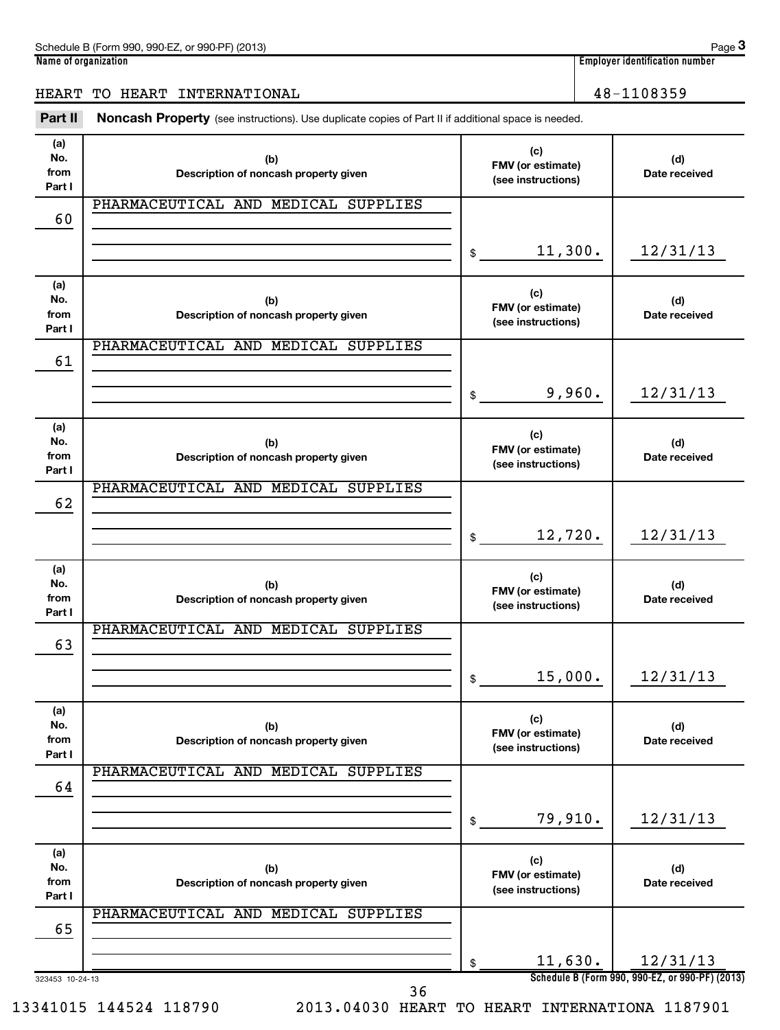Schedule B (Form 990, 990-EZ, or 990-PF) (2013)

**Name of organization**

HEART TO HEART INTERNATIONAL

**Employer identification number**

48-1108359

**Part II** **Noncash Property** (see instructions). Use duplicate copies of Part II if additional space is needed.

| (a) No. from Part I | (b) Description of noncash property given | (c) FMV (or estimate) (see instructions) | (d) Date received |
|---|---|---|---|
| 60 | PHARMACEUTICAL AND MEDICAL SUPPLIES | $ 11,300. | 12/31/13 |
| 61 | PHARMACEUTICAL AND MEDICAL SUPPLIES | $ 9,960. | 12/31/13 |
| 62 | PHARMACEUTICAL AND MEDICAL SUPPLIES | $ 12,720. | 12/31/13 |
| 63 | PHARMACEUTICAL AND MEDICAL SUPPLIES | $ 15,000. | 12/31/13 |
| 64 | PHARMACEUTICAL AND MEDICAL SUPPLIES | $ 79,910. | 12/31/13 |
| 65 | PHARMACEUTICAL AND MEDICAL SUPPLIES | $ 11,630. | 12/31/13 |

323453 10-24-13

Schedule B (Form 990, 990-EZ, or 990-PF) (2013)

13341015 144524 118790 2013.04030 HEART TO HEART INTERNATIONA 1187901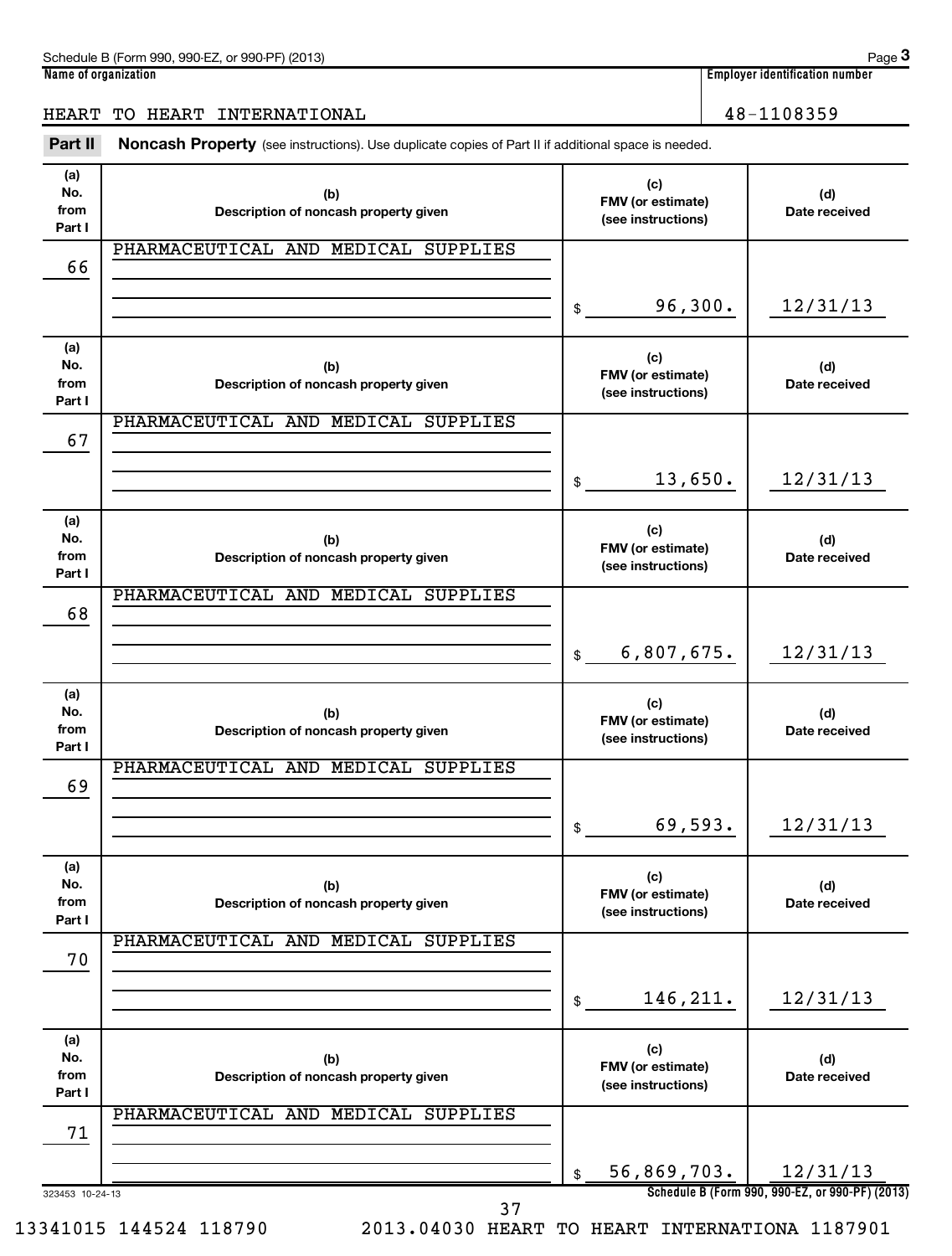Schedule B (Form 990, 990-EZ, or 990-PF) (2013) Page 3

**Name of organization**: HEART TO HEART INTERNATIONAL

**Employer identification number**: 48-1108359

**Part II** **Noncash Property** (see instructions). Use duplicate copies of Part II if additional space is needed.

| (a) No. from Part I | (b) Description of noncash property given | (c) FMV (or estimate) (see instructions) | (d) Date received |
|---|---|---|---|
| 66 | PHARMACEUTICAL AND MEDICAL SUPPLIES | $ 96,300. | 12/31/13 |
| 67 | PHARMACEUTICAL AND MEDICAL SUPPLIES | $ 13,650. | 12/31/13 |
| 68 | PHARMACEUTICAL AND MEDICAL SUPPLIES | $ 6,807,675. | 12/31/13 |
| 69 | PHARMACEUTICAL AND MEDICAL SUPPLIES | $ 69,593. | 12/31/13 |
| 70 | PHARMACEUTICAL AND MEDICAL SUPPLIES | $ 146,211. | 12/31/13 |
| 71 | PHARMACEUTICAL AND MEDICAL SUPPLIES | $ 56,869,703. | 12/31/13 |

323453 10-24-13

**Schedule B (Form 990, 990-EZ, or 990-PF) (2013)**

13341015 144524 118790 2013.04030 HEART TO HEART INTERNATIONA 1187901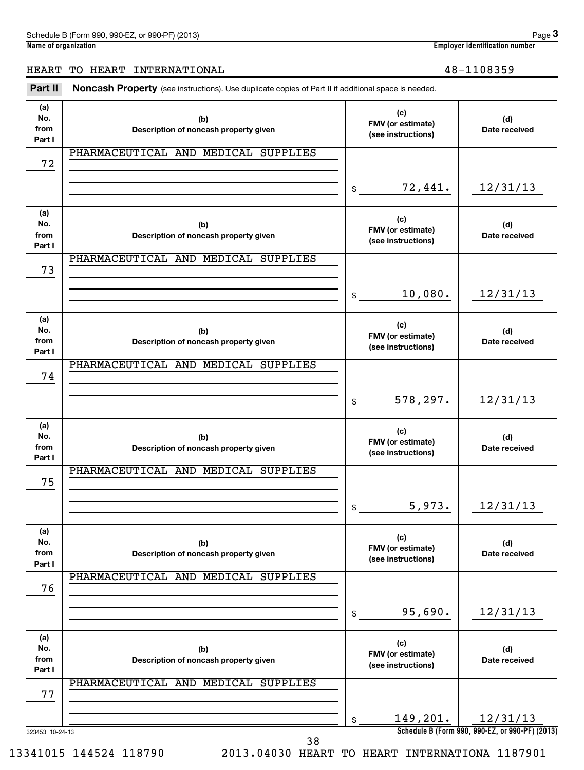Schedule B (Form 990, 990-EZ, or 990-PF) (2013) Page **3**

**Name of organization**: HEART TO HEART INTERNATIONAL

**Employer identification number**: 48-1108359

## Part II Noncash Property

(see instructions). Use duplicate copies of Part II if additional space is needed.

| (a) No. from Part I | (b) Description of noncash property given | (c) FMV (or estimate) (see instructions) | (d) Date received |
|---|---|---|---|
| 72 | PHARMACEUTICAL AND MEDICAL SUPPLIES | $ 72,441. | 12/31/13 |
| 73 | PHARMACEUTICAL AND MEDICAL SUPPLIES | $ 10,080. | 12/31/13 |
| 74 | PHARMACEUTICAL AND MEDICAL SUPPLIES | $ 578,297. | 12/31/13 |
| 75 | PHARMACEUTICAL AND MEDICAL SUPPLIES | $ 5,973. | 12/31/13 |
| 76 | PHARMACEUTICAL AND MEDICAL SUPPLIES | $ 95,690. | 12/31/13 |
| 77 | PHARMACEUTICAL AND MEDICAL SUPPLIES | $ 149,201. | 12/31/13 |

323453 10-24-13

**Schedule B (Form 990, 990-EZ, or 990-PF) (2013)**

13341015 144524 118790 2013.04030 HEART TO HEART INTERNATIONA 1187901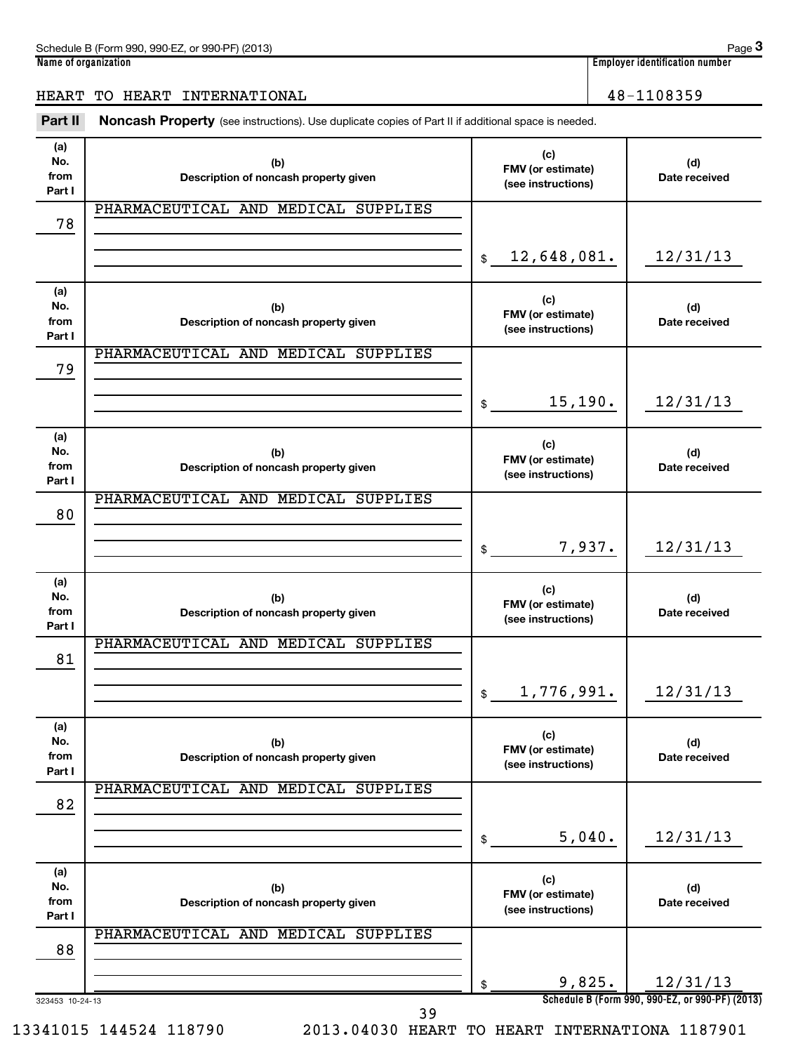Schedule B (Form 990, 990-EZ, or 990-PF) (2013)

**Name of organization:** HEART TO HEART INTERNATIONAL

**Employer identification number:** 48-1108359

## Part II Noncash Property

(see instructions). Use duplicate copies of Part II if additional space is needed.

| (a) No. from Part I | (b) Description of noncash property given | (c) FMV (or estimate) (see instructions) | (d) Date received |
|---|---|---|---|
| 78 | PHARMACEUTICAL AND MEDICAL SUPPLIES | $ 12,648,081. | 12/31/13 |
| 79 | PHARMACEUTICAL AND MEDICAL SUPPLIES | $ 15,190. | 12/31/13 |
| 80 | PHARMACEUTICAL AND MEDICAL SUPPLIES | $ 7,937. | 12/31/13 |
| 81 | PHARMACEUTICAL AND MEDICAL SUPPLIES | $ 1,776,991. | 12/31/13 |
| 82 | PHARMACEUTICAL AND MEDICAL SUPPLIES | $ 5,040. | 12/31/13 |
| 88 | PHARMACEUTICAL AND MEDICAL SUPPLIES | $ 9,825. | 12/31/13 |

323453 10-24-13

Schedule B (Form 990, 990-EZ, or 990-PF) (2013)

13341015 144524 118790 2013.04030 HEART TO HEART INTERNATIONA 1187901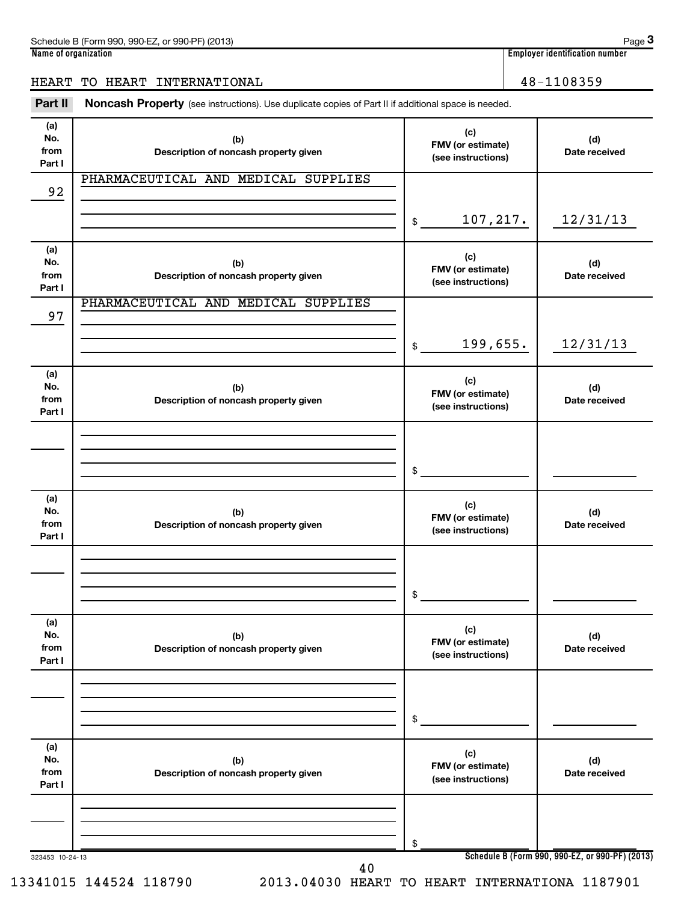Schedule B (Form 990, 990-EZ, or 990-PF) (2013) Page **3**

**Name of organization**

HEART TO HEART INTERNATIONAL

**Employer identification number**

48-1108359

**Part II** **Noncash Property** (see instructions). Use duplicate copies of Part II if additional space is needed.

| (a) No. from Part I | (b) Description of noncash property given | (c) FMV (or estimate) (see instructions) | (d) Date received |
|---|---|---|---|
| 92 | PHARMACEUTICAL AND MEDICAL SUPPLIES | $ 107,217. | 12/31/13 |
| 97 | PHARMACEUTICAL AND MEDICAL SUPPLIES | $ 199,655. | 12/31/13 |
| | | $ | |
| | | $ | |
| | | $ | |
| | | $ | |

323453 10-24-13

Schedule B (Form 990, 990-EZ, or 990-PF) (2013)

13341015 144524 118790 2013.04030 HEART TO HEART INTERNATIONA 1187901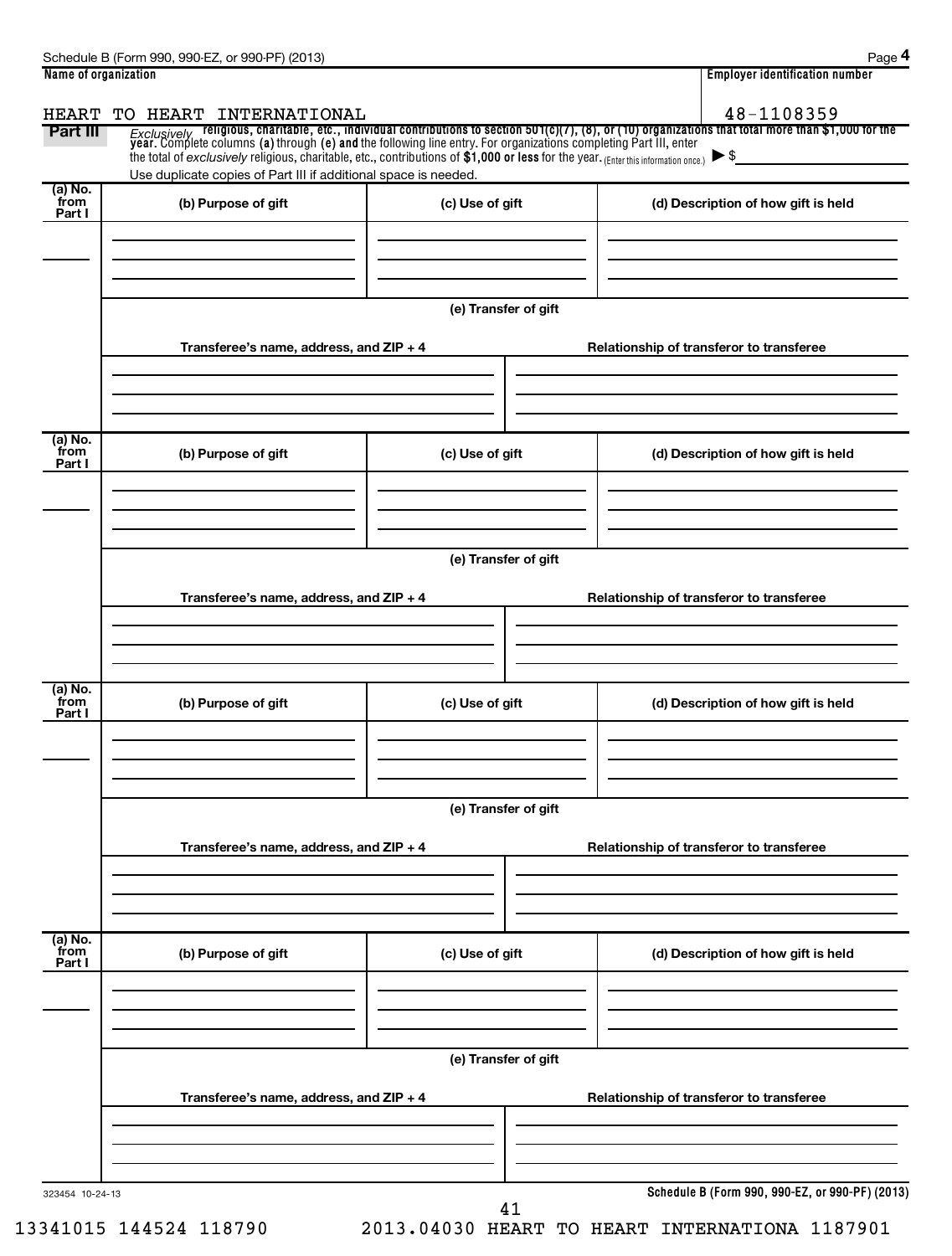Schedule B (Form 990, 990-EZ, or 990-PF) (2013) Page **4**

**Name of organization**

HEART TO HEART INTERNATIONAL

**Employer identification number**

48-1108359

**Part III** *Exclusively* **religious, charitable, etc., individual contributions to section 501(c)(7), (8), or (10) organizations that total more than $1,000 for the year.** Complete columns **(a)** through **(e) and** the following line entry. For organizations completing Part III, enter the total of *exclusively* religious, charitable, etc., contributions of **$1,000 or less** for the year. (Enter this information once.) ▶ $

Use duplicate copies of Part III if additional space is needed.

| (a) No. from Part I | (b) Purpose of gift | (c) Use of gift | (d) Description of how gift is held |
|---|---|---|---|
| | | | |

**(e) Transfer of gift**

| Transferee's name, address, and ZIP + 4 | Relationship of transferor to transferee |
|---|---|
| | |

| (a) No. from Part I | (b) Purpose of gift | (c) Use of gift | (d) Description of how gift is held |
|---|---|---|---|
| | | | |

**(e) Transfer of gift**

| Transferee's name, address, and ZIP + 4 | Relationship of transferor to transferee |
|---|---|
| | |

| (a) No. from Part I | (b) Purpose of gift | (c) Use of gift | (d) Description of how gift is held |
|---|---|---|---|
| | | | |

**(e) Transfer of gift**

| Transferee's name, address, and ZIP + 4 | Relationship of transferor to transferee |
|---|---|
| | |

| (a) No. from Part I | (b) Purpose of gift | (c) Use of gift | (d) Description of how gift is held |
|---|---|---|---|
| | | | |

**(e) Transfer of gift**

| Transferee's name, address, and ZIP + 4 | Relationship of transferor to transferee |
|---|---|
| | |

323454 10-24-13

**Schedule B (Form 990, 990-EZ, or 990-PF) (2013)**

13341015 144524 118790 2013.04030 HEART TO HEART INTERNATIONA 1187901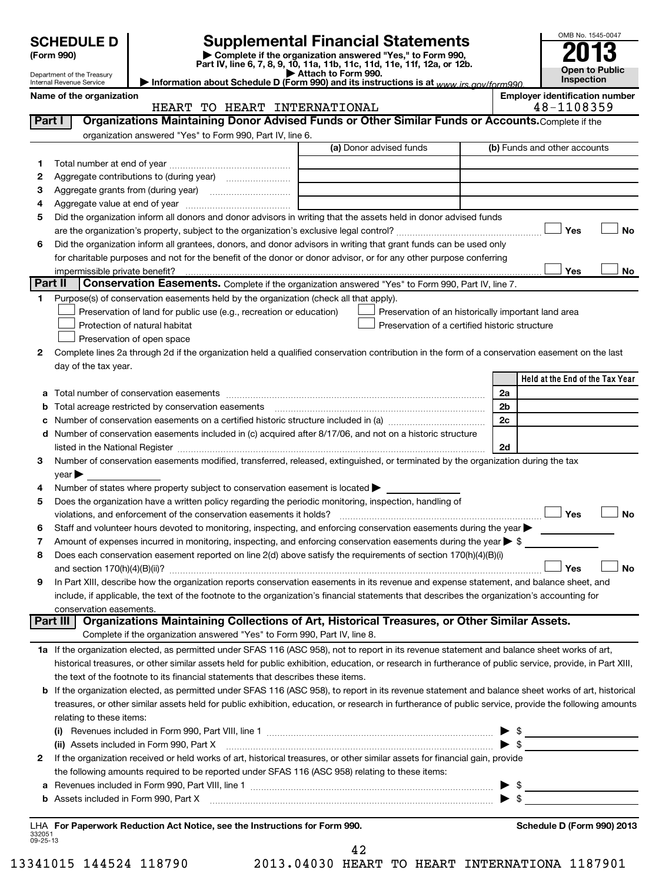# SCHEDULE D (Form 990)

Department of the Treasury
Internal Revenue Service

## Supplemental Financial Statements

▶ Complete if the organization answered "Yes," to Form 990, Part IV, line 6, 7, 8, 9, 10, 11a, 11b, 11c, 11d, 11e, 11f, 12a, or 12b.
▶ Attach to Form 990.
▶ Information about Schedule D (Form 990) and its instructions is at www.irs.gov/form990.

OMB No. 1545-0047
**2013**
**Open to Public Inspection**

**Name of the organization:** HEART TO HEART INTERNATIONAL
**Employer identification number:** 48-1108359

## Part I — Organizations Maintaining Donor Advised Funds or Other Similar Funds or Accounts.

Complete if the organization answered "Yes" to Form 990, Part IV, line 6.

| | | (a) Donor advised funds | (b) Funds and other accounts |
|---|---|---|---|
| 1 | Total number at end of year | | |
| 2 | Aggregate contributions to (during year) | | |
| 3 | Aggregate grants from (during year) | | |
| 4 | Aggregate value at end of year | | |

5. Did the organization inform all donors and donor advisors in writing that the assets held in donor advised funds are the organization's property, subject to the organization's exclusive legal control? ☐ Yes ☐ No
6. Did the organization inform all grantees, donors, and donor advisors in writing that grant funds can be used only for charitable purposes and not for the benefit of the donor or donor advisor, or for any other purpose conferring impermissible private benefit? ☐ Yes ☐ No

## Part II — Conservation Easements.

Complete if the organization answered "Yes" to Form 990, Part IV, line 7.

1. Purpose(s) of conservation easements held by the organization (check all that apply).
   - ☐ Preservation of land for public use (e.g., recreation or education)
   - ☐ Preservation of an historically important land area
   - ☐ Protection of natural habitat
   - ☐ Preservation of a certified historic structure
   - ☐ Preservation of open space
2. Complete lines 2a through 2d if the organization held a qualified conservation contribution in the form of a conservation easement on the last day of the tax year.

| | | | Held at the End of the Tax Year |
|---|---|---|---|
| a | Total number of conservation easements | 2a | |
| b | Total acreage restricted by conservation easements | 2b | |
| c | Number of conservation easements on a certified historic structure included in (a) | 2c | |
| d | Number of conservation easements included in (c) acquired after 8/17/06, and not on a historic structure listed in the National Register | 2d | |

3. Number of conservation easements modified, transferred, released, extinguished, or terminated by the organization during the tax year ▶
4. Number of states where property subject to conservation easement is located ▶
5. Does the organization have a written policy regarding the periodic monitoring, inspection, handling of violations, and enforcement of the conservation easements it holds? ☐ Yes ☐ No
6. Staff and volunteer hours devoted to monitoring, inspecting, and enforcing conservation easements during the year ▶
7. Amount of expenses incurred in monitoring, inspecting, and enforcing conservation easements during the year ▶ $
8. Does each conservation easement reported on line 2(d) above satisfy the requirements of section 170(h)(4)(B)(i) and section 170(h)(4)(B)(ii)? ☐ Yes ☐ No
9. In Part XIII, describe how the organization reports conservation easements in its revenue and expense statement, and balance sheet, and include, if applicable, the text of the footnote to the organization's financial statements that describes the organization's accounting for conservation easements.

## Part III — Organizations Maintaining Collections of Art, Historical Treasures, or Other Similar Assets.

Complete if the organization answered "Yes" to Form 990, Part IV, line 8.

1a. If the organization elected, as permitted under SFAS 116 (ASC 958), not to report in its revenue statement and balance sheet works of art, historical treasures, or other similar assets held for public exhibition, education, or research in furtherance of public service, provide, in Part XIII, the text of the footnote to its financial statements that describes these items.

b. If the organization elected, as permitted under SFAS 116 (ASC 958), to report in its revenue statement and balance sheet works of art, historical treasures, or other similar assets held for public exhibition, education, or research in furtherance of public service, provide the following amounts relating to these items:
   - (i) Revenues included in Form 990, Part VIII, line 1 ▶ $
   - (ii) Assets included in Form 990, Part X ▶ $

2. If the organization received or held works of art, historical treasures, or other similar assets for financial gain, provide the following amounts required to be reported under SFAS 116 (ASC 958) relating to these items:
   - a. Revenues included in Form 990, Part VIII, line 1 ▶ $
   - b. Assets included in Form 990, Part X ▶ $

LHA For Paperwork Reduction Act Notice, see the Instructions for Form 990. Schedule D (Form 990) 2013

332051 09-25-13

13341015 144524 118790 2013.04030 HEART TO HEART INTERNATIONA 1187901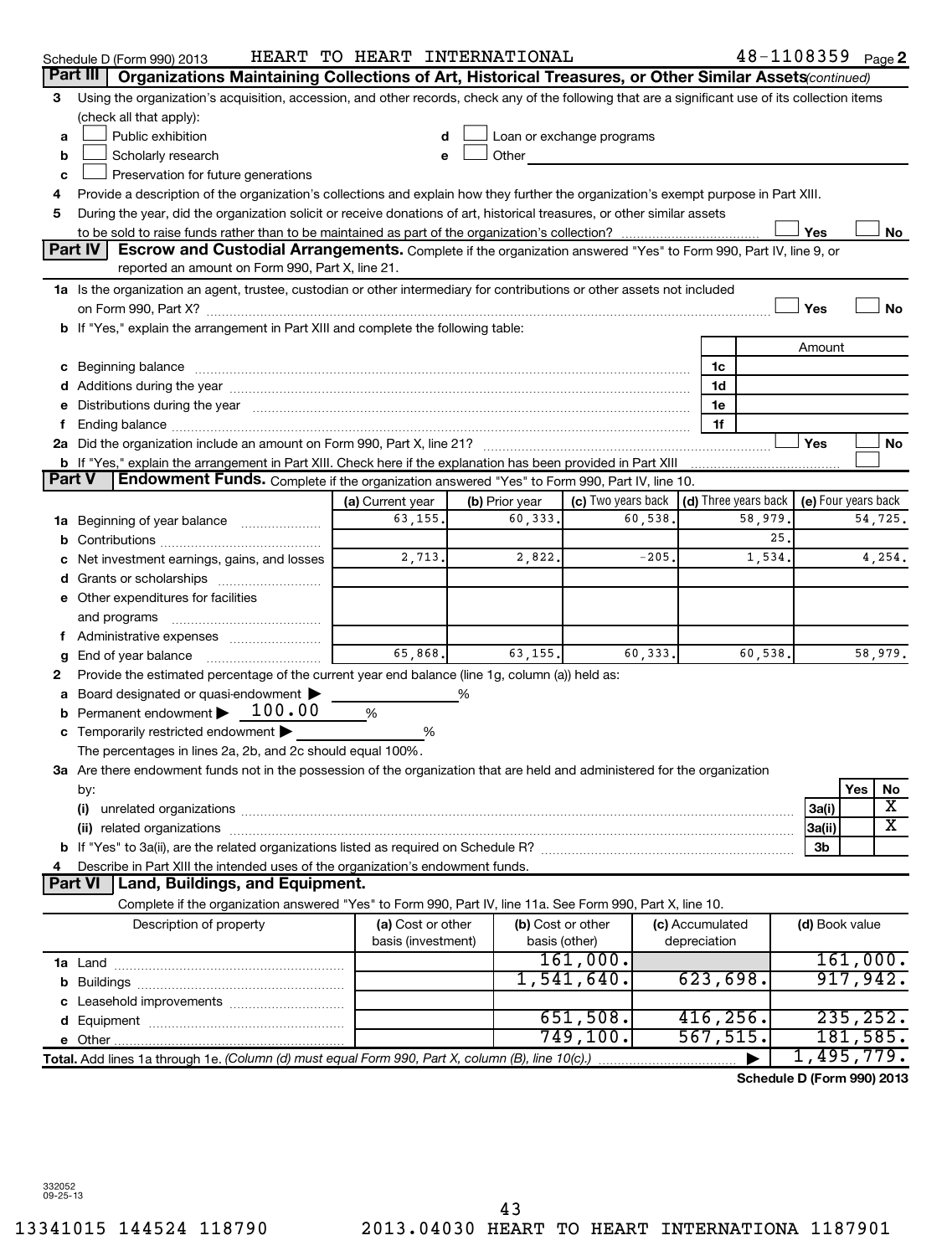Schedule D (Form 990) 2013 HEART TO HEART INTERNATIONAL 48-1108359 Page 2

## Part III Organizations Maintaining Collections of Art, Historical Treasures, or Other Similar Assets *(continued)*

3 Using the organization's acquisition, accession, and other records, check any of the following that are a significant use of its collection items (check all that apply):

- a ☐ Public exhibition
- b ☐ Scholarly research
- c ☐ Preservation for future generations
- d ☐ Loan or exchange programs
- e ☐ Other

4 Provide a description of the organization's collections and explain how they further the organization's exempt purpose in Part XIII.

5 During the year, did the organization solicit or receive donations of art, historical treasures, or other similar assets to be sold to raise funds rather than to be maintained as part of the organization's collection? ☐ Yes ☐ No

## Part IV Escrow and Custodial Arrangements.

Complete if the organization answered "Yes" to Form 990, Part IV, line 9, or reported an amount on Form 990, Part X, line 21.

1a Is the organization an agent, trustee, custodian or other intermediary for contributions or other assets not included on Form 990, Part X? ☐ Yes ☐ No

b If "Yes," explain the arrangement in Part XIII and complete the following table:

| | | Amount |
|---|---|---|
| c Beginning balance | 1c | |
| d Additions during the year | 1d | |
| e Distributions during the year | 1e | |
| f Ending balance | 1f | |

2a Did the organization include an amount on Form 990, Part X, line 21? ☐ Yes ☐ No

b If "Yes," explain the arrangement in Part XIII. Check here if the explanation has been provided in Part XIII ☐

## Part V Endowment Funds.

Complete if the organization answered "Yes" to Form 990, Part IV, line 10.

| | (a) Current year | (b) Prior year | (c) Two years back | (d) Three years back | (e) Four years back |
|---|---|---|---|---|---|
| 1a Beginning of year balance | 63,155. | 60,333. | 60,538. | 58,979. | 54,725. |
| b Contributions | | | | 25. | |
| c Net investment earnings, gains, and losses | 2,713. | 2,822. | -205. | 1,534. | 4,254. |
| d Grants or scholarships | | | | | |
| e Other expenditures for facilities and programs | | | | | |
| f Administrative expenses | | | | | |
| g End of year balance | 65,868. | 63,155. | 60,333. | 60,538. | 58,979. |

2 Provide the estimated percentage of the current year end balance (line 1g, column (a)) held as:

- a Board designated or quasi-endowment ▶ %
- b Permanent endowment ▶ 100.00 %
- c Temporarily restricted endowment ▶ %

The percentages in lines 2a, 2b, and 2c should equal 100%.

3a Are there endowment funds not in the possession of the organization that are held and administered for the organization by:

| | | Yes | No |
|---|---|---|---|
| (i) unrelated organizations | 3a(i) | | X |
| (ii) related organizations | 3a(ii) | | X |
| b If "Yes" to 3a(ii), are the related organizations listed as required on Schedule R? | 3b | | |

4 Describe in Part XIII the intended uses of the organization's endowment funds.

## Part VI Land, Buildings, and Equipment.

Complete if the organization answered "Yes" to Form 990, Part IV, line 11a. See Form 990, Part X, line 10.

| Description of property | (a) Cost or other basis (investment) | (b) Cost or other basis (other) | (c) Accumulated depreciation | (d) Book value |
|---|---|---|---|---|
| 1a Land | | 161,000. | | 161,000. |
| b Buildings | | 1,541,640. | 623,698. | 917,942. |
| c Leasehold improvements | | | | |
| d Equipment | | 651,508. | 416,256. | 235,252. |
| e Other | | 749,100. | 567,515. | 181,585. |
| **Total.** Add lines 1a through 1e. *(Column (d) must equal Form 990, Part X, column (B), line 10(c).)* ▶ | | | | 1,495,779. |

**Schedule D (Form 990) 2013**

332052 09-25-13

13341015 144524 118790 2013.04030 HEART TO HEART INTERNATIONA 1187901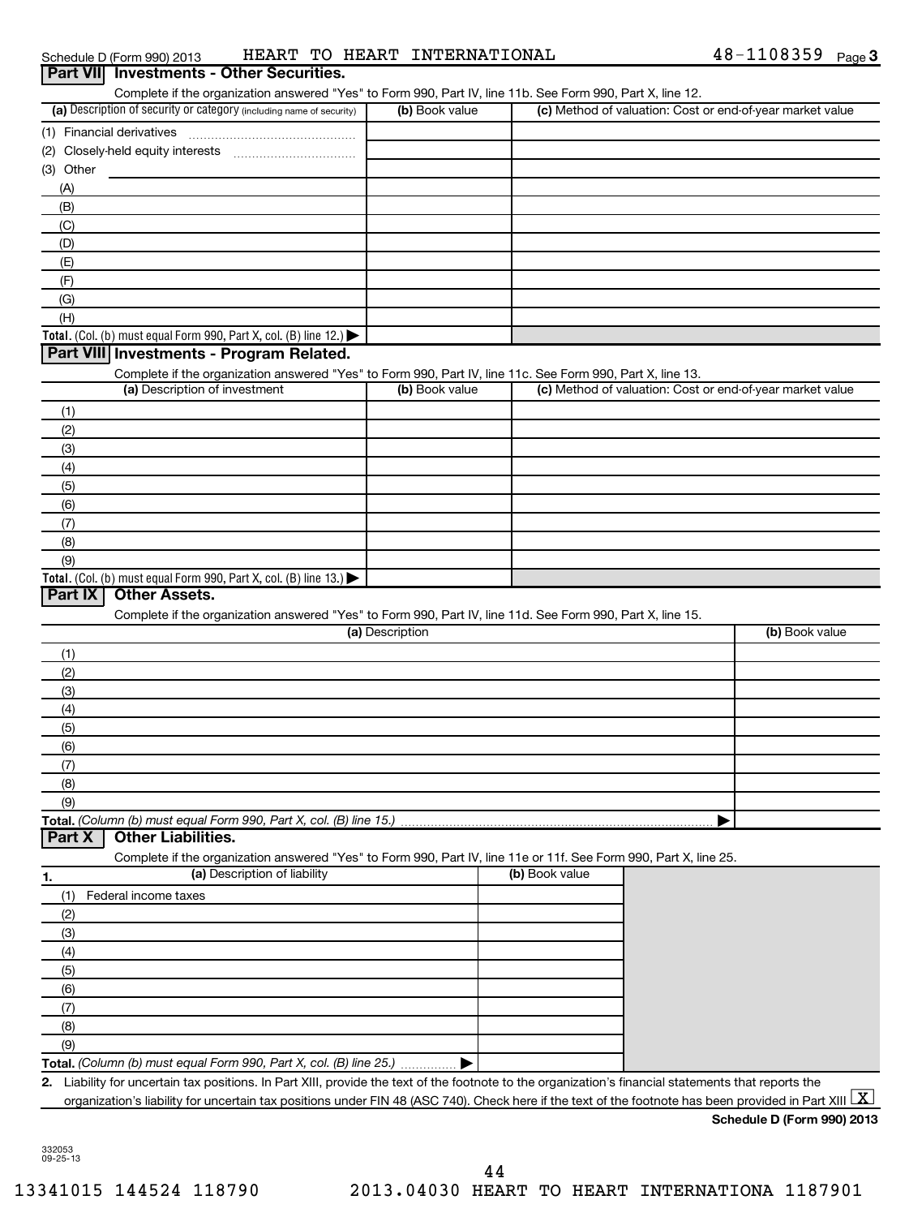Schedule D (Form 990) 2013 HEART TO HEART INTERNATIONAL 48-1108359 Page 3

## Part VII Investments - Other Securities.

Complete if the organization answered "Yes" to Form 990, Part IV, line 11b. See Form 990, Part X, line 12.

| (a) Description of security or category (including name of security) | (b) Book value | (c) Method of valuation: Cost or end-of-year market value |
|---|---|---|
| (1) Financial derivatives | | |
| (2) Closely-held equity interests | | |
| (3) Other | | |
| (A) | | |
| (B) | | |
| (C) | | |
| (D) | | |
| (E) | | |
| (F) | | |
| (G) | | |
| (H) | | |
| **Total.** (Col. (b) must equal Form 990, Part X, col. (B) line 12.) ▶ | | |

## Part VIII Investments - Program Related.

Complete if the organization answered "Yes" to Form 990, Part IV, line 11c. See Form 990, Part X, line 13.

| (a) Description of investment | (b) Book value | (c) Method of valuation: Cost or end-of-year market value |
|---|---|---|
| (1) | | |
| (2) | | |
| (3) | | |
| (4) | | |
| (5) | | |
| (6) | | |
| (7) | | |
| (8) | | |
| (9) | | |
| **Total.** (Col. (b) must equal Form 990, Part X, col. (B) line 13.) ▶ | | |

## Part IX Other Assets.

Complete if the organization answered "Yes" to Form 990, Part IV, line 11d. See Form 990, Part X, line 15.

| (a) Description | (b) Book value |
|---|---|
| (1) | |
| (2) | |
| (3) | |
| (4) | |
| (5) | |
| (6) | |
| (7) | |
| (8) | |
| (9) | |
| **Total.** *(Column (b) must equal Form 990, Part X, col. (B) line 15.)* ▶ | |

## Part X Other Liabilities.

Complete if the organization answered "Yes" to Form 990, Part IV, line 11e or 11f. See Form 990, Part X, line 25.

| 1. (a) Description of liability | (b) Book value |
|---|---|
| (1) Federal income taxes | |
| (2) | |
| (3) | |
| (4) | |
| (5) | |
| (6) | |
| (7) | |
| (8) | |
| (9) | |
| **Total.** *(Column (b) must equal Form 990, Part X, col. (B) line 25.)* ▶ | |

**2.** Liability for uncertain tax positions. In Part XIII, provide the text of the footnote to the organization's financial statements that reports the organization's liability for uncertain tax positions under FIN 48 (ASC 740). Check here if the text of the footnote has been provided in Part XIII [X]

**Schedule D (Form 990) 2013**

332053 09-25-13

13341015 144524 118790 2013.04030 HEART TO HEART INTERNATIONA 1187901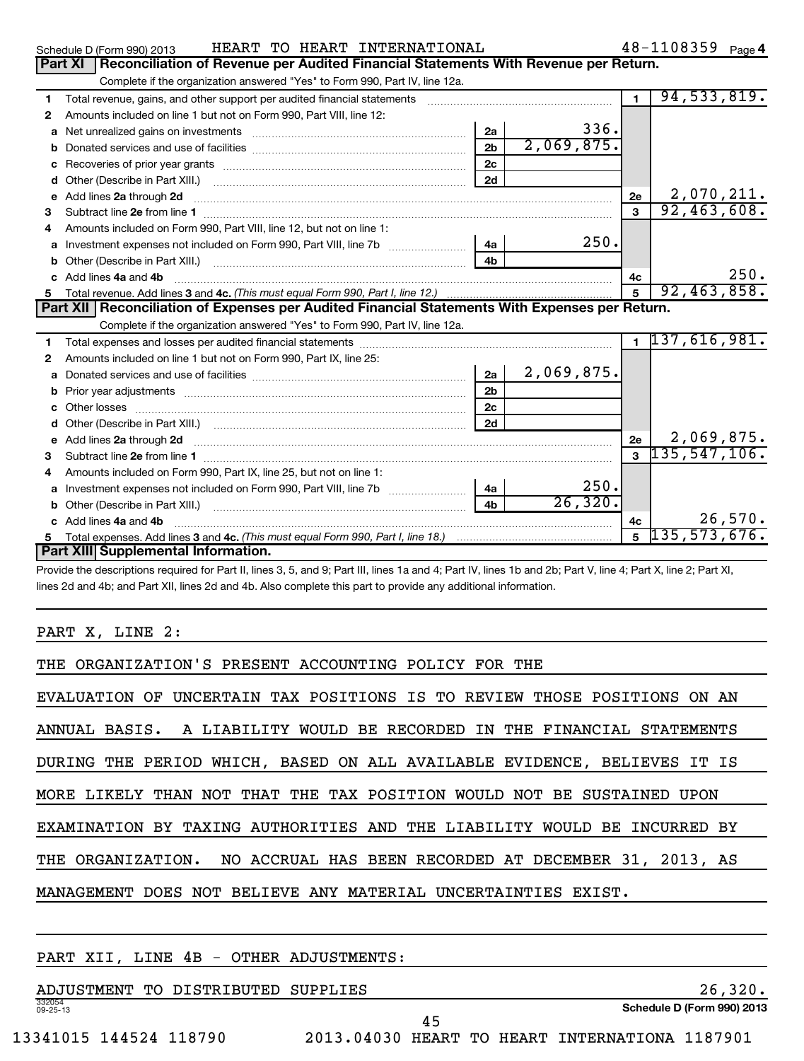Schedule D (Form 990) 2013 HEART TO HEART INTERNATIONAL 48-1108359 Page 4

**Part XI Reconciliation of Revenue per Audited Financial Statements With Revenue per Return.**

Complete if the organization answered "Yes" to Form 990, Part IV, line 12a.

| | | | | | |
|---|---|---|---|---|---|
| 1 | Total revenue, gains, and other support per audited financial statements | | | 1 | 94,533,819. |
| 2 | Amounts included on line 1 but not on Form 990, Part VIII, line 12: | | | | |
| a | Net unrealized gains on investments | 2a | 336. | | |
| b | Donated services and use of facilities | 2b | 2,069,875. | | |
| c | Recoveries of prior year grants | 2c | | | |
| d | Other (Describe in Part XIII.) | 2d | | | |
| e | Add lines 2a through 2d | | | 2e | 2,070,211. |
| 3 | Subtract line 2e from line 1 | | | 3 | 92,463,608. |
| 4 | Amounts included on Form 990, Part VIII, line 12, but not on line 1: | | | | |
| a | Investment expenses not included on Form 990, Part VIII, line 7b | 4a | 250. | | |
| b | Other (Describe in Part XIII.) | 4b | | | |
| c | Add lines 4a and 4b | | | 4c | 250. |
| 5 | Total revenue. Add lines 3 and 4c. *(This must equal Form 990, Part I, line 12.)* | | | 5 | 92,463,858. |

**Part XII Reconciliation of Expenses per Audited Financial Statements With Expenses per Return.**

Complete if the organization answered "Yes" to Form 990, Part IV, line 12a.

| | | | | | |
|---|---|---|---|---|---|
| 1 | Total expenses and losses per audited financial statements | | | 1 | 137,616,981. |
| 2 | Amounts included on line 1 but not on Form 990, Part IX, line 25: | | | | |
| a | Donated services and use of facilities | 2a | 2,069,875. | | |
| b | Prior year adjustments | 2b | | | |
| c | Other losses | 2c | | | |
| d | Other (Describe in Part XIII.) | 2d | | | |
| e | Add lines 2a through 2d | | | 2e | 2,069,875. |
| 3 | Subtract line 2e from line 1 | | | 3 | 135,547,106. |
| 4 | Amounts included on Form 990, Part IX, line 25, but not on line 1: | | | | |
| a | Investment expenses not included on Form 990, Part VIII, line 7b | 4a | 250. | | |
| b | Other (Describe in Part XIII.) | 4b | 26,320. | | |
| c | Add lines 4a and 4b | | | 4c | 26,570. |
| 5 | Total expenses. Add lines 3 and 4c. *(This must equal Form 990, Part I, line 18.)* | | | 5 | 135,573,676. |

**Part XIII Supplemental Information.**

Provide the descriptions required for Part II, lines 3, 5, and 9; Part III, lines 1a and 4; Part IV, lines 1b and 2b; Part V, line 4; Part X, line 2; Part XI, lines 2d and 4b; and Part XII, lines 2d and 4b. Also complete this part to provide any additional information.

PART X, LINE 2:

THE ORGANIZATION'S PRESENT ACCOUNTING POLICY FOR THE EVALUATION OF UNCERTAIN TAX POSITIONS IS TO REVIEW THOSE POSITIONS ON AN ANNUAL BASIS. A LIABILITY WOULD BE RECORDED IN THE FINANCIAL STATEMENTS DURING THE PERIOD WHICH, BASED ON ALL AVAILABLE EVIDENCE, BELIEVES IT IS MORE LIKELY THAN NOT THAT THE TAX POSITION WOULD NOT BE SUSTAINED UPON EXAMINATION BY TAXING AUTHORITIES AND THE LIABILITY WOULD BE INCURRED BY THE ORGANIZATION. NO ACCRUAL HAS BEEN RECORDED AT DECEMBER 31, 2013, AS MANAGEMENT DOES NOT BELIEVE ANY MATERIAL UNCERTAINTIES EXIST.

PART XII, LINE 4B - OTHER ADJUSTMENTS:

ADJUSTMENT TO DISTRIBUTED SUPPLIES 26,320.

332054 09-25-13 Schedule D (Form 990) 2013

13341015 144524 118790 2013.04030 HEART TO HEART INTERNATIONA 1187901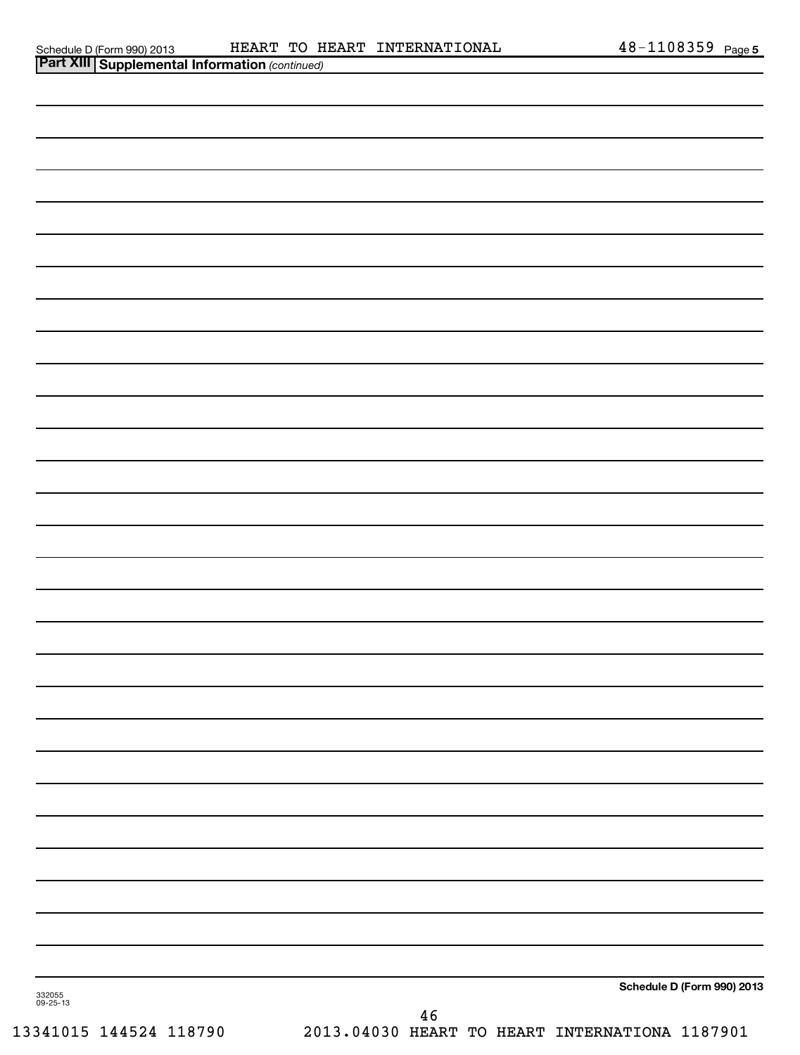**Part XIII** **Supplemental Information** *(continued)*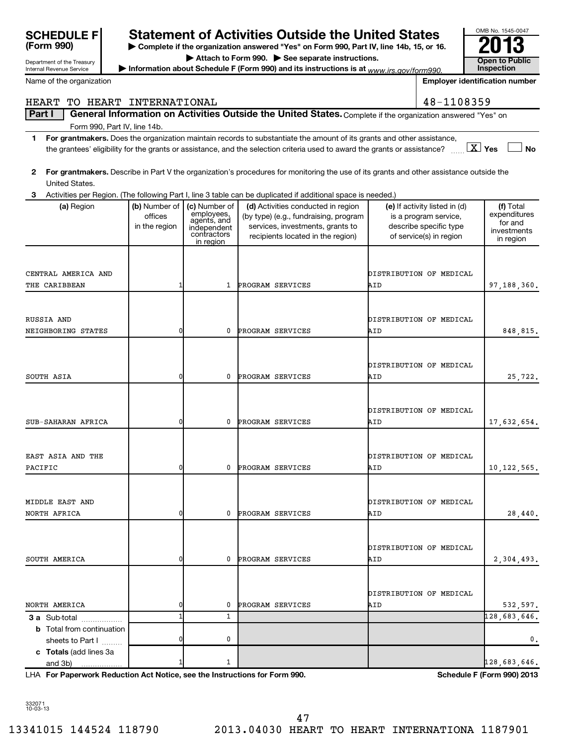# SCHEDULE F (Form 990)

Department of the Treasury
Internal Revenue Service

## Statement of Activities Outside the United States

▶ Complete if the organization answered "Yes" on Form 990, Part IV, line 14b, 15, or 16.
▶ Attach to Form 990. ▶ See separate instructions.
▶ Information about Schedule F (Form 990) and its instructions is at www.irs.gov/form990.

OMB No. 1545-0047

2013

Open to Public Inspection

Name of the organization: HEART TO HEART INTERNATIONAL

Employer identification number: 48-1108359

**Part I General Information on Activities Outside the United States.** Complete if the organization answered "Yes" on Form 990, Part IV, line 14b.

**1 For grantmakers.** Does the organization maintain records to substantiate the amount of its grants and other assistance, the grantees' eligibility for the grants or assistance, and the selection criteria used to award the grants or assistance? [X] Yes [ ] No

**2 For grantmakers.** Describe in Part V the organization's procedures for monitoring the use of its grants and other assistance outside the United States.

**3** Activities per Region. (The following Part I, line 3 table can be duplicated if additional space is needed.)

| (a) Region | (b) Number of offices in the region | (c) Number of employees, agents, and independent contractors in region | (d) Activities conducted in region (by type) (e.g., fundraising, program services, investments, grants to recipients located in the region) | (e) If activity listed in (d) is a program service, describe specific type of service(s) in region | (f) Total expenditures for and investments in region |
|---|---|---|---|---|---|
| CENTRAL AMERICA AND THE CARIBBEAN | 1 | 1 | PROGRAM SERVICES | DISTRIBUTION OF MEDICAL AID | 97,188,360. |
| RUSSIA AND NEIGHBORING STATES | 0 | 0 | PROGRAM SERVICES | DISTRIBUTION OF MEDICAL AID | 848,815. |
| SOUTH ASIA | 0 | 0 | PROGRAM SERVICES | DISTRIBUTION OF MEDICAL AID | 25,722. |
| SUB-SAHARAN AFRICA | 0 | 0 | PROGRAM SERVICES | DISTRIBUTION OF MEDICAL AID | 17,632,654. |
| EAST ASIA AND THE PACIFIC | 0 | 0 | PROGRAM SERVICES | DISTRIBUTION OF MEDICAL AID | 10,122,565. |
| MIDDLE EAST AND NORTH AFRICA | 0 | 0 | PROGRAM SERVICES | DISTRIBUTION OF MEDICAL AID | 28,440. |
| SOUTH AMERICA | 0 | 0 | PROGRAM SERVICES | DISTRIBUTION OF MEDICAL AID | 2,304,493. |
| NORTH AMERICA | 0 | 0 | PROGRAM SERVICES | DISTRIBUTION OF MEDICAL AID | 532,597. |
| **3 a** Sub-total | 1 | 1 | | | 128,683,646. |
| **b** Total from continuation sheets to Part I | 0 | 0 | | | 0. |
| **c Totals** (add lines 3a and 3b) | 1 | 1 | | | 128,683,646. |

LHA **For Paperwork Reduction Act Notice, see the Instructions for Form 990.** **Schedule F (Form 990) 2013**

332071 10-03-13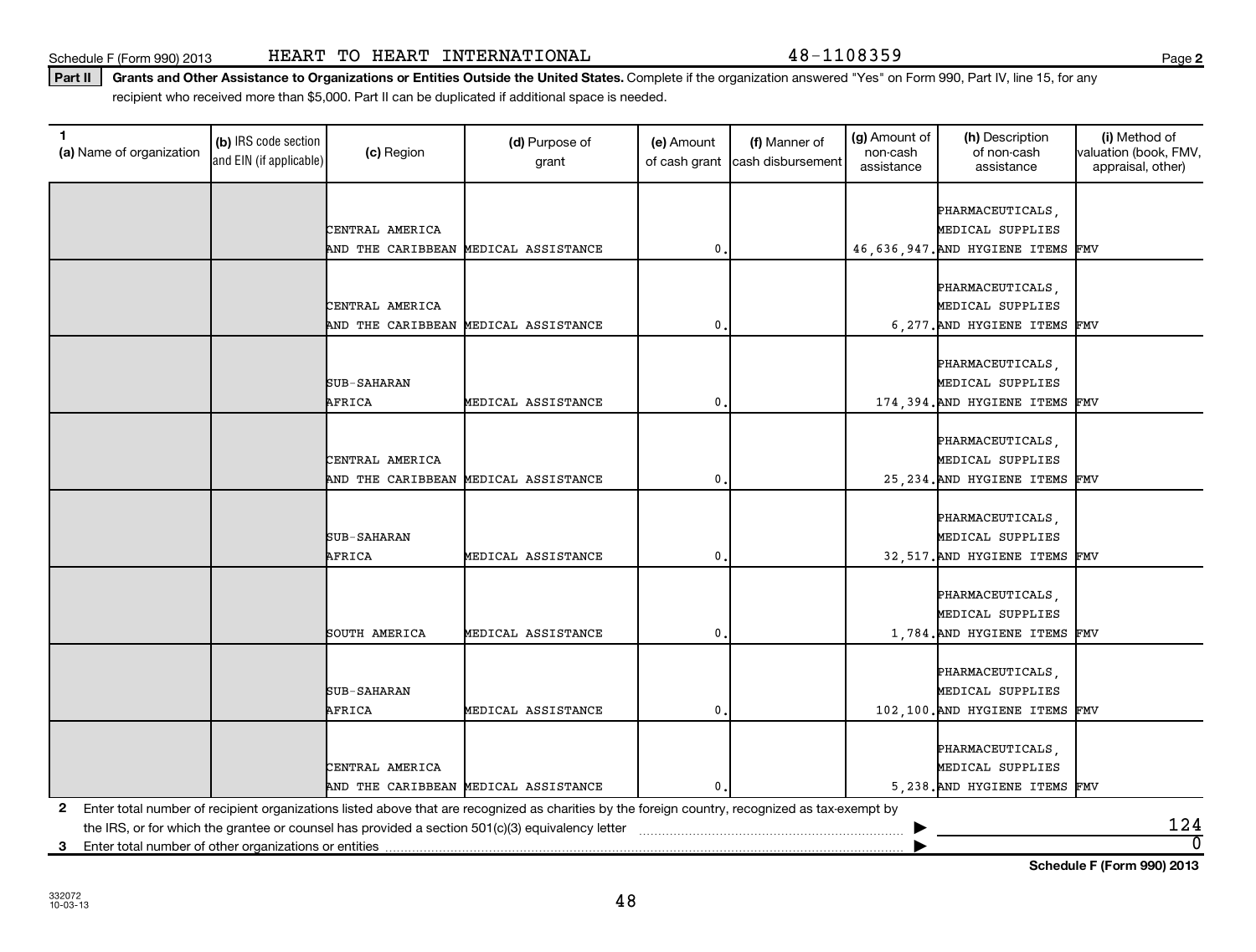Schedule F (Form 990) 2013 HEART TO HEART INTERNATIONAL 48-1108359

**Part II** **Grants and Other Assistance to Organizations or Entities Outside the United States.** Complete if the organization answered "Yes" on Form 990, Part IV, line 15, for any recipient who received more than $5,000. Part II can be duplicated if additional space is needed.

| 1 (a) Name of organization | (b) IRS code section and EIN (if applicable) | (c) Region | (d) Purpose of grant | (e) Amount of cash grant | (f) Manner of cash disbursement | (g) Amount of non-cash assistance | (h) Description of non-cash assistance | (i) Method of valuation (book, FMV, appraisal, other) |
|---|---|---|---|---|---|---|---|---|
| | | CENTRAL AMERICA AND THE CARIBBEAN | MEDICAL ASSISTANCE | 0. | | 46,636,947. | PHARMACEUTICALS, MEDICAL SUPPLIES AND HYGIENE ITEMS | FMV |
| | | CENTRAL AMERICA AND THE CARIBBEAN | MEDICAL ASSISTANCE | 0. | | 6,277. | PHARMACEUTICALS, MEDICAL SUPPLIES AND HYGIENE ITEMS | FMV |
| | | SUB-SAHARAN AFRICA | MEDICAL ASSISTANCE | 0. | | 174,394. | PHARMACEUTICALS, MEDICAL SUPPLIES AND HYGIENE ITEMS | FMV |
| | | CENTRAL AMERICA AND THE CARIBBEAN | MEDICAL ASSISTANCE | 0. | | 25,234. | PHARMACEUTICALS, MEDICAL SUPPLIES AND HYGIENE ITEMS | FMV |
| | | SUB-SAHARAN AFRICA | MEDICAL ASSISTANCE | 0. | | 32,517. | PHARMACEUTICALS, MEDICAL SUPPLIES AND HYGIENE ITEMS | FMV |
| | | SOUTH AMERICA | MEDICAL ASSISTANCE | 0. | | 1,784. | PHARMACEUTICALS, MEDICAL SUPPLIES AND HYGIENE ITEMS | FMV |
| | | SUB-SAHARAN AFRICA | MEDICAL ASSISTANCE | 0. | | 102,100. | PHARMACEUTICALS, MEDICAL SUPPLIES AND HYGIENE ITEMS | FMV |
| | | CENTRAL AMERICA AND THE CARIBBEAN | MEDICAL ASSISTANCE | 0. | | 5,238. | PHARMACEUTICALS, MEDICAL SUPPLIES AND HYGIENE ITEMS | FMV |

**2** Enter total number of recipient organizations listed above that are recognized as charities by the foreign country, recognized as tax-exempt by the IRS, or for which the grantee or counsel has provided a section 501(c)(3) equivalency letter ▶ 124

**3** Enter total number of other organizations or entities ▶ 0

**Schedule F (Form 990) 2013**

332072 10-03-13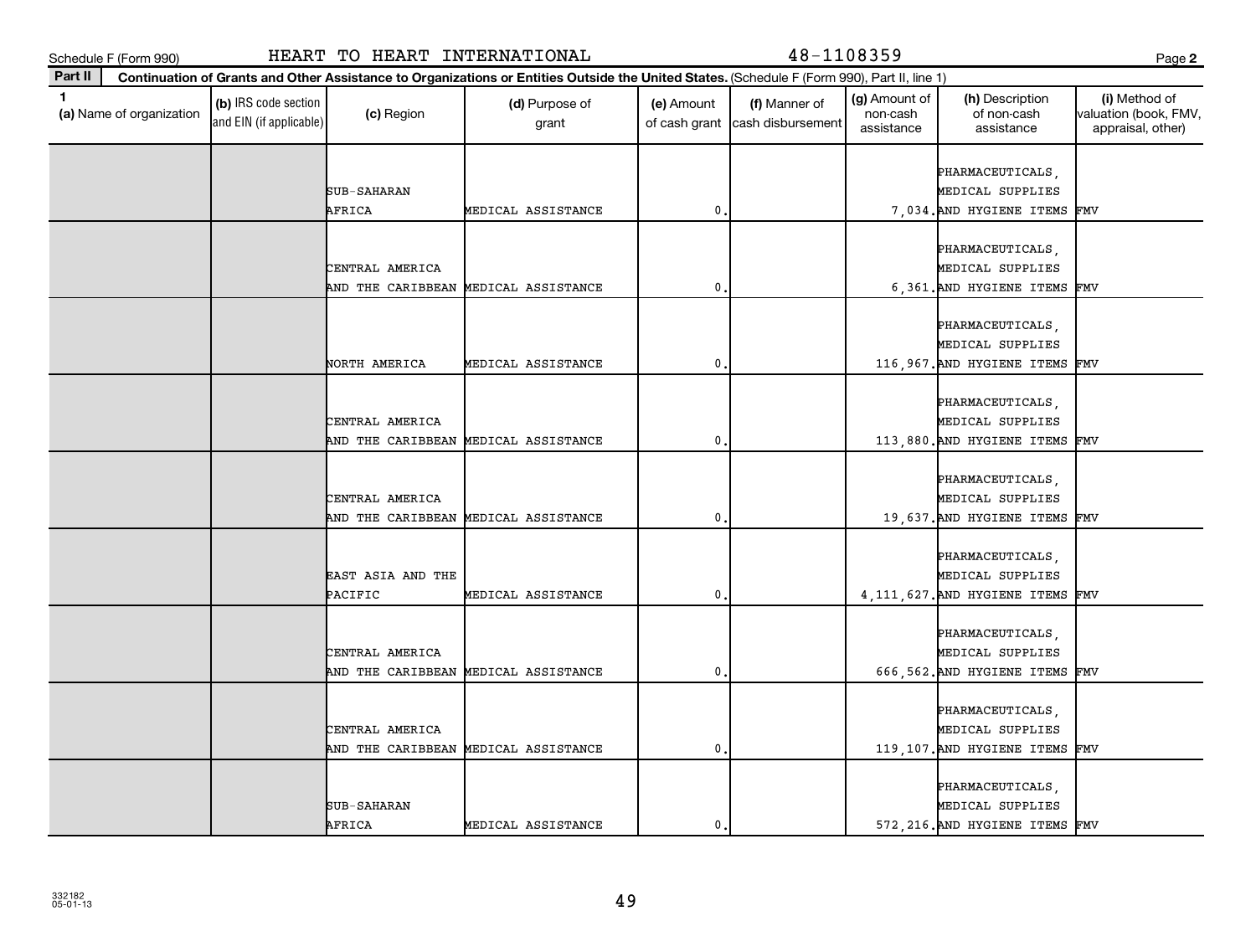Schedule F (Form 990) HEART TO HEART INTERNATIONAL 48-1108359

**Part II** **Continuation of Grants and Other Assistance to Organizations or Entities Outside the United States.** (Schedule F (Form 990), Part II, line 1)

| 1 (a) Name of organization | (b) IRS code section and EIN (if applicable) | (c) Region | (d) Purpose of grant | (e) Amount of cash grant | (f) Manner of cash disbursement | (g) Amount of non-cash assistance | (h) Description of non-cash assistance | (i) Method of valuation (book, FMV, appraisal, other) |
|---|---|---|---|---|---|---|---|---|
| | | SUB-SAHARAN AFRICA | MEDICAL ASSISTANCE | 0. | | 7,034. | PHARMACEUTICALS, MEDICAL SUPPLIES AND HYGIENE ITEMS | FMV |
| | | CENTRAL AMERICA AND THE CARIBBEAN | MEDICAL ASSISTANCE | 0. | | 6,361. | PHARMACEUTICALS, MEDICAL SUPPLIES AND HYGIENE ITEMS | FMV |
| | | NORTH AMERICA | MEDICAL ASSISTANCE | 0. | | 116,967. | PHARMACEUTICALS, MEDICAL SUPPLIES AND HYGIENE ITEMS | FMV |
| | | CENTRAL AMERICA AND THE CARIBBEAN | MEDICAL ASSISTANCE | 0. | | 113,880. | PHARMACEUTICALS, MEDICAL SUPPLIES AND HYGIENE ITEMS | FMV |
| | | CENTRAL AMERICA AND THE CARIBBEAN | MEDICAL ASSISTANCE | 0. | | 19,637. | PHARMACEUTICALS, MEDICAL SUPPLIES AND HYGIENE ITEMS | FMV |
| | | EAST ASIA AND THE PACIFIC | MEDICAL ASSISTANCE | 0. | | 4,111,627. | PHARMACEUTICALS, MEDICAL SUPPLIES AND HYGIENE ITEMS | FMV |
| | | CENTRAL AMERICA AND THE CARIBBEAN | MEDICAL ASSISTANCE | 0. | | 666,562. | PHARMACEUTICALS, MEDICAL SUPPLIES AND HYGIENE ITEMS | FMV |
| | | CENTRAL AMERICA AND THE CARIBBEAN | MEDICAL ASSISTANCE | 0. | | 119,107. | PHARMACEUTICALS, MEDICAL SUPPLIES AND HYGIENE ITEMS | FMV |
| | | SUB-SAHARAN AFRICA | MEDICAL ASSISTANCE | 0. | | 572,216. | PHARMACEUTICALS, MEDICAL SUPPLIES AND HYGIENE ITEMS | FMV |

332182
05-01-13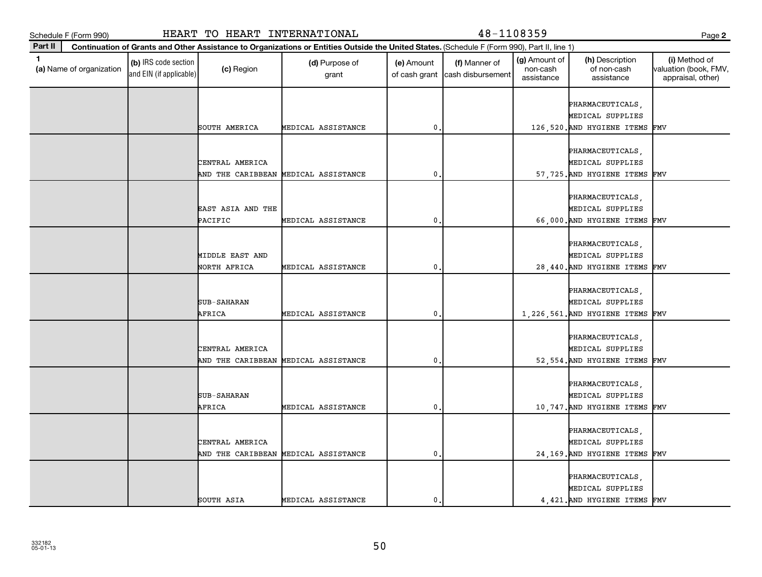Schedule F (Form 990) HEART TO HEART INTERNATIONAL 48-1108359 Page 2

**Part II** **Continuation of Grants and Other Assistance to Organizations or Entities Outside the United States.** (Schedule F (Form 990), Part II, line 1)

| 1 (a) Name of organization | (b) IRS code section and EIN (if applicable) | (c) Region | (d) Purpose of grant | (e) Amount of cash grant | (f) Manner of cash disbursement | (g) Amount of non-cash assistance | (h) Description of non-cash assistance | (i) Method of valuation (book, FMV, appraisal, other) |
|---|---|---|---|---|---|---|---|---|
| | | SOUTH AMERICA | MEDICAL ASSISTANCE | 0. | | 126,520. | PHARMACEUTICALS, MEDICAL SUPPLIES AND HYGIENE ITEMS | FMV |
| | | CENTRAL AMERICA AND THE CARIBBEAN | MEDICAL ASSISTANCE | 0. | | 57,725. | PHARMACEUTICALS, MEDICAL SUPPLIES AND HYGIENE ITEMS | FMV |
| | | EAST ASIA AND THE PACIFIC | MEDICAL ASSISTANCE | 0. | | 66,000. | PHARMACEUTICALS, MEDICAL SUPPLIES AND HYGIENE ITEMS | FMV |
| | | MIDDLE EAST AND NORTH AFRICA | MEDICAL ASSISTANCE | 0. | | 28,440. | PHARMACEUTICALS, MEDICAL SUPPLIES AND HYGIENE ITEMS | FMV |
| | | SUB-SAHARAN AFRICA | MEDICAL ASSISTANCE | 0. | | 1,226,561. | PHARMACEUTICALS, MEDICAL SUPPLIES AND HYGIENE ITEMS | FMV |
| | | CENTRAL AMERICA AND THE CARIBBEAN | MEDICAL ASSISTANCE | 0. | | 52,554. | PHARMACEUTICALS, MEDICAL SUPPLIES AND HYGIENE ITEMS | FMV |
| | | SUB-SAHARAN AFRICA | MEDICAL ASSISTANCE | 0. | | 10,747. | PHARMACEUTICALS, MEDICAL SUPPLIES AND HYGIENE ITEMS | FMV |
| | | CENTRAL AMERICA AND THE CARIBBEAN | MEDICAL ASSISTANCE | 0. | | 24,169. | PHARMACEUTICALS, MEDICAL SUPPLIES AND HYGIENE ITEMS | FMV |
| | | SOUTH ASIA | MEDICAL ASSISTANCE | 0. | | 4,421. | PHARMACEUTICALS, MEDICAL SUPPLIES AND HYGIENE ITEMS | FMV |

332182
05-01-13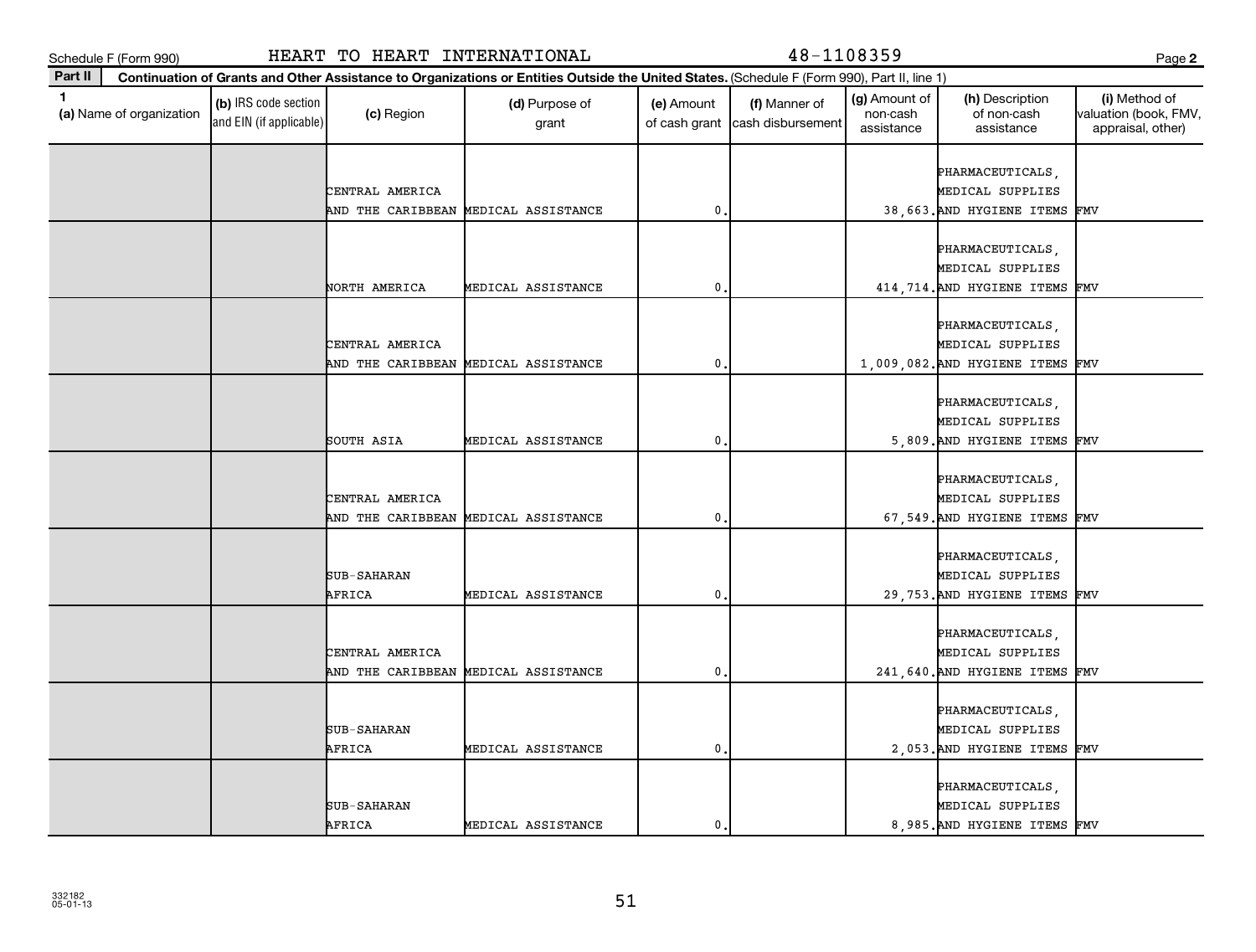Schedule F (Form 990) HEART TO HEART INTERNATIONAL 48-1108359 Page 2

**Part II** **Continuation of Grants and Other Assistance to Organizations or Entities Outside the United States.** (Schedule F (Form 990), Part II, line 1)

| 1 (a) Name of organization | (b) IRS code section and EIN (if applicable) | (c) Region | (d) Purpose of grant | (e) Amount of cash grant | (f) Manner of cash disbursement | (g) Amount of non-cash assistance | (h) Description of non-cash assistance | (i) Method of valuation (book, FMV, appraisal, other) |
|---|---|---|---|---|---|---|---|---|
| | | CENTRAL AMERICA AND THE CARIBBEAN | MEDICAL ASSISTANCE | 0. | | 38,663. | PHARMACEUTICALS, MEDICAL SUPPLIES AND HYGIENE ITEMS | FMV |
| | | NORTH AMERICA | MEDICAL ASSISTANCE | 0. | | 414,714. | PHARMACEUTICALS, MEDICAL SUPPLIES AND HYGIENE ITEMS | FMV |
| | | CENTRAL AMERICA AND THE CARIBBEAN | MEDICAL ASSISTANCE | 0. | | 1,009,082. | PHARMACEUTICALS, MEDICAL SUPPLIES AND HYGIENE ITEMS | FMV |
| | | SOUTH ASIA | MEDICAL ASSISTANCE | 0. | | 5,809. | PHARMACEUTICALS, MEDICAL SUPPLIES AND HYGIENE ITEMS | FMV |
| | | CENTRAL AMERICA AND THE CARIBBEAN | MEDICAL ASSISTANCE | 0. | | 67,549. | PHARMACEUTICALS, MEDICAL SUPPLIES AND HYGIENE ITEMS | FMV |
| | | SUB-SAHARAN AFRICA | MEDICAL ASSISTANCE | 0. | | 29,753. | PHARMACEUTICALS, MEDICAL SUPPLIES AND HYGIENE ITEMS | FMV |
| | | CENTRAL AMERICA AND THE CARIBBEAN | MEDICAL ASSISTANCE | 0. | | 241,640. | PHARMACEUTICALS, MEDICAL SUPPLIES AND HYGIENE ITEMS | FMV |
| | | SUB-SAHARAN AFRICA | MEDICAL ASSISTANCE | 0. | | 2,053. | PHARMACEUTICALS, MEDICAL SUPPLIES AND HYGIENE ITEMS | FMV |
| | | SUB-SAHARAN AFRICA | MEDICAL ASSISTANCE | 0. | | 8,985. | PHARMACEUTICALS, MEDICAL SUPPLIES AND HYGIENE ITEMS | FMV |

332182 05-01-13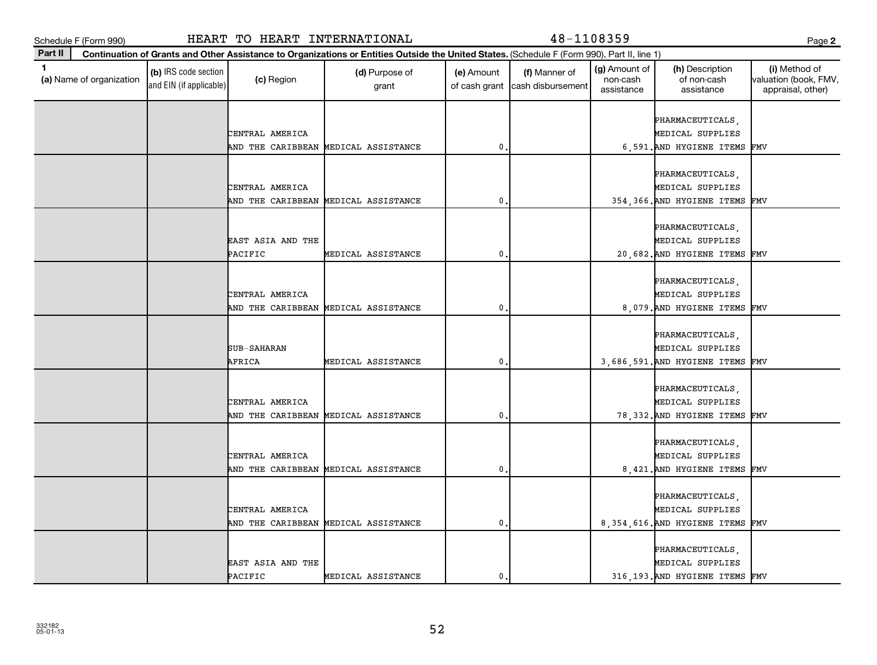Schedule F (Form 990) HEART TO HEART INTERNATIONAL 48-1108359 Page 2

**Part II** **Continuation of Grants and Other Assistance to Organizations or Entities Outside the United States.** (Schedule F (Form 990), Part II, line 1)

| 1 (a) Name of organization | (b) IRS code section and EIN (if applicable) | (c) Region | (d) Purpose of grant | (e) Amount of cash grant | (f) Manner of cash disbursement | (g) Amount of non-cash assistance | (h) Description of non-cash assistance | (i) Method of valuation (book, FMV, appraisal, other) |
|---|---|---|---|---|---|---|---|---|
| | | CENTRAL AMERICA AND THE CARIBBEAN | MEDICAL ASSISTANCE | 0. | | 6,591. | PHARMACEUTICALS, MEDICAL SUPPLIES AND HYGIENE ITEMS | FMV |
| | | CENTRAL AMERICA AND THE CARIBBEAN | MEDICAL ASSISTANCE | 0. | | 354,366. | PHARMACEUTICALS, MEDICAL SUPPLIES AND HYGIENE ITEMS | FMV |
| | | EAST ASIA AND THE PACIFIC | MEDICAL ASSISTANCE | 0. | | 20,682. | PHARMACEUTICALS, MEDICAL SUPPLIES AND HYGIENE ITEMS | FMV |
| | | CENTRAL AMERICA AND THE CARIBBEAN | MEDICAL ASSISTANCE | 0. | | 8,079. | PHARMACEUTICALS, MEDICAL SUPPLIES AND HYGIENE ITEMS | FMV |
| | | SUB-SAHARAN AFRICA | MEDICAL ASSISTANCE | 0. | | 3,686,591. | PHARMACEUTICALS, MEDICAL SUPPLIES AND HYGIENE ITEMS | FMV |
| | | CENTRAL AMERICA AND THE CARIBBEAN | MEDICAL ASSISTANCE | 0. | | 78,332. | PHARMACEUTICALS, MEDICAL SUPPLIES AND HYGIENE ITEMS | FMV |
| | | CENTRAL AMERICA AND THE CARIBBEAN | MEDICAL ASSISTANCE | 0. | | 8,421. | PHARMACEUTICALS, MEDICAL SUPPLIES AND HYGIENE ITEMS | FMV |
| | | CENTRAL AMERICA AND THE CARIBBEAN | MEDICAL ASSISTANCE | 0. | | 8,354,616. | PHARMACEUTICALS, MEDICAL SUPPLIES AND HYGIENE ITEMS | FMV |
| | | EAST ASIA AND THE PACIFIC | MEDICAL ASSISTANCE | 0. | | 316,193. | PHARMACEUTICALS, MEDICAL SUPPLIES AND HYGIENE ITEMS | FMV |

332182
05-01-13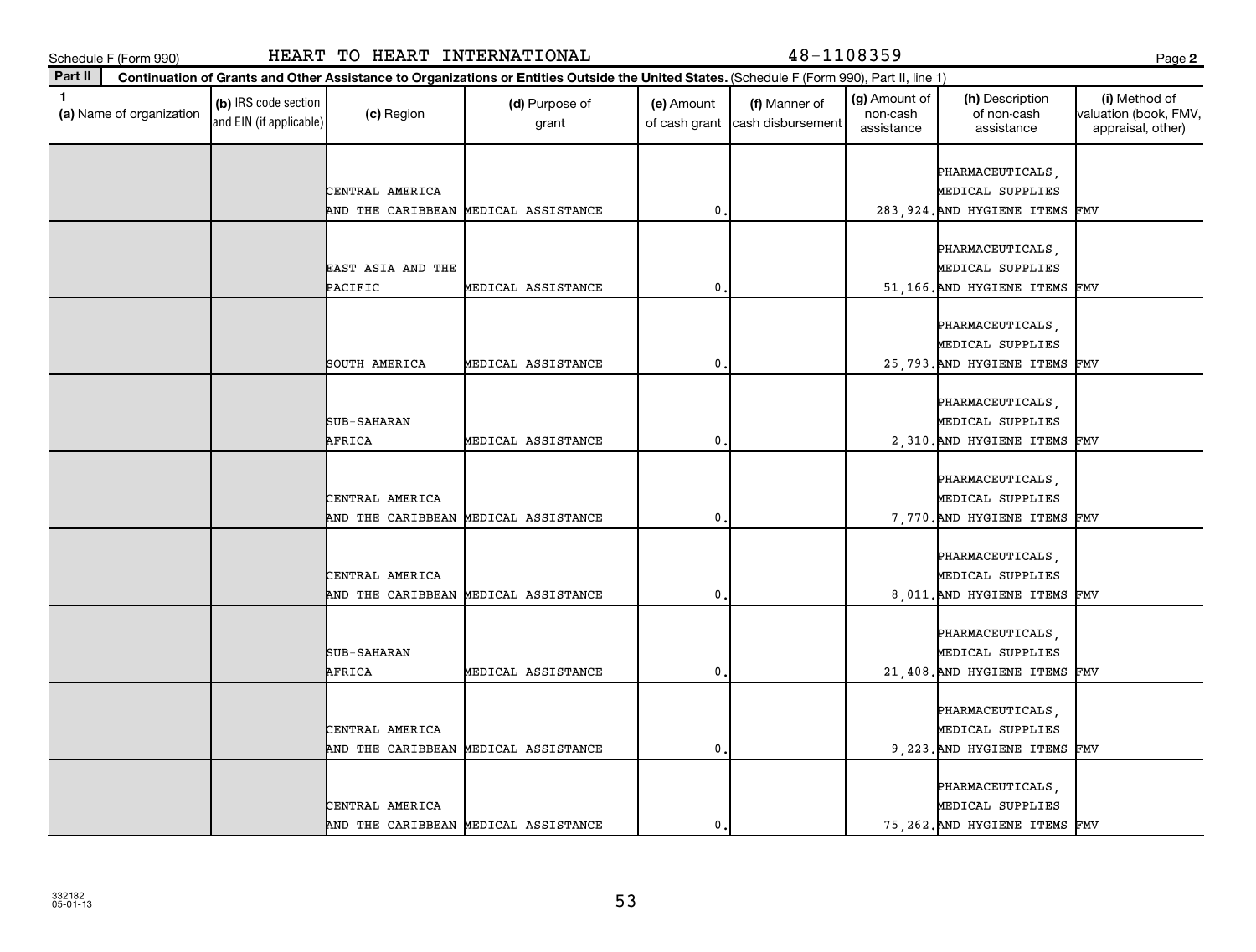Schedule F (Form 990) HEART TO HEART INTERNATIONAL 48-1108359 Page 2

**Part II Continuation of Grants and Other Assistance to Organizations or Entities Outside the United States.** (Schedule F (Form 990), Part II, line 1)

| 1 (a) Name of organization | (b) IRS code section and EIN (if applicable) | (c) Region | (d) Purpose of grant | (e) Amount of cash grant | (f) Manner of cash disbursement | (g) Amount of non-cash assistance | (h) Description of non-cash assistance | (i) Method of valuation (book, FMV, appraisal, other) |
|---|---|---|---|---|---|---|---|---|
| | | CENTRAL AMERICA AND THE CARIBBEAN | MEDICAL ASSISTANCE | 0. | | 283,924. | PHARMACEUTICALS, MEDICAL SUPPLIES AND HYGIENE ITEMS | FMV |
| | | EAST ASIA AND THE PACIFIC | MEDICAL ASSISTANCE | 0. | | 51,166. | PHARMACEUTICALS, MEDICAL SUPPLIES AND HYGIENE ITEMS | FMV |
| | | SOUTH AMERICA | MEDICAL ASSISTANCE | 0. | | 25,793. | PHARMACEUTICALS, MEDICAL SUPPLIES AND HYGIENE ITEMS | FMV |
| | | SUB-SAHARAN AFRICA | MEDICAL ASSISTANCE | 0. | | 2,310. | PHARMACEUTICALS, MEDICAL SUPPLIES AND HYGIENE ITEMS | FMV |
| | | CENTRAL AMERICA AND THE CARIBBEAN | MEDICAL ASSISTANCE | 0. | | 7,770. | PHARMACEUTICALS, MEDICAL SUPPLIES AND HYGIENE ITEMS | FMV |
| | | CENTRAL AMERICA AND THE CARIBBEAN | MEDICAL ASSISTANCE | 0. | | 8,011. | PHARMACEUTICALS, MEDICAL SUPPLIES AND HYGIENE ITEMS | FMV |
| | | SUB-SAHARAN AFRICA | MEDICAL ASSISTANCE | 0. | | 21,408. | PHARMACEUTICALS, MEDICAL SUPPLIES AND HYGIENE ITEMS | FMV |
| | | CENTRAL AMERICA AND THE CARIBBEAN | MEDICAL ASSISTANCE | 0. | | 9,223. | PHARMACEUTICALS, MEDICAL SUPPLIES AND HYGIENE ITEMS | FMV |
| | | CENTRAL AMERICA AND THE CARIBBEAN | MEDICAL ASSISTANCE | 0. | | 75,262. | PHARMACEUTICALS, MEDICAL SUPPLIES AND HYGIENE ITEMS | FMV |

332182
05-01-13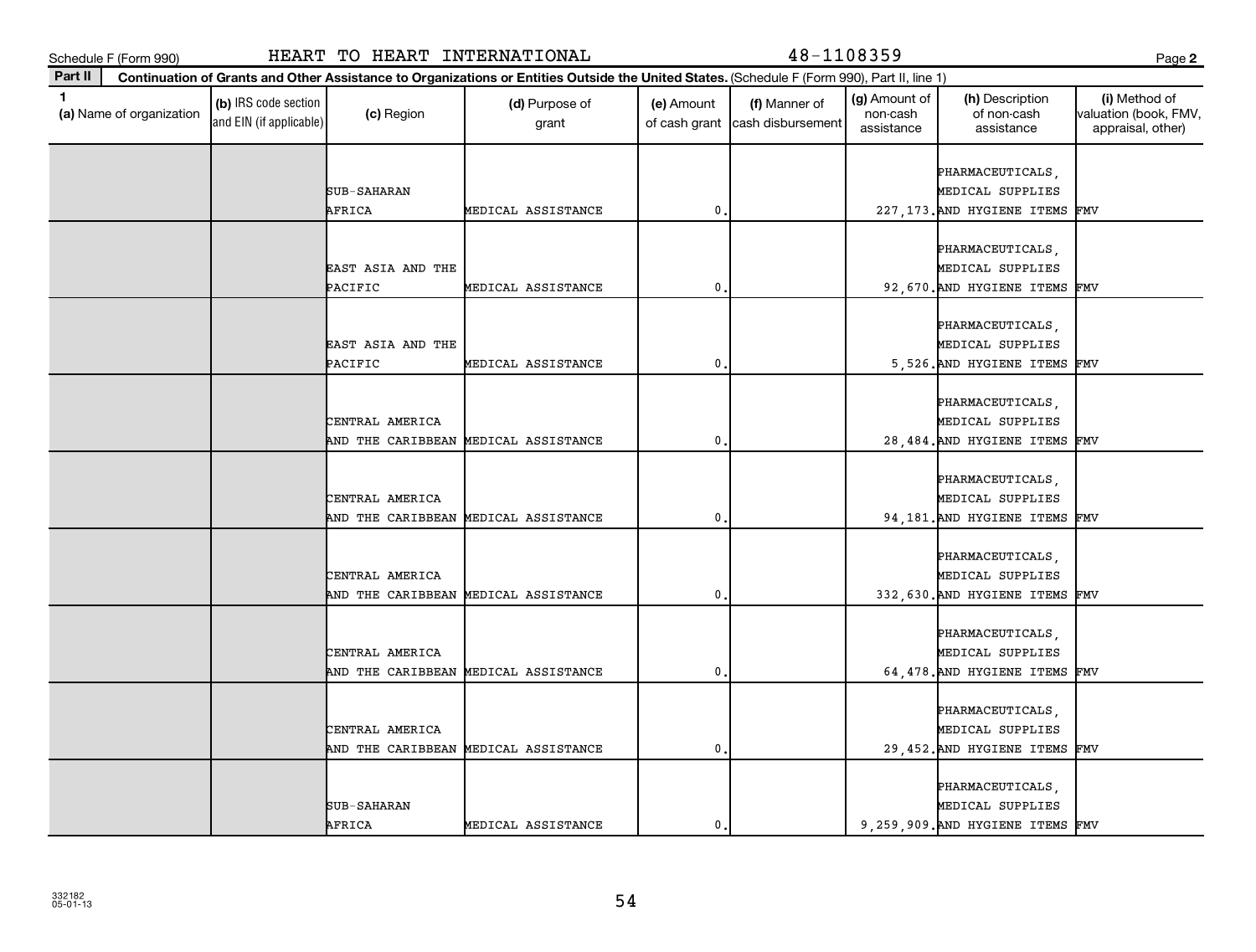Schedule F (Form 990) HEART TO HEART INTERNATIONAL 48-1108359 Page 2

**Part II** **Continuation of Grants and Other Assistance to Organizations or Entities Outside the United States.** (Schedule F (Form 990), Part II, line 1)

| 1 (a) Name of organization | (b) IRS code section and EIN (if applicable) | (c) Region | (d) Purpose of grant | (e) Amount of cash grant | (f) Manner of cash disbursement | (g) Amount of non-cash assistance | (h) Description of non-cash assistance | (i) Method of valuation (book, FMV, appraisal, other) |
|---|---|---|---|---|---|---|---|---|
| | | SUB-SAHARAN AFRICA | MEDICAL ASSISTANCE | 0. | | 227,173. | PHARMACEUTICALS, MEDICAL SUPPLIES AND HYGIENE ITEMS | FMV |
| | | EAST ASIA AND THE PACIFIC | MEDICAL ASSISTANCE | 0. | | 92,670. | PHARMACEUTICALS, MEDICAL SUPPLIES AND HYGIENE ITEMS | FMV |
| | | EAST ASIA AND THE PACIFIC | MEDICAL ASSISTANCE | 0. | | 5,526. | PHARMACEUTICALS, MEDICAL SUPPLIES AND HYGIENE ITEMS | FMV |
| | | CENTRAL AMERICA AND THE CARIBBEAN | MEDICAL ASSISTANCE | 0. | | 28,484. | PHARMACEUTICALS, MEDICAL SUPPLIES AND HYGIENE ITEMS | FMV |
| | | CENTRAL AMERICA AND THE CARIBBEAN | MEDICAL ASSISTANCE | 0. | | 94,181. | PHARMACEUTICALS, MEDICAL SUPPLIES AND HYGIENE ITEMS | FMV |
| | | CENTRAL AMERICA AND THE CARIBBEAN | MEDICAL ASSISTANCE | 0. | | 332,630. | PHARMACEUTICALS, MEDICAL SUPPLIES AND HYGIENE ITEMS | FMV |
| | | CENTRAL AMERICA AND THE CARIBBEAN | MEDICAL ASSISTANCE | 0. | | 64,478. | PHARMACEUTICALS, MEDICAL SUPPLIES AND HYGIENE ITEMS | FMV |
| | | CENTRAL AMERICA AND THE CARIBBEAN | MEDICAL ASSISTANCE | 0. | | 29,452. | PHARMACEUTICALS, MEDICAL SUPPLIES AND HYGIENE ITEMS | FMV |
| | | SUB-SAHARAN AFRICA | MEDICAL ASSISTANCE | 0. | | 9,259,909. | PHARMACEUTICALS, MEDICAL SUPPLIES AND HYGIENE ITEMS | FMV |

332182
05-01-13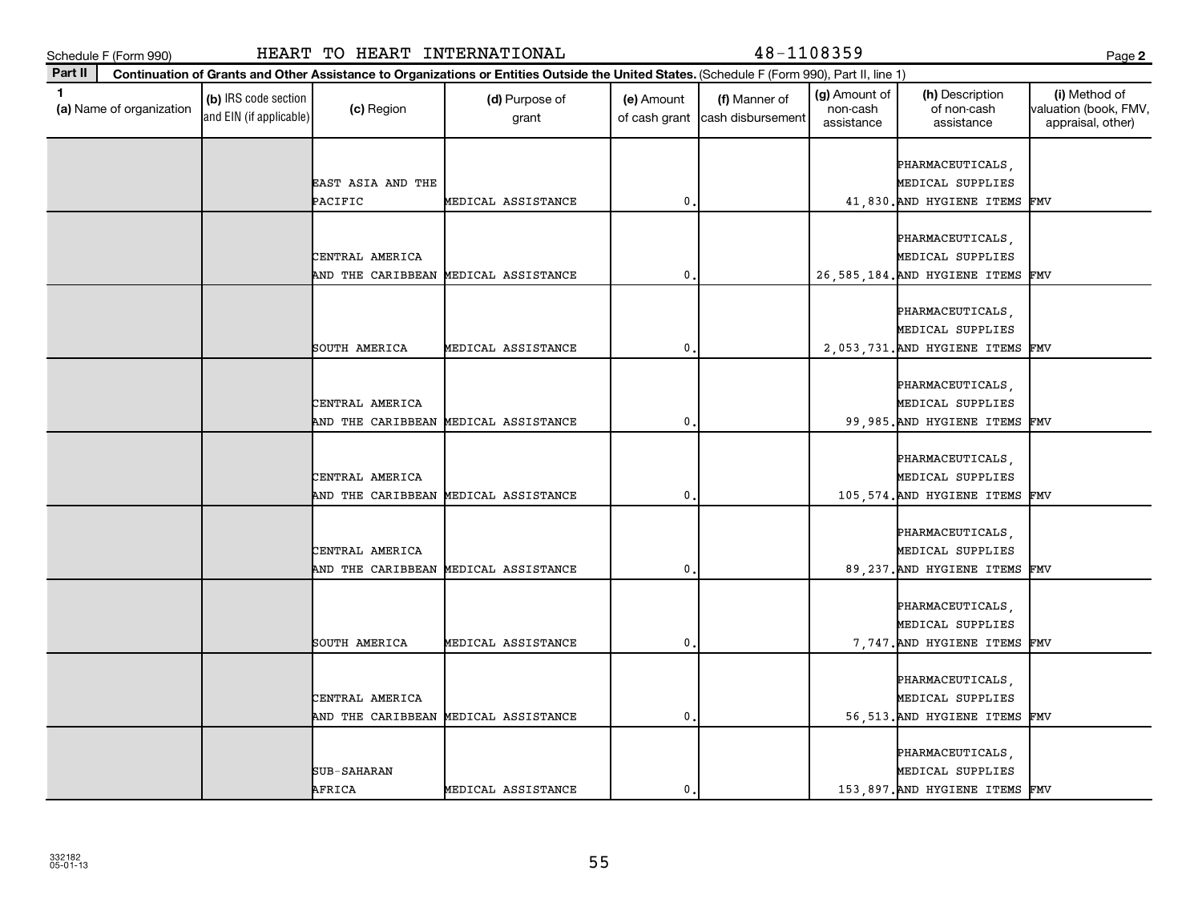Schedule F (Form 990) HEART TO HEART INTERNATIONAL 48-1108359

**Part II** **Continuation of Grants and Other Assistance to Organizations or Entities Outside the United States.** (Schedule F (Form 990), Part II, line 1)

| 1 (a) Name of organization | (b) IRS code section and EIN (if applicable) | (c) Region | (d) Purpose of grant | (e) Amount of cash grant | (f) Manner of cash disbursement | (g) Amount of non-cash assistance | (h) Description of non-cash assistance | (i) Method of valuation (book, FMV, appraisal, other) |
|---|---|---|---|---|---|---|---|---|
| | | EAST ASIA AND THE PACIFIC | MEDICAL ASSISTANCE | 0. | | 41,830. | PHARMACEUTICALS, MEDICAL SUPPLIES AND HYGIENE ITEMS | FMV |
| | | CENTRAL AMERICA AND THE CARIBBEAN | MEDICAL ASSISTANCE | 0. | | 26,585,184. | PHARMACEUTICALS, MEDICAL SUPPLIES AND HYGIENE ITEMS | FMV |
| | | SOUTH AMERICA | MEDICAL ASSISTANCE | 0. | | 2,053,731. | PHARMACEUTICALS, MEDICAL SUPPLIES AND HYGIENE ITEMS | FMV |
| | | CENTRAL AMERICA AND THE CARIBBEAN | MEDICAL ASSISTANCE | 0. | | 99,985. | PHARMACEUTICALS, MEDICAL SUPPLIES AND HYGIENE ITEMS | FMV |
| | | CENTRAL AMERICA AND THE CARIBBEAN | MEDICAL ASSISTANCE | 0. | | 105,574. | PHARMACEUTICALS, MEDICAL SUPPLIES AND HYGIENE ITEMS | FMV |
| | | CENTRAL AMERICA AND THE CARIBBEAN | MEDICAL ASSISTANCE | 0. | | 89,237. | PHARMACEUTICALS, MEDICAL SUPPLIES AND HYGIENE ITEMS | FMV |
| | | SOUTH AMERICA | MEDICAL ASSISTANCE | 0. | | 7,747. | PHARMACEUTICALS, MEDICAL SUPPLIES AND HYGIENE ITEMS | FMV |
| | | CENTRAL AMERICA AND THE CARIBBEAN | MEDICAL ASSISTANCE | 0. | | 56,513. | PHARMACEUTICALS, MEDICAL SUPPLIES AND HYGIENE ITEMS | FMV |
| | | SUB-SAHARAN AFRICA | MEDICAL ASSISTANCE | 0. | | 153,897. | PHARMACEUTICALS, MEDICAL SUPPLIES AND HYGIENE ITEMS | FMV |

332182 05-01-13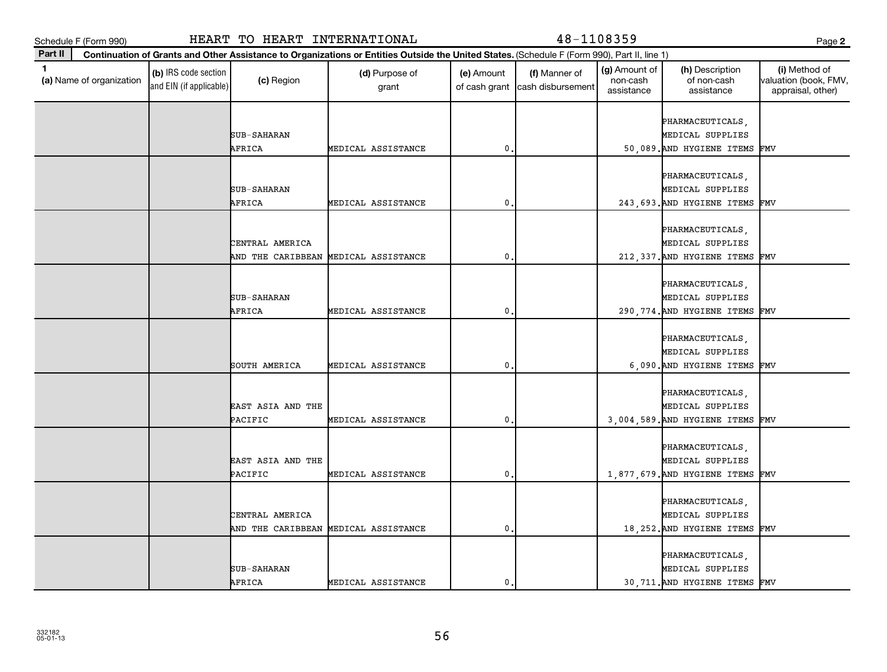Schedule F (Form 990) HEART TO HEART INTERNATIONAL 48-1108359 Page 2

**Part II** **Continuation of Grants and Other Assistance to Organizations or Entities Outside the United States.** (Schedule F (Form 990), Part II, line 1)

| 1 (a) Name of organization | (b) IRS code section and EIN (if applicable) | (c) Region | (d) Purpose of grant | (e) Amount of cash grant | (f) Manner of cash disbursement | (g) Amount of non-cash assistance | (h) Description of non-cash assistance | (i) Method of valuation (book, FMV, appraisal, other) |
|---|---|---|---|---|---|---|---|---|
| | | SUB-SAHARAN AFRICA | MEDICAL ASSISTANCE | 0. | | 50,089. | PHARMACEUTICALS, MEDICAL SUPPLIES AND HYGIENE ITEMS | FMV |
| | | SUB-SAHARAN AFRICA | MEDICAL ASSISTANCE | 0. | | 243,693. | PHARMACEUTICALS, MEDICAL SUPPLIES AND HYGIENE ITEMS | FMV |
| | | CENTRAL AMERICA AND THE CARIBBEAN | MEDICAL ASSISTANCE | 0. | | 212,337. | PHARMACEUTICALS, MEDICAL SUPPLIES AND HYGIENE ITEMS | FMV |
| | | SUB-SAHARAN AFRICA | MEDICAL ASSISTANCE | 0. | | 290,774. | PHARMACEUTICALS, MEDICAL SUPPLIES AND HYGIENE ITEMS | FMV |
| | | SOUTH AMERICA | MEDICAL ASSISTANCE | 0. | | 6,090. | PHARMACEUTICALS, MEDICAL SUPPLIES AND HYGIENE ITEMS | FMV |
| | | EAST ASIA AND THE PACIFIC | MEDICAL ASSISTANCE | 0. | | 3,004,589. | PHARMACEUTICALS, MEDICAL SUPPLIES AND HYGIENE ITEMS | FMV |
| | | EAST ASIA AND THE PACIFIC | MEDICAL ASSISTANCE | 0. | | 1,877,679. | PHARMACEUTICALS, MEDICAL SUPPLIES AND HYGIENE ITEMS | FMV |
| | | CENTRAL AMERICA AND THE CARIBBEAN | MEDICAL ASSISTANCE | 0. | | 18,252. | PHARMACEUTICALS, MEDICAL SUPPLIES AND HYGIENE ITEMS | FMV |
| | | SUB-SAHARAN AFRICA | MEDICAL ASSISTANCE | 0. | | 30,711. | PHARMACEUTICALS, MEDICAL SUPPLIES AND HYGIENE ITEMS | FMV |

332182 05-01-13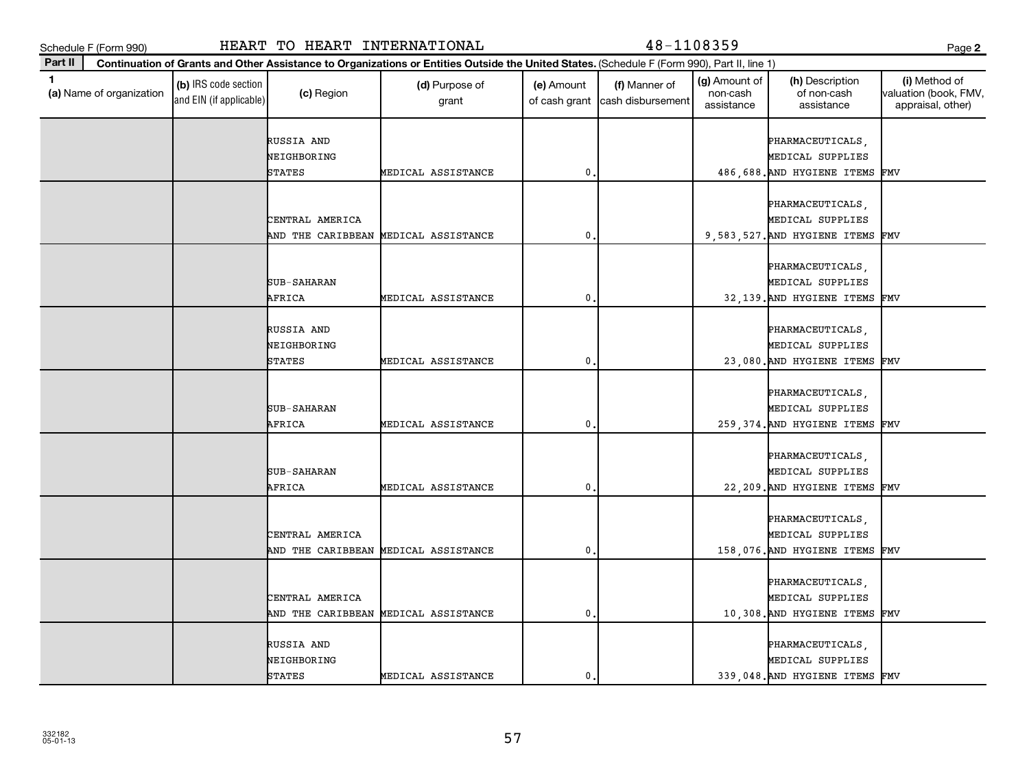Schedule F (Form 990) HEART TO HEART INTERNATIONAL 48-1108359 Page **2**

**Part II** **Continuation of Grants and Other Assistance to Organizations or Entities Outside the United States.** (Schedule F (Form 990), Part II, line 1)

| 1 (a) Name of organization | (b) IRS code section and EIN (if applicable) | (c) Region | (d) Purpose of grant | (e) Amount of cash grant | (f) Manner of cash disbursement | (g) Amount of non-cash assistance | (h) Description of non-cash assistance | (i) Method of valuation (book, FMV, appraisal, other) |
|---|---|---|---|---|---|---|---|---|
| | | RUSSIA AND NEIGHBORING STATES | MEDICAL ASSISTANCE | 0. | | 486,688. | PHARMACEUTICALS, MEDICAL SUPPLIES AND HYGIENE ITEMS | FMV |
| | | CENTRAL AMERICA AND THE CARIBBEAN | MEDICAL ASSISTANCE | 0. | | 9,583,527. | PHARMACEUTICALS, MEDICAL SUPPLIES AND HYGIENE ITEMS | FMV |
| | | SUB-SAHARAN AFRICA | MEDICAL ASSISTANCE | 0. | | 32,139. | PHARMACEUTICALS, MEDICAL SUPPLIES AND HYGIENE ITEMS | FMV |
| | | RUSSIA AND NEIGHBORING STATES | MEDICAL ASSISTANCE | 0. | | 23,080. | PHARMACEUTICALS, MEDICAL SUPPLIES AND HYGIENE ITEMS | FMV |
| | | SUB-SAHARAN AFRICA | MEDICAL ASSISTANCE | 0. | | 259,374. | PHARMACEUTICALS, MEDICAL SUPPLIES AND HYGIENE ITEMS | FMV |
| | | SUB-SAHARAN AFRICA | MEDICAL ASSISTANCE | 0. | | 22,209. | PHARMACEUTICALS, MEDICAL SUPPLIES AND HYGIENE ITEMS | FMV |
| | | CENTRAL AMERICA AND THE CARIBBEAN | MEDICAL ASSISTANCE | 0. | | 158,076. | PHARMACEUTICALS, MEDICAL SUPPLIES AND HYGIENE ITEMS | FMV |
| | | CENTRAL AMERICA AND THE CARIBBEAN | MEDICAL ASSISTANCE | 0. | | 10,308. | PHARMACEUTICALS, MEDICAL SUPPLIES AND HYGIENE ITEMS | FMV |
| | | RUSSIA AND NEIGHBORING STATES | MEDICAL ASSISTANCE | 0. | | 339,048. | PHARMACEUTICALS, MEDICAL SUPPLIES AND HYGIENE ITEMS | FMV |

332182
05-01-13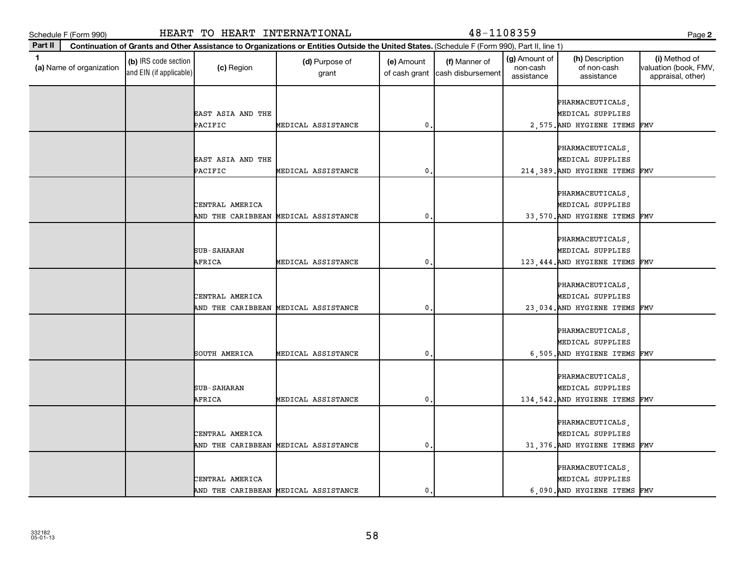Schedule F (Form 990) HEART TO HEART INTERNATIONAL 48-1108359 Page 2

**Part II** **Continuation of Grants and Other Assistance to Organizations or Entities Outside the United States.** (Schedule F (Form 990), Part II, line 1)

| 1 (a) Name of organization | (b) IRS code section and EIN (if applicable) | (c) Region | (d) Purpose of grant | (e) Amount of cash grant | (f) Manner of cash disbursement | (g) Amount of non-cash assistance | (h) Description of non-cash assistance | (i) Method of valuation (book, FMV, appraisal, other) |
|---|---|---|---|---|---|---|---|---|
| | | EAST ASIA AND THE PACIFIC | MEDICAL ASSISTANCE | 0. | | 2,575. | PHARMACEUTICALS, MEDICAL SUPPLIES AND HYGIENE ITEMS | FMV |
| | | EAST ASIA AND THE PACIFIC | MEDICAL ASSISTANCE | 0. | | 214,389. | PHARMACEUTICALS, MEDICAL SUPPLIES AND HYGIENE ITEMS | FMV |
| | | CENTRAL AMERICA AND THE CARIBBEAN | MEDICAL ASSISTANCE | 0. | | 33,570. | PHARMACEUTICALS, MEDICAL SUPPLIES AND HYGIENE ITEMS | FMV |
| | | SUB-SAHARAN AFRICA | MEDICAL ASSISTANCE | 0. | | 123,444. | PHARMACEUTICALS, MEDICAL SUPPLIES AND HYGIENE ITEMS | FMV |
| | | CENTRAL AMERICA AND THE CARIBBEAN | MEDICAL ASSISTANCE | 0. | | 23,034. | PHARMACEUTICALS, MEDICAL SUPPLIES AND HYGIENE ITEMS | FMV |
| | | SOUTH AMERICA | MEDICAL ASSISTANCE | 0. | | 6,505. | PHARMACEUTICALS, MEDICAL SUPPLIES AND HYGIENE ITEMS | FMV |
| | | SUB-SAHARAN AFRICA | MEDICAL ASSISTANCE | 0. | | 134,542. | PHARMACEUTICALS, MEDICAL SUPPLIES AND HYGIENE ITEMS | FMV |
| | | CENTRAL AMERICA AND THE CARIBBEAN | MEDICAL ASSISTANCE | 0. | | 31,376. | PHARMACEUTICALS, MEDICAL SUPPLIES AND HYGIENE ITEMS | FMV |
| | | CENTRAL AMERICA AND THE CARIBBEAN | MEDICAL ASSISTANCE | 0. | | 6,090. | PHARMACEUTICALS, MEDICAL SUPPLIES AND HYGIENE ITEMS | FMV |

332182
05-01-13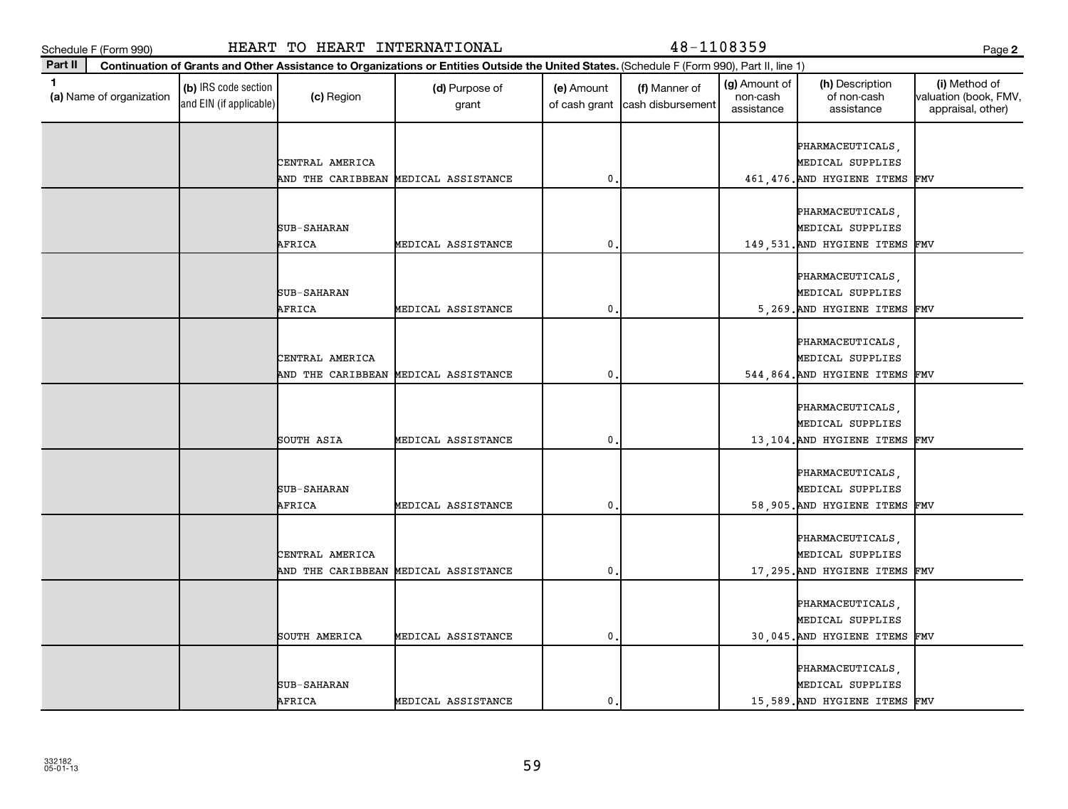Schedule F (Form 990) HEART TO HEART INTERNATIONAL 48-1108359 Page 2

**Part II** Continuation of Grants and Other Assistance to Organizations or Entities Outside the United States. (Schedule F (Form 990), Part II, line 1)

| 1 (a) Name of organization | (b) IRS code section and EIN (if applicable) | (c) Region | (d) Purpose of grant | (e) Amount of cash grant | (f) Manner of cash disbursement | (g) Amount of non-cash assistance | (h) Description of non-cash assistance | (i) Method of valuation (book, FMV, appraisal, other) |
|---|---|---|---|---|---|---|---|---|
| | | CENTRAL AMERICA AND THE CARIBBEAN | MEDICAL ASSISTANCE | 0. | | 461,476. | PHARMACEUTICALS, MEDICAL SUPPLIES AND HYGIENE ITEMS | FMV |
| | | SUB-SAHARAN AFRICA | MEDICAL ASSISTANCE | 0. | | 149,531. | PHARMACEUTICALS, MEDICAL SUPPLIES AND HYGIENE ITEMS | FMV |
| | | SUB-SAHARAN AFRICA | MEDICAL ASSISTANCE | 0. | | 5,269. | PHARMACEUTICALS, MEDICAL SUPPLIES AND HYGIENE ITEMS | FMV |
| | | CENTRAL AMERICA AND THE CARIBBEAN | MEDICAL ASSISTANCE | 0. | | 544,864. | PHARMACEUTICALS, MEDICAL SUPPLIES AND HYGIENE ITEMS | FMV |
| | | SOUTH ASIA | MEDICAL ASSISTANCE | 0. | | 13,104. | PHARMACEUTICALS, MEDICAL SUPPLIES AND HYGIENE ITEMS | FMV |
| | | SUB-SAHARAN AFRICA | MEDICAL ASSISTANCE | 0. | | 58,905. | PHARMACEUTICALS, MEDICAL SUPPLIES AND HYGIENE ITEMS | FMV |
| | | CENTRAL AMERICA AND THE CARIBBEAN | MEDICAL ASSISTANCE | 0. | | 17,295. | PHARMACEUTICALS, MEDICAL SUPPLIES AND HYGIENE ITEMS | FMV |
| | | SOUTH AMERICA | MEDICAL ASSISTANCE | 0. | | 30,045. | PHARMACEUTICALS, MEDICAL SUPPLIES AND HYGIENE ITEMS | FMV |
| | | SUB-SAHARAN AFRICA | MEDICAL ASSISTANCE | 0. | | 15,589. | PHARMACEUTICALS, MEDICAL SUPPLIES AND HYGIENE ITEMS | FMV |

332182
05-01-13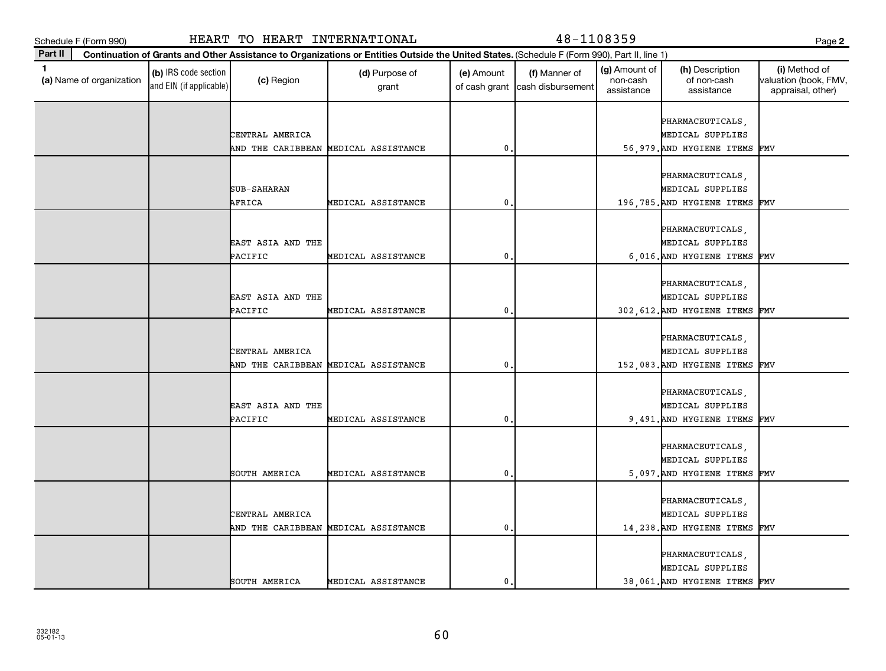Schedule F (Form 990) HEART TO HEART INTERNATIONAL 48-1108359 Page 2

**Part II** **Continuation of Grants and Other Assistance to Organizations or Entities Outside the United States.** (Schedule F (Form 990), Part II, line 1)

| 1 (a) Name of organization | (b) IRS code section and EIN (if applicable) | (c) Region | (d) Purpose of grant | (e) Amount of cash grant | (f) Manner of cash disbursement | (g) Amount of non-cash assistance | (h) Description of non-cash assistance | (i) Method of valuation (book, FMV, appraisal, other) |
|---|---|---|---|---|---|---|---|---|
| | | CENTRAL AMERICA AND THE CARIBBEAN | MEDICAL ASSISTANCE | 0. | | 56,979. | PHARMACEUTICALS, MEDICAL SUPPLIES AND HYGIENE ITEMS | FMV |
| | | SUB-SAHARAN AFRICA | MEDICAL ASSISTANCE | 0. | | 196,785. | PHARMACEUTICALS, MEDICAL SUPPLIES AND HYGIENE ITEMS | FMV |
| | | EAST ASIA AND THE PACIFIC | MEDICAL ASSISTANCE | 0. | | 6,016. | PHARMACEUTICALS, MEDICAL SUPPLIES AND HYGIENE ITEMS | FMV |
| | | EAST ASIA AND THE PACIFIC | MEDICAL ASSISTANCE | 0. | | 302,612. | PHARMACEUTICALS, MEDICAL SUPPLIES AND HYGIENE ITEMS | FMV |
| | | CENTRAL AMERICA AND THE CARIBBEAN | MEDICAL ASSISTANCE | 0. | | 152,083. | PHARMACEUTICALS, MEDICAL SUPPLIES AND HYGIENE ITEMS | FMV |
| | | EAST ASIA AND THE PACIFIC | MEDICAL ASSISTANCE | 0. | | 9,491. | PHARMACEUTICALS, MEDICAL SUPPLIES AND HYGIENE ITEMS | FMV |
| | | SOUTH AMERICA | MEDICAL ASSISTANCE | 0. | | 5,097. | PHARMACEUTICALS, MEDICAL SUPPLIES AND HYGIENE ITEMS | FMV |
| | | CENTRAL AMERICA AND THE CARIBBEAN | MEDICAL ASSISTANCE | 0. | | 14,238. | PHARMACEUTICALS, MEDICAL SUPPLIES AND HYGIENE ITEMS | FMV |
| | | SOUTH AMERICA | MEDICAL ASSISTANCE | 0. | | 38,061. | PHARMACEUTICALS, MEDICAL SUPPLIES AND HYGIENE ITEMS | FMV |

332182
05-01-13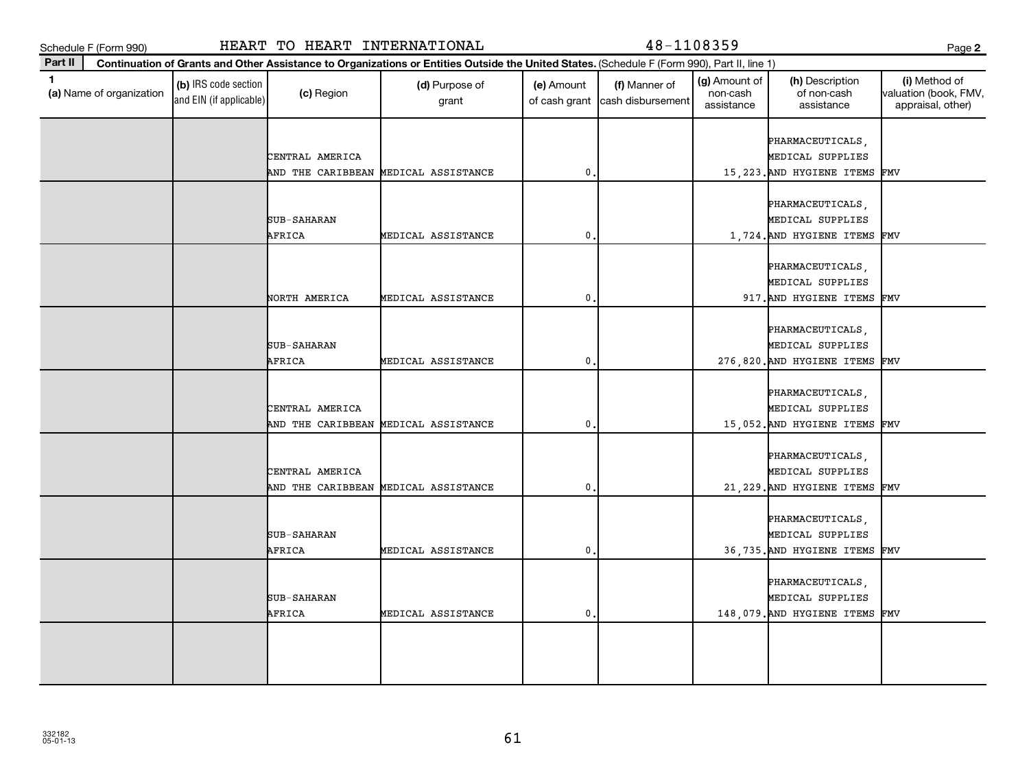Schedule F (Form 990) HEART TO HEART INTERNATIONAL 48-1108359 Page **2**

**Part II** **Continuation of Grants and Other Assistance to Organizations or Entities Outside the United States.** (Schedule F (Form 990), Part II, line 1)

| 1 (a) Name of organization | (b) IRS code section and EIN (if applicable) | (c) Region | (d) Purpose of grant | (e) Amount of cash grant | (f) Manner of cash disbursement | (g) Amount of non-cash assistance | (h) Description of non-cash assistance | (i) Method of valuation (book, FMV, appraisal, other) |
|---|---|---|---|---|---|---|---|---|
| | | CENTRAL AMERICA AND THE CARIBBEAN | MEDICAL ASSISTANCE | 0. | | 15,223. | PHARMACEUTICALS, MEDICAL SUPPLIES AND HYGIENE ITEMS | FMV |
| | | SUB-SAHARAN AFRICA | MEDICAL ASSISTANCE | 0. | | 1,724. | PHARMACEUTICALS, MEDICAL SUPPLIES AND HYGIENE ITEMS | FMV |
| | | NORTH AMERICA | MEDICAL ASSISTANCE | 0. | | 917. | PHARMACEUTICALS, MEDICAL SUPPLIES AND HYGIENE ITEMS | FMV |
| | | SUB-SAHARAN AFRICA | MEDICAL ASSISTANCE | 0. | | 276,820. | PHARMACEUTICALS, MEDICAL SUPPLIES AND HYGIENE ITEMS | FMV |
| | | CENTRAL AMERICA AND THE CARIBBEAN | MEDICAL ASSISTANCE | 0. | | 15,052. | PHARMACEUTICALS, MEDICAL SUPPLIES AND HYGIENE ITEMS | FMV |
| | | CENTRAL AMERICA AND THE CARIBBEAN | MEDICAL ASSISTANCE | 0. | | 21,229. | PHARMACEUTICALS, MEDICAL SUPPLIES AND HYGIENE ITEMS | FMV |
| | | SUB-SAHARAN AFRICA | MEDICAL ASSISTANCE | 0. | | 36,735. | PHARMACEUTICALS, MEDICAL SUPPLIES AND HYGIENE ITEMS | FMV |
| | | SUB-SAHARAN AFRICA | MEDICAL ASSISTANCE | 0. | | 148,079. | PHARMACEUTICALS, MEDICAL SUPPLIES AND HYGIENE ITEMS | FMV |
| | | | | | | | | |

332182
05-01-13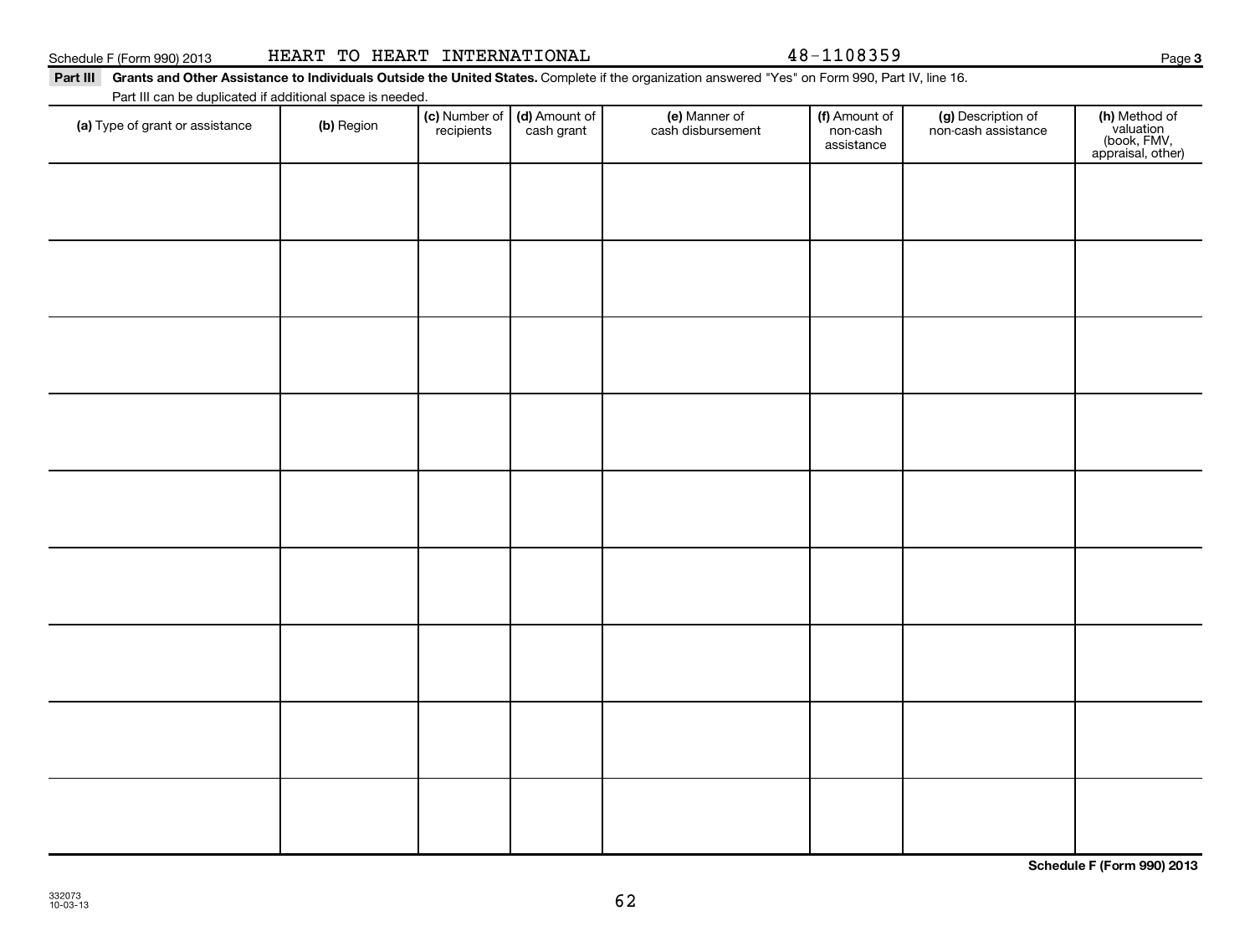Schedule F (Form 990) 2013 HEART TO HEART INTERNATIONAL 48-1108359

**Part III** **Grants and Other Assistance to Individuals Outside the United States.** Complete if the organization answered "Yes" on Form 990, Part IV, line 16.

Part III can be duplicated if additional space is needed.

| (a) Type of grant or assistance | (b) Region | (c) Number of recipients | (d) Amount of cash grant | (e) Manner of cash disbursement | (f) Amount of non-cash assistance | (g) Description of non-cash assistance | (h) Method of valuation (book, FMV, appraisal, other) |
|---|---|---|---|---|---|---|---|
| | | | | | | | |
| | | | | | | | |
| | | | | | | | |
| | | | | | | | |
| | | | | | | | |
| | | | | | | | |
| | | | | | | | |
| | | | | | | | |
| | | | | | | | |

**Schedule F (Form 990) 2013**

332073
10-03-13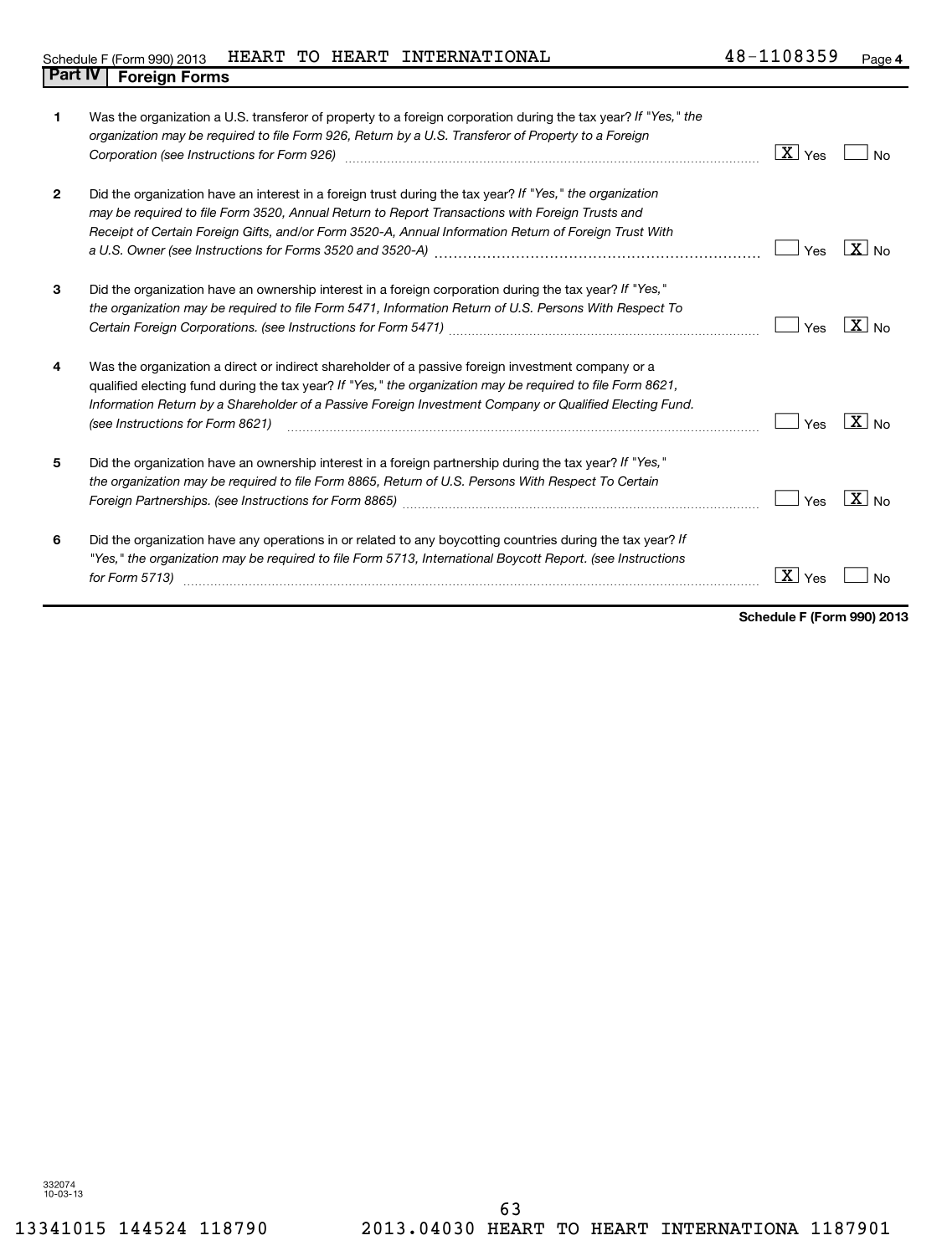## Part IV Foreign Forms

| | | | |
|---|---|---|---|
| 1 | Was the organization a U.S. transferor of property to a foreign corporation during the tax year? *If "Yes," the organization may be required to file Form 926, Return by a U.S. Transferor of Property to a Foreign Corporation (see Instructions for Form 926)* | [X] Yes | [ ] No |
| 2 | Did the organization have an interest in a foreign trust during the tax year? *If "Yes," the organization may be required to file Form 3520, Annual Return to Report Transactions with Foreign Trusts and Receipt of Certain Foreign Gifts, and/or Form 3520-A, Annual Information Return of Foreign Trust With a U.S. Owner (see Instructions for Forms 3520 and 3520-A)* | [ ] Yes | [X] No |
| 3 | Did the organization have an ownership interest in a foreign corporation during the tax year? *If "Yes," the organization may be required to file Form 5471, Information Return of U.S. Persons With Respect To Certain Foreign Corporations. (see Instructions for Form 5471)* | [ ] Yes | [X] No |
| 4 | Was the organization a direct or indirect shareholder of a passive foreign investment company or a qualified electing fund during the tax year? *If "Yes," the organization may be required to file Form 8621, Information Return by a Shareholder of a Passive Foreign Investment Company or Qualified Electing Fund. (see Instructions for Form 8621)* | [ ] Yes | [X] No |
| 5 | Did the organization have an ownership interest in a foreign partnership during the tax year? *If "Yes," the organization may be required to file Form 8865, Return of U.S. Persons With Respect To Certain Foreign Partnerships. (see Instructions for Form 8865)* | [ ] Yes | [X] No |
| 6 | Did the organization have any operations in or related to any boycotting countries during the tax year? *If "Yes," the organization may be required to file Form 5713, International Boycott Report. (see Instructions for Form 5713)* | [X] Yes | [ ] No |

**Schedule F (Form 990) 2013**

332074
10-03-13

13341015 144524 118790 2013.04030 HEART TO HEART INTERNATIONA 1187901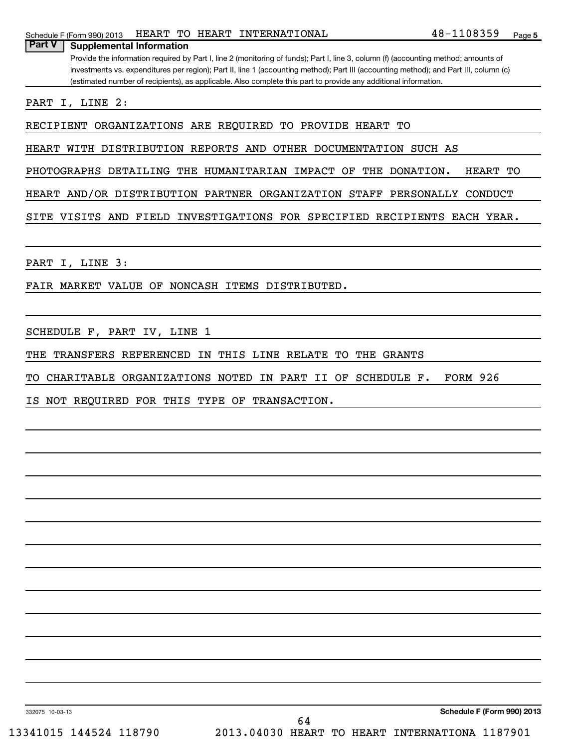## Part V Supplemental Information

Provide the information required by Part I, line 2 (monitoring of funds); Part I, line 3, column (f) (accounting method; amounts of investments vs. expenditures per region); Part II, line 1 (accounting method); Part III (accounting method); and Part III, column (c) (estimated number of recipients), as applicable. Also complete this part to provide any additional information.

PART I, LINE 2:

RECIPIENT ORGANIZATIONS ARE REQUIRED TO PROVIDE HEART TO HEART WITH DISTRIBUTION REPORTS AND OTHER DOCUMENTATION SUCH AS PHOTOGRAPHS DETAILING THE HUMANITARIAN IMPACT OF THE DONATION. HEART TO HEART AND/OR DISTRIBUTION PARTNER ORGANIZATION STAFF PERSONALLY CONDUCT SITE VISITS AND FIELD INVESTIGATIONS FOR SPECIFIED RECIPIENTS EACH YEAR.

PART I, LINE 3:

FAIR MARKET VALUE OF NONCASH ITEMS DISTRIBUTED.

SCHEDULE F, PART IV, LINE 1

THE TRANSFERS REFERENCED IN THIS LINE RELATE TO THE GRANTS TO CHARITABLE ORGANIZATIONS NOTED IN PART II OF SCHEDULE F. FORM 926 IS NOT REQUIRED FOR THIS TYPE OF TRANSACTION.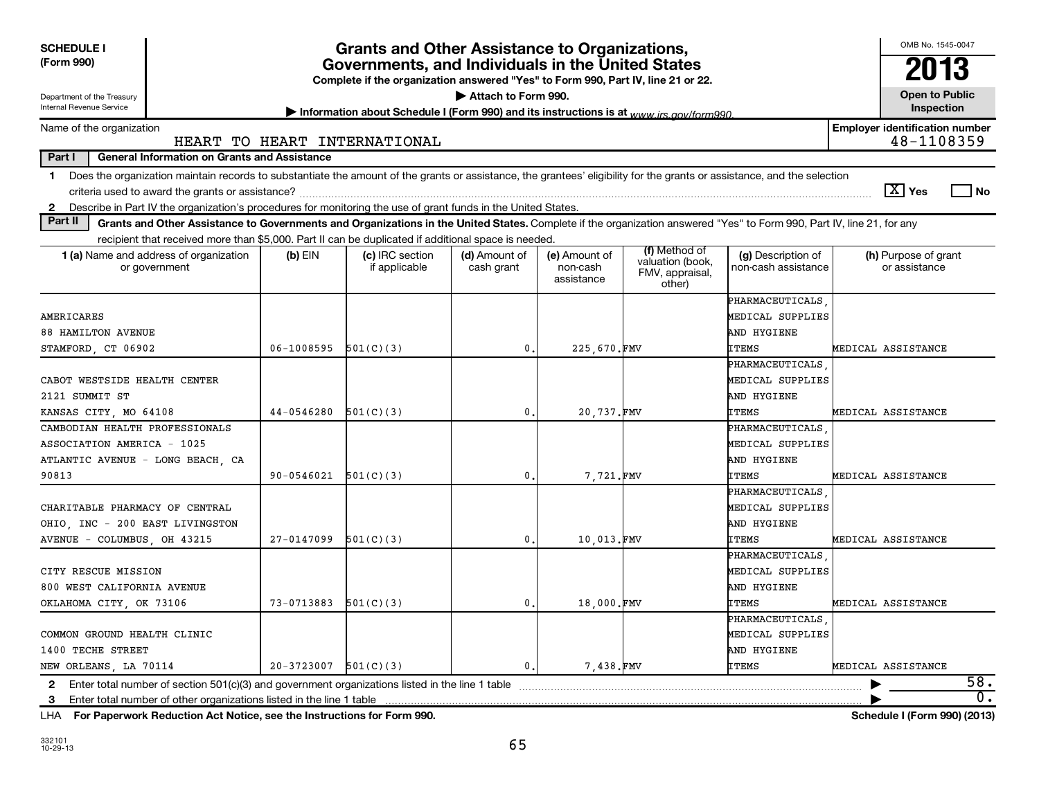**SCHEDULE I (Form 990)**

Department of the Treasury
Internal Revenue Service

# Grants and Other Assistance to Organizations, Governments, and Individuals in the United States

**Complete if the organization answered "Yes" to Form 990, Part IV, line 21 or 22.**

▶ Attach to Form 990.

▶ Information about Schedule I (Form 990) and its instructions is at www.irs.gov/form990.

OMB No. 1545-0047

**2013**

**Open to Public Inspection**

Name of the organization: HEART TO HEART INTERNATIONAL

Employer identification number: 48-1108359

**Part I — General Information on Grants and Assistance**

1 Does the organization maintain records to substantiate the amount of the grants or assistance, the grantees' eligibility for the grants or assistance, and the selection criteria used to award the grants or assistance? [X] Yes [ ] No

2 Describe in Part IV the organization's procedures for monitoring the use of grant funds in the United States.

**Part II — Grants and Other Assistance to Governments and Organizations in the United States.** Complete if the organization answered "Yes" to Form 990, Part IV, line 21, for any recipient that received more than $5,000. Part II can be duplicated if additional space is needed.

| 1 (a) Name and address of organization or government | (b) EIN | (c) IRC section if applicable | (d) Amount of cash grant | (e) Amount of non-cash assistance | (f) Method of valuation (book, FMV, appraisal, other) | (g) Description of non-cash assistance | (h) Purpose of grant or assistance |
|---|---|---|---|---|---|---|---|
| AMERICARES 88 HAMILTON AVENUE STAMFORD, CT 06902 | 06-1008595 | 501(C)(3) | 0. | 225,670. | FMV | PHARMACEUTICALS, MEDICAL SUPPLIES AND HYGIENE ITEMS | MEDICAL ASSISTANCE |
| CABOT WESTSIDE HEALTH CENTER 2121 SUMMIT ST KANSAS CITY, MO 64108 | 44-0546280 | 501(C)(3) | 0. | 20,737. | FMV | PHARMACEUTICALS, MEDICAL SUPPLIES AND HYGIENE ITEMS | MEDICAL ASSISTANCE |
| CAMBODIAN HEALTH PROFESSIONALS ASSOCIATION AMERICA - 1025 ATLANTIC AVENUE - LONG BEACH, CA 90813 | 90-0546021 | 501(C)(3) | 0. | 7,721. | FMV | PHARMACEUTICALS, MEDICAL SUPPLIES AND HYGIENE ITEMS | MEDICAL ASSISTANCE |
| CHARITABLE PHARMACY OF CENTRAL OHIO, INC - 200 EAST LIVINGSTON AVENUE - COLUMBUS, OH 43215 | 27-0147099 | 501(C)(3) | 0. | 10,013. | FMV | PHARMACEUTICALS, MEDICAL SUPPLIES AND HYGIENE ITEMS | MEDICAL ASSISTANCE |
| CITY RESCUE MISSION 800 WEST CALIFORNIA AVENUE OKLAHOMA CITY, OK 73106 | 73-0713883 | 501(C)(3) | 0. | 18,000. | FMV | PHARMACEUTICALS, MEDICAL SUPPLIES AND HYGIENE ITEMS | MEDICAL ASSISTANCE |
| COMMON GROUND HEALTH CLINIC 1400 TECHE STREET NEW ORLEANS, LA 70114 | 20-3723007 | 501(C)(3) | 0. | 7,438. | FMV | PHARMACEUTICALS, MEDICAL SUPPLIES AND HYGIENE ITEMS | MEDICAL ASSISTANCE |

2 Enter total number of section 501(c)(3) and government organizations listed in the line 1 table ▶ 58.

3 Enter total number of other organizations listed in the line 1 table ▶ 0.

LHA **For Paperwork Reduction Act Notice, see the Instructions for Form 990.** **Schedule I (Form 990) (2013)**

332101 10-29-13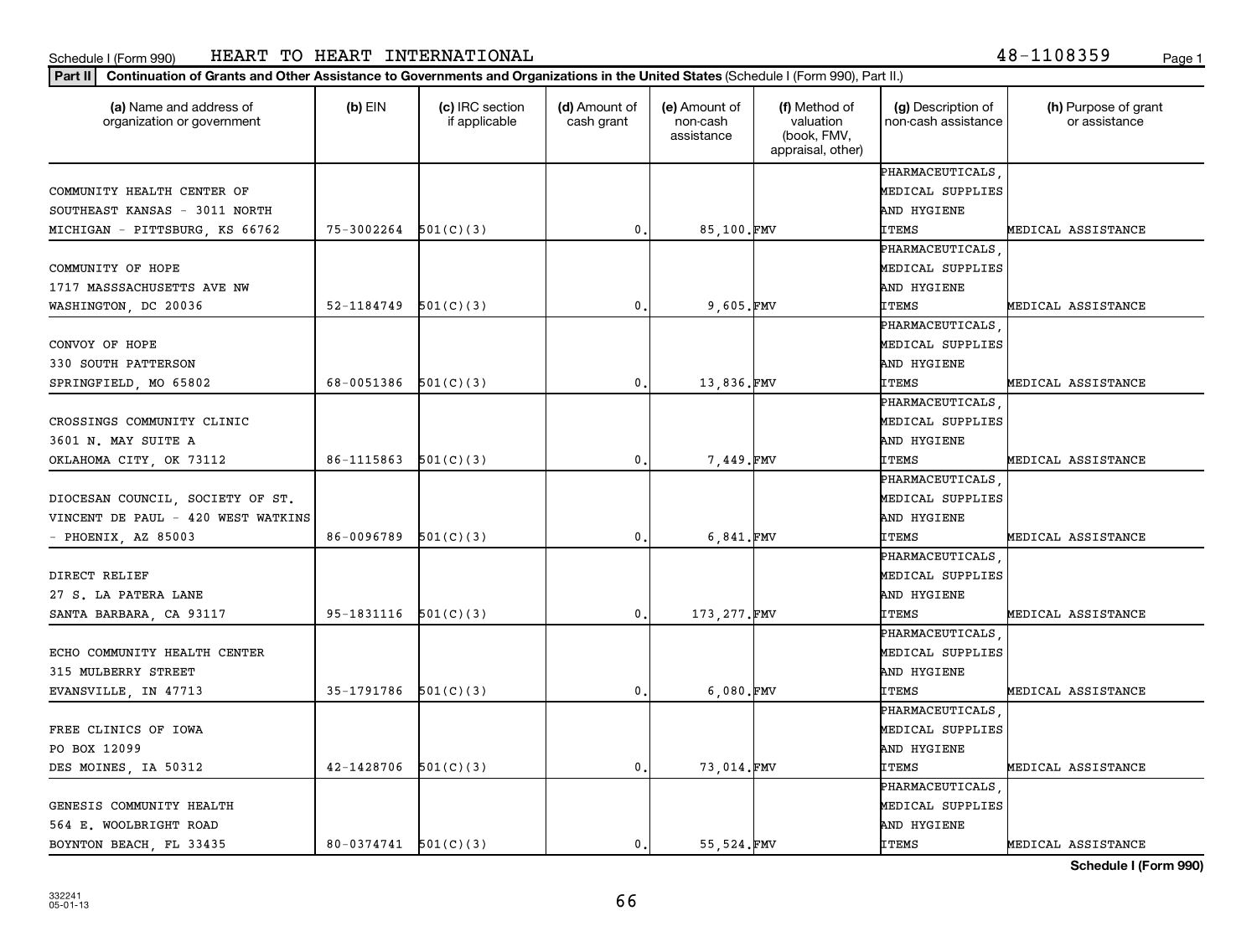Schedule I (Form 990) HEART TO HEART INTERNATIONAL 48-1108359

**Part II** Continuation of Grants and Other Assistance to Governments and Organizations in the United States (Schedule I (Form 990), Part II.)

| (a) Name and address of organization or government | (b) EIN | (c) IRC section if applicable | (d) Amount of cash grant | (e) Amount of non-cash assistance | (f) Method of valuation (book, FMV, appraisal, other) | (g) Description of non-cash assistance | (h) Purpose of grant or assistance |
|---|---|---|---|---|---|---|---|
| COMMUNITY HEALTH CENTER OF SOUTHEAST KANSAS - 3011 NORTH MICHIGAN - PITTSBURG, KS 66762 | 75-3002264 | 501(C)(3) | 0. | 85,100. | FMV | PHARMACEUTICALS, MEDICAL SUPPLIES AND HYGIENE ITEMS | MEDICAL ASSISTANCE |
| COMMUNITY OF HOPE 1717 MASSSACHUSETTS AVE NW WASHINGTON, DC 20036 | 52-1184749 | 501(C)(3) | 0. | 9,605. | FMV | PHARMACEUTICALS, MEDICAL SUPPLIES AND HYGIENE ITEMS | MEDICAL ASSISTANCE |
| CONVOY OF HOPE 330 SOUTH PATTERSON SPRINGFIELD, MO 65802 | 68-0051386 | 501(C)(3) | 0. | 13,836. | FMV | PHARMACEUTICALS, MEDICAL SUPPLIES AND HYGIENE ITEMS | MEDICAL ASSISTANCE |
| CROSSINGS COMMUNITY CLINIC 3601 N. MAY SUITE A OKLAHOMA CITY, OK 73112 | 86-1115863 | 501(C)(3) | 0. | 7,449. | FMV | PHARMACEUTICALS, MEDICAL SUPPLIES AND HYGIENE ITEMS | MEDICAL ASSISTANCE |
| DIOCESAN COUNCIL, SOCIETY OF ST. VINCENT DE PAUL - 420 WEST WATKINS - PHOENIX, AZ 85003 | 86-0096789 | 501(C)(3) | 0. | 6,841. | FMV | PHARMACEUTICALS, MEDICAL SUPPLIES AND HYGIENE ITEMS | MEDICAL ASSISTANCE |
| DIRECT RELIEF 27 S. LA PATERA LANE SANTA BARBARA, CA 93117 | 95-1831116 | 501(C)(3) | 0. | 173,277. | FMV | PHARMACEUTICALS, MEDICAL SUPPLIES AND HYGIENE ITEMS | MEDICAL ASSISTANCE |
| ECHO COMMUNITY HEALTH CENTER 315 MULBERRY STREET EVANSVILLE, IN 47713 | 35-1791786 | 501(C)(3) | 0. | 6,080. | FMV | PHARMACEUTICALS, MEDICAL SUPPLIES AND HYGIENE ITEMS | MEDICAL ASSISTANCE |
| FREE CLINICS OF IOWA PO BOX 12099 DES MOINES, IA 50312 | 42-1428706 | 501(C)(3) | 0. | 73,014. | FMV | PHARMACEUTICALS, MEDICAL SUPPLIES AND HYGIENE ITEMS | MEDICAL ASSISTANCE |
| GENESIS COMMUNITY HEALTH 564 E. WOOLBRIGHT ROAD BOYNTON BEACH, FL 33435 | 80-0374741 | 501(C)(3) | 0. | 55,524. | FMV | PHARMACEUTICALS, MEDICAL SUPPLIES AND HYGIENE ITEMS | MEDICAL ASSISTANCE |

Schedule I (Form 990)

332241 05-01-13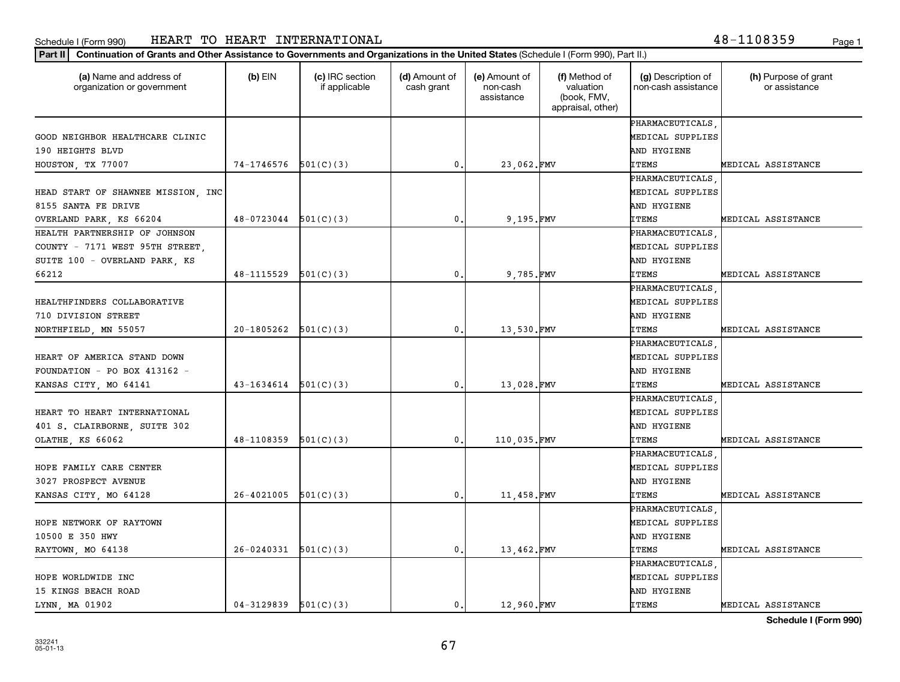Schedule I (Form 990) HEART TO HEART INTERNATIONAL 48-1108359

**Part II** | **Continuation of Grants and Other Assistance to Governments and Organizations in the United States** (Schedule I (Form 990), Part II.)

| (a) Name and address of organization or government | (b) EIN | (c) IRC section if applicable | (d) Amount of cash grant | (e) Amount of non-cash assistance | (f) Method of valuation (book, FMV, appraisal, other) | (g) Description of non-cash assistance | (h) Purpose of grant or assistance |
|---|---|---|---|---|---|---|---|
| GOOD NEIGHBOR HEALTHCARE CLINIC 190 HEIGHTS BLVD HOUSTON, TX 77007 | 74-1746576 | 501(C)(3) | 0. | 23,062. | FMV | PHARMACEUTICALS, MEDICAL SUPPLIES AND HYGIENE ITEMS | MEDICAL ASSISTANCE |
| HEAD START OF SHAWNEE MISSION, INC 8155 SANTA FE DRIVE OVERLAND PARK, KS 66204 | 48-0723044 | 501(C)(3) | 0. | 9,195. | FMV | PHARMACEUTICALS, MEDICAL SUPPLIES AND HYGIENE ITEMS | MEDICAL ASSISTANCE |
| HEALTH PARTNERSHIP OF JOHNSON COUNTY - 7171 WEST 95TH STREET, SUITE 100 - OVERLAND PARK, KS 66212 | 48-1115529 | 501(C)(3) | 0. | 9,785. | FMV | PHARMACEUTICALS, MEDICAL SUPPLIES AND HYGIENE ITEMS | MEDICAL ASSISTANCE |
| HEALTHFINDERS COLLABORATIVE 710 DIVISION STREET NORTHFIELD, MN 55057 | 20-1805262 | 501(C)(3) | 0. | 13,530. | FMV | PHARMACEUTICALS, MEDICAL SUPPLIES AND HYGIENE ITEMS | MEDICAL ASSISTANCE |
| HEART OF AMERICA STAND DOWN FOUNDATION - PO BOX 413162 - KANSAS CITY, MO 64141 | 43-1634614 | 501(C)(3) | 0. | 13,028. | FMV | PHARMACEUTICALS, MEDICAL SUPPLIES AND HYGIENE ITEMS | MEDICAL ASSISTANCE |
| HEART TO HEART INTERNATIONAL 401 S. CLAIRBORNE, SUITE 302 OLATHE, KS 66062 | 48-1108359 | 501(C)(3) | 0. | 110,035. | FMV | PHARMACEUTICALS, MEDICAL SUPPLIES AND HYGIENE ITEMS | MEDICAL ASSISTANCE |
| HOPE FAMILY CARE CENTER 3027 PROSPECT AVENUE KANSAS CITY, MO 64128 | 26-4021005 | 501(C)(3) | 0. | 11,458. | FMV | PHARMACEUTICALS, MEDICAL SUPPLIES AND HYGIENE ITEMS | MEDICAL ASSISTANCE |
| HOPE NETWORK OF RAYTOWN 10500 E 350 HWY RAYTOWN, MO 64138 | 26-0240331 | 501(C)(3) | 0. | 13,462. | FMV | PHARMACEUTICALS, MEDICAL SUPPLIES AND HYGIENE ITEMS | MEDICAL ASSISTANCE |
| HOPE WORLDWIDE INC 15 KINGS BEACH ROAD LYNN, MA 01902 | 04-3129839 | 501(C)(3) | 0. | 12,960. | FMV | PHARMACEUTICALS, MEDICAL SUPPLIES AND HYGIENE ITEMS | MEDICAL ASSISTANCE |

**Schedule I (Form 990)**

332241
05-01-13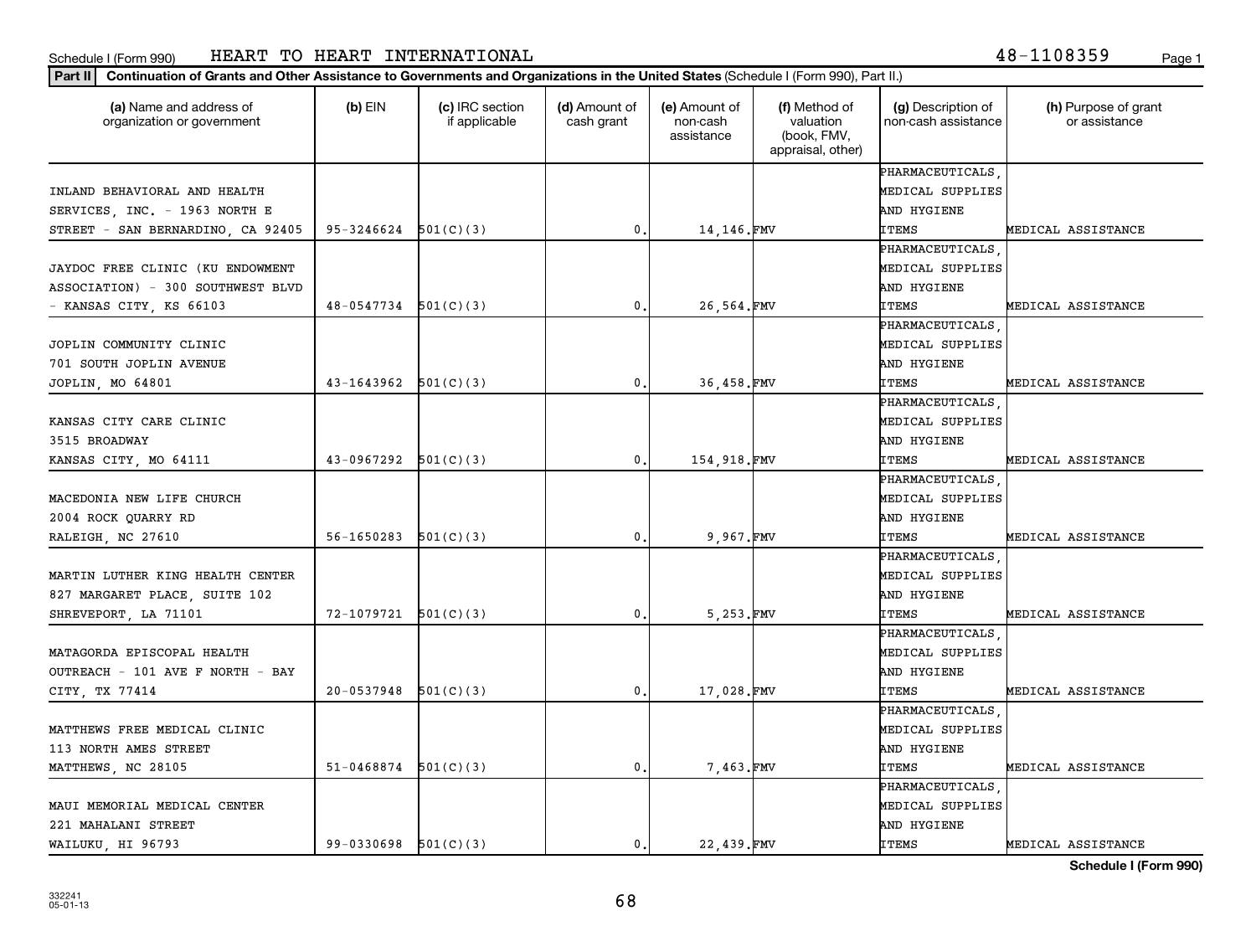Schedule I (Form 990) HEART TO HEART INTERNATIONAL 48-1108359

**Part II** **Continuation of Grants and Other Assistance to Governments and Organizations in the United States** (Schedule I (Form 990), Part II.)

| (a) Name and address of organization or government | (b) EIN | (c) IRC section if applicable | (d) Amount of cash grant | (e) Amount of non-cash assistance | (f) Method of valuation (book, FMV, appraisal, other) | (g) Description of non-cash assistance | (h) Purpose of grant or assistance |
|---|---|---|---|---|---|---|---|
| INLAND BEHAVIORAL AND HEALTH SERVICES, INC. - 1963 NORTH E STREET - SAN BERNARDINO, CA 92405 | 95-3246624 | 501(C)(3) | 0. | 14,146. | FMV | PHARMACEUTICALS, MEDICAL SUPPLIES AND HYGIENE ITEMS | MEDICAL ASSISTANCE |
| JAYDOC FREE CLINIC (KU ENDOWMENT ASSOCIATION) - 300 SOUTHWEST BLVD - KANSAS CITY, KS 66103 | 48-0547734 | 501(C)(3) | 0. | 26,564. | FMV | PHARMACEUTICALS, MEDICAL SUPPLIES AND HYGIENE ITEMS | MEDICAL ASSISTANCE |
| JOPLIN COMMUNITY CLINIC 701 SOUTH JOPLIN AVENUE JOPLIN, MO 64801 | 43-1643962 | 501(C)(3) | 0. | 36,458. | FMV | PHARMACEUTICALS, MEDICAL SUPPLIES AND HYGIENE ITEMS | MEDICAL ASSISTANCE |
| KANSAS CITY CARE CLINIC 3515 BROADWAY KANSAS CITY, MO 64111 | 43-0967292 | 501(C)(3) | 0. | 154,918. | FMV | PHARMACEUTICALS, MEDICAL SUPPLIES AND HYGIENE ITEMS | MEDICAL ASSISTANCE |
| MACEDONIA NEW LIFE CHURCH 2004 ROCK QUARRY RD RALEIGH, NC 27610 | 56-1650283 | 501(C)(3) | 0. | 9,967. | FMV | PHARMACEUTICALS, MEDICAL SUPPLIES AND HYGIENE ITEMS | MEDICAL ASSISTANCE |
| MARTIN LUTHER KING HEALTH CENTER 827 MARGARET PLACE, SUITE 102 SHREVEPORT, LA 71101 | 72-1079721 | 501(C)(3) | 0. | 5,253. | FMV | PHARMACEUTICALS, MEDICAL SUPPLIES AND HYGIENE ITEMS | MEDICAL ASSISTANCE |
| MATAGORDA EPISCOPAL HEALTH OUTREACH - 101 AVE F NORTH - BAY CITY, TX 77414 | 20-0537948 | 501(C)(3) | 0. | 17,028. | FMV | PHARMACEUTICALS, MEDICAL SUPPLIES AND HYGIENE ITEMS | MEDICAL ASSISTANCE |
| MATTHEWS FREE MEDICAL CLINIC 113 NORTH AMES STREET MATTHEWS, NC 28105 | 51-0468874 | 501(C)(3) | 0. | 7,463. | FMV | PHARMACEUTICALS, MEDICAL SUPPLIES AND HYGIENE ITEMS | MEDICAL ASSISTANCE |
| MAUI MEMORIAL MEDICAL CENTER 221 MAHALANI STREET WAILUKU, HI 96793 | 99-0330698 | 501(C)(3) | 0. | 22,439. | FMV | PHARMACEUTICALS, MEDICAL SUPPLIES AND HYGIENE ITEMS | MEDICAL ASSISTANCE |

**Schedule I (Form 990)**

332241
05-01-13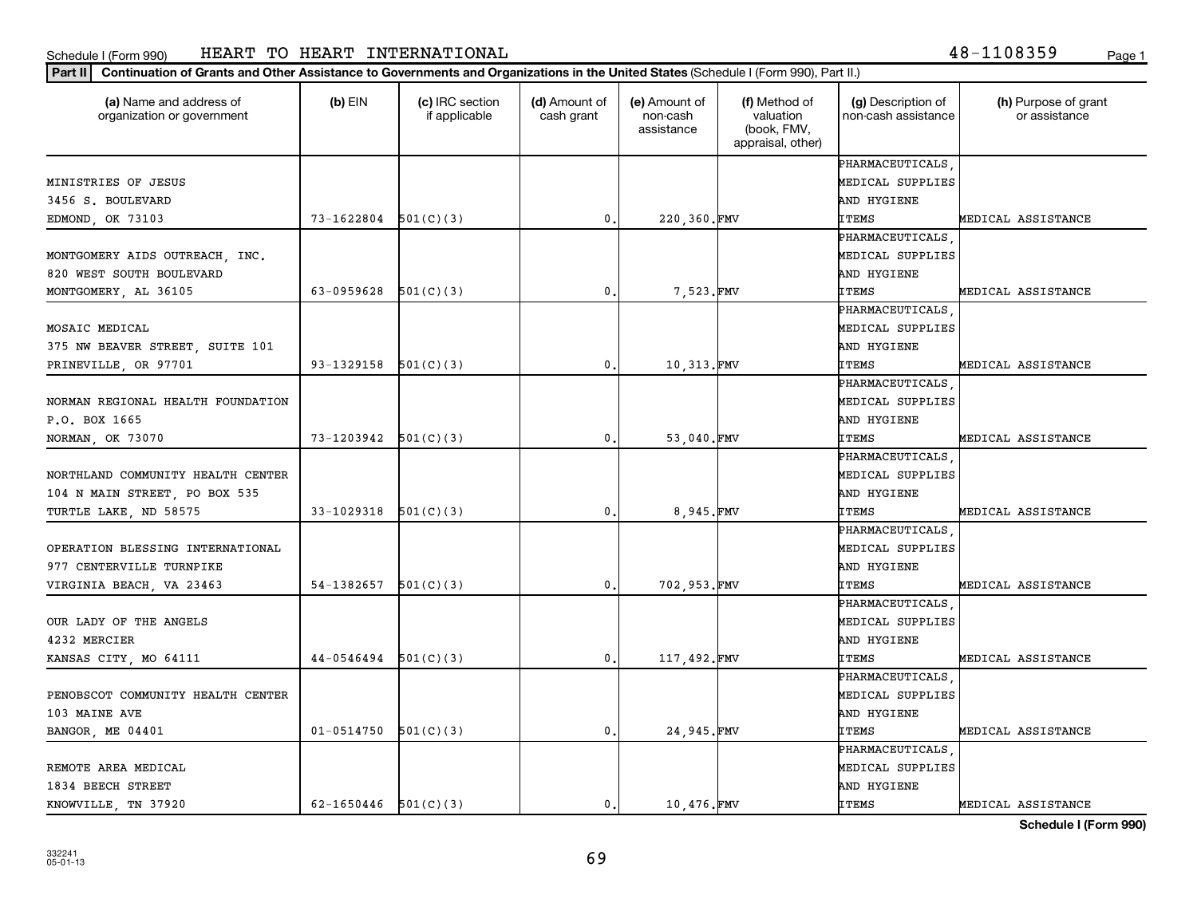Schedule I (Form 990) HEART TO HEART INTERNATIONAL 48-1108359

**Part II** Continuation of Grants and Other Assistance to Governments and Organizations in the United States (Schedule I (Form 990), Part II.)

| (a) Name and address of organization or government | (b) EIN | (c) IRC section if applicable | (d) Amount of cash grant | (e) Amount of non-cash assistance | (f) Method of valuation (book, FMV, appraisal, other) | (g) Description of non-cash assistance | (h) Purpose of grant or assistance |
|---|---|---|---|---|---|---|---|
| MINISTRIES OF JESUS<br>3456 S. BOULEVARD<br>EDMOND, OK 73103 | 73-1622804 | 501(C)(3) | 0. | 220,360. | FMV | PHARMACEUTICALS, MEDICAL SUPPLIES AND HYGIENE ITEMS | MEDICAL ASSISTANCE |
| MONTGOMERY AIDS OUTREACH, INC.<br>820 WEST SOUTH BOULEVARD<br>MONTGOMERY, AL 36105 | 63-0959628 | 501(C)(3) | 0. | 7,523. | FMV | PHARMACEUTICALS, MEDICAL SUPPLIES AND HYGIENE ITEMS | MEDICAL ASSISTANCE |
| MOSAIC MEDICAL<br>375 NW BEAVER STREET, SUITE 101<br>PRINEVILLE, OR 97701 | 93-1329158 | 501(C)(3) | 0. | 10,313. | FMV | PHARMACEUTICALS, MEDICAL SUPPLIES AND HYGIENE ITEMS | MEDICAL ASSISTANCE |
| NORMAN REGIONAL HEALTH FOUNDATION<br>P.O. BOX 1665<br>NORMAN, OK 73070 | 73-1203942 | 501(C)(3) | 0. | 53,040. | FMV | PHARMACEUTICALS, MEDICAL SUPPLIES AND HYGIENE ITEMS | MEDICAL ASSISTANCE |
| NORTHLAND COMMUNITY HEALTH CENTER<br>104 N MAIN STREET, PO BOX 535<br>TURTLE LAKE, ND 58575 | 33-1029318 | 501(C)(3) | 0. | 8,945. | FMV | PHARMACEUTICALS, MEDICAL SUPPLIES AND HYGIENE ITEMS | MEDICAL ASSISTANCE |
| OPERATION BLESSING INTERNATIONAL<br>977 CENTERVILLE TURNPIKE<br>VIRGINIA BEACH, VA 23463 | 54-1382657 | 501(C)(3) | 0. | 702,953. | FMV | PHARMACEUTICALS, MEDICAL SUPPLIES AND HYGIENE ITEMS | MEDICAL ASSISTANCE |
| OUR LADY OF THE ANGELS<br>4232 MERCIER<br>KANSAS CITY, MO 64111 | 44-0546494 | 501(C)(3) | 0. | 117,492. | FMV | PHARMACEUTICALS, MEDICAL SUPPLIES AND HYGIENE ITEMS | MEDICAL ASSISTANCE |
| PENOBSCOT COMMUNITY HEALTH CENTER<br>103 MAINE AVE<br>BANGOR, ME 04401 | 01-0514750 | 501(C)(3) | 0. | 24,945. | FMV | PHARMACEUTICALS, MEDICAL SUPPLIES AND HYGIENE ITEMS | MEDICAL ASSISTANCE |
| REMOTE AREA MEDICAL<br>1834 BEECH STREET<br>KNOWVILLE, TN 37920 | 62-1650446 | 501(C)(3) | 0. | 10,476. | FMV | PHARMACEUTICALS, MEDICAL SUPPLIES AND HYGIENE ITEMS | MEDICAL ASSISTANCE |

**Schedule I (Form 990)**

332241
05-01-13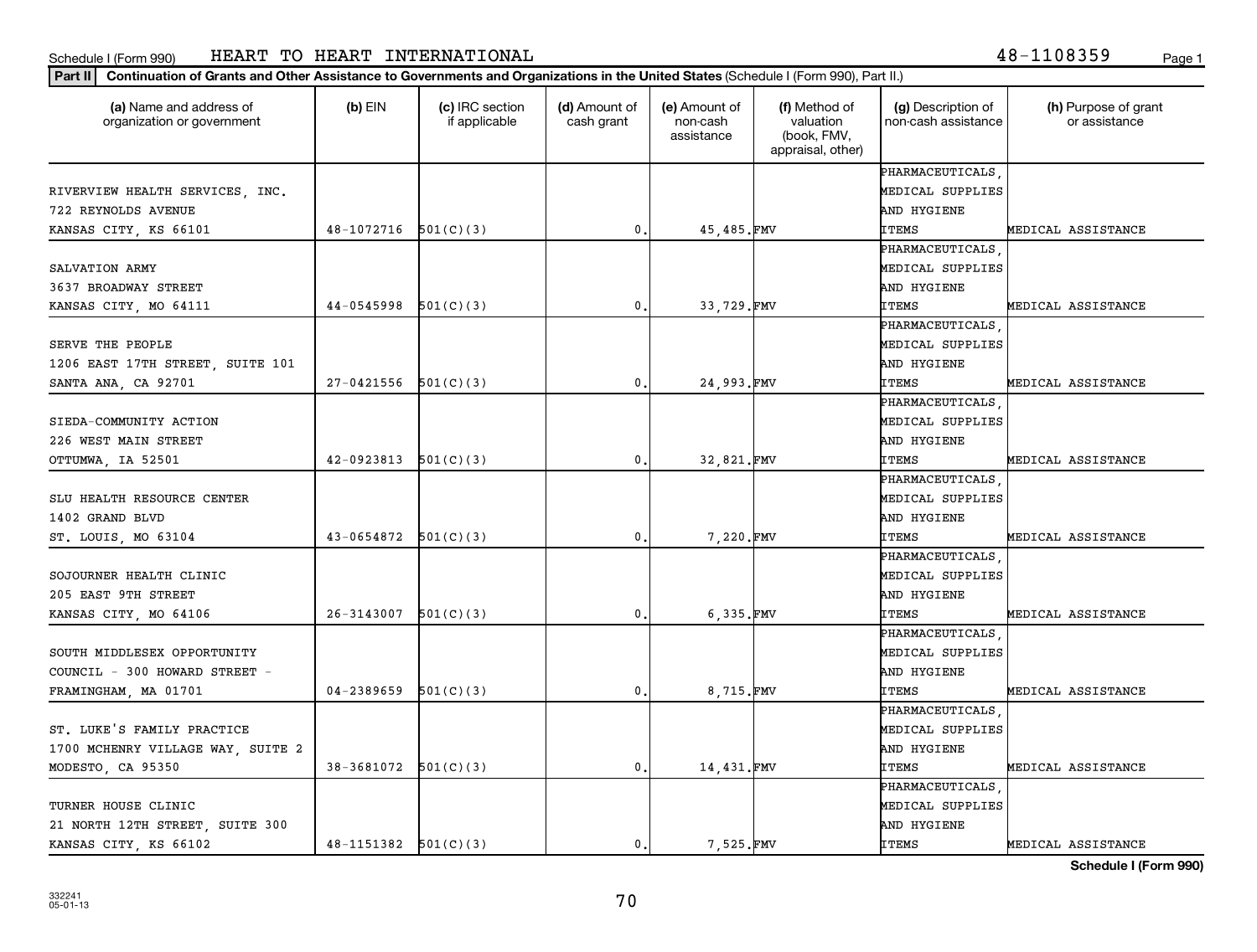Schedule I (Form 990) HEART TO HEART INTERNATIONAL 48-1108359

**Part II** Continuation of Grants and Other Assistance to Governments and Organizations in the United States (Schedule I (Form 990), Part II.)

| (a) Name and address of organization or government | (b) EIN | (c) IRC section if applicable | (d) Amount of cash grant | (e) Amount of non-cash assistance | (f) Method of valuation (book, FMV, appraisal, other) | (g) Description of non-cash assistance | (h) Purpose of grant or assistance |
|---|---|---|---|---|---|---|---|
| RIVERVIEW HEALTH SERVICES, INC. 722 REYNOLDS AVENUE KANSAS CITY, KS 66101 | 48-1072716 | 501(C)(3) | 0. | 45,485. | FMV | PHARMACEUTICALS, MEDICAL SUPPLIES AND HYGIENE ITEMS | MEDICAL ASSISTANCE |
| SALVATION ARMY 3637 BROADWAY STREET KANSAS CITY, MO 64111 | 44-0545998 | 501(C)(3) | 0. | 33,729. | FMV | PHARMACEUTICALS, MEDICAL SUPPLIES AND HYGIENE ITEMS | MEDICAL ASSISTANCE |
| SERVE THE PEOPLE 1206 EAST 17TH STREET, SUITE 101 SANTA ANA, CA 92701 | 27-0421556 | 501(C)(3) | 0. | 24,993. | FMV | PHARMACEUTICALS, MEDICAL SUPPLIES AND HYGIENE ITEMS | MEDICAL ASSISTANCE |
| SIEDA-COMMUNITY ACTION 226 WEST MAIN STREET OTTUMWA, IA 52501 | 42-0923813 | 501(C)(3) | 0. | 32,821. | FMV | PHARMACEUTICALS, MEDICAL SUPPLIES AND HYGIENE ITEMS | MEDICAL ASSISTANCE |
| SLU HEALTH RESOURCE CENTER 1402 GRAND BLVD ST. LOUIS, MO 63104 | 43-0654872 | 501(C)(3) | 0. | 7,220. | FMV | PHARMACEUTICALS, MEDICAL SUPPLIES AND HYGIENE ITEMS | MEDICAL ASSISTANCE |
| SOJOURNER HEALTH CLINIC 205 EAST 9TH STREET KANSAS CITY, MO 64106 | 26-3143007 | 501(C)(3) | 0. | 6,335. | FMV | PHARMACEUTICALS, MEDICAL SUPPLIES AND HYGIENE ITEMS | MEDICAL ASSISTANCE |
| SOUTH MIDDLESEX OPPORTUNITY COUNCIL - 300 HOWARD STREET - FRAMINGHAM, MA 01701 | 04-2389659 | 501(C)(3) | 0. | 8,715. | FMV | PHARMACEUTICALS, MEDICAL SUPPLIES AND HYGIENE ITEMS | MEDICAL ASSISTANCE |
| ST. LUKE'S FAMILY PRACTICE 1700 MCHENRY VILLAGE WAY, SUITE 2 MODESTO, CA 95350 | 38-3681072 | 501(C)(3) | 0. | 14,431. | FMV | PHARMACEUTICALS, MEDICAL SUPPLIES AND HYGIENE ITEMS | MEDICAL ASSISTANCE |
| TURNER HOUSE CLINIC 21 NORTH 12TH STREET, SUITE 300 KANSAS CITY, KS 66102 | 48-1151382 | 501(C)(3) | 0. | 7,525. | FMV | PHARMACEUTICALS, MEDICAL SUPPLIES AND HYGIENE ITEMS | MEDICAL ASSISTANCE |

**Schedule I (Form 990)**

332241 05-01-13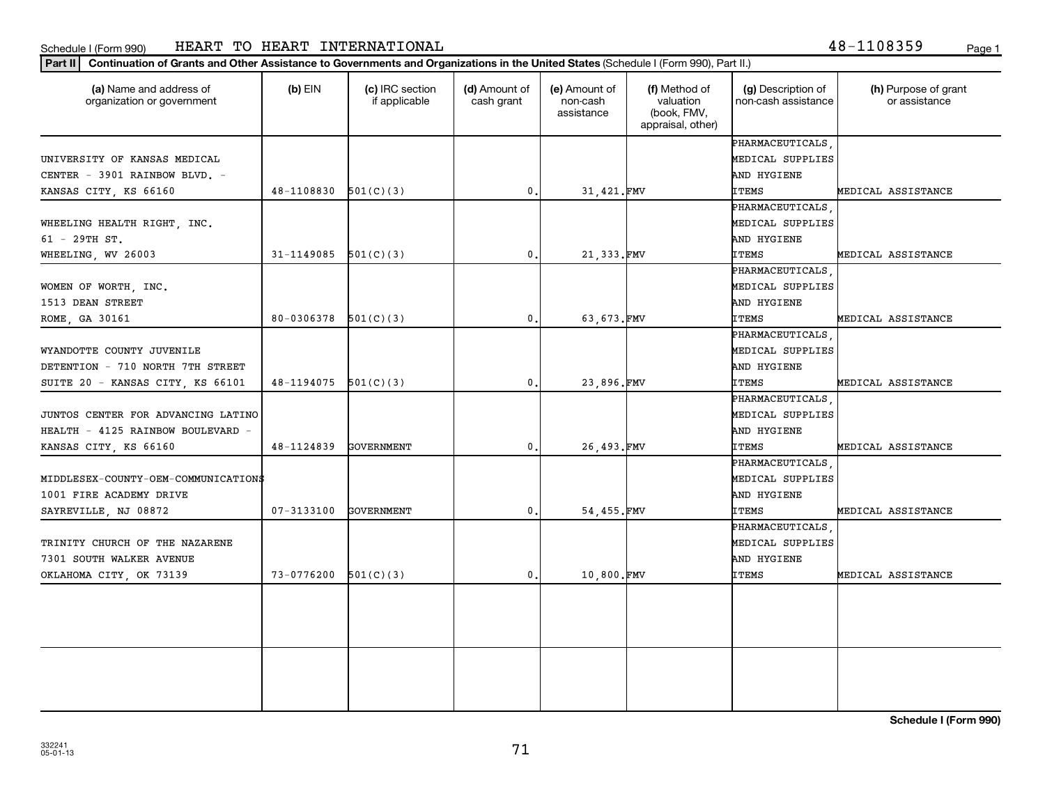Schedule I (Form 990) HEART TO HEART INTERNATIONAL 48-1108359

**Part II** **Continuation of Grants and Other Assistance to Governments and Organizations in the United States** (Schedule I (Form 990), Part II.)

| (a) Name and address of organization or government | (b) EIN | (c) IRC section if applicable | (d) Amount of cash grant | (e) Amount of non-cash assistance | (f) Method of valuation (book, FMV, appraisal, other) | (g) Description of non-cash assistance | (h) Purpose of grant or assistance |
|---|---|---|---|---|---|---|---|
| UNIVERSITY OF KANSAS MEDICAL CENTER - 3901 RAINBOW BLVD. - KANSAS CITY, KS 66160 | 48-1108830 | 501(C)(3) | 0. | 31,421. | FMV | PHARMACEUTICALS, MEDICAL SUPPLIES AND HYGIENE ITEMS | MEDICAL ASSISTANCE |
| WHEELING HEALTH RIGHT, INC. 61 - 29TH ST. WHEELING, WV 26003 | 31-1149085 | 501(C)(3) | 0. | 21,333. | FMV | PHARMACEUTICALS, MEDICAL SUPPLIES AND HYGIENE ITEMS | MEDICAL ASSISTANCE |
| WOMEN OF WORTH, INC. 1513 DEAN STREET ROME, GA 30161 | 80-0306378 | 501(C)(3) | 0. | 63,673. | FMV | PHARMACEUTICALS, MEDICAL SUPPLIES AND HYGIENE ITEMS | MEDICAL ASSISTANCE |
| WYANDOTTE COUNTY JUVENILE DETENTION - 710 NORTH 7TH STREET SUITE 20 - KANSAS CITY, KS 66101 | 48-1194075 | 501(C)(3) | 0. | 23,896. | FMV | PHARMACEUTICALS, MEDICAL SUPPLIES AND HYGIENE ITEMS | MEDICAL ASSISTANCE |
| JUNTOS CENTER FOR ADVANCING LATINO HEALTH - 4125 RAINBOW BOULEVARD - KANSAS CITY, KS 66160 | 48-1124839 | GOVERNMENT | 0. | 26,493. | FMV | PHARMACEUTICALS, MEDICAL SUPPLIES AND HYGIENE ITEMS | MEDICAL ASSISTANCE |
| MIDDLESEX-COUNTY-OEM-COMMUNICATIONS 1001 FIRE ACADEMY DRIVE SAYREVILLE, NJ 08872 | 07-3133100 | GOVERNMENT | 0. | 54,455. | FMV | PHARMACEUTICALS, MEDICAL SUPPLIES AND HYGIENE ITEMS | MEDICAL ASSISTANCE |
| TRINITY CHURCH OF THE NAZARENE 7301 SOUTH WALKER AVENUE OKLAHOMA CITY, OK 73139 | 73-0776200 | 501(C)(3) | 0. | 10,800. | FMV | PHARMACEUTICALS, MEDICAL SUPPLIES AND HYGIENE ITEMS | MEDICAL ASSISTANCE |
| | | | | | | | |
| | | | | | | | |

**Schedule I (Form 990)**

332241
05-01-13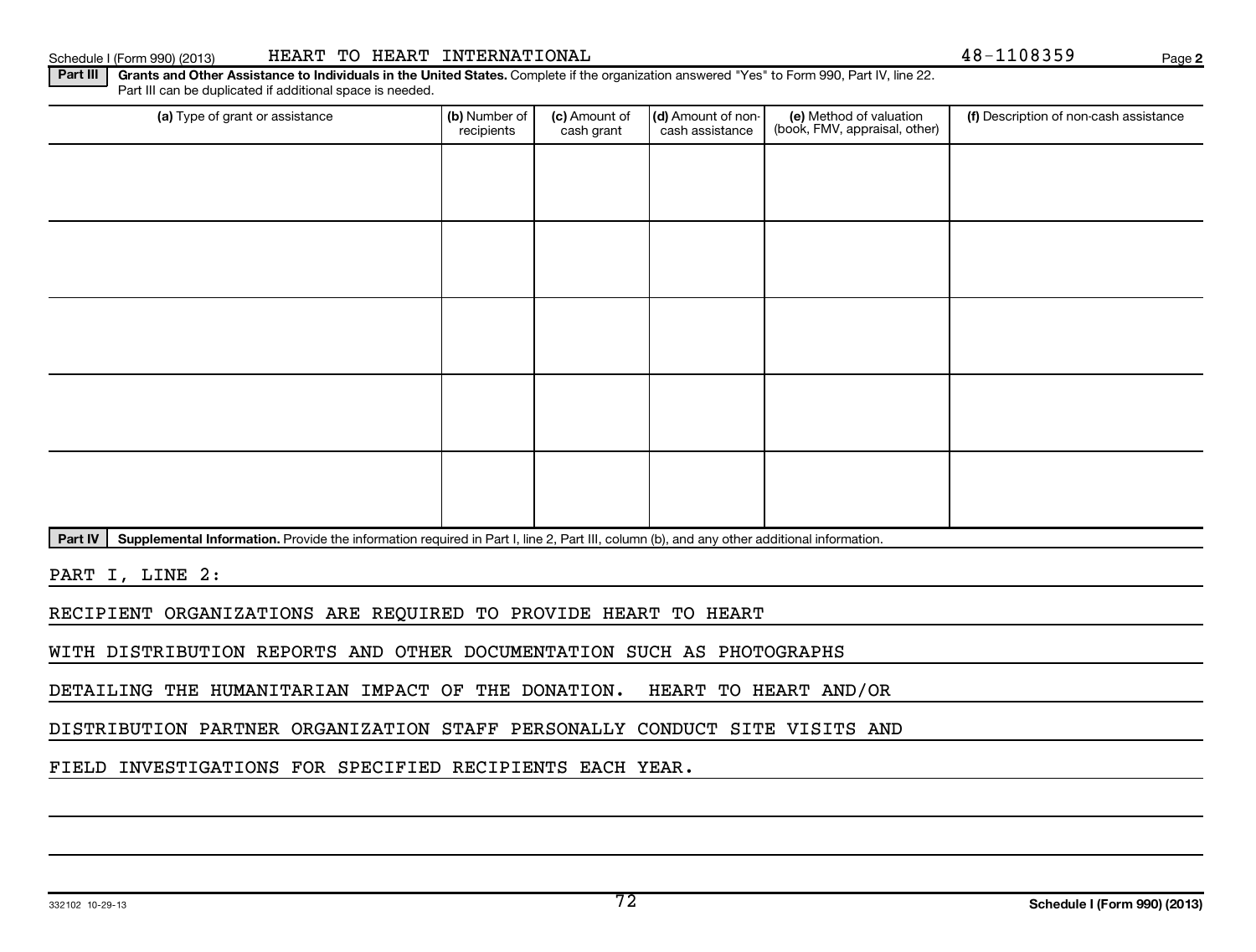Schedule I (Form 990) (2013) HEART TO HEART INTERNATIONAL 48-1108359

**Part III** **Grants and Other Assistance to Individuals in the United States.** Complete if the organization answered "Yes" to Form 990, Part IV, line 22. Part III can be duplicated if additional space is needed.

| (a) Type of grant or assistance | (b) Number of recipients | (c) Amount of cash grant | (d) Amount of non-cash assistance | (e) Method of valuation (book, FMV, appraisal, other) | (f) Description of non-cash assistance |
|---|---|---|---|---|---|
| | | | | | |
| | | | | | |
| | | | | | |
| | | | | | |
| | | | | | |

**Part IV** **Supplemental Information.** Provide the information required in Part I, line 2, Part III, column (b), and any other additional information.

PART I, LINE 2:

RECIPIENT ORGANIZATIONS ARE REQUIRED TO PROVIDE HEART TO HEART WITH DISTRIBUTION REPORTS AND OTHER DOCUMENTATION SUCH AS PHOTOGRAPHS DETAILING THE HUMANITARIAN IMPACT OF THE DONATION. HEART TO HEART AND/OR DISTRIBUTION PARTNER ORGANIZATION STAFF PERSONALLY CONDUCT SITE VISITS AND FIELD INVESTIGATIONS FOR SPECIFIED RECIPIENTS EACH YEAR.

332102 10-29-13 **Schedule I (Form 990) (2013)**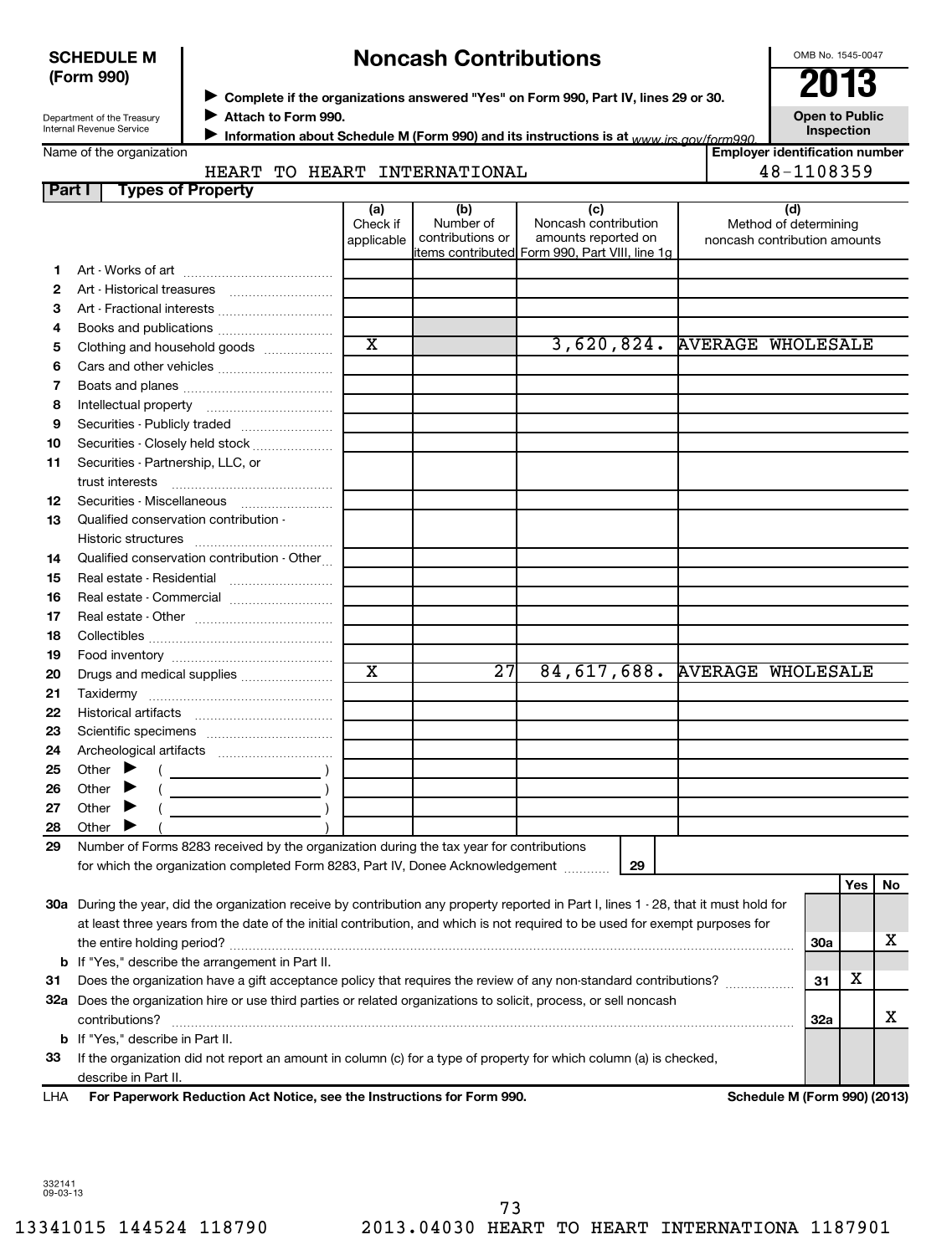**SCHEDULE M (Form 990)**

Department of the Treasury
Internal Revenue Service

# Noncash Contributions

▶ Complete if the organizations answered "Yes" on Form 990, Part IV, lines 29 or 30.
▶ Attach to Form 990.
▶ Information about Schedule M (Form 990) and its instructions is at www.irs.gov/form990.

OMB No. 1545-0047

**2013**

**Open to Public Inspection**

Name of the organization: HEART TO HEART INTERNATIONAL

Employer identification number: 48-1108359

## Part I Types of Property

| | | (a) Check if applicable | (b) Number of contributions or items contributed | (c) Noncash contribution amounts reported on Form 990, Part VIII, line 1g | (d) Method of determining noncash contribution amounts |
|---|---|---|---|---|---|
| 1 | Art - Works of art | | | | |
| 2 | Art - Historical treasures | | | | |
| 3 | Art - Fractional interests | | | | |
| 4 | Books and publications | | | | |
| 5 | Clothing and household goods | X | | 3,620,824. | AVERAGE WHOLESALE |
| 6 | Cars and other vehicles | | | | |
| 7 | Boats and planes | | | | |
| 8 | Intellectual property | | | | |
| 9 | Securities - Publicly traded | | | | |
| 10 | Securities - Closely held stock | | | | |
| 11 | Securities - Partnership, LLC, or trust interests | | | | |
| 12 | Securities - Miscellaneous | | | | |
| 13 | Qualified conservation contribution - Historic structures | | | | |
| 14 | Qualified conservation contribution - Other | | | | |
| 15 | Real estate - Residential | | | | |
| 16 | Real estate - Commercial | | | | |
| 17 | Real estate - Other | | | | |
| 18 | Collectibles | | | | |
| 19 | Food inventory | | | | |
| 20 | Drugs and medical supplies | X | 27 | 84,617,688. | AVERAGE WHOLESALE |
| 21 | Taxidermy | | | | |
| 22 | Historical artifacts | | | | |
| 23 | Scientific specimens | | | | |
| 24 | Archeological artifacts | | | | |
| 25 | Other ▶ ( ) | | | | |
| 26 | Other ▶ ( ) | | | | |
| 27 | Other ▶ ( ) | | | | |
| 28 | Other ▶ ( ) | | | | |

29 Number of Forms 8283 received by the organization during the tax year for contributions for which the organization completed Form 8283, Part IV, Donee Acknowledgement ..... **29**

| | | | Yes | No |
|---|---|---|---|---|
| 30a | During the year, did the organization receive by contribution any property reported in Part I, lines 1 - 28, that it must hold for at least three years from the date of the initial contribution, and which is not required to be used for exempt purposes for the entire holding period? | 30a | | X |
| b | If "Yes," describe the arrangement in Part II. | | | |
| 31 | Does the organization have a gift acceptance policy that requires the review of any non-standard contributions? | 31 | X | |
| 32a | Does the organization hire or use third parties or related organizations to solicit, process, or sell noncash contributions? | 32a | | X |
| b | If "Yes," describe in Part II. | | | |
| 33 | If the organization did not report an amount in column (c) for a type of property for which column (a) is checked, describe in Part II. | | | |

LHA For Paperwork Reduction Act Notice, see the Instructions for Form 990. Schedule M (Form 990) (2013)

332141
09-03-13

13341015 144524 118790 2013.04030 HEART TO HEART INTERNATIONA 1187901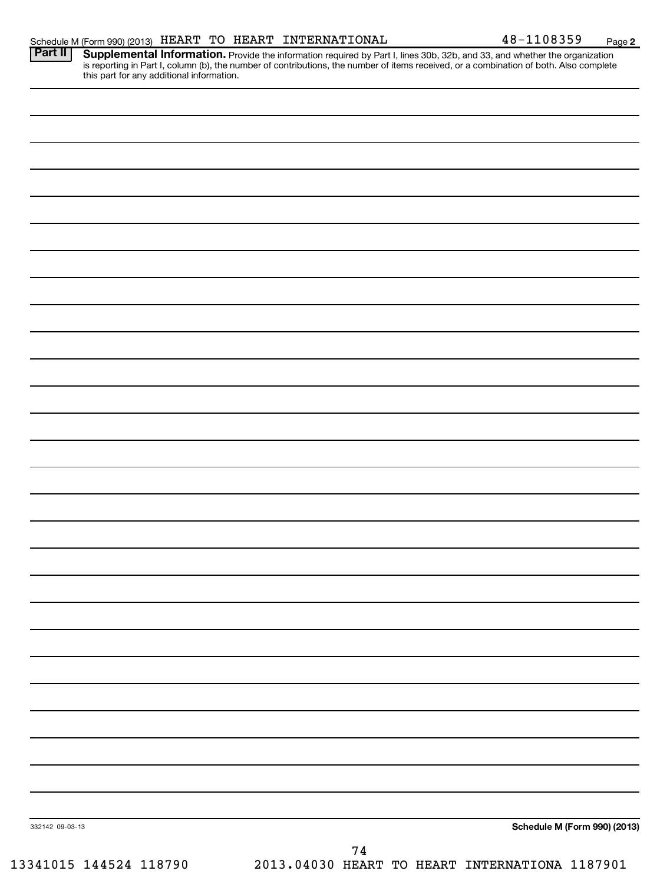Schedule M (Form 990) (2013) HEART TO HEART INTERNATIONAL 48-1108359 Page 2

**Part II** **Supplemental Information.** Provide the information required by Part I, lines 30b, 32b, and 33, and whether the organization is reporting in Part I, column (b), the number of contributions, the number of items received, or a combination of both. Also complete this part for any additional information.

332142 09-03-13

**Schedule M (Form 990) (2013)**

13341015 144524 118790 2013.04030 HEART TO HEART INTERNATIONA 1187901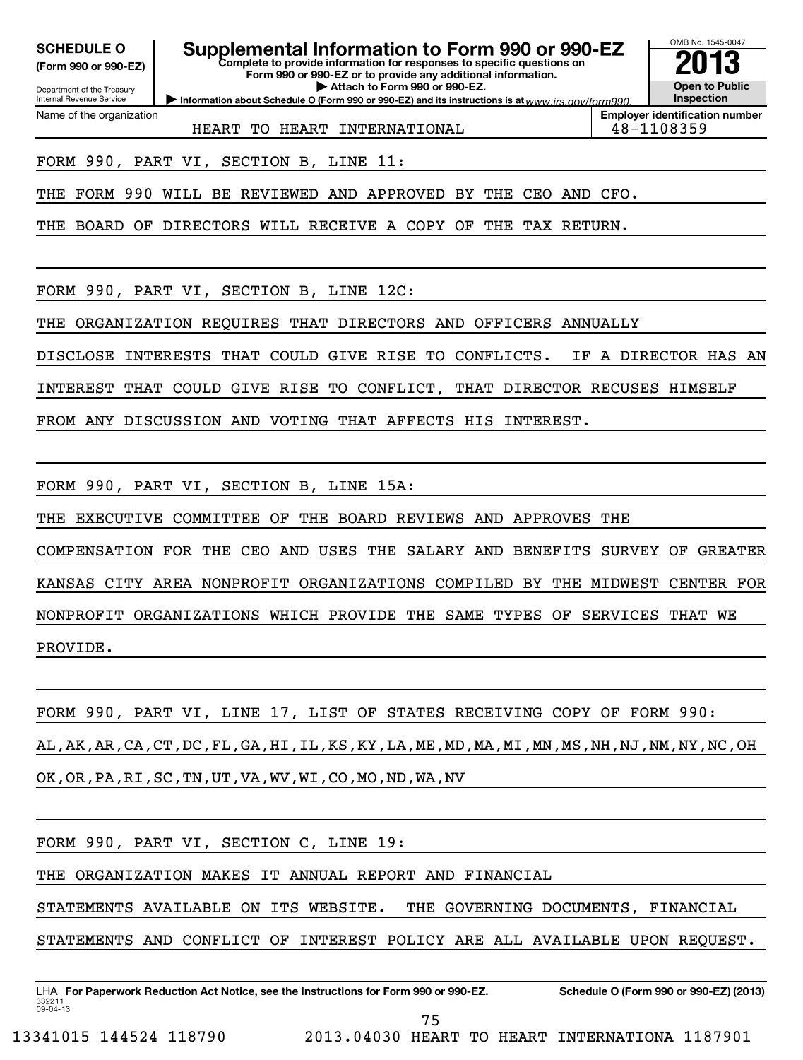**SCHEDULE O**
**(Form 990 or 990-EZ)**

Department of the Treasury
Internal Revenue Service

# Supplemental Information to Form 990 or 990-EZ

**Complete to provide information for responses to specific questions on Form 990 or 990-EZ or to provide any additional information.**
**▶ Attach to Form 990 or 990-EZ.**
**▶ Information about Schedule O (Form 990 or 990-EZ) and its instructions is at** www.irs.gov/form990.

OMB No. 1545-0047

**2013**

**Open to Public Inspection**

| Name of the organization | Employer identification number |
|---|---|
| HEART TO HEART INTERNATIONAL | 48-1108359 |

FORM 990, PART VI, SECTION B, LINE 11:

THE FORM 990 WILL BE REVIEWED AND APPROVED BY THE CEO AND CFO.

THE BOARD OF DIRECTORS WILL RECEIVE A COPY OF THE TAX RETURN.

FORM 990, PART VI, SECTION B, LINE 12C:

THE ORGANIZATION REQUIRES THAT DIRECTORS AND OFFICERS ANNUALLY DISCLOSE INTERESTS THAT COULD GIVE RISE TO CONFLICTS. IF A DIRECTOR HAS AN INTEREST THAT COULD GIVE RISE TO CONFLICT, THAT DIRECTOR RECUSES HIMSELF FROM ANY DISCUSSION AND VOTING THAT AFFECTS HIS INTEREST.

FORM 990, PART VI, SECTION B, LINE 15A:

THE EXECUTIVE COMMITTEE OF THE BOARD REVIEWS AND APPROVES THE COMPENSATION FOR THE CEO AND USES THE SALARY AND BENEFITS SURVEY OF GREATER KANSAS CITY AREA NONPROFIT ORGANIZATIONS COMPILED BY THE MIDWEST CENTER FOR NONPROFIT ORGANIZATIONS WHICH PROVIDE THE SAME TYPES OF SERVICES THAT WE PROVIDE.

FORM 990, PART VI, LINE 17, LIST OF STATES RECEIVING COPY OF FORM 990:

AL,AK,AR,CA,CT,DC,FL,GA,HI,IL,KS,KY,LA,ME,MD,MA,MI,MN,MS,NH,NJ,NM,NY,NC,OH OK,OR,PA,RI,SC,TN,UT,VA,WV,WI,CO,MO,ND,WA,NV

FORM 990, PART VI, SECTION C, LINE 19:

THE ORGANIZATION MAKES IT ANNUAL REPORT AND FINANCIAL STATEMENTS AVAILABLE ON ITS WEBSITE. THE GOVERNING DOCUMENTS, FINANCIAL STATEMENTS AND CONFLICT OF INTEREST POLICY ARE ALL AVAILABLE UPON REQUEST.

LHA **For Paperwork Reduction Act Notice, see the Instructions for Form 990 or 990-EZ.** **Schedule O (Form 990 or 990-EZ) (2013)**
332211
09-04-13

13341015 144524 118790 2013.04030 HEART TO HEART INTERNATIONA 1187901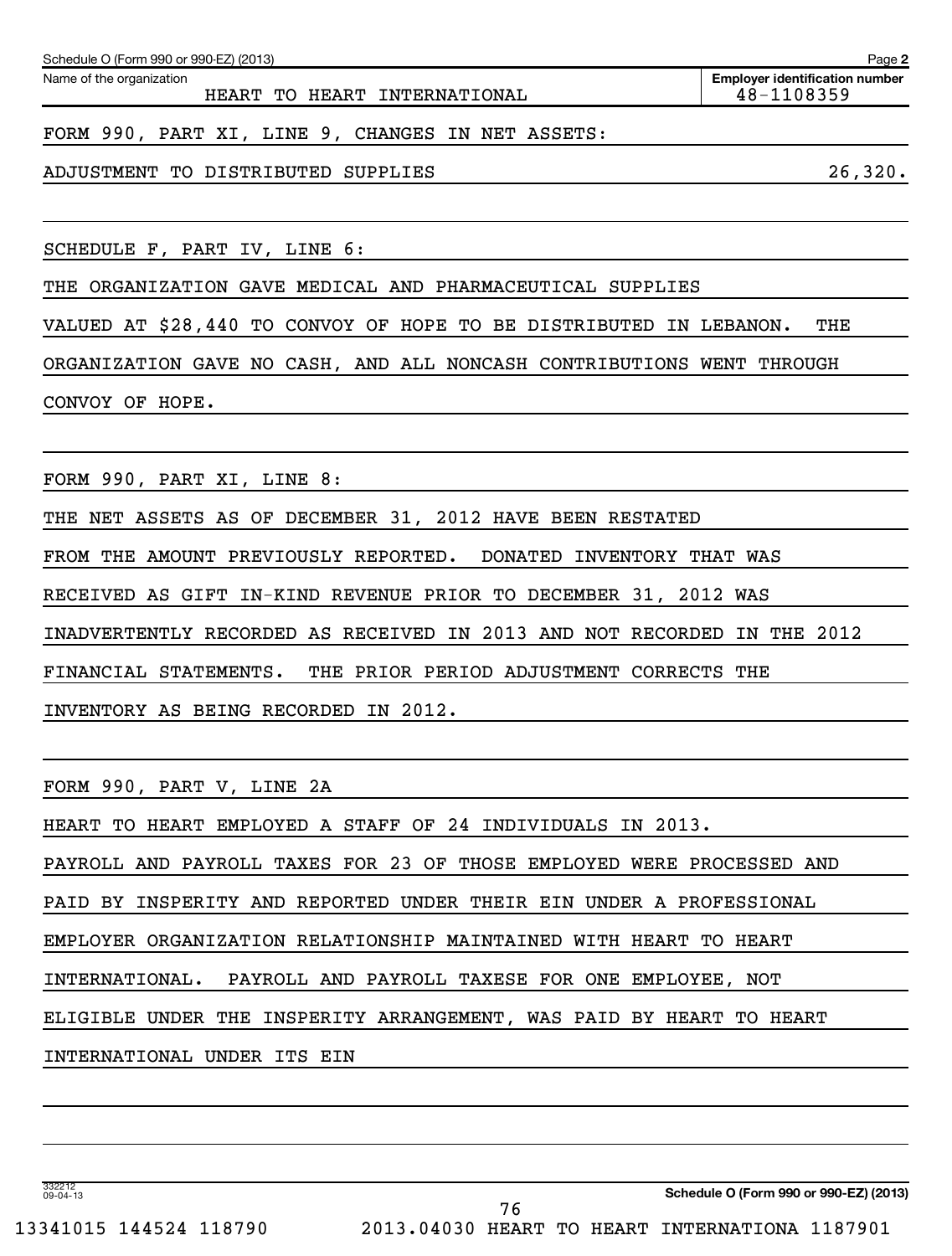Schedule O (Form 990 or 990-EZ) (2013) Page 2

| Name of the organization | Employer identification number |
| --- | --- |
| HEART TO HEART INTERNATIONAL | 48-1108359 |

FORM 990, PART XI, LINE 9, CHANGES IN NET ASSETS:

| ADJUSTMENT TO DISTRIBUTED SUPPLIES | 26,320. |
| --- | --- |

SCHEDULE F, PART IV, LINE 6:

THE ORGANIZATION GAVE MEDICAL AND PHARMACEUTICAL SUPPLIES VALUED AT $28,440 TO CONVOY OF HOPE TO BE DISTRIBUTED IN LEBANON. THE ORGANIZATION GAVE NO CASH, AND ALL NONCASH CONTRIBUTIONS WENT THROUGH CONVOY OF HOPE.

FORM 990, PART XI, LINE 8:

THE NET ASSETS AS OF DECEMBER 31, 2012 HAVE BEEN RESTATED FROM THE AMOUNT PREVIOUSLY REPORTED. DONATED INVENTORY THAT WAS RECEIVED AS GIFT IN-KIND REVENUE PRIOR TO DECEMBER 31, 2012 WAS INADVERTENTLY RECORDED AS RECEIVED IN 2013 AND NOT RECORDED IN THE 2012 FINANCIAL STATEMENTS. THE PRIOR PERIOD ADJUSTMENT CORRECTS THE INVENTORY AS BEING RECORDED IN 2012.

FORM 990, PART V, LINE 2A

HEART TO HEART EMPLOYED A STAFF OF 24 INDIVIDUALS IN 2013. PAYROLL AND PAYROLL TAXES FOR 23 OF THOSE EMPLOYED WERE PROCESSED AND PAID BY INSPERITY AND REPORTED UNDER THEIR EIN UNDER A PROFESSIONAL EMPLOYER ORGANIZATION RELATIONSHIP MAINTAINED WITH HEART TO HEART INTERNATIONAL. PAYROLL AND PAYROLL TAXESE FOR ONE EMPLOYEE, NOT ELIGIBLE UNDER THE INSPERITY ARRANGEMENT, WAS PAID BY HEART TO HEART INTERNATIONAL UNDER ITS EIN

Schedule O (Form 990 or 990-EZ) (2013)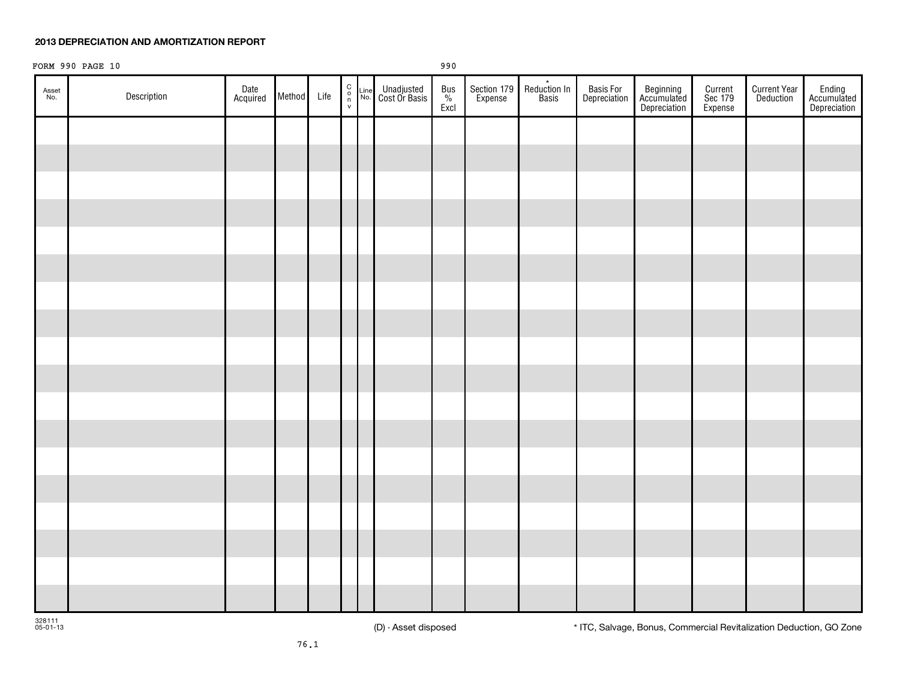# 2013 DEPRECIATION AND AMORTIZATION REPORT

FORM 990 PAGE 10　　　　　　　　　　　　990

| Asset No. | Description | Date Acquired | Method | Life | C o n v | Line No. | Unadjusted Cost Or Basis | Bus % Excl | Section 179 Expense | * Reduction In Basis | Basis For Depreciation | Beginning Accumulated Depreciation | Current Sec 179 Expense | Current Year Deduction | Ending Accumulated Depreciation |
|---|---|---|---|---|---|---|---|---|---|---|---|---|---|---|---|
| | | | | | | | | | | | | | | | |
| | | | | | | | | | | | | | | | |
| | | | | | | | | | | | | | | | |
| | | | | | | | | | | | | | | | |
| | | | | | | | | | | | | | | | |
| | | | | | | | | | | | | | | | |
| | | | | | | | | | | | | | | | |
| | | | | | | | | | | | | | | | |
| | | | | | | | | | | | | | | | |
| | | | | | | | | | | | | | | | |
| | | | | | | | | | | | | | | | |
| | | | | | | | | | | | | | | | |
| | | | | | | | | | | | | | | | |
| | | | | | | | | | | | | | | | |
| | | | | | | | | | | | | | | | |
| | | | | | | | | | | | | | | | |
| | | | | | | | | | | | | | | | |
| | | | | | | | | | | | | | | | |

328111
05-01-13

(D) - Asset disposed

* ITC, Salvage, Bonus, Commercial Revitalization Deduction, GO Zone

76.1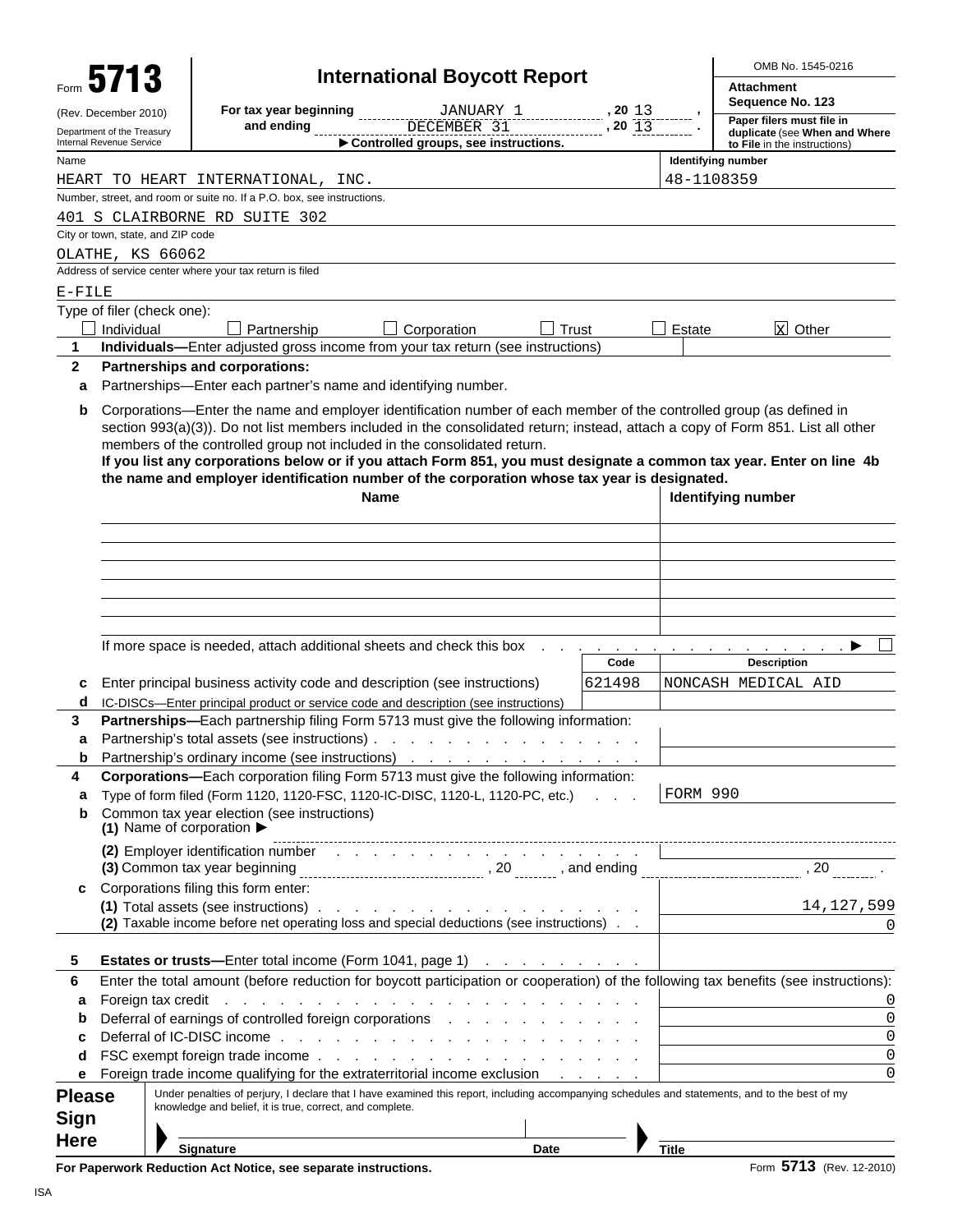Form **5713** (Rev. December 2010)
Department of the Treasury
Internal Revenue Service

# International Boycott Report

OMB No. 1545-0216
Attachment Sequence No. 123

For tax year beginning JANUARY 1, 20 13, and ending DECEMBER 31, 20 13.
▶ Controlled groups, see instructions.

**Paper filers must file in duplicate** (see **When and Where to File** in the instructions)

| Name | Identifying number |
|---|---|
| HEART TO HEART INTERNATIONAL, INC. | 48-1108359 |

Number, street, and room or suite no. If a P.O. box, see instructions.
401 S CLAIRBORNE RD SUITE 302

City or town, state, and ZIP code
OLATHE, KS 66062

Address of service center where your tax return is filed
E-FILE

Type of filer (check one):
☐ Individual ☐ Partnership ☐ Corporation ☐ Trust ☐ Estate ☒ Other

**1** **Individuals—**Enter adjusted gross income from your tax return (see instructions)

**2** **Partnerships and corporations:**

**a** Partnerships—Enter each partner's name and identifying number.

**b** Corporations—Enter the name and employer identification number of each member of the controlled group (as defined in section 993(a)(3)). Do not list members included in the consolidated return; instead, attach a copy of Form 851. List all other members of the controlled group not included in the consolidated return.
**If you list any corporations below or if you attach Form 851, you must designate a common tax year. Enter on line 4b the name and employer identification number of the corporation whose tax year is designated.**

| Name | Identifying number |
|---|---|
| | |
| | |
| | |
| | |
| | |
| | |

If more space is needed, attach additional sheets and check this box ▶ ☐

| | | Code | Description |
|---|---|---|---|
| **c** | Enter principal business activity code and description (see instructions) | 621498 | NONCASH MEDICAL AID |
| **d** | IC-DISCs—Enter principal product or service code and description (see instructions) | | |

**3** **Partnerships—**Each partnership filing Form 5713 must give the following information:

**a** Partnership's total assets (see instructions)

**b** Partnership's ordinary income (see instructions)

**4** **Corporations—**Each corporation filing Form 5713 must give the following information:

**a** Type of form filed (Form 1120, 1120-FSC, 1120-IC-DISC, 1120-L, 1120-PC, etc.) — FORM 990

**b** Common tax year election (see instructions)
**(1)** Name of corporation ▶
**(2)** Employer identification number
**(3)** Common tax year beginning ______, 20 ___, and ending ______, 20 ___.

**c** Corporations filing this form enter:
**(1)** Total assets (see instructions) — 14,127,599
**(2)** Taxable income before net operating loss and special deductions (see instructions) — 0

**5** **Estates or trusts—**Enter total income (Form 1041, page 1)

**6** Enter the total amount (before reduction for boycott participation or cooperation) of the following tax benefits (see instructions):

| | | |
|---|---|---|
| **a** | Foreign tax credit | 0 |
| **b** | Deferral of earnings of controlled foreign corporations | 0 |
| **c** | Deferral of IC-DISC income | 0 |
| **d** | FSC exempt foreign trade income | 0 |
| **e** | Foreign trade income qualifying for the extraterritorial income exclusion | 0 |

**Please Sign Here**

Under penalties of perjury, I declare that I have examined this report, including accompanying schedules and statements, and to the best of my knowledge and belief, it is true, correct, and complete.

Signature ▶ Date ▶ Title

**For Paperwork Reduction Act Notice, see separate instructions.** Form **5713** (Rev. 12-2010)

ISA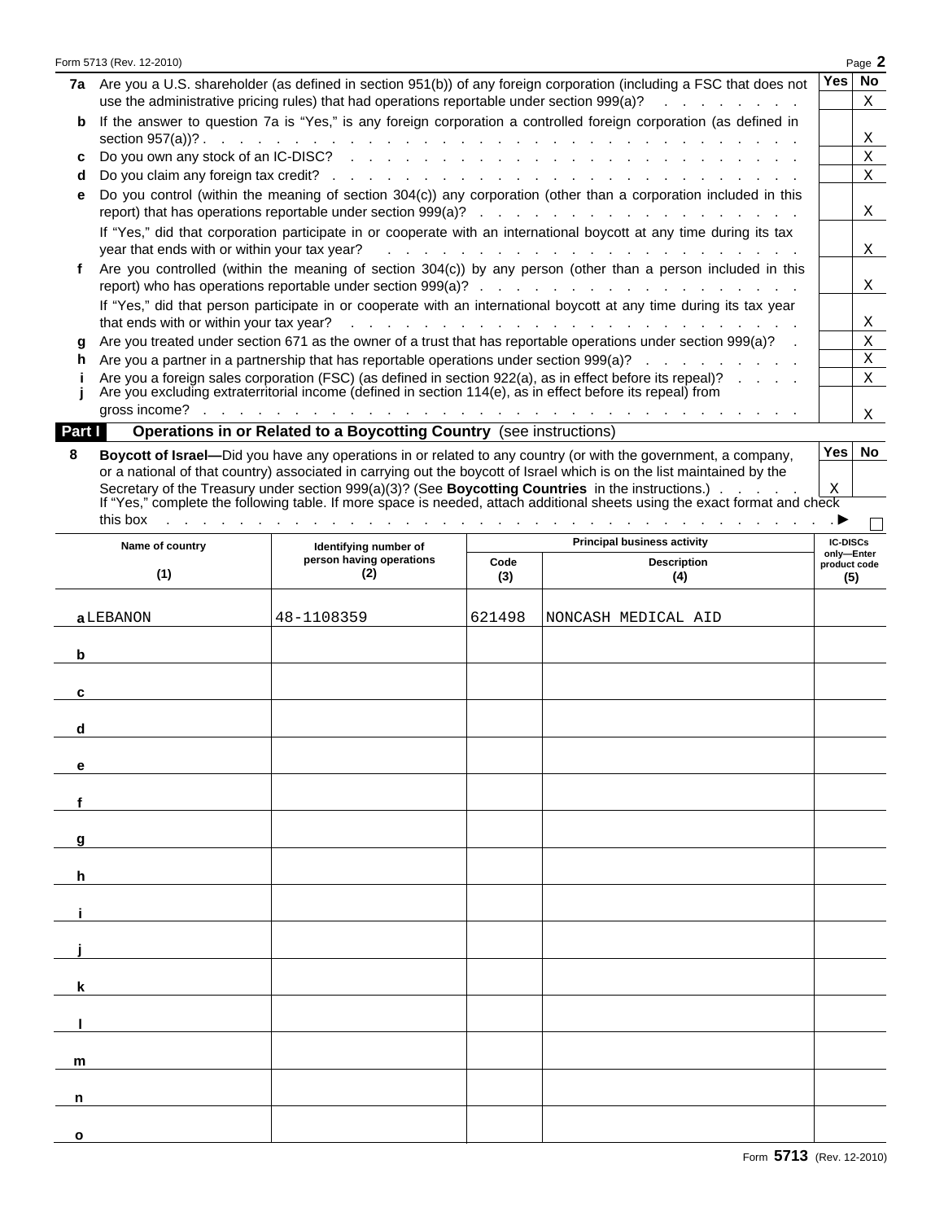| | | Yes | No |
|---|---|---|---|
| **7a** | Are you a U.S. shareholder (as defined in section 951(b)) of any foreign corporation (including a FSC that does not use the administrative pricing rules) that had operations reportable under section 999(a)? | | X |
| **b** | If the answer to question 7a is "Yes," is any foreign corporation a controlled foreign corporation (as defined in section 957(a))? | | X |
| **c** | Do you own any stock of an IC-DISC? | | X |
| **d** | Do you claim any foreign tax credit? | | X |
| **e** | Do you control (within the meaning of section 304(c)) any corporation (other than a corporation included in this report) that has operations reportable under section 999(a)? | | X |
| | If "Yes," did that corporation participate in or cooperate with an international boycott at any time during its tax year that ends with or within your tax year? | | X |
| **f** | Are you controlled (within the meaning of section 304(c)) by any person (other than a person included in this report) who has operations reportable under section 999(a)? | | X |
| | If "Yes," did that person participate in or cooperate with an international boycott at any time during its tax year that ends with or within your tax year? | | X |
| **g** | Are you treated under section 671 as the owner of a trust that has reportable operations under section 999(a)? | | X |
| **h** | Are you a partner in a partnership that has reportable operations under section 999(a)? | | X |
| **i** | Are you a foreign sales corporation (FSC) (as defined in section 922(a), as in effect before its repeal)? | | X |
| **j** | Are you excluding extraterritorial income (defined in section 114(e), as in effect before its repeal) from gross income? | | X |

## Part I Operations in or Related to a Boycotting Country (see instructions)

| | | Yes | No |
|---|---|---|---|
| **8** | **Boycott of Israel—**Did you have any operations in or related to any country (or with the government, a company, or a national of that country) associated in carrying out the boycott of Israel which is on the list maintained by the Secretary of the Treasury under section 999(a)(3)? (See **Boycotting Countries** in the instructions.) | X | |

If "Yes," complete the following table. If more space is needed, attach additional sheets using the exact format and check this box ▶ ☐

| | Name of country (1) | Identifying number of person having operations (2) | Principal business activity Code (3) | Principal business activity Description (4) | IC-DISCs only—Enter product code (5) |
|---|---|---|---|---|---|
| **a** | LEBANON | 48-1108359 | 621498 | NONCASH MEDICAL AID | |
| **b** | | | | | |
| **c** | | | | | |
| **d** | | | | | |
| **e** | | | | | |
| **f** | | | | | |
| **g** | | | | | |
| **h** | | | | | |
| **i** | | | | | |
| **j** | | | | | |
| **k** | | | | | |
| **l** | | | | | |
| **m** | | | | | |
| **n** | | | | | |
| **o** | | | | | |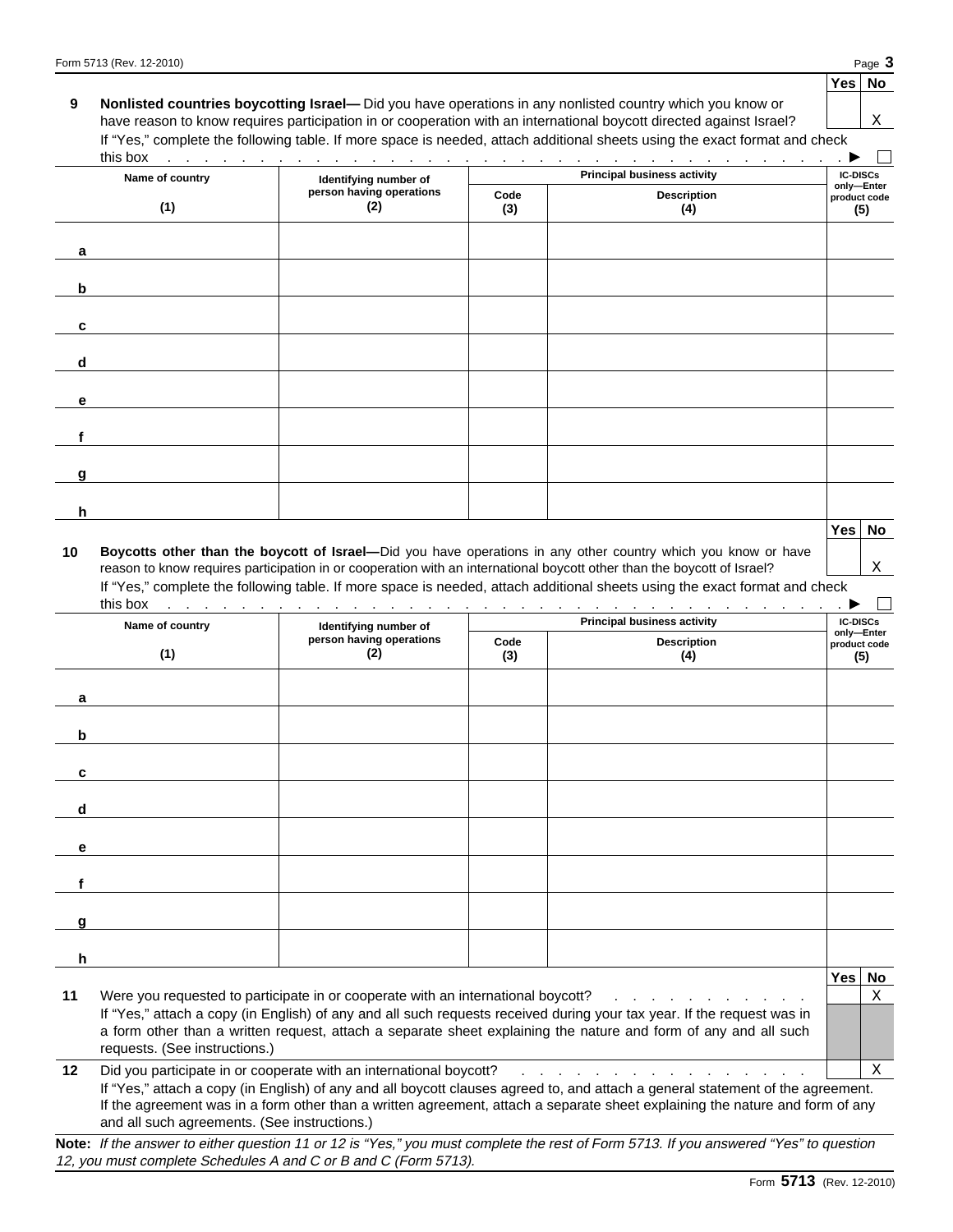| | Yes | No |
|---|---|---|
| **9 Nonlisted countries boycotting Israel—** Did you have operations in any nonlisted country which you know or have reason to know requires participation in or cooperation with an international boycott directed against Israel? | | X |

If "Yes," complete the following table. If more space is needed, attach additional sheets using the exact format and check this box . . . ▶ ☐

| | Name of country (1) | Identifying number of person having operations (2) | Principal business activity Code (3) | Principal business activity Description (4) | IC-DISCs only—Enter product code (5) |
|---|---|---|---|---|---|
| a | | | | | |
| b | | | | | |
| c | | | | | |
| d | | | | | |
| e | | | | | |
| f | | | | | |
| g | | | | | |
| h | | | | | |

| | Yes | No |
|---|---|---|
| **10 Boycotts other than the boycott of Israel—**Did you have operations in any other country which you know or have reason to know requires participation in or cooperation with an international boycott other than the boycott of Israel? | | X |

If "Yes," complete the following table. If more space is needed, attach additional sheets using the exact format and check this box . . . ▶ ☐

| | Name of country (1) | Identifying number of person having operations (2) | Principal business activity Code (3) | Principal business activity Description (4) | IC-DISCs only—Enter product code (5) |
|---|---|---|---|---|---|
| a | | | | | |
| b | | | | | |
| c | | | | | |
| d | | | | | |
| e | | | | | |
| f | | | | | |
| g | | | | | |
| h | | | | | |

| | Yes | No |
|---|---|---|
| **11** Were you requested to participate in or cooperate with an international boycott? . . . | | X |
| If "Yes," attach a copy (in English) of any and all such requests received during your tax year. If the request was in a form other than a written request, attach a separate sheet explaining the nature and form of any and all such requests. (See instructions.) | | |
| **12** Did you participate in or cooperate with an international boycott? . . . | | X |

If "Yes," attach a copy (in English) of any and all boycott clauses agreed to, and attach a general statement of the agreement. If the agreement was in a form other than a written agreement, attach a separate sheet explaining the nature and form of any and all such agreements. (See instructions.)

**Note:** *If the answer to either question 11 or 12 is "Yes," you must complete the rest of Form 5713. If you answered "Yes" to question 12, you must complete Schedules A and C or B and C (Form 5713).*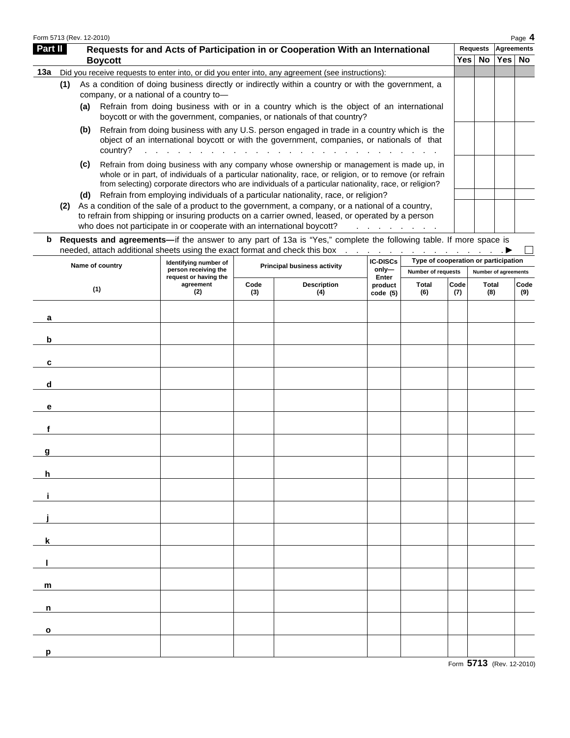Form 5713 (Rev. 12-2010)

## Part II Requests for and Acts of Participation in or Cooperation With an International Boycott

| | Requests Yes | Requests No | Agreements Yes | Agreements No |
|---|---|---|---|---|
| **13a** Did you receive requests to enter into, or did you enter into, any agreement (see instructions): | | | | |
| **(1)** As a condition of doing business directly or indirectly within a country or with the government, a company, or a national of a country to— | | | | |
| **(a)** Refrain from doing business with or in a country which is the object of an international boycott or with the government, companies, or nationals of that country? | | | | |
| **(b)** Refrain from doing business with any U.S. person engaged in trade in a country which is the object of an international boycott or with the government, companies, or nationals of that country? | | | | |
| **(c)** Refrain from doing business with any company whose ownership or management is made up, in whole or in part, of individuals of a particular nationality, race, or religion, or to remove (or refrain from selecting) corporate directors who are individuals of a particular nationality, race, or religion? | | | | |
| **(d)** Refrain from employing individuals of a particular nationality, race, or religion? | | | | |
| **(2)** As a condition of the sale of a product to the government, a company, or a national of a country, to refrain from shipping or insuring products on a carrier owned, leased, or operated by a person who does not participate in or cooperate with an international boycott? | | | | |

**b Requests and agreements—**if the answer to any part of 13a is "Yes," complete the following table. If more space is needed, attach additional sheets using the exact format and check this box ▶ ☐

| | Name of country (1) | Identifying number of person receiving the request or having the agreement (2) | Principal business activity: Code (3) | Principal business activity: Description (4) | IC-DISCs only—Enter product code (5) | Type of cooperation or participation — Number of requests: Total (6) | Number of requests: Code (7) | Number of agreements: Total (8) | Number of agreements: Code (9) |
|---|---|---|---|---|---|---|---|---|---|
| a | | | | | | | | | |
| b | | | | | | | | | |
| c | | | | | | | | | |
| d | | | | | | | | | |
| e | | | | | | | | | |
| f | | | | | | | | | |
| g | | | | | | | | | |
| h | | | | | | | | | |
| i | | | | | | | | | |
| j | | | | | | | | | |
| k | | | | | | | | | |
| l | | | | | | | | | |
| m | | | | | | | | | |
| n | | | | | | | | | |
| o | | | | | | | | | |
| p | | | | | | | | | |

Form **5713** (Rev. 12-2010)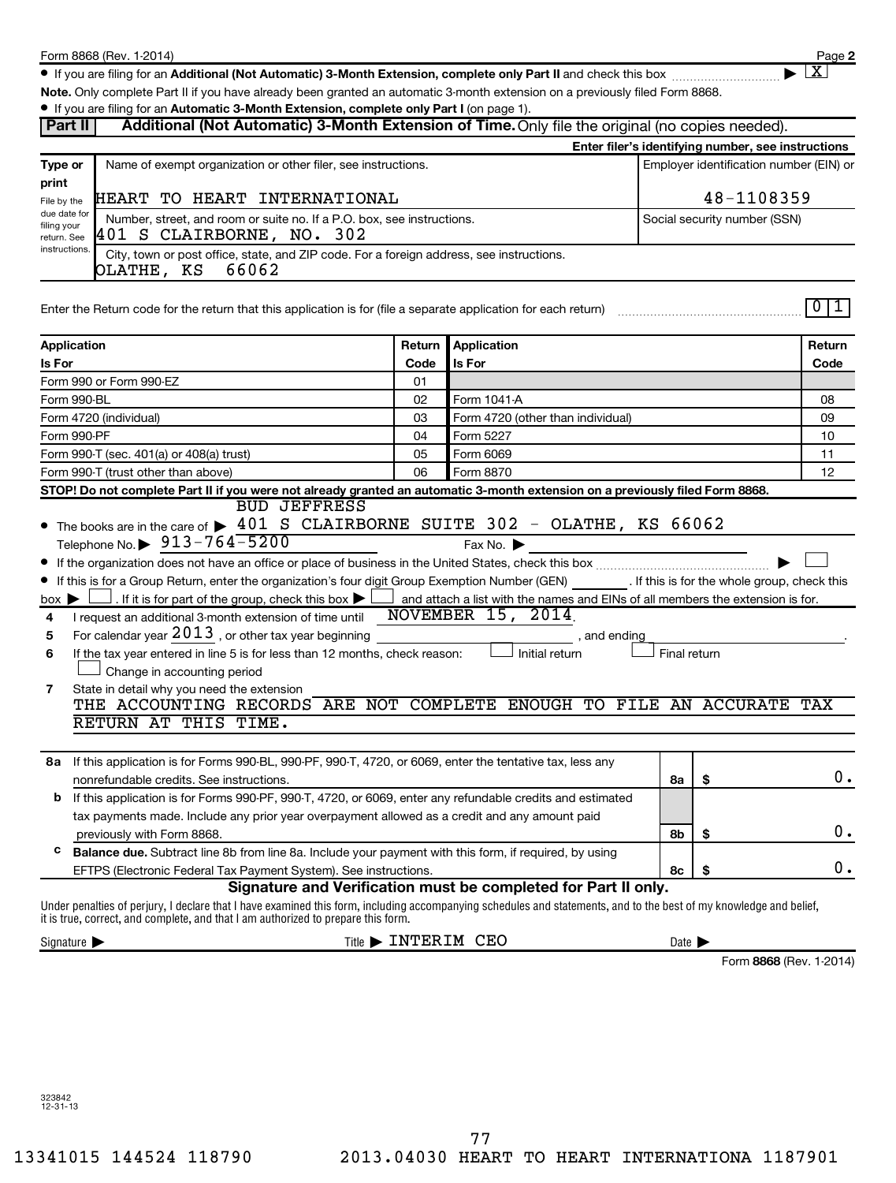Form 8868 (Rev. 1-2014)

- If you are filing for an **Additional (Not Automatic) 3-Month Extension, complete only Part II** and check this box ▶ [X]

**Note.** Only complete Part II if you have already been granted an automatic 3-month extension on a previously filed Form 8868.

- If you are filing for an **Automatic 3-Month Extension, complete only Part I** (on page 1).

## Part II — Additional (Not Automatic) 3-Month Extension of Time. Only file the original (no copies needed).

**Enter filer's identifying number, see instructions**

| Type or print | | |
|---|---|---|
| File by the due date for filing your return. See instructions. | Name of exempt organization or other filer, see instructions. HEART TO HEART INTERNATIONAL | Employer identification number (EIN) or 48-1108359 |
| | Number, street, and room or suite no. If a P.O. box, see instructions. 401 S CLAIRBORNE, NO. 302 | Social security number (SSN) |
| | City, town or post office, state, and ZIP code. For a foreign address, see instructions. OLATHE, KS 66062 | |

Enter the Return code for the return that this application is for (file a separate application for each return) 01

| Application Is For | Return Code | Application Is For | Return Code |
|---|---|---|---|
| Form 990 or Form 990-EZ | 01 | | |
| Form 990-BL | 02 | Form 1041-A | 08 |
| Form 4720 (individual) | 03 | Form 4720 (other than individual) | 09 |
| Form 990-PF | 04 | Form 5227 | 10 |
| Form 990-T (sec. 401(a) or 408(a) trust) | 05 | Form 6069 | 11 |
| Form 990-T (trust other than above) | 06 | Form 8870 | 12 |

**STOP! Do not complete Part II if you were not already granted an automatic 3-month extension on a previously filed Form 8868.**

- The books are in the care of ▶ BUD JEFFRESS 401 S CLAIRBORNE SUITE 302 - OLATHE, KS 66062
  Telephone No. ▶ 913-764-5200 Fax No. ▶
- If the organization does not have an office or place of business in the United States, check this box ▶ [ ]
- If this is for a Group Return, enter the organization's four digit Group Exemption Number (GEN) ______. If this is for the whole group, check this box ▶ [ ]. If it is for part of the group, check this box ▶ [ ] and attach a list with the names and EINs of all members the extension is for.

**4** I request an additional 3-month extension of time until NOVEMBER 15, 2014.

**5** For calendar year 2013, or other tax year beginning ______, and ending ______.

**6** If the tax year entered in line 5 is for less than 12 months, check reason: [ ] Initial return [ ] Final return [ ] Change in accounting period

**7** State in detail why you need the extension
THE ACCOUNTING RECORDS ARE NOT COMPLETE ENOUGH TO FILE AN ACCURATE TAX RETURN AT THIS TIME.

| | | | |
|---|---|---|---|
| **8a** | If this application is for Forms 990-BL, 990-PF, 990-T, 4720, or 6069, enter the tentative tax, less any nonrefundable credits. See instructions. | 8a | $ 0. |
| **b** | If this application is for Forms 990-PF, 990-T, 4720, or 6069, enter any refundable credits and estimated tax payments made. Include any prior year overpayment allowed as a credit and any amount paid previously with Form 8868. | 8b | $ 0. |
| **c** | **Balance due.** Subtract line 8b from line 8a. Include your payment with this form, if required, by using EFTPS (Electronic Federal Tax Payment System). See instructions. | 8c | $ 0. |

**Signature and Verification must be completed for Part II only.**

Under penalties of perjury, I declare that I have examined this form, including accompanying schedules and statements, and to the best of my knowledge and belief, it is true, correct, and complete, and that I am authorized to prepare this form.

Signature ▶ Title ▶ INTERIM CEO Date ▶

Form **8868** (Rev. 1-2014)

323842 12-31-13

13341015 144524 118790 2013.04030 HEART TO HEART INTERNATIONA 1187901